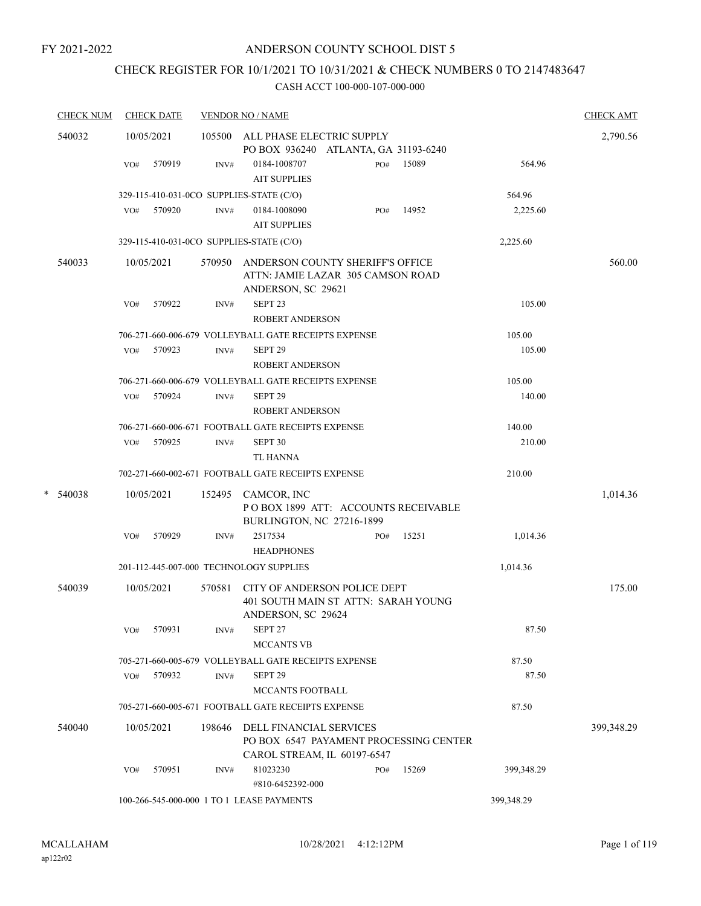FY 2021-2022

# ANDERSON COUNTY SCHOOL DIST 5

## CHECK REGISTER FOR 10/1/2021 TO 10/31/2021 & CHECK NUMBERS 0 TO 2147483647

### CASH ACCT 100-000-107-000-000

| CHECK NUM | CHECK DATE | VENDOR NO / NAME | | | CHECK AMT |
|---|---|---|---|---|---|
| 540032 | 10/05/2021 | 105500 ALL PHASE ELECTRIC SUPPLY<br>PO BOX 936240 ATLANTA, GA 31193-6240 | | | 2,790.56 |
| | VO# 570919 | INV# 0184-1008707<br>AIT SUPPLIES | PO# 15089 | 564.96 | |
| | 329-115-410-031-0CO SUPPLIES-STATE (C/O) | | | 564.96 | |
| | VO# 570920 | INV# 0184-1008090<br>AIT SUPPLIES | PO# 14952 | 2,225.60 | |
| | 329-115-410-031-0CO SUPPLIES-STATE (C/O) | | | 2,225.60 | |
| 540033 | 10/05/2021 | 570950 ANDERSON COUNTY SHERIFF'S OFFICE<br>ATTN: JAMIE LAZAR 305 CAMSON ROAD<br>ANDERSON, SC 29621 | | | 560.00 |
| | VO# 570922 | INV# SEPT 23<br>ROBERT ANDERSON | | 105.00 | |
| | 706-271-660-006-679 VOLLEYBALL GATE RECEIPTS EXPENSE | | | 105.00 | |
| | VO# 570923 | INV# SEPT 29<br>ROBERT ANDERSON | | 105.00 | |
| | 706-271-660-006-679 VOLLEYBALL GATE RECEIPTS EXPENSE | | | 105.00 | |
| | VO# 570924 | INV# SEPT 29<br>ROBERT ANDERSON | | 140.00 | |
| | 706-271-660-006-671 FOOTBALL GATE RECEIPTS EXPENSE | | | 140.00 | |
| | VO# 570925 | INV# SEPT 30<br>TL HANNA | | 210.00 | |
| | 702-271-660-002-671 FOOTBALL GATE RECEIPTS EXPENSE | | | 210.00 | |
| * 540038 | 10/05/2021 | 152495 CAMCOR, INC<br>P O BOX 1899 ATT: ACCOUNTS RECEIVABLE<br>BURLINGTON, NC 27216-1899 | | | 1,014.36 |
| | VO# 570929 | INV# 2517534<br>HEADPHONES | PO# 15251 | 1,014.36 | |
| | 201-112-445-007-000 TECHNOLOGY SUPPLIES | | | 1,014.36 | |
| 540039 | 10/05/2021 | 570581 CITY OF ANDERSON POLICE DEPT<br>401 SOUTH MAIN ST ATTN: SARAH YOUNG<br>ANDERSON, SC 29624 | | | 175.00 |
| | VO# 570931 | INV# SEPT 27<br>MCCANTS VB | | 87.50 | |
| | 705-271-660-005-679 VOLLEYBALL GATE RECEIPTS EXPENSE | | | 87.50 | |
| | VO# 570932 | INV# SEPT 29<br>MCCANTS FOOTBALL | | 87.50 | |
| | 705-271-660-005-671 FOOTBALL GATE RECEIPTS EXPENSE | | | 87.50 | |
| 540040 | 10/05/2021 | 198646 DELL FINANCIAL SERVICES<br>PO BOX 6547 PAYAMENT PROCESSING CENTER<br>CAROL STREAM, IL 60197-6547 | | | 399,348.29 |
| | VO# 570951 | INV# 81023230<br>#810-6452392-000 | PO# 15269 | 399,348.29 | |
| | 100-266-545-000-000 1 TO 1 LEASE PAYMENTS | | | 399,348.29 | |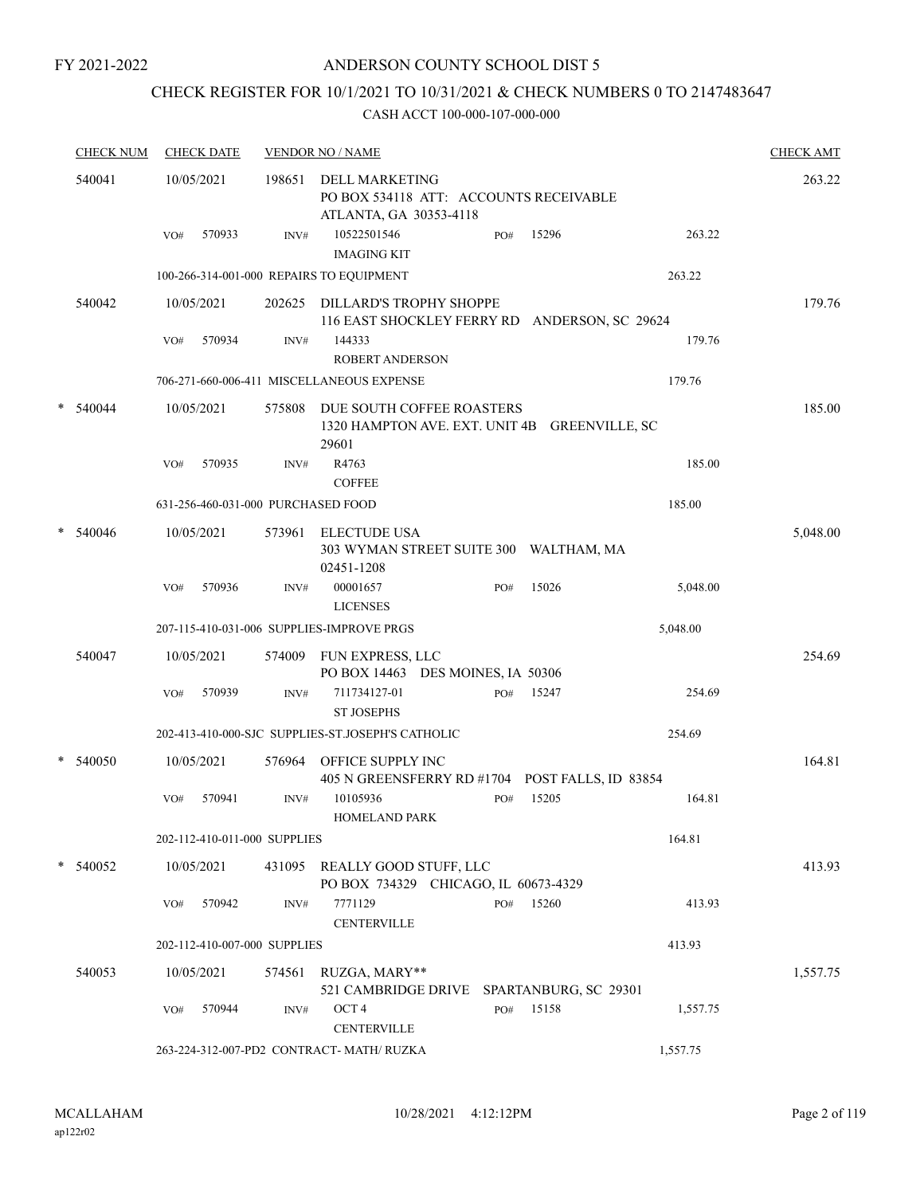FY 2021-2022

# ANDERSON COUNTY SCHOOL DIST 5

## CHECK REGISTER FOR 10/1/2021 TO 10/31/2021 & CHECK NUMBERS 0 TO 2147483647

### CASH ACCT 100-000-107-000-000

| CHECK NUM | CHECK DATE | VENDOR NO / NAME | CHECK AMT |
|---|---|---|---|
| 540041 | 10/05/2021 | 198651 DELL MARKETING<br>PO BOX 534118 ATT: ACCOUNTS RECEIVABLE<br>ATLANTA, GA 30353-4118 | 263.22 |
| | VO# 570933 | INV# 10522501546 IMAGING KIT PO# 15296 263.22 | |
| | | 100-266-314-001-000 REPAIRS TO EQUIPMENT 263.22 | |
| 540042 | 10/05/2021 | 202625 DILLARD'S TROPHY SHOPPE<br>116 EAST SHOCKLEY FERRY RD ANDERSON, SC 29624 | 179.76 |
| | VO# 570934 | INV# 144333 ROBERT ANDERSON 179.76 | |
| | | 706-271-660-006-411 MISCELLANEOUS EXPENSE 179.76 | |
| * 540044 | 10/05/2021 | 575808 DUE SOUTH COFFEE ROASTERS<br>1320 HAMPTON AVE. EXT. UNIT 4B GREENVILLE, SC 29601 | 185.00 |
| | VO# 570935 | INV# R4763 COFFEE 185.00 | |
| | | 631-256-460-031-000 PURCHASED FOOD 185.00 | |
| * 540046 | 10/05/2021 | 573961 ELECTUDE USA<br>303 WYMAN STREET SUITE 300 WALTHAM, MA 02451-1208 | 5,048.00 |
| | VO# 570936 | INV# 00001657 LICENSES PO# 15026 5,048.00 | |
| | | 207-115-410-031-006 SUPPLIES-IMPROVE PRGS 5,048.00 | |
| 540047 | 10/05/2021 | 574009 FUN EXPRESS, LLC<br>PO BOX 14463 DES MOINES, IA 50306 | 254.69 |
| | VO# 570939 | INV# 711734127-01 ST JOSEPHS PO# 15247 254.69 | |
| | | 202-413-410-000-SJC SUPPLIES-ST.JOSEPH'S CATHOLIC 254.69 | |
| * 540050 | 10/05/2021 | 576964 OFFICE SUPPLY INC<br>405 N GREENSFERRY RD #1704 POST FALLS, ID 83854 | 164.81 |
| | VO# 570941 | INV# 10105936 HOMELAND PARK PO# 15205 164.81 | |
| | | 202-112-410-011-000 SUPPLIES 164.81 | |
| * 540052 | 10/05/2021 | 431095 REALLY GOOD STUFF, LLC<br>PO BOX 734329 CHICAGO, IL 60673-4329 | 413.93 |
| | VO# 570942 | INV# 7771129 CENTERVILLE PO# 15260 413.93 | |
| | | 202-112-410-007-000 SUPPLIES 413.93 | |
| 540053 | 10/05/2021 | 574561 RUZGA, MARY**<br>521 CAMBRIDGE DRIVE SPARTANBURG, SC 29301 | 1,557.75 |
| | VO# 570944 | INV# OCT 4 CENTERVILLE PO# 15158 1,557.75 | |
| | | 263-224-312-007-PD2 CONTRACT- MATH/ RUZKA 1,557.75 | |

MCALLAHAM
ap122r02
10/28/2021 4:12:12PM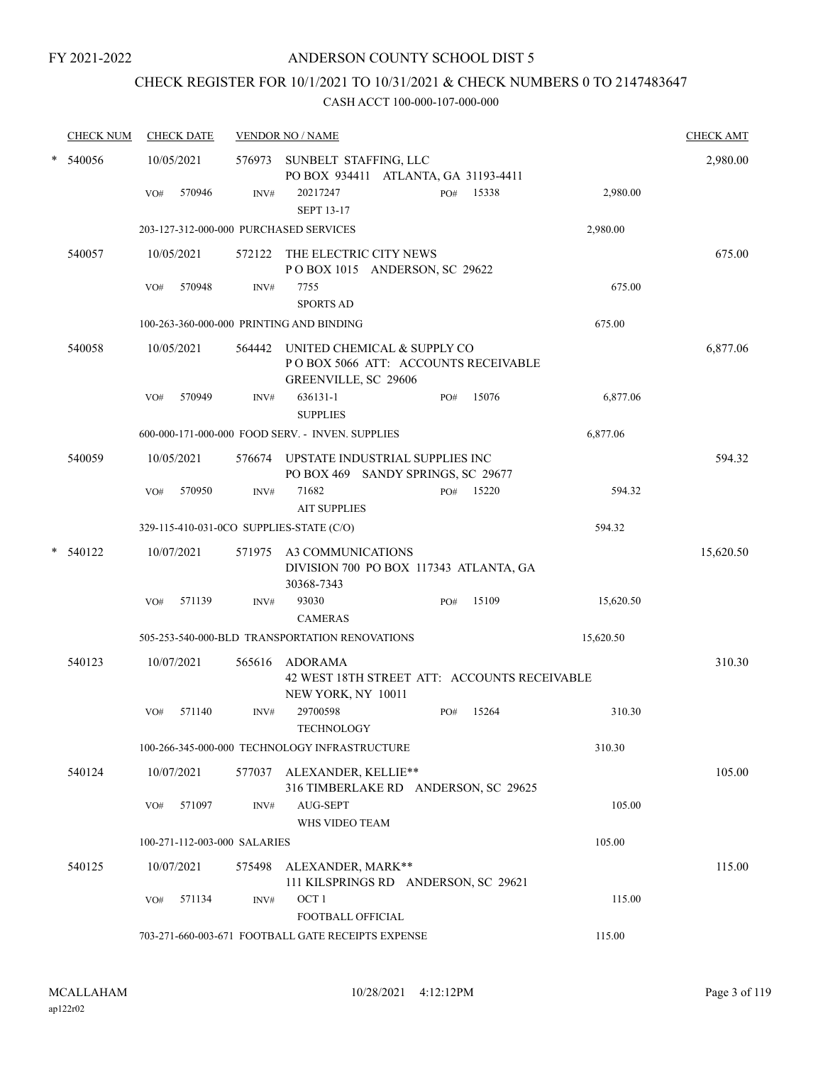FY 2021-2022

# ANDERSON COUNTY SCHOOL DIST 5

## CHECK REGISTER FOR 10/1/2021 TO 10/31/2021 & CHECK NUMBERS 0 TO 2147483647

### CASH ACCT 100-000-107-000-000

| CHECK NUM | CHECK DATE | VENDOR NO / NAME | | | CHECK AMT |
|---|---|---|---|---|---|
| * 540056 | 10/05/2021 | 576973 SUNBELT STAFFING, LLC<br>PO BOX 934411 ATLANTA, GA 31193-4411 | | | 2,980.00 |
| | VO# 570946 | INV# 20217247<br>SEPT 13-17 | PO# 15338 | 2,980.00 | |
| | 203-127-312-000-000 PURCHASED SERVICES | | | 2,980.00 | |
| 540057 | 10/05/2021 | 572122 THE ELECTRIC CITY NEWS<br>P O BOX 1015 ANDERSON, SC 29622 | | | 675.00 |
| | VO# 570948 | INV# 7755<br>SPORTS AD | | 675.00 | |
| | 100-263-360-000-000 PRINTING AND BINDING | | | 675.00 | |
| 540058 | 10/05/2021 | 564442 UNITED CHEMICAL & SUPPLY CO<br>P O BOX 5066 ATT: ACCOUNTS RECEIVABLE<br>GREENVILLE, SC 29606 | | | 6,877.06 |
| | VO# 570949 | INV# 636131-1<br>SUPPLIES | PO# 15076 | 6,877.06 | |
| | 600-000-171-000-000 FOOD SERV. - INVEN. SUPPLIES | | | 6,877.06 | |
| 540059 | 10/05/2021 | 576674 UPSTATE INDUSTRIAL SUPPLIES INC<br>PO BOX 469 SANDY SPRINGS, SC 29677 | | | 594.32 |
| | VO# 570950 | INV# 71682<br>AIT SUPPLIES | PO# 15220 | 594.32 | |
| | 329-115-410-031-0CO SUPPLIES-STATE (C/O) | | | 594.32 | |
| * 540122 | 10/07/2021 | 571975 A3 COMMUNICATIONS<br>DIVISION 700 PO BOX 117343 ATLANTA, GA<br>30368-7343 | | | 15,620.50 |
| | VO# 571139 | INV# 93030<br>CAMERAS | PO# 15109 | 15,620.50 | |
| | 505-253-540-000-BLD TRANSPORTATION RENOVATIONS | | | 15,620.50 | |
| 540123 | 10/07/2021 | 565616 ADORAMA<br>42 WEST 18TH STREET ATT: ACCOUNTS RECEIVABLE<br>NEW YORK, NY 10011 | | | 310.30 |
| | VO# 571140 | INV# 29700598<br>TECHNOLOGY | PO# 15264 | 310.30 | |
| | 100-266-345-000-000 TECHNOLOGY INFRASTRUCTURE | | | 310.30 | |
| 540124 | 10/07/2021 | 577037 ALEXANDER, KELLIE**<br>316 TIMBERLAKE RD ANDERSON, SC 29625 | | | 105.00 |
| | VO# 571097 | INV# AUG-SEPT<br>WHS VIDEO TEAM | | 105.00 | |
| | 100-271-112-003-000 SALARIES | | | 105.00 | |
| 540125 | 10/07/2021 | 575498 ALEXANDER, MARK**<br>111 KILSPRINGS RD ANDERSON, SC 29621 | | | 115.00 |
| | VO# 571134 | INV# OCT 1<br>FOOTBALL OFFICIAL | | 115.00 | |
| | 703-271-660-003-671 FOOTBALL GATE RECEIPTS EXPENSE | | | 115.00 | |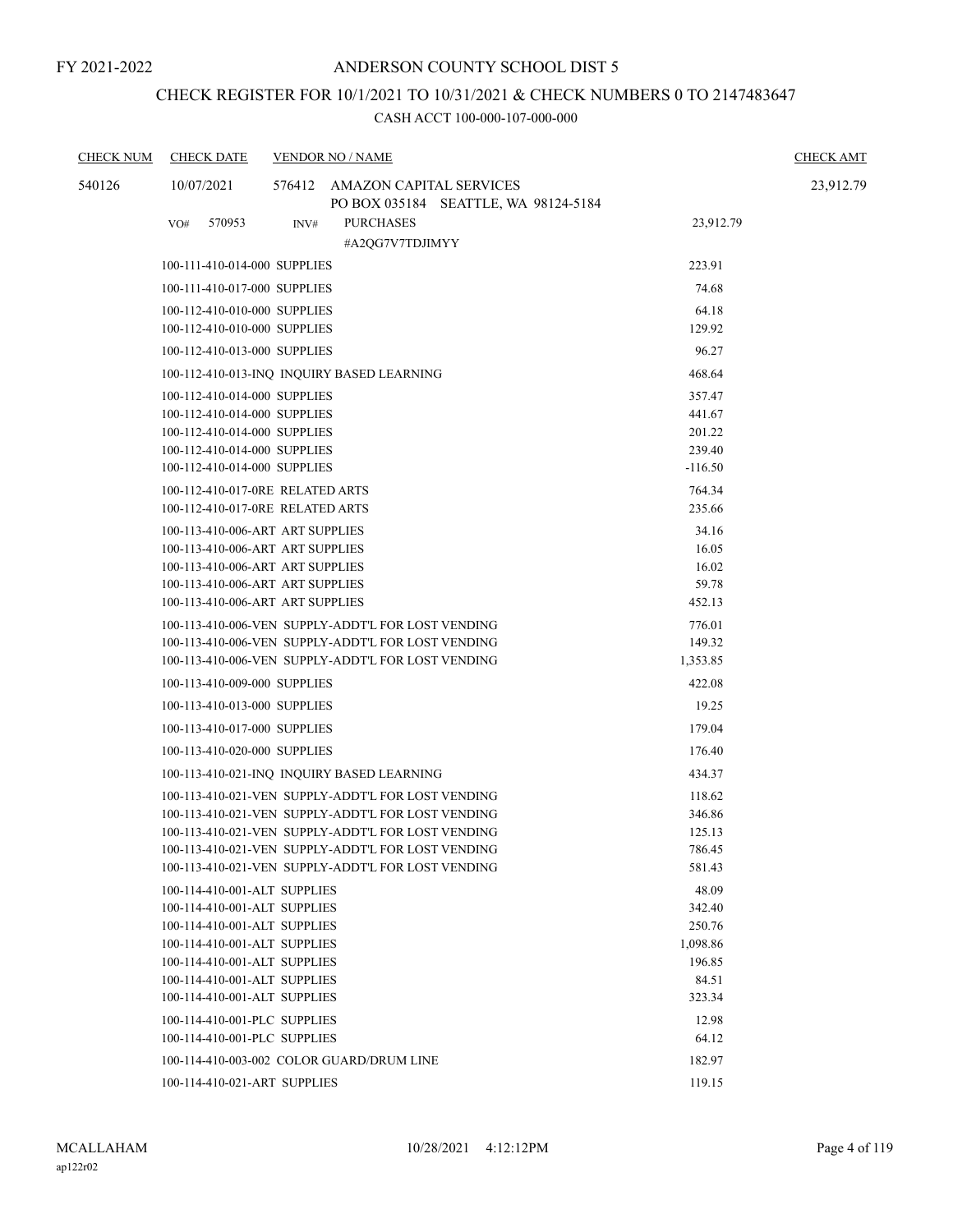FY 2021-2022

# ANDERSON COUNTY SCHOOL DIST 5

## CHECK REGISTER FOR 10/1/2021 TO 10/31/2021 & CHECK NUMBERS 0 TO 2147483647

### CASH ACCT 100-000-107-000-000

| CHECK NUM | CHECK DATE | VENDOR NO / NAME | | CHECK AMT |
|---|---|---|---|---|
| 540126 | 10/07/2021 | 576412 AMAZON CAPITAL SERVICES<br>PO BOX 035184 SEATTLE, WA 98124-5184 | | 23,912.79 |
| | VO# 570953 | INV# PURCHASES<br>#A2QG7V7TDJIMYY | 23,912.79 | |
| | 100-111-410-014-000 SUPPLIES | | 223.91 | |
| | 100-111-410-017-000 SUPPLIES | | 74.68 | |
| | 100-112-410-010-000 SUPPLIES | | 64.18 | |
| | 100-112-410-010-000 SUPPLIES | | 129.92 | |
| | 100-112-410-013-000 SUPPLIES | | 96.27 | |
| | 100-112-410-013-INQ INQUIRY BASED LEARNING | | 468.64 | |
| | 100-112-410-014-000 SUPPLIES | | 357.47 | |
| | 100-112-410-014-000 SUPPLIES | | 441.67 | |
| | 100-112-410-014-000 SUPPLIES | | 201.22 | |
| | 100-112-410-014-000 SUPPLIES | | 239.40 | |
| | 100-112-410-014-000 SUPPLIES | | -116.50 | |
| | 100-112-410-017-0RE RELATED ARTS | | 764.34 | |
| | 100-112-410-017-0RE RELATED ARTS | | 235.66 | |
| | 100-113-410-006-ART ART SUPPLIES | | 34.16 | |
| | 100-113-410-006-ART ART SUPPLIES | | 16.05 | |
| | 100-113-410-006-ART ART SUPPLIES | | 16.02 | |
| | 100-113-410-006-ART ART SUPPLIES | | 59.78 | |
| | 100-113-410-006-ART ART SUPPLIES | | 452.13 | |
| | 100-113-410-006-VEN SUPPLY-ADDT'L FOR LOST VENDING | | 776.01 | |
| | 100-113-410-006-VEN SUPPLY-ADDT'L FOR LOST VENDING | | 149.32 | |
| | 100-113-410-006-VEN SUPPLY-ADDT'L FOR LOST VENDING | | 1,353.85 | |
| | 100-113-410-009-000 SUPPLIES | | 422.08 | |
| | 100-113-410-013-000 SUPPLIES | | 19.25 | |
| | 100-113-410-017-000 SUPPLIES | | 179.04 | |
| | 100-113-410-020-000 SUPPLIES | | 176.40 | |
| | 100-113-410-021-INQ INQUIRY BASED LEARNING | | 434.37 | |
| | 100-113-410-021-VEN SUPPLY-ADDT'L FOR LOST VENDING | | 118.62 | |
| | 100-113-410-021-VEN SUPPLY-ADDT'L FOR LOST VENDING | | 346.86 | |
| | 100-113-410-021-VEN SUPPLY-ADDT'L FOR LOST VENDING | | 125.13 | |
| | 100-113-410-021-VEN SUPPLY-ADDT'L FOR LOST VENDING | | 786.45 | |
| | 100-113-410-021-VEN SUPPLY-ADDT'L FOR LOST VENDING | | 581.43 | |
| | 100-114-410-001-ALT SUPPLIES | | 48.09 | |
| | 100-114-410-001-ALT SUPPLIES | | 342.40 | |
| | 100-114-410-001-ALT SUPPLIES | | 250.76 | |
| | 100-114-410-001-ALT SUPPLIES | | 1,098.86 | |
| | 100-114-410-001-ALT SUPPLIES | | 196.85 | |
| | 100-114-410-001-ALT SUPPLIES | | 84.51 | |
| | 100-114-410-001-ALT SUPPLIES | | 323.34 | |
| | 100-114-410-001-PLC SUPPLIES | | 12.98 | |
| | 100-114-410-001-PLC SUPPLIES | | 64.12 | |
| | 100-114-410-003-002 COLOR GUARD/DRUM LINE | | 182.97 | |
| | 100-114-410-021-ART SUPPLIES | | 119.15 | |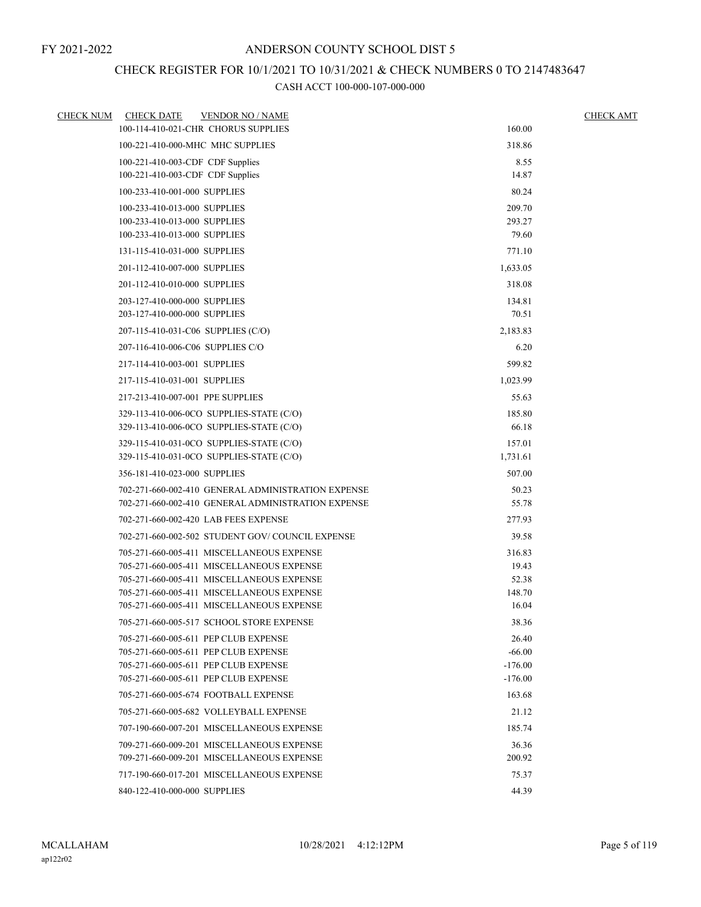FY 2021-2022

# ANDERSON COUNTY SCHOOL DIST 5

## CHECK REGISTER FOR 10/1/2021 TO 10/31/2021 & CHECK NUMBERS 0 TO 2147483647

### CASH ACCT 100-000-107-000-000

| CHECK NUM | CHECK DATE | VENDOR NO / NAME | | CHECK AMT |
|---|---|---|---|---|
| | | 100-114-410-021-CHR CHORUS SUPPLIES | 160.00 | |
| | | 100-221-410-000-MHC MHC SUPPLIES | 318.86 | |
| | | 100-221-410-003-CDF CDF Supplies | 8.55 | |
| | | 100-221-410-003-CDF CDF Supplies | 14.87 | |
| | | 100-233-410-001-000 SUPPLIES | 80.24 | |
| | | 100-233-410-013-000 SUPPLIES | 209.70 | |
| | | 100-233-410-013-000 SUPPLIES | 293.27 | |
| | | 100-233-410-013-000 SUPPLIES | 79.60 | |
| | | 131-115-410-031-000 SUPPLIES | 771.10 | |
| | | 201-112-410-007-000 SUPPLIES | 1,633.05 | |
| | | 201-112-410-010-000 SUPPLIES | 318.08 | |
| | | 203-127-410-000-000 SUPPLIES | 134.81 | |
| | | 203-127-410-000-000 SUPPLIES | 70.51 | |
| | | 207-115-410-031-C06 SUPPLIES (C/O) | 2,183.83 | |
| | | 207-116-410-006-C06 SUPPLIES C/O | 6.20 | |
| | | 217-114-410-003-001 SUPPLIES | 599.82 | |
| | | 217-115-410-031-001 SUPPLIES | 1,023.99 | |
| | | 217-213-410-007-001 PPE SUPPLIES | 55.63 | |
| | | 329-113-410-006-0CO SUPPLIES-STATE (C/O) | 185.80 | |
| | | 329-113-410-006-0CO SUPPLIES-STATE (C/O) | 66.18 | |
| | | 329-115-410-031-0CO SUPPLIES-STATE (C/O) | 157.01 | |
| | | 329-115-410-031-0CO SUPPLIES-STATE (C/O) | 1,731.61 | |
| | | 356-181-410-023-000 SUPPLIES | 507.00 | |
| | | 702-271-660-002-410 GENERAL ADMINISTRATION EXPENSE | 50.23 | |
| | | 702-271-660-002-410 GENERAL ADMINISTRATION EXPENSE | 55.78 | |
| | | 702-271-660-002-420 LAB FEES EXPENSE | 277.93 | |
| | | 702-271-660-002-502 STUDENT GOV/ COUNCIL EXPENSE | 39.58 | |
| | | 705-271-660-005-411 MISCELLANEOUS EXPENSE | 316.83 | |
| | | 705-271-660-005-411 MISCELLANEOUS EXPENSE | 19.43 | |
| | | 705-271-660-005-411 MISCELLANEOUS EXPENSE | 52.38 | |
| | | 705-271-660-005-411 MISCELLANEOUS EXPENSE | 148.70 | |
| | | 705-271-660-005-411 MISCELLANEOUS EXPENSE | 16.04 | |
| | | 705-271-660-005-517 SCHOOL STORE EXPENSE | 38.36 | |
| | | 705-271-660-005-611 PEP CLUB EXPENSE | 26.40 | |
| | | 705-271-660-005-611 PEP CLUB EXPENSE | -66.00 | |
| | | 705-271-660-005-611 PEP CLUB EXPENSE | -176.00 | |
| | | 705-271-660-005-611 PEP CLUB EXPENSE | -176.00 | |
| | | 705-271-660-005-674 FOOTBALL EXPENSE | 163.68 | |
| | | 705-271-660-005-682 VOLLEYBALL EXPENSE | 21.12 | |
| | | 707-190-660-007-201 MISCELLANEOUS EXPENSE | 185.74 | |
| | | 709-271-660-009-201 MISCELLANEOUS EXPENSE | 36.36 | |
| | | 709-271-660-009-201 MISCELLANEOUS EXPENSE | 200.92 | |
| | | 717-190-660-017-201 MISCELLANEOUS EXPENSE | 75.37 | |
| | | 840-122-410-000-000 SUPPLIES | 44.39 | |

MCALLAHAM 10/28/2021 4:12:12PM
ap122r02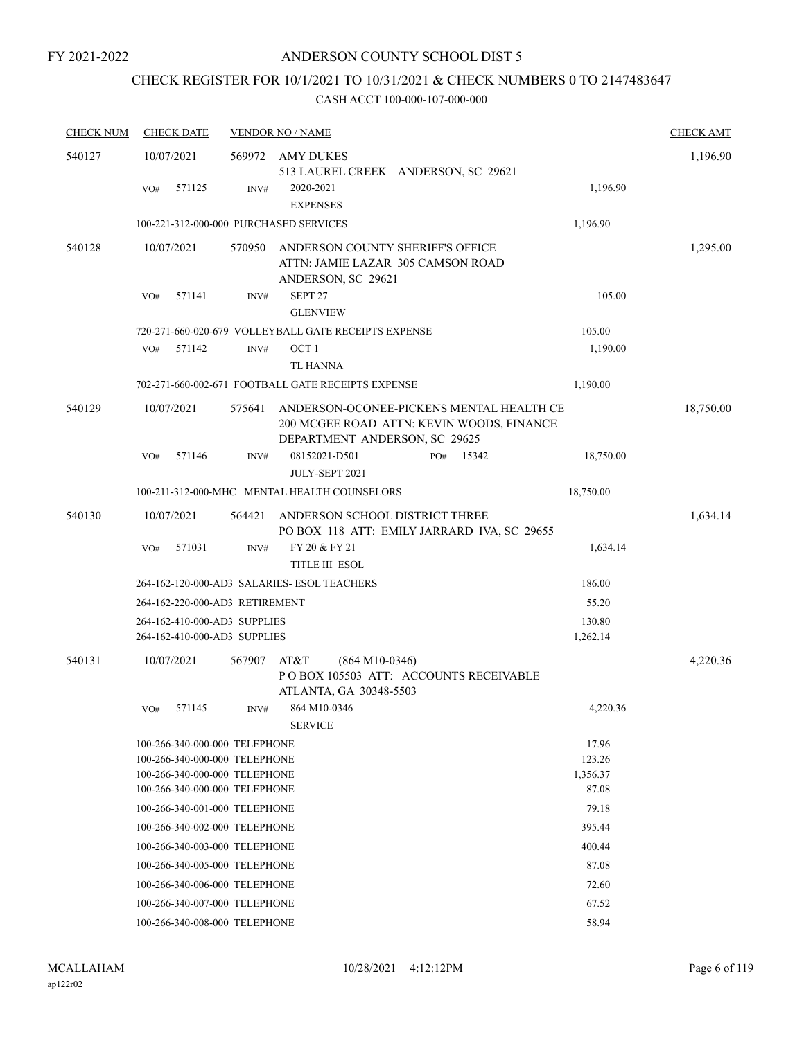FY 2021-2022

# ANDERSON COUNTY SCHOOL DIST 5

## CHECK REGISTER FOR 10/1/2021 TO 10/31/2021 & CHECK NUMBERS 0 TO 2147483647

### CASH ACCT 100-000-107-000-000

| CHECK NUM | CHECK DATE | VENDOR NO / NAME | | CHECK AMT |
|---|---|---|---|---|
| 540127 | 10/07/2021 | 569972 AMY DUKES<br>513 LAUREL CREEK ANDERSON, SC 29621 | | 1,196.90 |
| | VO# 571125 | INV# 2020-2021<br>EXPENSES | 1,196.90 | |
| | 100-221-312-000-000 PURCHASED SERVICES | | 1,196.90 | |
| 540128 | 10/07/2021 | 570950 ANDERSON COUNTY SHERIFF'S OFFICE<br>ATTN: JAMIE LAZAR 305 CAMSON ROAD<br>ANDERSON, SC 29621 | | 1,295.00 |
| | VO# 571141 | INV# SEPT 27<br>GLENVIEW | 105.00 | |
| | 720-271-660-020-679 VOLLEYBALL GATE RECEIPTS EXPENSE | | 105.00 | |
| | VO# 571142 | INV# OCT 1<br>TL HANNA | 1,190.00 | |
| | 702-271-660-002-671 FOOTBALL GATE RECEIPTS EXPENSE | | 1,190.00 | |
| 540129 | 10/07/2021 | 575641 ANDERSON-OCONEE-PICKENS MENTAL HEALTH CE<br>200 MCGEE ROAD ATTN: KEVIN WOODS, FINANCE<br>DEPARTMENT ANDERSON, SC 29625 | | 18,750.00 |
| | VO# 571146 | INV# 08152021-D501 PO# 15342<br>JULY-SEPT 2021 | 18,750.00 | |
| | 100-211-312-000-MHC MENTAL HEALTH COUNSELORS | | 18,750.00 | |
| 540130 | 10/07/2021 | 564421 ANDERSON SCHOOL DISTRICT THREE<br>PO BOX 118 ATT: EMILY JARRARD IVA, SC 29655 | | 1,634.14 |
| | VO# 571031 | INV# FY 20 & FY 21<br>TITLE III ESOL | 1,634.14 | |
| | 264-162-120-000-AD3 SALARIES- ESOL TEACHERS | | 186.00 | |
| | 264-162-220-000-AD3 RETIREMENT | | 55.20 | |
| | 264-162-410-000-AD3 SUPPLIES | | 130.80 | |
| | 264-162-410-000-AD3 SUPPLIES | | 1,262.14 | |
| 540131 | 10/07/2021 | 567907 AT&T (864 M10-0346)<br>P O BOX 105503 ATT: ACCOUNTS RECEIVABLE<br>ATLANTA, GA 30348-5503 | | 4,220.36 |
| | VO# 571145 | INV# 864 M10-0346<br>SERVICE | 4,220.36 | |
| | 100-266-340-000-000 TELEPHONE | | 17.96 | |
| | 100-266-340-000-000 TELEPHONE | | 123.26 | |
| | 100-266-340-000-000 TELEPHONE | | 1,356.37 | |
| | 100-266-340-000-000 TELEPHONE | | 87.08 | |
| | 100-266-340-001-000 TELEPHONE | | 79.18 | |
| | 100-266-340-002-000 TELEPHONE | | 395.44 | |
| | 100-266-340-003-000 TELEPHONE | | 400.44 | |
| | 100-266-340-005-000 TELEPHONE | | 87.08 | |
| | 100-266-340-006-000 TELEPHONE | | 72.60 | |
| | 100-266-340-007-000 TELEPHONE | | 67.52 | |
| | 100-266-340-008-000 TELEPHONE | | 58.94 | |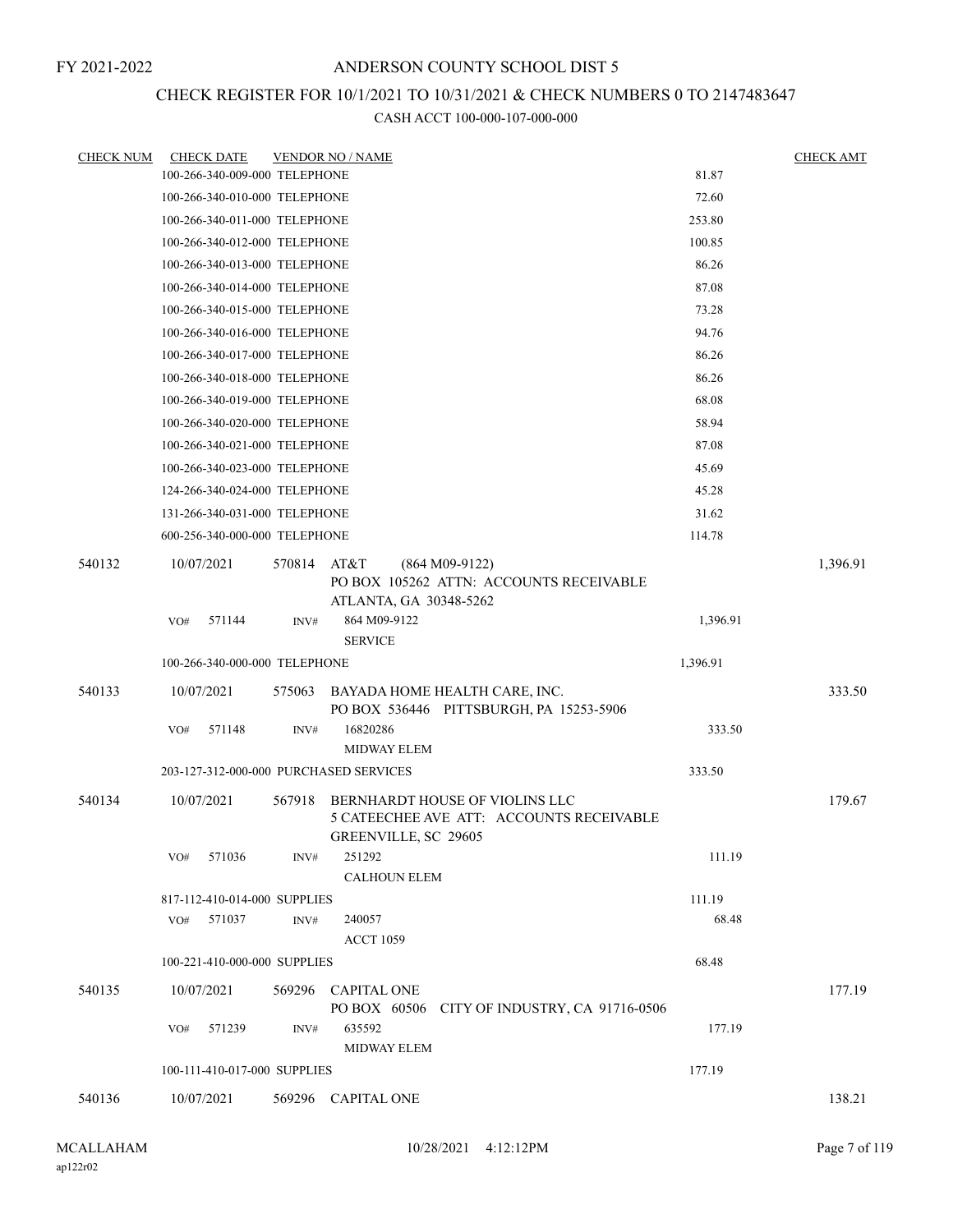FY 2021-2022

# ANDERSON COUNTY SCHOOL DIST 5

## CHECK REGISTER FOR 10/1/2021 TO 10/31/2021 & CHECK NUMBERS 0 TO 2147483647

CASH ACCT 100-000-107-000-000

| CHECK NUM | CHECK DATE | VENDOR NO / NAME | | CHECK AMT |
|---|---|---|---|---|
| | 100-266-340-009-000 TELEPHONE | | 81.87 | |
| | 100-266-340-010-000 TELEPHONE | | 72.60 | |
| | 100-266-340-011-000 TELEPHONE | | 253.80 | |
| | 100-266-340-012-000 TELEPHONE | | 100.85 | |
| | 100-266-340-013-000 TELEPHONE | | 86.26 | |
| | 100-266-340-014-000 TELEPHONE | | 87.08 | |
| | 100-266-340-015-000 TELEPHONE | | 73.28 | |
| | 100-266-340-016-000 TELEPHONE | | 94.76 | |
| | 100-266-340-017-000 TELEPHONE | | 86.26 | |
| | 100-266-340-018-000 TELEPHONE | | 86.26 | |
| | 100-266-340-019-000 TELEPHONE | | 68.08 | |
| | 100-266-340-020-000 TELEPHONE | | 58.94 | |
| | 100-266-340-021-000 TELEPHONE | | 87.08 | |
| | 100-266-340-023-000 TELEPHONE | | 45.69 | |
| | 124-266-340-024-000 TELEPHONE | | 45.28 | |
| | 131-266-340-031-000 TELEPHONE | | 31.62 | |
| | 600-256-340-000-000 TELEPHONE | | 114.78 | |
| 540132 | 10/07/2021 | 570814 AT&T (864 M09-9122) PO BOX 105262 ATTN: ACCOUNTS RECEIVABLE ATLANTA, GA 30348-5262 | | 1,396.91 |
| | VO# 571144 | INV# 864 M09-9122 SERVICE | 1,396.91 | |
| | 100-266-340-000-000 TELEPHONE | | 1,396.91 | |
| 540133 | 10/07/2021 | 575063 BAYADA HOME HEALTH CARE, INC. PO BOX 536446 PITTSBURGH, PA 15253-5906 | | 333.50 |
| | VO# 571148 | INV# 16820286 MIDWAY ELEM | 333.50 | |
| | 203-127-312-000-000 PURCHASED SERVICES | | 333.50 | |
| 540134 | 10/07/2021 | 567918 BERNHARDT HOUSE OF VIOLINS LLC 5 CATEECHEE AVE ATT: ACCOUNTS RECEIVABLE GREENVILLE, SC 29605 | | 179.67 |
| | VO# 571036 | INV# 251292 CALHOUN ELEM | 111.19 | |
| | 817-112-410-014-000 SUPPLIES | | 111.19 | |
| | VO# 571037 | INV# 240057 ACCT 1059 | 68.48 | |
| | 100-221-410-000-000 SUPPLIES | | 68.48 | |
| 540135 | 10/07/2021 | 569296 CAPITAL ONE PO BOX 60506 CITY OF INDUSTRY, CA 91716-0506 | | 177.19 |
| | VO# 571239 | INV# 635592 MIDWAY ELEM | 177.19 | |
| | 100-111-410-017-000 SUPPLIES | | 177.19 | |
| 540136 | 10/07/2021 | 569296 CAPITAL ONE | | 138.21 |

MCALLAHAM
ap122r02

10/28/2021 4:12:12PM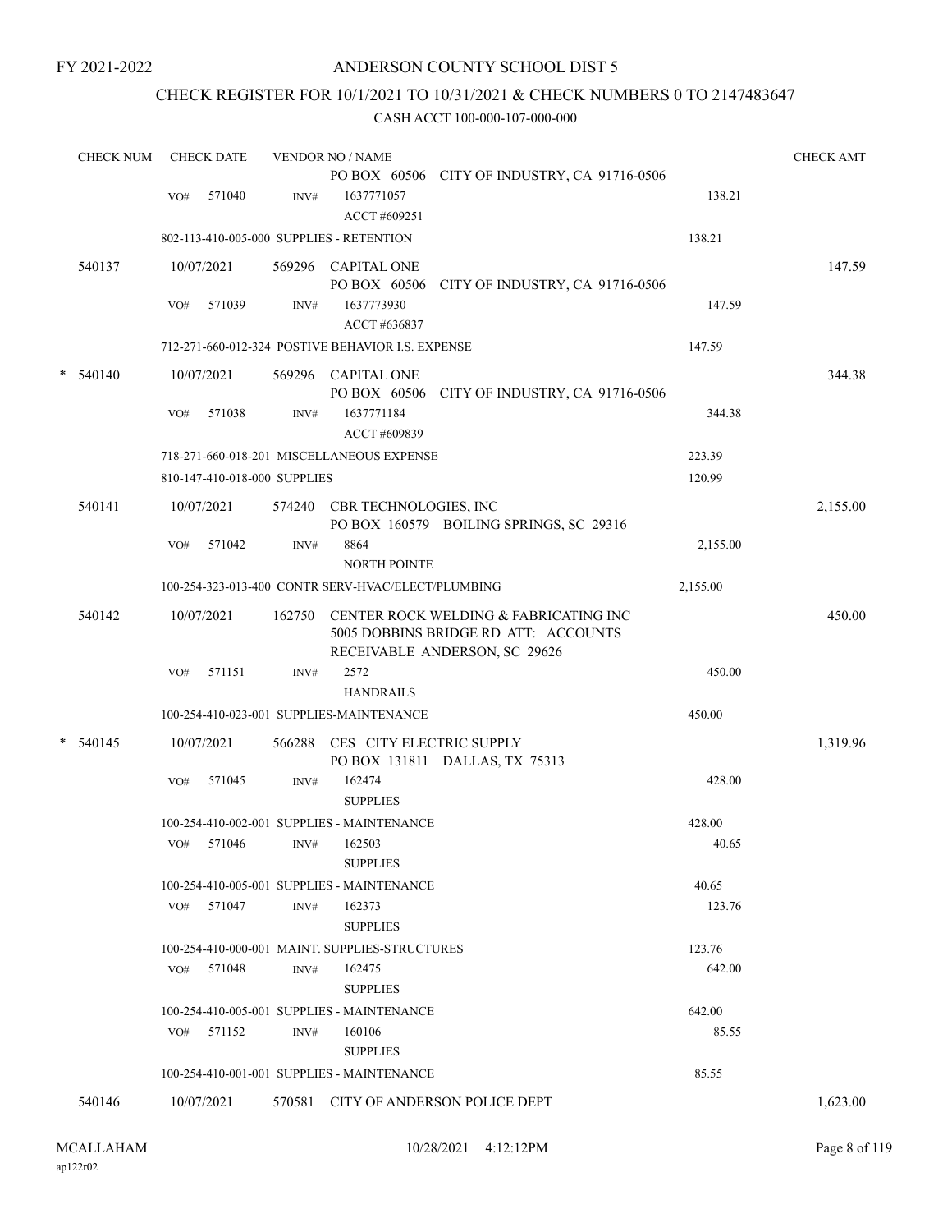FY 2021-2022

# ANDERSON COUNTY SCHOOL DIST 5

## CHECK REGISTER FOR 10/1/2021 TO 10/31/2021 & CHECK NUMBERS 0 TO 2147483647

### CASH ACCT 100-000-107-000-000

| CHECK NUM | CHECK DATE | VENDOR NO / NAME | | CHECK AMT |
|---|---|---|---|---|
| | | PO BOX 60506 CITY OF INDUSTRY, CA 91716-0506 | | |
| | VO# 571040 | INV# 1637771057 ACCT #609251 | 138.21 | |
| | 802-113-410-005-000 SUPPLIES - RETENTION | | 138.21 | |
| 540137 | 10/07/2021 | 569296 CAPITAL ONE PO BOX 60506 CITY OF INDUSTRY, CA 91716-0506 | | 147.59 |
| | VO# 571039 | INV# 1637773930 ACCT #636837 | 147.59 | |
| | 712-271-660-012-324 POSTIVE BEHAVIOR I.S. EXPENSE | | 147.59 | |
| * 540140 | 10/07/2021 | 569296 CAPITAL ONE PO BOX 60506 CITY OF INDUSTRY, CA 91716-0506 | | 344.38 |
| | VO# 571038 | INV# 1637771184 ACCT #609839 | 344.38 | |
| | 718-271-660-018-201 MISCELLANEOUS EXPENSE | | 223.39 | |
| | 810-147-410-018-000 SUPPLIES | | 120.99 | |
| 540141 | 10/07/2021 | 574240 CBR TECHNOLOGIES, INC PO BOX 160579 BOILING SPRINGS, SC 29316 | | 2,155.00 |
| | VO# 571042 | INV# 8864 NORTH POINTE | 2,155.00 | |
| | 100-254-323-013-400 CONTR SERV-HVAC/ELECT/PLUMBING | | 2,155.00 | |
| 540142 | 10/07/2021 | 162750 CENTER ROCK WELDING & FABRICATING INC 5005 DOBBINS BRIDGE RD ATT: ACCOUNTS RECEIVABLE ANDERSON, SC 29626 | | 450.00 |
| | VO# 571151 | INV# 2572 HANDRAILS | 450.00 | |
| | 100-254-410-023-001 SUPPLIES-MAINTENANCE | | 450.00 | |
| * 540145 | 10/07/2021 | 566288 CES CITY ELECTRIC SUPPLY PO BOX 131811 DALLAS, TX 75313 | | 1,319.96 |
| | VO# 571045 | INV# 162474 SUPPLIES | 428.00 | |
| | 100-254-410-002-001 SUPPLIES - MAINTENANCE | | 428.00 | |
| | VO# 571046 | INV# 162503 SUPPLIES | 40.65 | |
| | 100-254-410-005-001 SUPPLIES - MAINTENANCE | | 40.65 | |
| | VO# 571047 | INV# 162373 SUPPLIES | 123.76 | |
| | 100-254-410-000-001 MAINT. SUPPLIES-STRUCTURES | | 123.76 | |
| | VO# 571048 | INV# 162475 SUPPLIES | 642.00 | |
| | 100-254-410-005-001 SUPPLIES - MAINTENANCE | | 642.00 | |
| | VO# 571152 | INV# 160106 SUPPLIES | 85.55 | |
| | 100-254-410-001-001 SUPPLIES - MAINTENANCE | | 85.55 | |
| 540146 | 10/07/2021 | 570581 CITY OF ANDERSON POLICE DEPT | | 1,623.00 |

MCALLAHAM
ap122r02

10/28/2021 4:12:12PM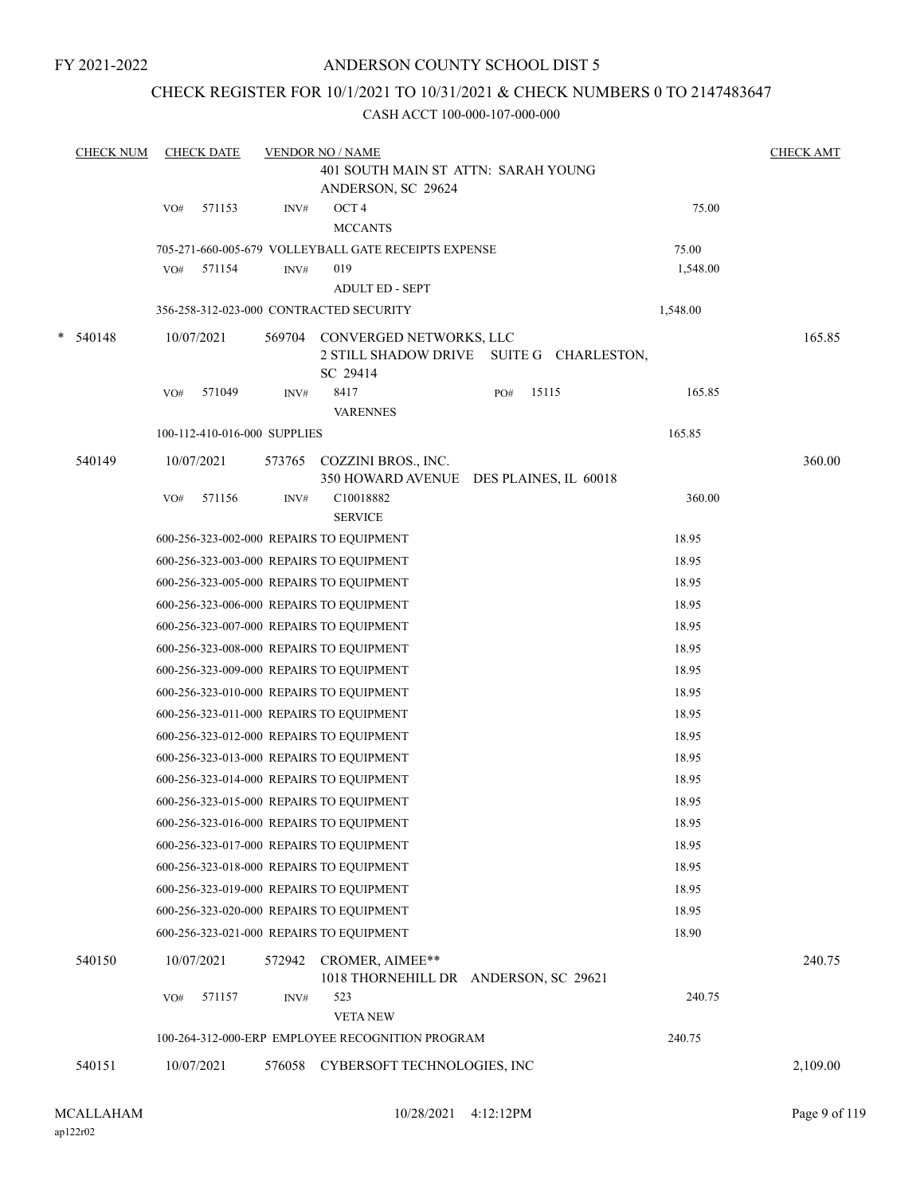FY 2021-2022

# ANDERSON COUNTY SCHOOL DIST 5

## CHECK REGISTER FOR 10/1/2021 TO 10/31/2021 & CHECK NUMBERS 0 TO 2147483647

CASH ACCT 100-000-107-000-000

| CHECK NUM | CHECK DATE | VENDOR NO / NAME | | CHECK AMT |
|---|---|---|---|---|
| | | 401 SOUTH MAIN ST ATTN: SARAH YOUNG ANDERSON, SC 29624 | | |
| | VO# 571153 | INV# OCT 4 MCCANTS | 75.00 | |
| | 705-271-660-005-679 VOLLEYBALL GATE RECEIPTS EXPENSE | | 75.00 | |
| | VO# 571154 | INV# 019 ADULT ED - SEPT | 1,548.00 | |
| | 356-258-312-023-000 CONTRACTED SECURITY | | 1,548.00 | |
| * 540148 | 10/07/2021 | 569704 CONVERGED NETWORKS, LLC 2 STILL SHADOW DRIVE SUITE G CHARLESTON, SC 29414 | | 165.85 |
| | VO# 571049 | INV# 8417 VARENNES PO# 15115 | 165.85 | |
| | 100-112-410-016-000 SUPPLIES | | 165.85 | |
| 540149 | 10/07/2021 | 573765 COZZINI BROS., INC. 350 HOWARD AVENUE DES PLAINES, IL 60018 | | 360.00 |
| | VO# 571156 | INV# C10018882 SERVICE | 360.00 | |
| | 600-256-323-002-000 REPAIRS TO EQUIPMENT | | 18.95 | |
| | 600-256-323-003-000 REPAIRS TO EQUIPMENT | | 18.95 | |
| | 600-256-323-005-000 REPAIRS TO EQUIPMENT | | 18.95 | |
| | 600-256-323-006-000 REPAIRS TO EQUIPMENT | | 18.95 | |
| | 600-256-323-007-000 REPAIRS TO EQUIPMENT | | 18.95 | |
| | 600-256-323-008-000 REPAIRS TO EQUIPMENT | | 18.95 | |
| | 600-256-323-009-000 REPAIRS TO EQUIPMENT | | 18.95 | |
| | 600-256-323-010-000 REPAIRS TO EQUIPMENT | | 18.95 | |
| | 600-256-323-011-000 REPAIRS TO EQUIPMENT | | 18.95 | |
| | 600-256-323-012-000 REPAIRS TO EQUIPMENT | | 18.95 | |
| | 600-256-323-013-000 REPAIRS TO EQUIPMENT | | 18.95 | |
| | 600-256-323-014-000 REPAIRS TO EQUIPMENT | | 18.95 | |
| | 600-256-323-015-000 REPAIRS TO EQUIPMENT | | 18.95 | |
| | 600-256-323-016-000 REPAIRS TO EQUIPMENT | | 18.95 | |
| | 600-256-323-017-000 REPAIRS TO EQUIPMENT | | 18.95 | |
| | 600-256-323-018-000 REPAIRS TO EQUIPMENT | | 18.95 | |
| | 600-256-323-019-000 REPAIRS TO EQUIPMENT | | 18.95 | |
| | 600-256-323-020-000 REPAIRS TO EQUIPMENT | | 18.95 | |
| | 600-256-323-021-000 REPAIRS TO EQUIPMENT | | 18.90 | |
| 540150 | 10/07/2021 | 572942 CROMER, AIMEE** 1018 THORNEHILL DR ANDERSON, SC 29621 | | 240.75 |
| | VO# 571157 | INV# 523 VETA NEW | 240.75 | |
| | 100-264-312-000-ERP EMPLOYEE RECOGNITION PROGRAM | | 240.75 | |
| 540151 | 10/07/2021 | 576058 CYBERSOFT TECHNOLOGIES, INC | | 2,109.00 |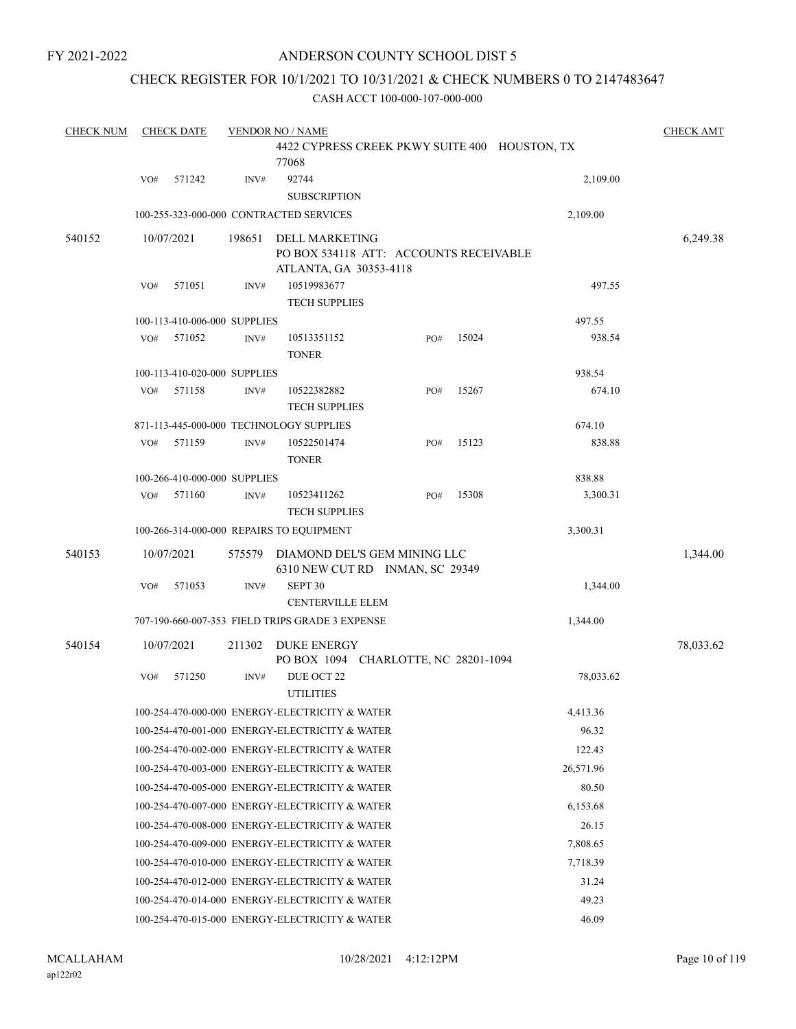FY 2021-2022

# ANDERSON COUNTY SCHOOL DIST 5

## CHECK REGISTER FOR 10/1/2021 TO 10/31/2021 & CHECK NUMBERS 0 TO 2147483647

### CASH ACCT 100-000-107-000-000

| CHECK NUM | CHECK DATE | VENDOR NO / NAME | | | | CHECK AMT |
|---|---|---|---|---|---|---|
| | | | 4422 CYPRESS CREEK PKWY SUITE 400 HOUSTON, TX 77068 | | | |
| | VO# 571242 | INV# | 92744 SUBSCRIPTION | | 2,109.00 | |
| | 100-255-323-000-000 CONTRACTED SERVICES | | | | 2,109.00 | |
| 540152 | 10/07/2021 | 198651 | DELL MARKETING PO BOX 534118 ATT: ACCOUNTS RECEIVABLE ATLANTA, GA 30353-4118 | | | 6,249.38 |
| | VO# 571051 | INV# | 10519983677 TECH SUPPLIES | | 497.55 | |
| | 100-113-410-006-000 SUPPLIES | | | | 497.55 | |
| | VO# 571052 | INV# | 10513351152 TONER | PO# 15024 | 938.54 | |
| | 100-113-410-020-000 SUPPLIES | | | | 938.54 | |
| | VO# 571158 | INV# | 10522382882 TECH SUPPLIES | PO# 15267 | 674.10 | |
| | 871-113-445-000-000 TECHNOLOGY SUPPLIES | | | | 674.10 | |
| | VO# 571159 | INV# | 10522501474 TONER | PO# 15123 | 838.88 | |
| | 100-266-410-000-000 SUPPLIES | | | | 838.88 | |
| | VO# 571160 | INV# | 10523411262 TECH SUPPLIES | PO# 15308 | 3,300.31 | |
| | 100-266-314-000-000 REPAIRS TO EQUIPMENT | | | | 3,300.31 | |
| 540153 | 10/07/2021 | 575579 | DIAMOND DEL'S GEM MINING LLC 6310 NEW CUT RD INMAN, SC 29349 | | | 1,344.00 |
| | VO# 571053 | INV# | SEPT 30 CENTERVILLE ELEM | | 1,344.00 | |
| | 707-190-660-007-353 FIELD TRIPS GRADE 3 EXPENSE | | | | 1,344.00 | |
| 540154 | 10/07/2021 | 211302 | DUKE ENERGY PO BOX 1094 CHARLOTTE, NC 28201-1094 | | | 78,033.62 |
| | VO# 571250 | INV# | DUE OCT 22 UTILITIES | | 78,033.62 | |
| | 100-254-470-000-000 ENERGY-ELECTRICITY & WATER | | | | 4,413.36 | |
| | 100-254-470-001-000 ENERGY-ELECTRICITY & WATER | | | | 96.32 | |
| | 100-254-470-002-000 ENERGY-ELECTRICITY & WATER | | | | 122.43 | |
| | 100-254-470-003-000 ENERGY-ELECTRICITY & WATER | | | | 26,571.96 | |
| | 100-254-470-005-000 ENERGY-ELECTRICITY & WATER | | | | 80.50 | |
| | 100-254-470-007-000 ENERGY-ELECTRICITY & WATER | | | | 6,153.68 | |
| | 100-254-470-008-000 ENERGY-ELECTRICITY & WATER | | | | 26.15 | |
| | 100-254-470-009-000 ENERGY-ELECTRICITY & WATER | | | | 7,808.65 | |
| | 100-254-470-010-000 ENERGY-ELECTRICITY & WATER | | | | 7,718.39 | |
| | 100-254-470-012-000 ENERGY-ELECTRICITY & WATER | | | | 31.24 | |
| | 100-254-470-014-000 ENERGY-ELECTRICITY & WATER | | | | 49.23 | |
| | 100-254-470-015-000 ENERGY-ELECTRICITY & WATER | | | | 46.09 | |

MCALLAHAM
ap122r02
10/28/2021 4:12:12PM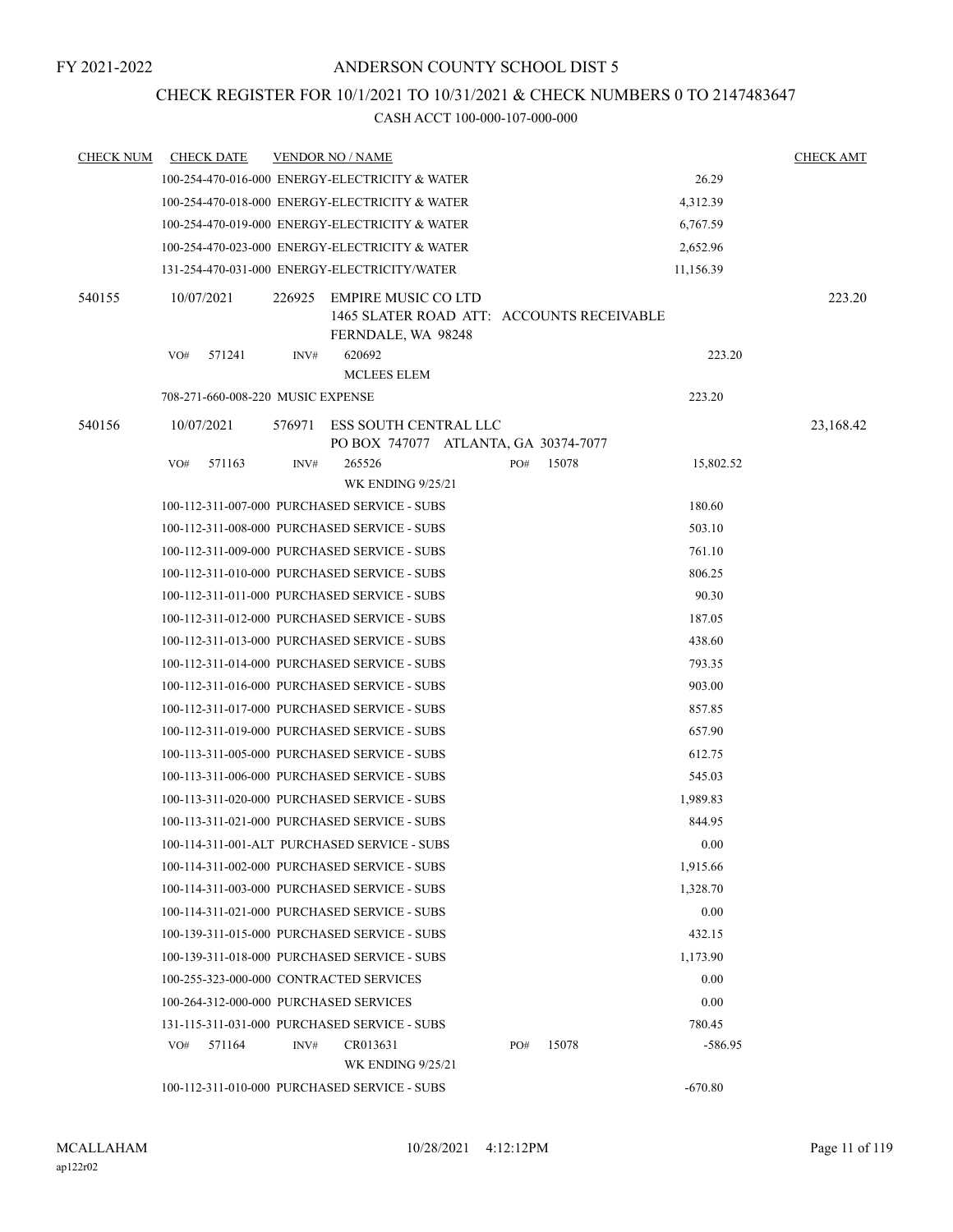FY 2021-2022

# ANDERSON COUNTY SCHOOL DIST 5

## CHECK REGISTER FOR 10/1/2021 TO 10/31/2021 & CHECK NUMBERS 0 TO 2147483647

### CASH ACCT 100-000-107-000-000

| CHECK NUM | CHECK DATE | VENDOR NO / NAME | | CHECK AMT |
|---|---|---|---|---|
| | | 100-254-470-016-000 ENERGY-ELECTRICITY & WATER | 26.29 | |
| | | 100-254-470-018-000 ENERGY-ELECTRICITY & WATER | 4,312.39 | |
| | | 100-254-470-019-000 ENERGY-ELECTRICITY & WATER | 6,767.59 | |
| | | 100-254-470-023-000 ENERGY-ELECTRICITY & WATER | 2,652.96 | |
| | | 131-254-470-031-000 ENERGY-ELECTRICITY/WATER | 11,156.39 | |
| 540155 | 10/07/2021 | 226925 EMPIRE MUSIC CO LTD<br>1465 SLATER ROAD ATT: ACCOUNTS RECEIVABLE<br>FERNDALE, WA 98248 | | 223.20 |
| | VO# 571241 | INV# 620692<br>MCLEES ELEM | 223.20 | |
| | | 708-271-660-008-220 MUSIC EXPENSE | 223.20 | |
| 540156 | 10/07/2021 | 576971 ESS SOUTH CENTRAL LLC<br>PO BOX 747077 ATLANTA, GA 30374-7077 | | 23,168.42 |
| | VO# 571163 | INV# 265526 PO# 15078<br>WK ENDING 9/25/21 | 15,802.52 | |
| | | 100-112-311-007-000 PURCHASED SERVICE - SUBS | 180.60 | |
| | | 100-112-311-008-000 PURCHASED SERVICE - SUBS | 503.10 | |
| | | 100-112-311-009-000 PURCHASED SERVICE - SUBS | 761.10 | |
| | | 100-112-311-010-000 PURCHASED SERVICE - SUBS | 806.25 | |
| | | 100-112-311-011-000 PURCHASED SERVICE - SUBS | 90.30 | |
| | | 100-112-311-012-000 PURCHASED SERVICE - SUBS | 187.05 | |
| | | 100-112-311-013-000 PURCHASED SERVICE - SUBS | 438.60 | |
| | | 100-112-311-014-000 PURCHASED SERVICE - SUBS | 793.35 | |
| | | 100-112-311-016-000 PURCHASED SERVICE - SUBS | 903.00 | |
| | | 100-112-311-017-000 PURCHASED SERVICE - SUBS | 857.85 | |
| | | 100-112-311-019-000 PURCHASED SERVICE - SUBS | 657.90 | |
| | | 100-113-311-005-000 PURCHASED SERVICE - SUBS | 612.75 | |
| | | 100-113-311-006-000 PURCHASED SERVICE - SUBS | 545.03 | |
| | | 100-113-311-020-000 PURCHASED SERVICE - SUBS | 1,989.83 | |
| | | 100-113-311-021-000 PURCHASED SERVICE - SUBS | 844.95 | |
| | | 100-114-311-001-ALT PURCHASED SERVICE - SUBS | 0.00 | |
| | | 100-114-311-002-000 PURCHASED SERVICE - SUBS | 1,915.66 | |
| | | 100-114-311-003-000 PURCHASED SERVICE - SUBS | 1,328.70 | |
| | | 100-114-311-021-000 PURCHASED SERVICE - SUBS | 0.00 | |
| | | 100-139-311-015-000 PURCHASED SERVICE - SUBS | 432.15 | |
| | | 100-139-311-018-000 PURCHASED SERVICE - SUBS | 1,173.90 | |
| | | 100-255-323-000-000 CONTRACTED SERVICES | 0.00 | |
| | | 100-264-312-000-000 PURCHASED SERVICES | 0.00 | |
| | | 131-115-311-031-000 PURCHASED SERVICE - SUBS | 780.45 | |
| | VO# 571164 | INV# CR013631 PO# 15078<br>WK ENDING 9/25/21 | -586.95 | |
| | | 100-112-311-010-000 PURCHASED SERVICE - SUBS | -670.80 | |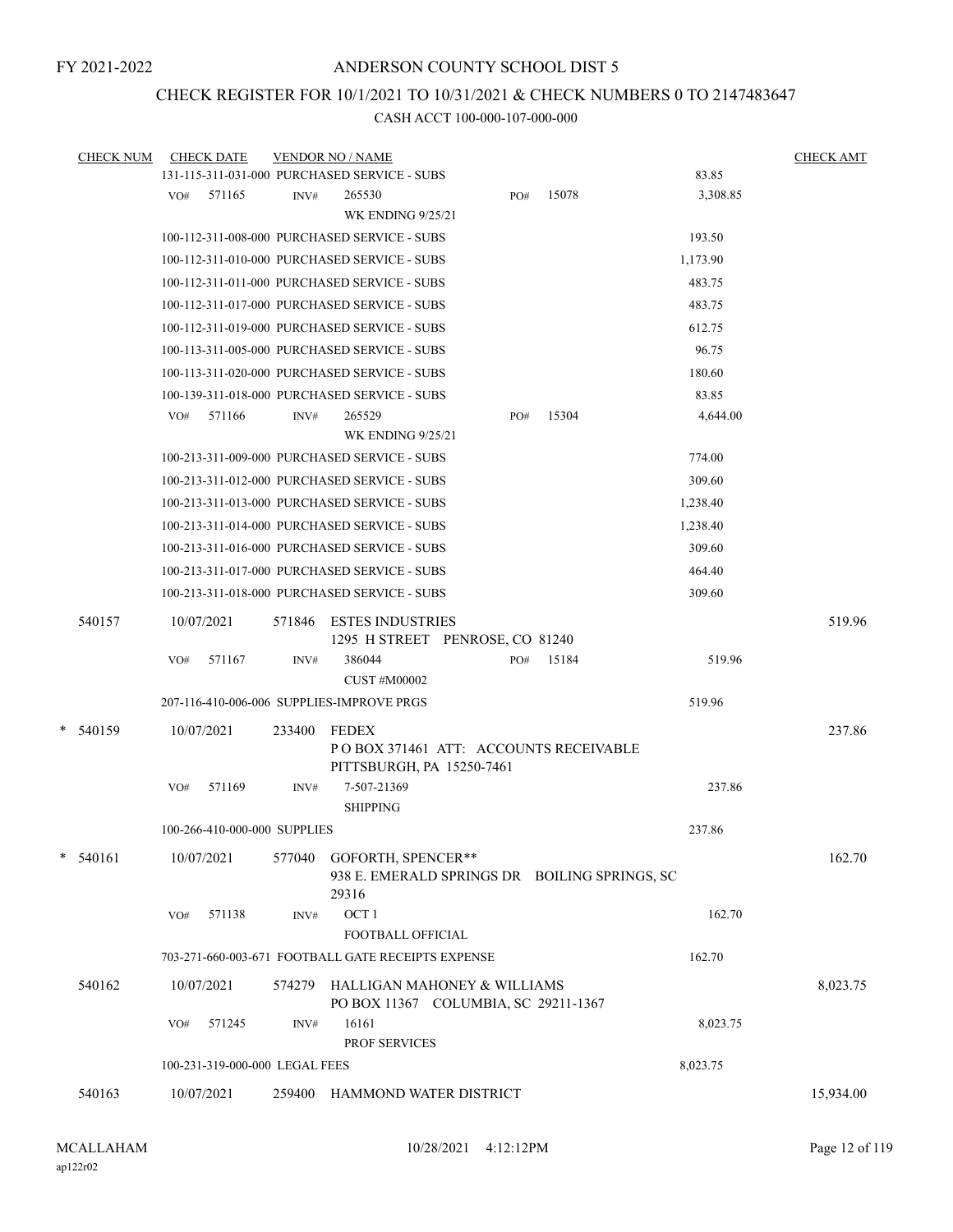FY 2021-2022

# ANDERSON COUNTY SCHOOL DIST 5

## CHECK REGISTER FOR 10/1/2021 TO 10/31/2021 & CHECK NUMBERS 0 TO 2147483647

### CASH ACCT 100-000-107-000-000

| CHECK NUM | CHECK DATE | VENDOR NO / NAME | | CHECK AMT |
|---|---|---|---|---|
| | | 131-115-311-031-000 PURCHASED SERVICE - SUBS | 83.85 | |
| | VO# 571165 | INV# 265530 WK ENDING 9/25/21 PO# 15078 | 3,308.85 | |
| | | 100-112-311-008-000 PURCHASED SERVICE - SUBS | 193.50 | |
| | | 100-112-311-010-000 PURCHASED SERVICE - SUBS | 1,173.90 | |
| | | 100-112-311-011-000 PURCHASED SERVICE - SUBS | 483.75 | |
| | | 100-112-311-017-000 PURCHASED SERVICE - SUBS | 483.75 | |
| | | 100-112-311-019-000 PURCHASED SERVICE - SUBS | 612.75 | |
| | | 100-113-311-005-000 PURCHASED SERVICE - SUBS | 96.75 | |
| | | 100-113-311-020-000 PURCHASED SERVICE - SUBS | 180.60 | |
| | | 100-139-311-018-000 PURCHASED SERVICE - SUBS | 83.85 | |
| | VO# 571166 | INV# 265529 WK ENDING 9/25/21 PO# 15304 | 4,644.00 | |
| | | 100-213-311-009-000 PURCHASED SERVICE - SUBS | 774.00 | |
| | | 100-213-311-012-000 PURCHASED SERVICE - SUBS | 309.60 | |
| | | 100-213-311-013-000 PURCHASED SERVICE - SUBS | 1,238.40 | |
| | | 100-213-311-014-000 PURCHASED SERVICE - SUBS | 1,238.40 | |
| | | 100-213-311-016-000 PURCHASED SERVICE - SUBS | 309.60 | |
| | | 100-213-311-017-000 PURCHASED SERVICE - SUBS | 464.40 | |
| | | 100-213-311-018-000 PURCHASED SERVICE - SUBS | 309.60 | |
| 540157 | 10/07/2021 | 571846 ESTES INDUSTRIES 1295 H STREET PENROSE, CO 81240 | | 519.96 |
| | VO# 571167 | INV# 386044 CUST #M00002 PO# 15184 | 519.96 | |
| | | 207-116-410-006-006 SUPPLIES-IMPROVE PRGS | 519.96 | |
| * 540159 | 10/07/2021 | 233400 FEDEX P O BOX 371461 ATT: ACCOUNTS RECEIVABLE PITTSBURGH, PA 15250-7461 | | 237.86 |
| | VO# 571169 | INV# 7-507-21369 SHIPPING | 237.86 | |
| | | 100-266-410-000-000 SUPPLIES | 237.86 | |
| * 540161 | 10/07/2021 | 577040 GOFORTH, SPENCER** 938 E. EMERALD SPRINGS DR BOILING SPRINGS, SC 29316 | | 162.70 |
| | VO# 571138 | INV# OCT 1 FOOTBALL OFFICIAL | 162.70 | |
| | | 703-271-660-003-671 FOOTBALL GATE RECEIPTS EXPENSE | 162.70 | |
| 540162 | 10/07/2021 | 574279 HALLIGAN MAHONEY & WILLIAMS PO BOX 11367 COLUMBIA, SC 29211-1367 | | 8,023.75 |
| | VO# 571245 | INV# 16161 PROF SERVICES | 8,023.75 | |
| | | 100-231-319-000-000 LEGAL FEES | 8,023.75 | |
| 540163 | 10/07/2021 | 259400 HAMMOND WATER DISTRICT | | 15,934.00 |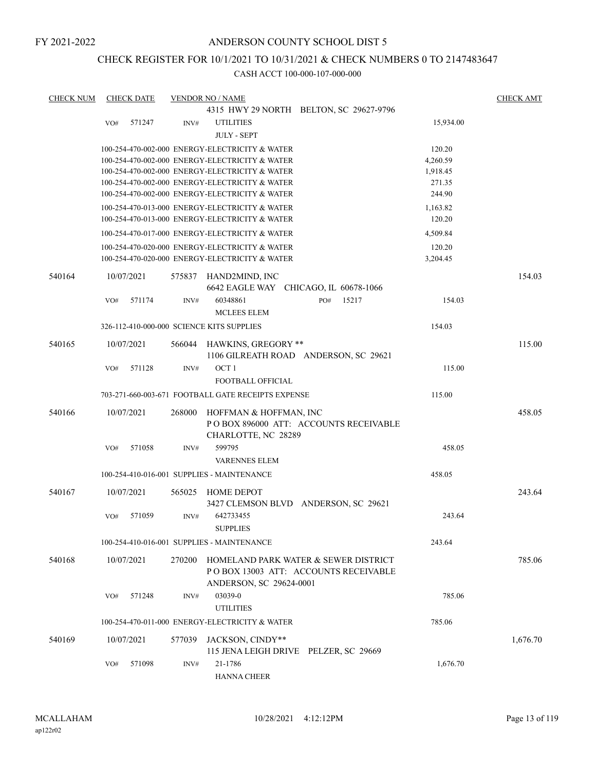FY 2021-2022

# ANDERSON COUNTY SCHOOL DIST 5

## CHECK REGISTER FOR 10/1/2021 TO 10/31/2021 & CHECK NUMBERS 0 TO 2147483647

### CASH ACCT 100-000-107-000-000

| CHECK NUM | CHECK DATE | VENDOR NO / NAME | | CHECK AMT |
|---|---|---|---|---|
| | | 4315 HWY 29 NORTH BELTON, SC 29627-9796 | | |
| | VO# 571247 | INV# UTILITIES<br>JULY - SEPT | 15,934.00 | |
| | | 100-254-470-002-000 ENERGY-ELECTRICITY & WATER | 120.20 | |
| | | 100-254-470-002-000 ENERGY-ELECTRICITY & WATER | 4,260.59 | |
| | | 100-254-470-002-000 ENERGY-ELECTRICITY & WATER | 1,918.45 | |
| | | 100-254-470-002-000 ENERGY-ELECTRICITY & WATER | 271.35 | |
| | | 100-254-470-002-000 ENERGY-ELECTRICITY & WATER | 244.90 | |
| | | 100-254-470-013-000 ENERGY-ELECTRICITY & WATER | 1,163.82 | |
| | | 100-254-470-013-000 ENERGY-ELECTRICITY & WATER | 120.20 | |
| | | 100-254-470-017-000 ENERGY-ELECTRICITY & WATER | 4,509.84 | |
| | | 100-254-470-020-000 ENERGY-ELECTRICITY & WATER | 120.20 | |
| | | 100-254-470-020-000 ENERGY-ELECTRICITY & WATER | 3,204.45 | |
| 540164 | 10/07/2021 | 575837 HAND2MIND, INC<br>6642 EAGLE WAY CHICAGO, IL 60678-1066 | | 154.03 |
| | VO# 571174 | INV# 60348861 PO# 15217<br>MCLEES ELEM | 154.03 | |
| | | 326-112-410-000-000 SCIENCE KITS SUPPLIES | 154.03 | |
| 540165 | 10/07/2021 | 566044 HAWKINS, GREGORY **<br>1106 GILREATH ROAD ANDERSON, SC 29621 | | 115.00 |
| | VO# 571128 | INV# OCT 1<br>FOOTBALL OFFICIAL | 115.00 | |
| | | 703-271-660-003-671 FOOTBALL GATE RECEIPTS EXPENSE | 115.00 | |
| 540166 | 10/07/2021 | 268000 HOFFMAN & HOFFMAN, INC<br>P O BOX 896000 ATT: ACCOUNTS RECEIVABLE<br>CHARLOTTE, NC 28289 | | 458.05 |
| | VO# 571058 | INV# 599795<br>VARENNES ELEM | 458.05 | |
| | | 100-254-410-016-001 SUPPLIES - MAINTENANCE | 458.05 | |
| 540167 | 10/07/2021 | 565025 HOME DEPOT<br>3427 CLEMSON BLVD ANDERSON, SC 29621 | | 243.64 |
| | VO# 571059 | INV# 642733455<br>SUPPLIES | 243.64 | |
| | | 100-254-410-016-001 SUPPLIES - MAINTENANCE | 243.64 | |
| 540168 | 10/07/2021 | 270200 HOMELAND PARK WATER & SEWER DISTRICT<br>P O BOX 13003 ATT: ACCOUNTS RECEIVABLE<br>ANDERSON, SC 29624-0001 | | 785.06 |
| | VO# 571248 | INV# 03039-0<br>UTILITIES | 785.06 | |
| | | 100-254-470-011-000 ENERGY-ELECTRICITY & WATER | 785.06 | |
| 540169 | 10/07/2021 | 577039 JACKSON, CINDY**<br>115 JENA LEIGH DRIVE PELZER, SC 29669 | | 1,676.70 |
| | VO# 571098 | INV# 21-1786<br>HANNA CHEER | 1,676.70 | |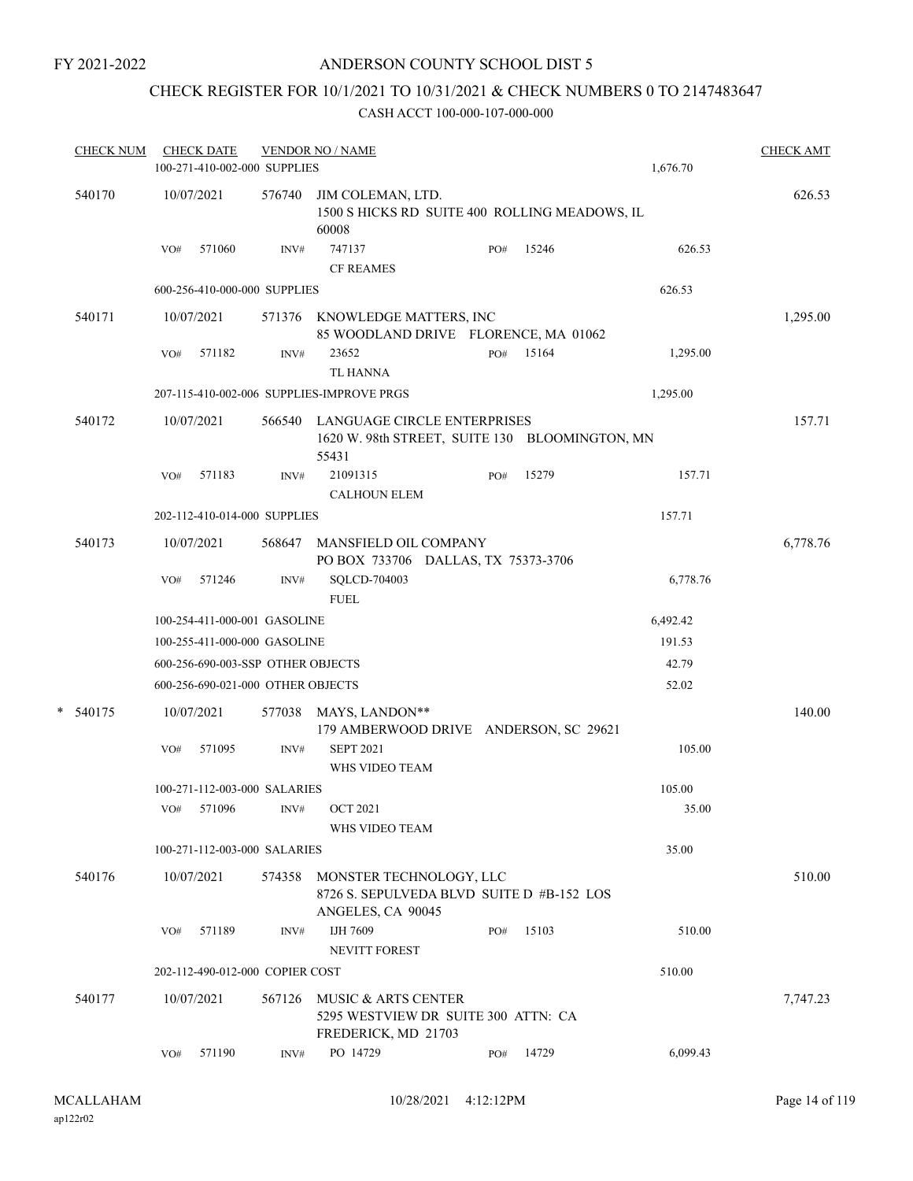FY 2021-2022

# ANDERSON COUNTY SCHOOL DIST 5

## CHECK REGISTER FOR 10/1/2021 TO 10/31/2021 & CHECK NUMBERS 0 TO 2147483647

### CASH ACCT 100-000-107-000-000

| CHECK NUM | CHECK DATE | VENDOR NO / NAME | | | | CHECK AMT |
|---|---|---|---|---|---|---|
| | 100-271-410-002-000 SUPPLIES | | | | 1,676.70 | |
| 540170 | 10/07/2021 | 576740 JIM COLEMAN, LTD. 1500 S HICKS RD SUITE 400 ROLLING MEADOWS, IL 60008 | | | | 626.53 |
| | VO# 571060 | INV# 747137 CF REAMES | PO# 15246 | | 626.53 | |
| | 600-256-410-000-000 SUPPLIES | | | | 626.53 | |
| 540171 | 10/07/2021 | 571376 KNOWLEDGE MATTERS, INC 85 WOODLAND DRIVE FLORENCE, MA 01062 | | | | 1,295.00 |
| | VO# 571182 | INV# 23652 TL HANNA | PO# 15164 | | 1,295.00 | |
| | 207-115-410-002-006 SUPPLIES-IMPROVE PRGS | | | | 1,295.00 | |
| 540172 | 10/07/2021 | 566540 LANGUAGE CIRCLE ENTERPRISES 1620 W. 98th STREET, SUITE 130 BLOOMINGTON, MN 55431 | | | | 157.71 |
| | VO# 571183 | INV# 21091315 CALHOUN ELEM | PO# 15279 | | 157.71 | |
| | 202-112-410-014-000 SUPPLIES | | | | 157.71 | |
| 540173 | 10/07/2021 | 568647 MANSFIELD OIL COMPANY PO BOX 733706 DALLAS, TX 75373-3706 | | | | 6,778.76 |
| | VO# 571246 | INV# SQLCD-704003 FUEL | | | 6,778.76 | |
| | 100-254-411-000-001 GASOLINE | | | | 6,492.42 | |
| | 100-255-411-000-000 GASOLINE | | | | 191.53 | |
| | 600-256-690-003-SSP OTHER OBJECTS | | | | 42.79 | |
| | 600-256-690-021-000 OTHER OBJECTS | | | | 52.02 | |
| * 540175 | 10/07/2021 | 577038 MAYS, LANDON** 179 AMBERWOOD DRIVE ANDERSON, SC 29621 | | | | 140.00 |
| | VO# 571095 | INV# SEPT 2021 WHS VIDEO TEAM | | | 105.00 | |
| | 100-271-112-003-000 SALARIES | | | | 105.00 | |
| | VO# 571096 | INV# OCT 2021 WHS VIDEO TEAM | | | 35.00 | |
| | 100-271-112-003-000 SALARIES | | | | 35.00 | |
| 540176 | 10/07/2021 | 574358 MONSTER TECHNOLOGY, LLC 8726 S. SEPULVEDA BLVD SUITE D #B-152 LOS ANGELES, CA 90045 | | | | 510.00 |
| | VO# 571189 | INV# IJH 7609 NEVITT FOREST | PO# 15103 | | 510.00 | |
| | 202-112-490-012-000 COPIER COST | | | | 510.00 | |
| 540177 | 10/07/2021 | 567126 MUSIC & ARTS CENTER 5295 WESTVIEW DR SUITE 300 ATTN: CA FREDERICK, MD 21703 | | | | 7,747.23 |
| | VO# 571190 | INV# PO 14729 | PO# 14729 | | 6,099.43 | |

MCALLAHAM ap122r02 10/28/2021 4:12:12PM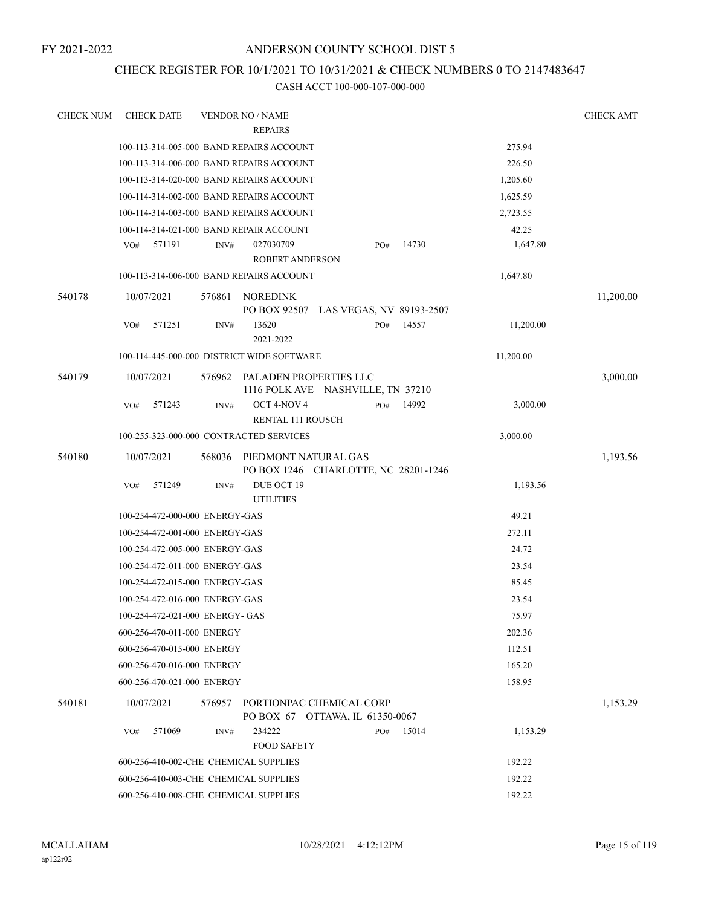FY 2021-2022

# ANDERSON COUNTY SCHOOL DIST 5

## CHECK REGISTER FOR 10/1/2021 TO 10/31/2021 & CHECK NUMBERS 0 TO 2147483647

### CASH ACCT 100-000-107-000-000

| CHECK NUM | CHECK DATE | VENDOR NO / NAME | | CHECK AMT |
|---|---|---|---|---|
| | | REPAIRS | | |
| | | 100-113-314-005-000 BAND REPAIRS ACCOUNT | 275.94 | |
| | | 100-113-314-006-000 BAND REPAIRS ACCOUNT | 226.50 | |
| | | 100-113-314-020-000 BAND REPAIRS ACCOUNT | 1,205.60 | |
| | | 100-114-314-002-000 BAND REPAIRS ACCOUNT | 1,625.59 | |
| | | 100-114-314-003-000 BAND REPAIRS ACCOUNT | 2,723.55 | |
| | | 100-114-314-021-000 BAND REPAIR ACCOUNT | 42.25 | |
| | VO# 571191 | INV# 027030709 PO# 14730 ROBERT ANDERSON | 1,647.80 | |
| | | 100-113-314-006-000 BAND REPAIRS ACCOUNT | 1,647.80 | |
| 540178 | 10/07/2021 | 576861 NOREDINK PO BOX 92507 LAS VEGAS, NV 89193-2507 | | 11,200.00 |
| | VO# 571251 | INV# 13620 PO# 14557 2021-2022 | 11,200.00 | |
| | | 100-114-445-000-000 DISTRICT WIDE SOFTWARE | 11,200.00 | |
| 540179 | 10/07/2021 | 576962 PALADEN PROPERTIES LLC 1116 POLK AVE NASHVILLE, TN 37210 | | 3,000.00 |
| | VO# 571243 | INV# OCT 4-NOV 4 PO# 14992 RENTAL 111 ROUSCH | 3,000.00 | |
| | | 100-255-323-000-000 CONTRACTED SERVICES | 3,000.00 | |
| 540180 | 10/07/2021 | 568036 PIEDMONT NATURAL GAS PO BOX 1246 CHARLOTTE, NC 28201-1246 | | 1,193.56 |
| | VO# 571249 | INV# DUE OCT 19 UTILITIES | 1,193.56 | |
| | | 100-254-472-000-000 ENERGY-GAS | 49.21 | |
| | | 100-254-472-001-000 ENERGY-GAS | 272.11 | |
| | | 100-254-472-005-000 ENERGY-GAS | 24.72 | |
| | | 100-254-472-011-000 ENERGY-GAS | 23.54 | |
| | | 100-254-472-015-000 ENERGY-GAS | 85.45 | |
| | | 100-254-472-016-000 ENERGY-GAS | 23.54 | |
| | | 100-254-472-021-000 ENERGY- GAS | 75.97 | |
| | | 600-256-470-011-000 ENERGY | 202.36 | |
| | | 600-256-470-015-000 ENERGY | 112.51 | |
| | | 600-256-470-016-000 ENERGY | 165.20 | |
| | | 600-256-470-021-000 ENERGY | 158.95 | |
| 540181 | 10/07/2021 | 576957 PORTIONPAC CHEMICAL CORP PO BOX 67 OTTAWA, IL 61350-0067 | | 1,153.29 |
| | VO# 571069 | INV# 234222 PO# 15014 FOOD SAFETY | 1,153.29 | |
| | | 600-256-410-002-CHE CHEMICAL SUPPLIES | 192.22 | |
| | | 600-256-410-003-CHE CHEMICAL SUPPLIES | 192.22 | |
| | | 600-256-410-008-CHE CHEMICAL SUPPLIES | 192.22 | |

MCALLAHAM
ap122r02

10/28/2021 4:12:12PM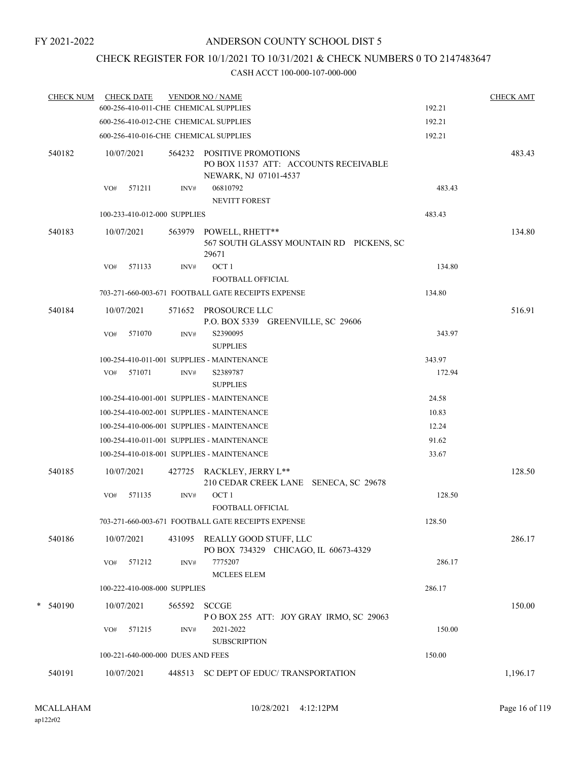FY 2021-2022

# ANDERSON COUNTY SCHOOL DIST 5

## CHECK REGISTER FOR 10/1/2021 TO 10/31/2021 & CHECK NUMBERS 0 TO 2147483647

### CASH ACCT 100-000-107-000-000

| CHECK NUM | CHECK DATE | VENDOR NO / NAME | | CHECK AMT |
|---|---|---|---|---|
| | 600-256-410-011-CHE CHEMICAL SUPPLIES | | 192.21 | |
| | 600-256-410-012-CHE CHEMICAL SUPPLIES | | 192.21 | |
| | 600-256-410-016-CHE CHEMICAL SUPPLIES | | 192.21 | |
| 540182 | 10/07/2021 | 564232 POSITIVE PROMOTIONS<br>PO BOX 11537 ATT: ACCOUNTS RECEIVABLE<br>NEWARK, NJ 07101-4537 | | 483.43 |
| | VO# 571211 INV# | 06810792<br>NEVITT FOREST | 483.43 | |
| | 100-233-410-012-000 SUPPLIES | | 483.43 | |
| 540183 | 10/07/2021 | 563979 POWELL, RHETT**<br>567 SOUTH GLASSY MOUNTAIN RD PICKENS, SC 29671 | | 134.80 |
| | VO# 571133 INV# | OCT 1<br>FOOTBALL OFFICIAL | 134.80 | |
| | 703-271-660-003-671 FOOTBALL GATE RECEIPTS EXPENSE | | 134.80 | |
| 540184 | 10/07/2021 | 571652 PROSOURCE LLC<br>P.O. BOX 5339 GREENVILLE, SC 29606 | | 516.91 |
| | VO# 571070 INV# | S2390095<br>SUPPLIES | 343.97 | |
| | 100-254-410-011-001 SUPPLIES - MAINTENANCE | | 343.97 | |
| | VO# 571071 INV# | S2389787<br>SUPPLIES | 172.94 | |
| | 100-254-410-001-001 SUPPLIES - MAINTENANCE | | 24.58 | |
| | 100-254-410-002-001 SUPPLIES - MAINTENANCE | | 10.83 | |
| | 100-254-410-006-001 SUPPLIES - MAINTENANCE | | 12.24 | |
| | 100-254-410-011-001 SUPPLIES - MAINTENANCE | | 91.62 | |
| | 100-254-410-018-001 SUPPLIES - MAINTENANCE | | 33.67 | |
| 540185 | 10/07/2021 | 427725 RACKLEY, JERRY L**<br>210 CEDAR CREEK LANE SENECA, SC 29678 | | 128.50 |
| | VO# 571135 INV# | OCT 1<br>FOOTBALL OFFICIAL | 128.50 | |
| | 703-271-660-003-671 FOOTBALL GATE RECEIPTS EXPENSE | | 128.50 | |
| 540186 | 10/07/2021 | 431095 REALLY GOOD STUFF, LLC<br>PO BOX 734329 CHICAGO, IL 60673-4329 | | 286.17 |
| | VO# 571212 INV# | 7775207<br>MCLEES ELEM | 286.17 | |
| | 100-222-410-008-000 SUPPLIES | | 286.17 | |
| * 540190 | 10/07/2021 | 565592 SCCGE<br>P O BOX 255 ATT: JOY GRAY IRMO, SC 29063 | | 150.00 |
| | VO# 571215 INV# | 2021-2022<br>SUBSCRIPTION | 150.00 | |
| | 100-221-640-000-000 DUES AND FEES | | 150.00 | |
| 540191 | 10/07/2021 | 448513 SC DEPT OF EDUC/ TRANSPORTATION | | 1,196.17 |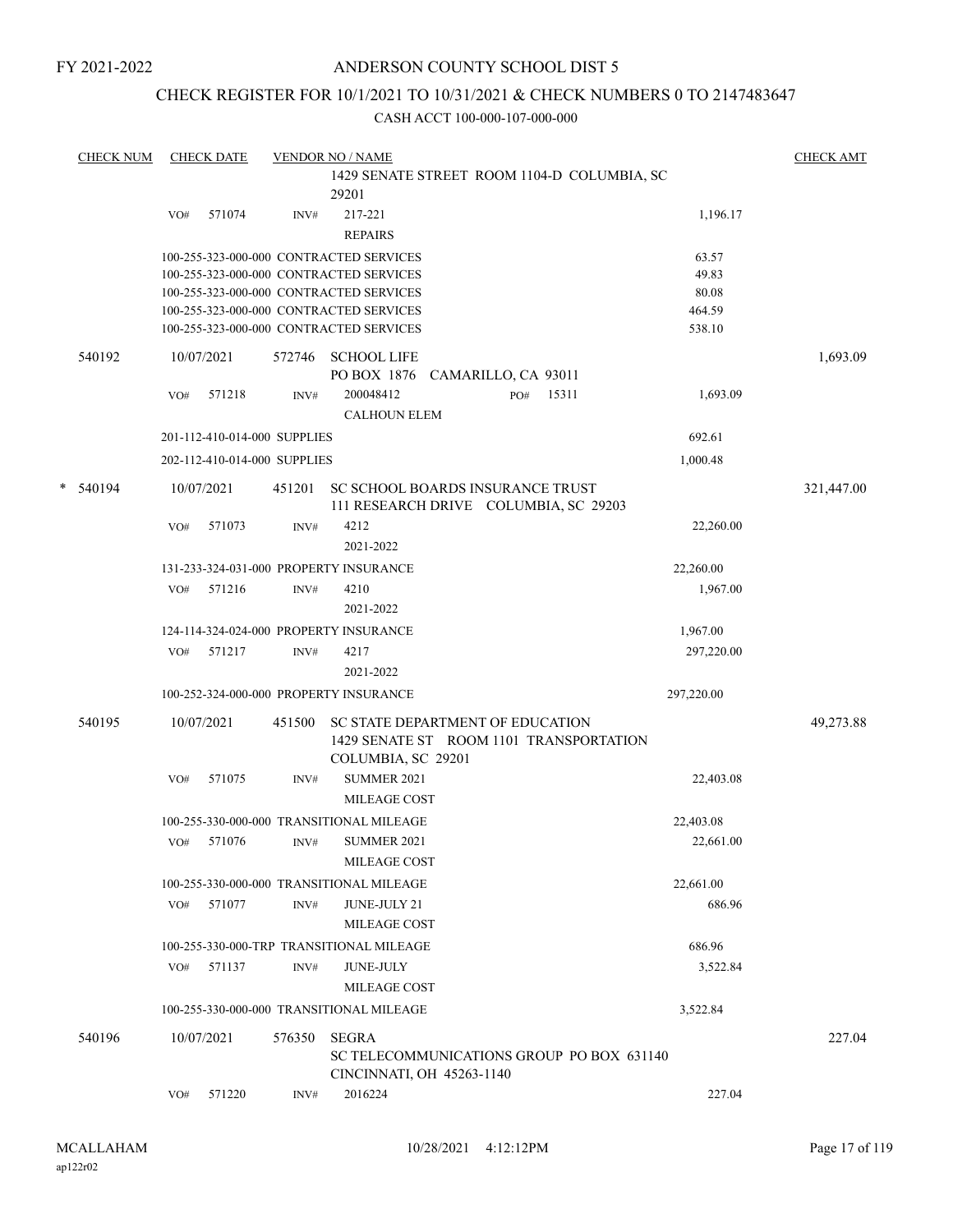FY 2021-2022

# ANDERSON COUNTY SCHOOL DIST 5

## CHECK REGISTER FOR 10/1/2021 TO 10/31/2021 & CHECK NUMBERS 0 TO 2147483647

CASH ACCT 100-000-107-000-000

| CHECK NUM | CHECK DATE | VENDOR NO / NAME | | CHECK AMT |
|---|---|---|---|---|
| | | 1429 SENATE STREET ROOM 1104-D COLUMBIA, SC 29201 | | |
| | VO# 571074 | INV# 217-221 REPAIRS | 1,196.17 | |
| | | 100-255-323-000-000 CONTRACTED SERVICES | 63.57 | |
| | | 100-255-323-000-000 CONTRACTED SERVICES | 49.83 | |
| | | 100-255-323-000-000 CONTRACTED SERVICES | 80.08 | |
| | | 100-255-323-000-000 CONTRACTED SERVICES | 464.59 | |
| | | 100-255-323-000-000 CONTRACTED SERVICES | 538.10 | |
| 540192 | 10/07/2021 | 572746 SCHOOL LIFE PO BOX 1876 CAMARILLO, CA 93011 | | 1,693.09 |
| | VO# 571218 | INV# 200048412 PO# 15311 CALHOUN ELEM | 1,693.09 | |
| | | 201-112-410-014-000 SUPPLIES | 692.61 | |
| | | 202-112-410-014-000 SUPPLIES | 1,000.48 | |
| * 540194 | 10/07/2021 | 451201 SC SCHOOL BOARDS INSURANCE TRUST 111 RESEARCH DRIVE COLUMBIA, SC 29203 | | 321,447.00 |
| | VO# 571073 | INV# 4212 2021-2022 | 22,260.00 | |
| | | 131-233-324-031-000 PROPERTY INSURANCE | 22,260.00 | |
| | VO# 571216 | INV# 4210 2021-2022 | 1,967.00 | |
| | | 124-114-324-024-000 PROPERTY INSURANCE | 1,967.00 | |
| | VO# 571217 | INV# 4217 2021-2022 | 297,220.00 | |
| | | 100-252-324-000-000 PROPERTY INSURANCE | 297,220.00 | |
| 540195 | 10/07/2021 | 451500 SC STATE DEPARTMENT OF EDUCATION 1429 SENATE ST ROOM 1101 TRANSPORTATION COLUMBIA, SC 29201 | | 49,273.88 |
| | VO# 571075 | INV# SUMMER 2021 MILEAGE COST | 22,403.08 | |
| | | 100-255-330-000-000 TRANSITIONAL MILEAGE | 22,403.08 | |
| | VO# 571076 | INV# SUMMER 2021 MILEAGE COST | 22,661.00 | |
| | | 100-255-330-000-000 TRANSITIONAL MILEAGE | 22,661.00 | |
| | VO# 571077 | INV# JUNE-JULY 21 MILEAGE COST | 686.96 | |
| | | 100-255-330-000-TRP TRANSITIONAL MILEAGE | 686.96 | |
| | VO# 571137 | INV# JUNE-JULY MILEAGE COST | 3,522.84 | |
| | | 100-255-330-000-000 TRANSITIONAL MILEAGE | 3,522.84 | |
| 540196 | 10/07/2021 | 576350 SEGRA SC TELECOMMUNICATIONS GROUP PO BOX 631140 CINCINNATI, OH 45263-1140 | | 227.04 |
| | VO# 571220 | INV# 2016224 | 227.04 | |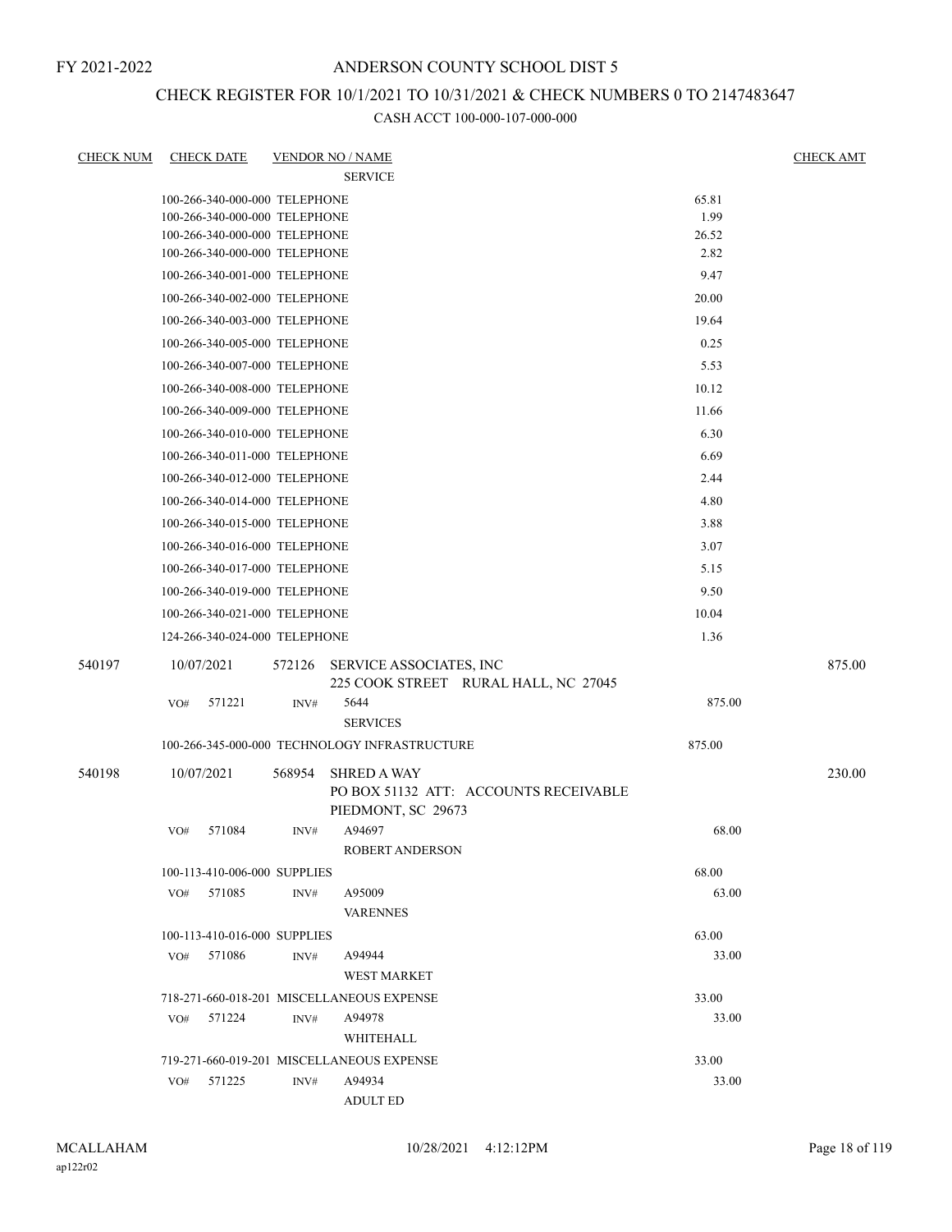FY 2021-2022

# ANDERSON COUNTY SCHOOL DIST 5

## CHECK REGISTER FOR 10/1/2021 TO 10/31/2021 & CHECK NUMBERS 0 TO 2147483647

### CASH ACCT 100-000-107-000-000

| CHECK NUM | CHECK DATE | VENDOR NO / NAME | | CHECK AMT |
|---|---|---|---|---|
| | | SERVICE | | |
| | 100-266-340-000-000 TELEPHONE | | 65.81 | |
| | 100-266-340-000-000 TELEPHONE | | 1.99 | |
| | 100-266-340-000-000 TELEPHONE | | 26.52 | |
| | 100-266-340-000-000 TELEPHONE | | 2.82 | |
| | 100-266-340-001-000 TELEPHONE | | 9.47 | |
| | 100-266-340-002-000 TELEPHONE | | 20.00 | |
| | 100-266-340-003-000 TELEPHONE | | 19.64 | |
| | 100-266-340-005-000 TELEPHONE | | 0.25 | |
| | 100-266-340-007-000 TELEPHONE | | 5.53 | |
| | 100-266-340-008-000 TELEPHONE | | 10.12 | |
| | 100-266-340-009-000 TELEPHONE | | 11.66 | |
| | 100-266-340-010-000 TELEPHONE | | 6.30 | |
| | 100-266-340-011-000 TELEPHONE | | 6.69 | |
| | 100-266-340-012-000 TELEPHONE | | 2.44 | |
| | 100-266-340-014-000 TELEPHONE | | 4.80 | |
| | 100-266-340-015-000 TELEPHONE | | 3.88 | |
| | 100-266-340-016-000 TELEPHONE | | 3.07 | |
| | 100-266-340-017-000 TELEPHONE | | 5.15 | |
| | 100-266-340-019-000 TELEPHONE | | 9.50 | |
| | 100-266-340-021-000 TELEPHONE | | 10.04 | |
| | 124-266-340-024-000 TELEPHONE | | 1.36 | |
| 540197 | 10/07/2021 | 572126 SERVICE ASSOCIATES, INC<br>225 COOK STREET RURAL HALL, NC 27045 | | 875.00 |
| | VO# 571221 | INV# 5644<br>SERVICES | 875.00 | |
| | 100-266-345-000-000 TECHNOLOGY INFRASTRUCTURE | | 875.00 | |
| 540198 | 10/07/2021 | 568954 SHRED A WAY<br>PO BOX 51132 ATT: ACCOUNTS RECEIVABLE<br>PIEDMONT, SC 29673 | | 230.00 |
| | VO# 571084 | INV# A94697<br>ROBERT ANDERSON | 68.00 | |
| | 100-113-410-006-000 SUPPLIES | | 68.00 | |
| | VO# 571085 | INV# A95009<br>VARENNES | 63.00 | |
| | 100-113-410-016-000 SUPPLIES | | 63.00 | |
| | VO# 571086 | INV# A94944<br>WEST MARKET | 33.00 | |
| | 718-271-660-018-201 MISCELLANEOUS EXPENSE | | 33.00 | |
| | VO# 571224 | INV# A94978<br>WHITEHALL | 33.00 | |
| | 719-271-660-019-201 MISCELLANEOUS EXPENSE | | 33.00 | |
| | VO# 571225 | INV# A94934<br>ADULT ED | 33.00 | |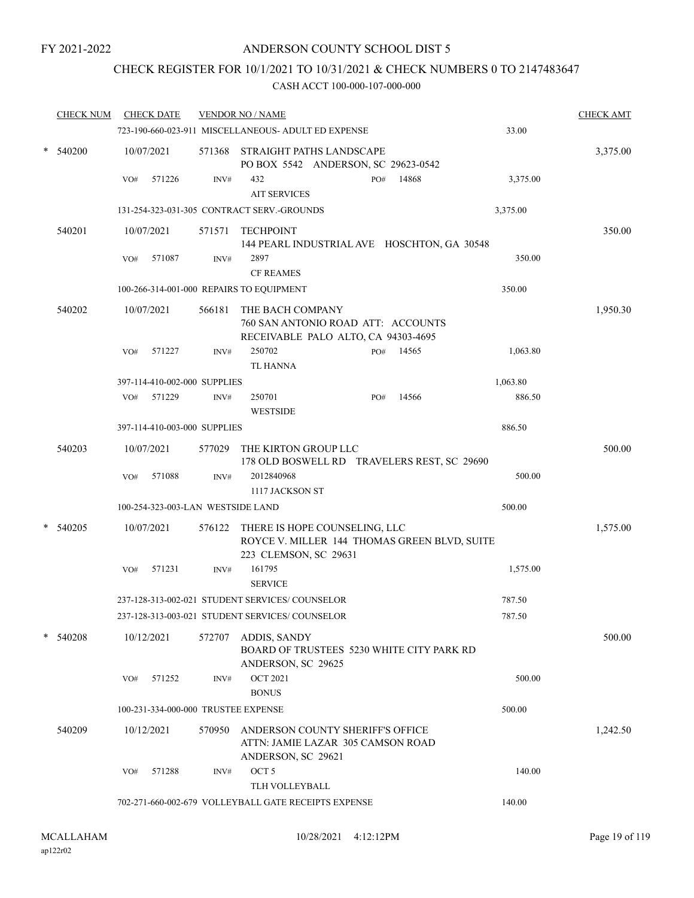FY 2021-2022

# ANDERSON COUNTY SCHOOL DIST 5

## CHECK REGISTER FOR 10/1/2021 TO 10/31/2021 & CHECK NUMBERS 0 TO 2147483647

CASH ACCT 100-000-107-000-000

| CHECK NUM | CHECK DATE | VENDOR NO / NAME | | CHECK AMT |
|---|---|---|---|---|
| | 723-190-660-023-911 MISCELLANEOUS- ADULT ED EXPENSE | | 33.00 | |
| * 540200 | 10/07/2021 | 571368 STRAIGHT PATHS LANDSCAPE<br>PO BOX 5542 ANDERSON, SC 29623-0542 | | 3,375.00 |
| | VO# 571226 | INV# 432 PO# 14868<br>AIT SERVICES | 3,375.00 | |
| | 131-254-323-031-305 CONTRACT SERV.-GROUNDS | | 3,375.00 | |
| 540201 | 10/07/2021 | 571571 TECHPOINT<br>144 PEARL INDUSTRIAL AVE HOSCHTON, GA 30548 | | 350.00 |
| | VO# 571087 | INV# 2897<br>CF REAMES | 350.00 | |
| | 100-266-314-001-000 REPAIRS TO EQUIPMENT | | 350.00 | |
| 540202 | 10/07/2021 | 566181 THE BACH COMPANY<br>760 SAN ANTONIO ROAD ATT: ACCOUNTS RECEIVABLE PALO ALTO, CA 94303-4695 | | 1,950.30 |
| | VO# 571227 | INV# 250702 PO# 14565<br>TL HANNA | 1,063.80 | |
| | 397-114-410-002-000 SUPPLIES | | 1,063.80 | |
| | VO# 571229 | INV# 250701 PO# 14566<br>WESTSIDE | 886.50 | |
| | 397-114-410-003-000 SUPPLIES | | 886.50 | |
| 540203 | 10/07/2021 | 577029 THE KIRTON GROUP LLC<br>178 OLD BOSWELL RD TRAVELERS REST, SC 29690 | | 500.00 |
| | VO# 571088 | INV# 2012840968<br>1117 JACKSON ST | 500.00 | |
| | 100-254-323-003-LAN WESTSIDE LAND | | 500.00 | |
| * 540205 | 10/07/2021 | 576122 THERE IS HOPE COUNSELING, LLC<br>ROYCE V. MILLER 144 THOMAS GREEN BLVD, SUITE 223 CLEMSON, SC 29631 | | 1,575.00 |
| | VO# 571231 | INV# 161795<br>SERVICE | 1,575.00 | |
| | 237-128-313-002-021 STUDENT SERVICES/ COUNSELOR | | 787.50 | |
| | 237-128-313-003-021 STUDENT SERVICES/ COUNSELOR | | 787.50 | |
| * 540208 | 10/12/2021 | 572707 ADDIS, SANDY<br>BOARD OF TRUSTEES 5230 WHITE CITY PARK RD ANDERSON, SC 29625 | | 500.00 |
| | VO# 571252 | INV# OCT 2021<br>BONUS | 500.00 | |
| | 100-231-334-000-000 TRUSTEE EXPENSE | | 500.00 | |
| 540209 | 10/12/2021 | 570950 ANDERSON COUNTY SHERIFF'S OFFICE<br>ATTN: JAMIE LAZAR 305 CAMSON ROAD ANDERSON, SC 29621 | | 1,242.50 |
| | VO# 571288 | INV# OCT 5<br>TLH VOLLEYBALL | 140.00 | |
| | 702-271-660-002-679 VOLLEYBALL GATE RECEIPTS EXPENSE | | 140.00 | |

MCALLAHAM
ap122r02

10/28/2021 4:12:12PM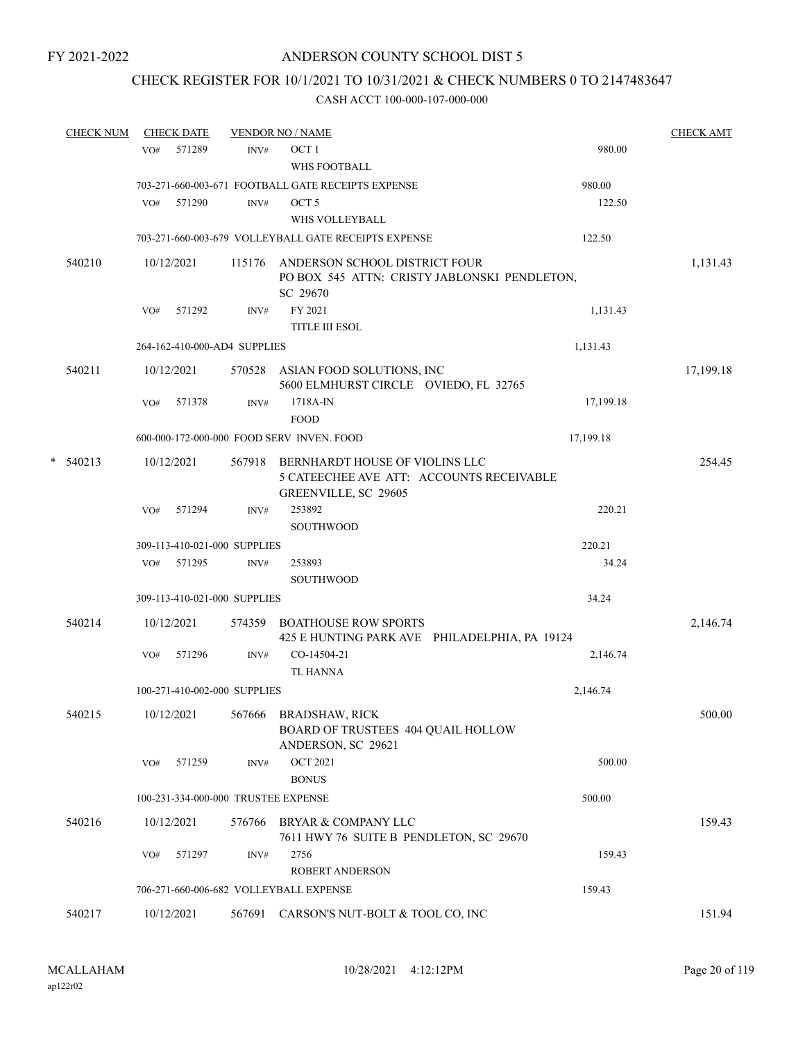FY 2021-2022

# ANDERSON COUNTY SCHOOL DIST 5

## CHECK REGISTER FOR 10/1/2021 TO 10/31/2021 & CHECK NUMBERS 0 TO 2147483647

### CASH ACCT 100-000-107-000-000

| CHECK NUM | CHECK DATE | VENDOR NO / NAME | | CHECK AMT |
|---|---|---|---|---|
| | VO# 571289 | INV# OCT 1<br>WHS FOOTBALL | 980.00 | |
| | 703-271-660-003-671 FOOTBALL GATE RECEIPTS EXPENSE | | 980.00 | |
| | VO# 571290 | INV# OCT 5<br>WHS VOLLEYBALL | 122.50 | |
| | 703-271-660-003-679 VOLLEYBALL GATE RECEIPTS EXPENSE | | 122.50 | |
| 540210 | 10/12/2021 | 115176 ANDERSON SCHOOL DISTRICT FOUR<br>PO BOX 545 ATTN: CRISTY JABLONSKI PENDLETON, SC 29670 | | 1,131.43 |
| | VO# 571292 | INV# FY 2021<br>TITLE III ESOL | 1,131.43 | |
| | 264-162-410-000-AD4 SUPPLIES | | 1,131.43 | |
| 540211 | 10/12/2021 | 570528 ASIAN FOOD SOLUTIONS, INC<br>5600 ELMHURST CIRCLE OVIEDO, FL 32765 | | 17,199.18 |
| | VO# 571378 | INV# 1718A-IN<br>FOOD | 17,199.18 | |
| | 600-000-172-000-000 FOOD SERV INVEN. FOOD | | 17,199.18 | |
| * 540213 | 10/12/2021 | 567918 BERNHARDT HOUSE OF VIOLINS LLC<br>5 CATEECHEE AVE ATT: ACCOUNTS RECEIVABLE GREENVILLE, SC 29605 | | 254.45 |
| | VO# 571294 | INV# 253892<br>SOUTHWOOD | 220.21 | |
| | 309-113-410-021-000 SUPPLIES | | 220.21 | |
| | VO# 571295 | INV# 253893<br>SOUTHWOOD | 34.24 | |
| | 309-113-410-021-000 SUPPLIES | | 34.24 | |
| 540214 | 10/12/2021 | 574359 BOATHOUSE ROW SPORTS<br>425 E HUNTING PARK AVE PHILADELPHIA, PA 19124 | | 2,146.74 |
| | VO# 571296 | INV# CO-14504-21<br>TL HANNA | 2,146.74 | |
| | 100-271-410-002-000 SUPPLIES | | 2,146.74 | |
| 540215 | 10/12/2021 | 567666 BRADSHAW, RICK<br>BOARD OF TRUSTEES 404 QUAIL HOLLOW ANDERSON, SC 29621 | | 500.00 |
| | VO# 571259 | INV# OCT 2021<br>BONUS | 500.00 | |
| | 100-231-334-000-000 TRUSTEE EXPENSE | | 500.00 | |
| 540216 | 10/12/2021 | 576766 BRYAR & COMPANY LLC<br>7611 HWY 76 SUITE B PENDLETON, SC 29670 | | 159.43 |
| | VO# 571297 | INV# 2756<br>ROBERT ANDERSON | 159.43 | |
| | 706-271-660-006-682 VOLLEYBALL EXPENSE | | 159.43 | |
| 540217 | 10/12/2021 | 567691 CARSON'S NUT-BOLT & TOOL CO, INC | | 151.94 |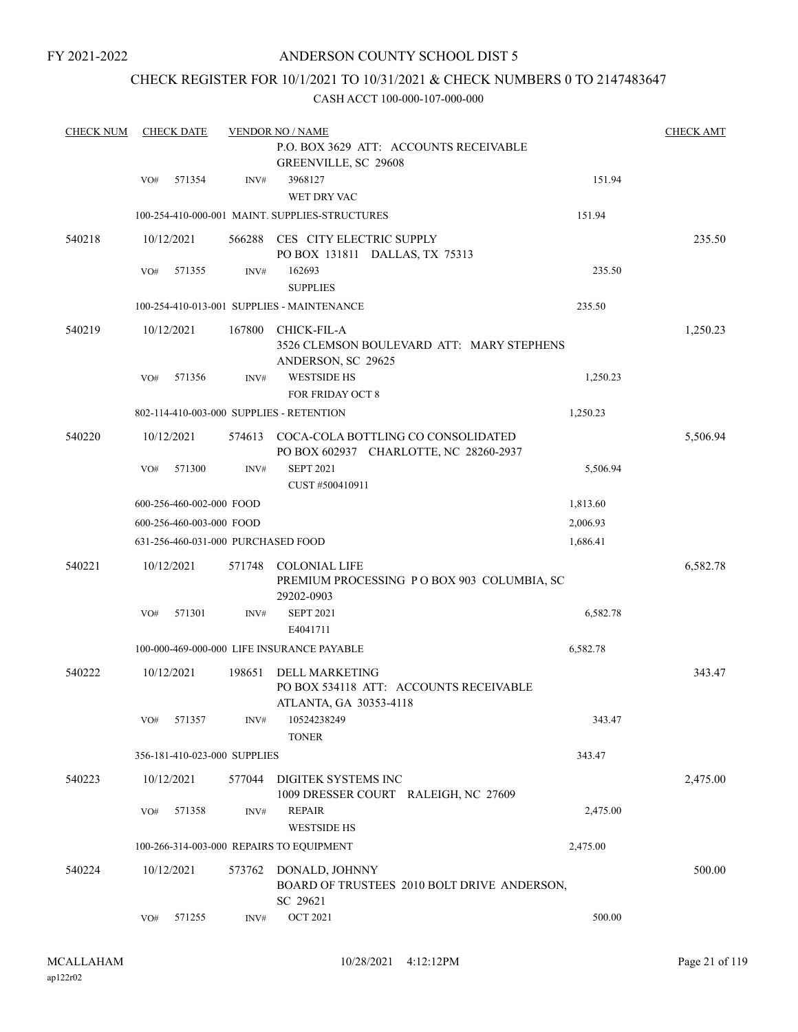FY 2021-2022

# ANDERSON COUNTY SCHOOL DIST 5

## CHECK REGISTER FOR 10/1/2021 TO 10/31/2021 & CHECK NUMBERS 0 TO 2147483647

### CASH ACCT 100-000-107-000-000

| CHECK NUM | CHECK DATE | VENDOR NO / NAME | | CHECK AMT |
|---|---|---|---|---|
| | | P.O. BOX 3629 ATT: ACCOUNTS RECEIVABLE GREENVILLE, SC 29608 | | |
| | VO# 571354 | INV# 3968127 WET DRY VAC | 151.94 | |
| | | 100-254-410-000-001 MAINT. SUPPLIES-STRUCTURES | 151.94 | |
| 540218 | 10/12/2021 | 566288 CES CITY ELECTRIC SUPPLY PO BOX 131811 DALLAS, TX 75313 | | 235.50 |
| | VO# 571355 | INV# 162693 SUPPLIES | 235.50 | |
| | | 100-254-410-013-001 SUPPLIES - MAINTENANCE | 235.50 | |
| 540219 | 10/12/2021 | 167800 CHICK-FIL-A 3526 CLEMSON BOULEVARD ATT: MARY STEPHENS ANDERSON, SC 29625 | | 1,250.23 |
| | VO# 571356 | INV# WESTSIDE HS FOR FRIDAY OCT 8 | 1,250.23 | |
| | | 802-114-410-003-000 SUPPLIES - RETENTION | 1,250.23 | |
| 540220 | 10/12/2021 | 574613 COCA-COLA BOTTLING CO CONSOLIDATED PO BOX 602937 CHARLOTTE, NC 28260-2937 | | 5,506.94 |
| | VO# 571300 | INV# SEPT 2021 CUST #500410911 | 5,506.94 | |
| | | 600-256-460-002-000 FOOD | 1,813.60 | |
| | | 600-256-460-003-000 FOOD | 2,006.93 | |
| | | 631-256-460-031-000 PURCHASED FOOD | 1,686.41 | |
| 540221 | 10/12/2021 | 571748 COLONIAL LIFE PREMIUM PROCESSING P O BOX 903 COLUMBIA, SC 29202-0903 | | 6,582.78 |
| | VO# 571301 | INV# SEPT 2021 E4041711 | 6,582.78 | |
| | | 100-000-469-000-000 LIFE INSURANCE PAYABLE | 6,582.78 | |
| 540222 | 10/12/2021 | 198651 DELL MARKETING PO BOX 534118 ATT: ACCOUNTS RECEIVABLE ATLANTA, GA 30353-4118 | | 343.47 |
| | VO# 571357 | INV# 10524238249 TONER | 343.47 | |
| | | 356-181-410-023-000 SUPPLIES | 343.47 | |
| 540223 | 10/12/2021 | 577044 DIGITEK SYSTEMS INC 1009 DRESSER COURT RALEIGH, NC 27609 | | 2,475.00 |
| | VO# 571358 | INV# REPAIR WESTSIDE HS | 2,475.00 | |
| | | 100-266-314-003-000 REPAIRS TO EQUIPMENT | 2,475.00 | |
| 540224 | 10/12/2021 | 573762 DONALD, JOHNNY BOARD OF TRUSTEES 2010 BOLT DRIVE ANDERSON, SC 29621 | | 500.00 |
| | VO# 571255 | INV# OCT 2021 | 500.00 | |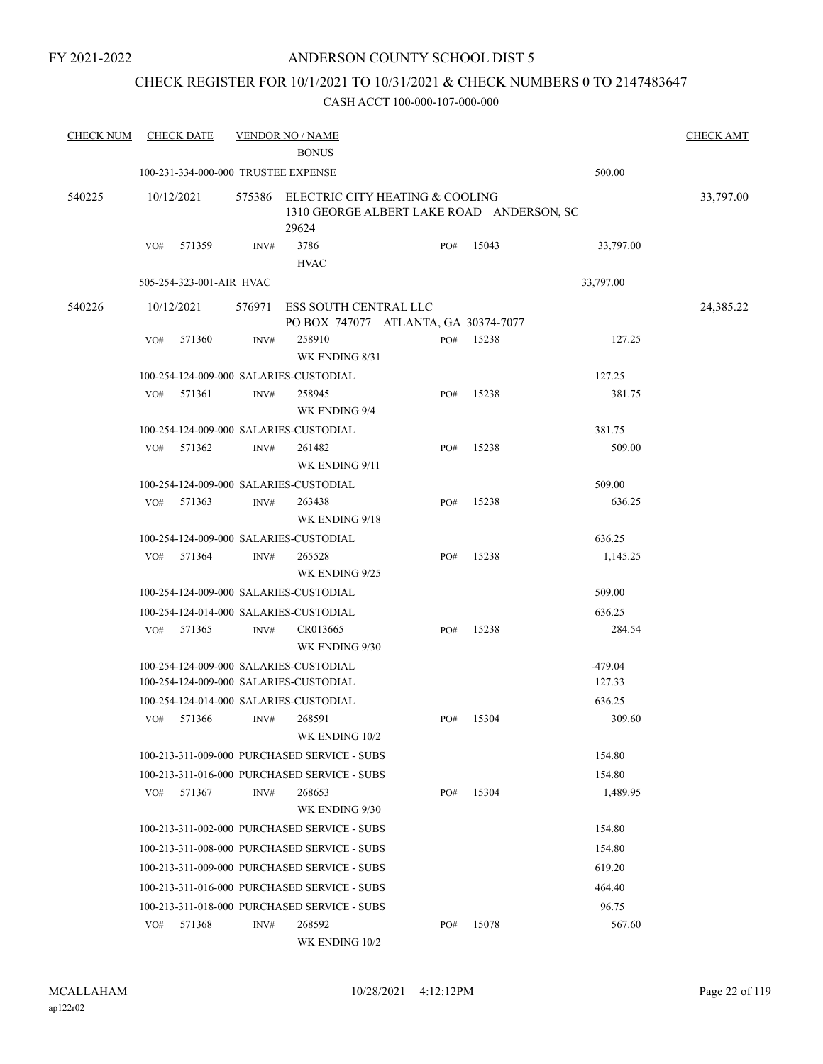FY 2021-2022

# ANDERSON COUNTY SCHOOL DIST 5

## CHECK REGISTER FOR 10/1/2021 TO 10/31/2021 & CHECK NUMBERS 0 TO 2147483647

### CASH ACCT 100-000-107-000-000

| CHECK NUM | CHECK DATE | VENDOR NO / NAME | | | | CHECK AMT |
|---|---|---|---|---|---|---|
| | | BONUS | | | | |
| | 100-231-334-000-000 TRUSTEE EXPENSE | | | | 500.00 | |
| 540225 | 10/12/2021 | 575386 ELECTRIC CITY HEATING & COOLING<br>1310 GEORGE ALBERT LAKE ROAD ANDERSON, SC 29624 | | | | 33,797.00 |
| | VO# 571359 | INV# 3786<br>HVAC | PO# 15043 | | 33,797.00 | |
| | 505-254-323-001-AIR HVAC | | | | 33,797.00 | |
| 540226 | 10/12/2021 | 576971 ESS SOUTH CENTRAL LLC<br>PO BOX 747077 ATLANTA, GA 30374-7077 | | | | 24,385.22 |
| | VO# 571360 | INV# 258910<br>WK ENDING 8/31 | PO# 15238 | | 127.25 | |
| | 100-254-124-009-000 SALARIES-CUSTODIAL | | | | 127.25 | |
| | VO# 571361 | INV# 258945<br>WK ENDING 9/4 | PO# 15238 | | 381.75 | |
| | 100-254-124-009-000 SALARIES-CUSTODIAL | | | | 381.75 | |
| | VO# 571362 | INV# 261482<br>WK ENDING 9/11 | PO# 15238 | | 509.00 | |
| | 100-254-124-009-000 SALARIES-CUSTODIAL | | | | 509.00 | |
| | VO# 571363 | INV# 263438<br>WK ENDING 9/18 | PO# 15238 | | 636.25 | |
| | 100-254-124-009-000 SALARIES-CUSTODIAL | | | | 636.25 | |
| | VO# 571364 | INV# 265528<br>WK ENDING 9/25 | PO# 15238 | | 1,145.25 | |
| | 100-254-124-009-000 SALARIES-CUSTODIAL | | | | 509.00 | |
| | 100-254-124-014-000 SALARIES-CUSTODIAL | | | | 636.25 | |
| | VO# 571365 | INV# CR013665<br>WK ENDING 9/30 | PO# 15238 | | 284.54 | |
| | 100-254-124-009-000 SALARIES-CUSTODIAL | | | | -479.04 | |
| | 100-254-124-009-000 SALARIES-CUSTODIAL | | | | 127.33 | |
| | 100-254-124-014-000 SALARIES-CUSTODIAL | | | | 636.25 | |
| | VO# 571366 | INV# 268591<br>WK ENDING 10/2 | PO# 15304 | | 309.60 | |
| | 100-213-311-009-000 PURCHASED SERVICE - SUBS | | | | 154.80 | |
| | 100-213-311-016-000 PURCHASED SERVICE - SUBS | | | | 154.80 | |
| | VO# 571367 | INV# 268653<br>WK ENDING 9/30 | PO# 15304 | | 1,489.95 | |
| | 100-213-311-002-000 PURCHASED SERVICE - SUBS | | | | 154.80 | |
| | 100-213-311-008-000 PURCHASED SERVICE - SUBS | | | | 154.80 | |
| | 100-213-311-009-000 PURCHASED SERVICE - SUBS | | | | 619.20 | |
| | 100-213-311-016-000 PURCHASED SERVICE - SUBS | | | | 464.40 | |
| | 100-213-311-018-000 PURCHASED SERVICE - SUBS | | | | 96.75 | |
| | VO# 571368 | INV# 268592<br>WK ENDING 10/2 | PO# 15078 | | 567.60 | |

MCALLAHAM
ap122r02

10/28/2021 4:12:12PM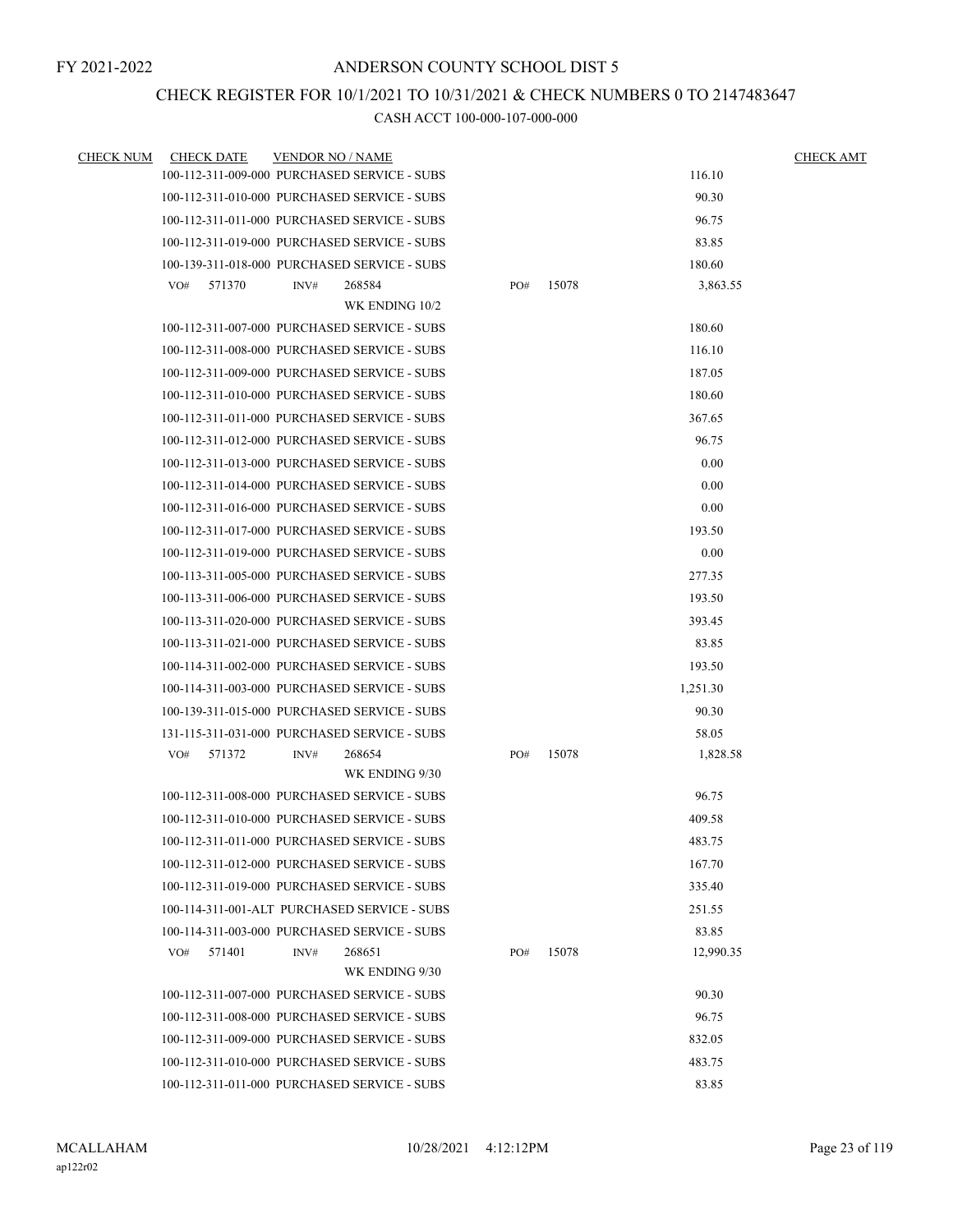FY 2021-2022

# ANDERSON COUNTY SCHOOL DIST 5

## CHECK REGISTER FOR 10/1/2021 TO 10/31/2021 & CHECK NUMBERS 0 TO 2147483647

### CASH ACCT 100-000-107-000-000

| CHECK NUM | CHECK DATE | VENDOR NO / NAME | | | CHECK AMT |
|---|---|---|---|---|---|
| | 100-112-311-009-000 PURCHASED SERVICE - SUBS | | | 116.10 | |
| | 100-112-311-010-000 PURCHASED SERVICE - SUBS | | | 90.30 | |
| | 100-112-311-011-000 PURCHASED SERVICE - SUBS | | | 96.75 | |
| | 100-112-311-019-000 PURCHASED SERVICE - SUBS | | | 83.85 | |
| | 100-139-311-018-000 PURCHASED SERVICE - SUBS | | | 180.60 | |
| | VO# 571370 | INV# 268584 WK ENDING 10/2 | PO# 15078 | 3,863.55 | |
| | 100-112-311-007-000 PURCHASED SERVICE - SUBS | | | 180.60 | |
| | 100-112-311-008-000 PURCHASED SERVICE - SUBS | | | 116.10 | |
| | 100-112-311-009-000 PURCHASED SERVICE - SUBS | | | 187.05 | |
| | 100-112-311-010-000 PURCHASED SERVICE - SUBS | | | 180.60 | |
| | 100-112-311-011-000 PURCHASED SERVICE - SUBS | | | 367.65 | |
| | 100-112-311-012-000 PURCHASED SERVICE - SUBS | | | 96.75 | |
| | 100-112-311-013-000 PURCHASED SERVICE - SUBS | | | 0.00 | |
| | 100-112-311-014-000 PURCHASED SERVICE - SUBS | | | 0.00 | |
| | 100-112-311-016-000 PURCHASED SERVICE - SUBS | | | 0.00 | |
| | 100-112-311-017-000 PURCHASED SERVICE - SUBS | | | 193.50 | |
| | 100-112-311-019-000 PURCHASED SERVICE - SUBS | | | 0.00 | |
| | 100-113-311-005-000 PURCHASED SERVICE - SUBS | | | 277.35 | |
| | 100-113-311-006-000 PURCHASED SERVICE - SUBS | | | 193.50 | |
| | 100-113-311-020-000 PURCHASED SERVICE - SUBS | | | 393.45 | |
| | 100-113-311-021-000 PURCHASED SERVICE - SUBS | | | 83.85 | |
| | 100-114-311-002-000 PURCHASED SERVICE - SUBS | | | 193.50 | |
| | 100-114-311-003-000 PURCHASED SERVICE - SUBS | | | 1,251.30 | |
| | 100-139-311-015-000 PURCHASED SERVICE - SUBS | | | 90.30 | |
| | 131-115-311-031-000 PURCHASED SERVICE - SUBS | | | 58.05 | |
| | VO# 571372 | INV# 268654 WK ENDING 9/30 | PO# 15078 | 1,828.58 | |
| | 100-112-311-008-000 PURCHASED SERVICE - SUBS | | | 96.75 | |
| | 100-112-311-010-000 PURCHASED SERVICE - SUBS | | | 409.58 | |
| | 100-112-311-011-000 PURCHASED SERVICE - SUBS | | | 483.75 | |
| | 100-112-311-012-000 PURCHASED SERVICE - SUBS | | | 167.70 | |
| | 100-112-311-019-000 PURCHASED SERVICE - SUBS | | | 335.40 | |
| | 100-114-311-001-ALT PURCHASED SERVICE - SUBS | | | 251.55 | |
| | 100-114-311-003-000 PURCHASED SERVICE - SUBS | | | 83.85 | |
| | VO# 571401 | INV# 268651 WK ENDING 9/30 | PO# 15078 | 12,990.35 | |
| | 100-112-311-007-000 PURCHASED SERVICE - SUBS | | | 90.30 | |
| | 100-112-311-008-000 PURCHASED SERVICE - SUBS | | | 96.75 | |
| | 100-112-311-009-000 PURCHASED SERVICE - SUBS | | | 832.05 | |
| | 100-112-311-010-000 PURCHASED SERVICE - SUBS | | | 483.75 | |
| | 100-112-311-011-000 PURCHASED SERVICE - SUBS | | | 83.85 | |

MCALLAHAM
ap122r02

10/28/2021 4:12:12PM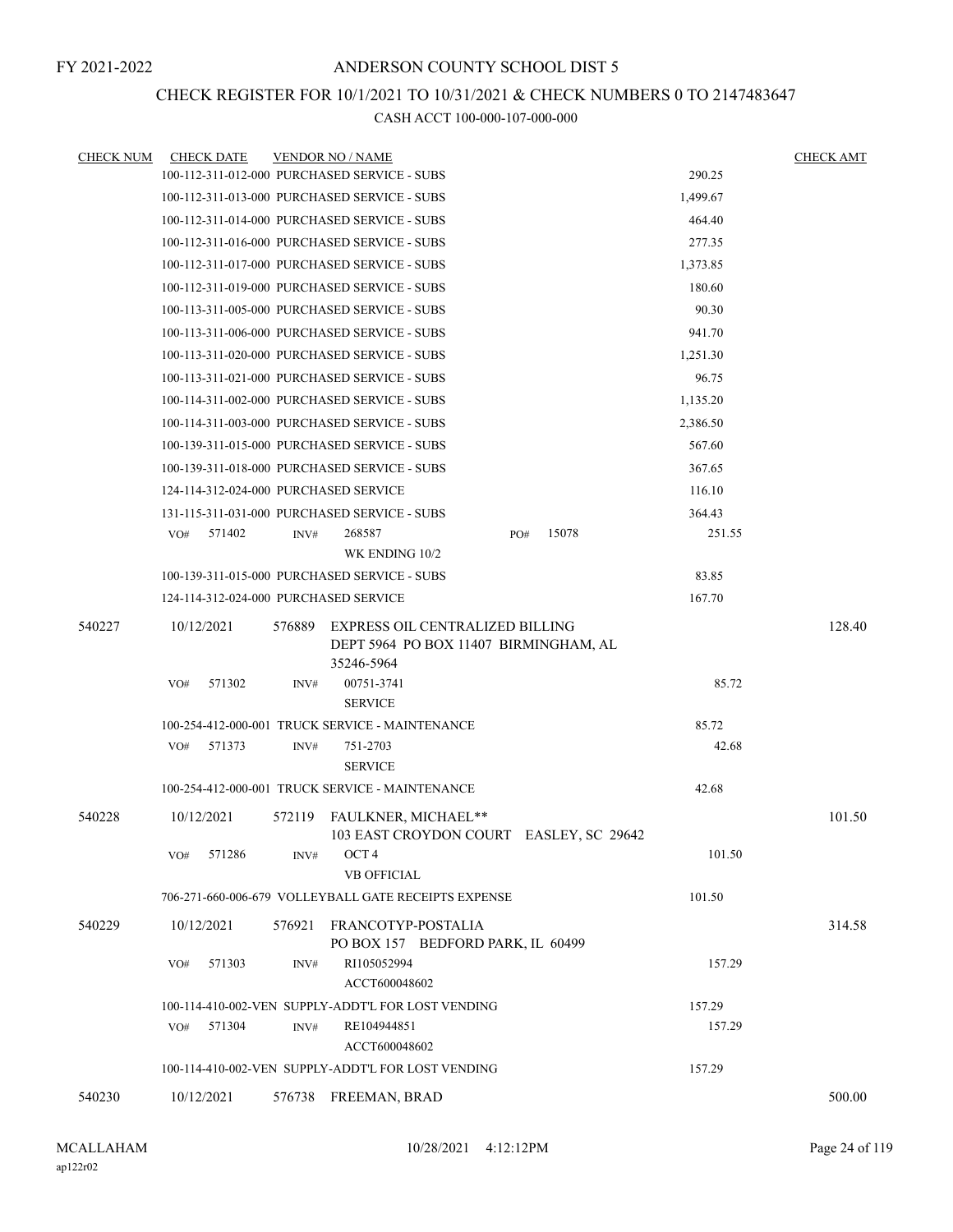FY 2021-2022

# ANDERSON COUNTY SCHOOL DIST 5

## CHECK REGISTER FOR 10/1/2021 TO 10/31/2021 & CHECK NUMBERS 0 TO 2147483647

### CASH ACCT 100-000-107-000-000

| CHECK NUM | CHECK DATE | VENDOR NO / NAME | | CHECK AMT |
|---|---|---|---|---|
| | 100-112-311-012-000 PURCHASED SERVICE - SUBS | | 290.25 | |
| | 100-112-311-013-000 PURCHASED SERVICE - SUBS | | 1,499.67 | |
| | 100-112-311-014-000 PURCHASED SERVICE - SUBS | | 464.40 | |
| | 100-112-311-016-000 PURCHASED SERVICE - SUBS | | 277.35 | |
| | 100-112-311-017-000 PURCHASED SERVICE - SUBS | | 1,373.85 | |
| | 100-112-311-019-000 PURCHASED SERVICE - SUBS | | 180.60 | |
| | 100-113-311-005-000 PURCHASED SERVICE - SUBS | | 90.30 | |
| | 100-113-311-006-000 PURCHASED SERVICE - SUBS | | 941.70 | |
| | 100-113-311-020-000 PURCHASED SERVICE - SUBS | | 1,251.30 | |
| | 100-113-311-021-000 PURCHASED SERVICE - SUBS | | 96.75 | |
| | 100-114-311-002-000 PURCHASED SERVICE - SUBS | | 1,135.20 | |
| | 100-114-311-003-000 PURCHASED SERVICE - SUBS | | 2,386.50 | |
| | 100-139-311-015-000 PURCHASED SERVICE - SUBS | | 567.60 | |
| | 100-139-311-018-000 PURCHASED SERVICE - SUBS | | 367.65 | |
| | 124-114-312-024-000 PURCHASED SERVICE | | 116.10 | |
| | 131-115-311-031-000 PURCHASED SERVICE - SUBS | | 364.43 | |
| | VO# 571402 | INV# 268587 WK ENDING 10/2 PO# 15078 | 251.55 | |
| | 100-139-311-015-000 PURCHASED SERVICE - SUBS | | 83.85 | |
| | 124-114-312-024-000 PURCHASED SERVICE | | 167.70 | |
| 540227 | 10/12/2021 | 576889 EXPRESS OIL CENTRALIZED BILLING DEPT 5964 PO BOX 11407 BIRMINGHAM, AL 35246-5964 | | 128.40 |
| | VO# 571302 | INV# 00751-3741 SERVICE | 85.72 | |
| | 100-254-412-000-001 TRUCK SERVICE - MAINTENANCE | | 85.72 | |
| | VO# 571373 | INV# 751-2703 SERVICE | 42.68 | |
| | 100-254-412-000-001 TRUCK SERVICE - MAINTENANCE | | 42.68 | |
| 540228 | 10/12/2021 | 572119 FAULKNER, MICHAEL** 103 EAST CROYDON COURT EASLEY, SC 29642 | | 101.50 |
| | VO# 571286 | INV# OCT 4 VB OFFICIAL | 101.50 | |
| | 706-271-660-006-679 VOLLEYBALL GATE RECEIPTS EXPENSE | | 101.50 | |
| 540229 | 10/12/2021 | 576921 FRANCOTYP-POSTALIA PO BOX 157 BEDFORD PARK, IL 60499 | | 314.58 |
| | VO# 571303 | INV# RI105052994 ACCT600048602 | 157.29 | |
| | 100-114-410-002-VEN SUPPLY-ADDT'L FOR LOST VENDING | | 157.29 | |
| | VO# 571304 | INV# RE104944851 ACCT600048602 | 157.29 | |
| | 100-114-410-002-VEN SUPPLY-ADDT'L FOR LOST VENDING | | 157.29 | |
| 540230 | 10/12/2021 | 576738 FREEMAN, BRAD | | 500.00 |

MCALLAHAM
ap122r02

10/28/2021 4:12:12PM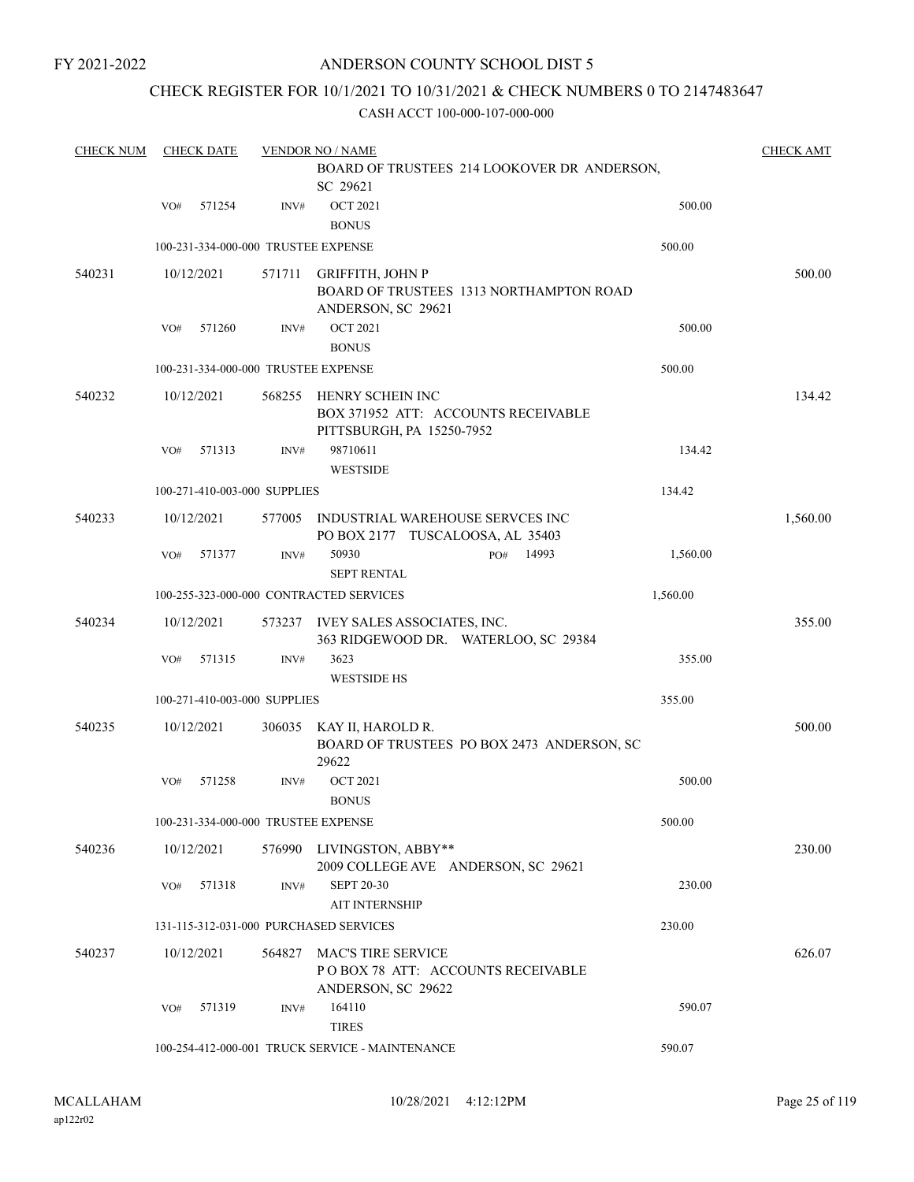FY 2021-2022

# ANDERSON COUNTY SCHOOL DIST 5

## CHECK REGISTER FOR 10/1/2021 TO 10/31/2021 & CHECK NUMBERS 0 TO 2147483647

CASH ACCT 100-000-107-000-000

| CHECK NUM | CHECK DATE | VENDOR NO / NAME | | CHECK AMT |
|---|---|---|---|---|
| | | BOARD OF TRUSTEES 214 LOOKOVER DR ANDERSON, SC 29621 | | |
| | VO# 571254 | INV# OCT 2021 BONUS | 500.00 | |
| | 100-231-334-000-000 TRUSTEE EXPENSE | | 500.00 | |
| 540231 | 10/12/2021 | 571711 GRIFFITH, JOHN P BOARD OF TRUSTEES 1313 NORTHAMPTON ROAD ANDERSON, SC 29621 | | 500.00 |
| | VO# 571260 | INV# OCT 2021 BONUS | 500.00 | |
| | 100-231-334-000-000 TRUSTEE EXPENSE | | 500.00 | |
| 540232 | 10/12/2021 | 568255 HENRY SCHEIN INC BOX 371952 ATT: ACCOUNTS RECEIVABLE PITTSBURGH, PA 15250-7952 | | 134.42 |
| | VO# 571313 | INV# 98710611 WESTSIDE | 134.42 | |
| | 100-271-410-003-000 SUPPLIES | | 134.42 | |
| 540233 | 10/12/2021 | 577005 INDUSTRIAL WAREHOUSE SERVCES INC PO BOX 2177 TUSCALOOSA, AL 35403 | | 1,560.00 |
| | VO# 571377 | INV# 50930 PO# 14993 SEPT RENTAL | 1,560.00 | |
| | 100-255-323-000-000 CONTRACTED SERVICES | | 1,560.00 | |
| 540234 | 10/12/2021 | 573237 IVEY SALES ASSOCIATES, INC. 363 RIDGEWOOD DR. WATERLOO, SC 29384 | | 355.00 |
| | VO# 571315 | INV# 3623 WESTSIDE HS | 355.00 | |
| | 100-271-410-003-000 SUPPLIES | | 355.00 | |
| 540235 | 10/12/2021 | 306035 KAY II, HAROLD R. BOARD OF TRUSTEES PO BOX 2473 ANDERSON, SC 29622 | | 500.00 |
| | VO# 571258 | INV# OCT 2021 BONUS | 500.00 | |
| | 100-231-334-000-000 TRUSTEE EXPENSE | | 500.00 | |
| 540236 | 10/12/2021 | 576990 LIVINGSTON, ABBY** 2009 COLLEGE AVE ANDERSON, SC 29621 | | 230.00 |
| | VO# 571318 | INV# SEPT 20-30 AIT INTERNSHIP | 230.00 | |
| | 131-115-312-031-000 PURCHASED SERVICES | | 230.00 | |
| 540237 | 10/12/2021 | 564827 MAC'S TIRE SERVICE P O BOX 78 ATT: ACCOUNTS RECEIVABLE ANDERSON, SC 29622 | | 626.07 |
| | VO# 571319 | INV# 164110 TIRES | 590.07 | |
| | 100-254-412-000-001 TRUCK SERVICE - MAINTENANCE | | 590.07 | |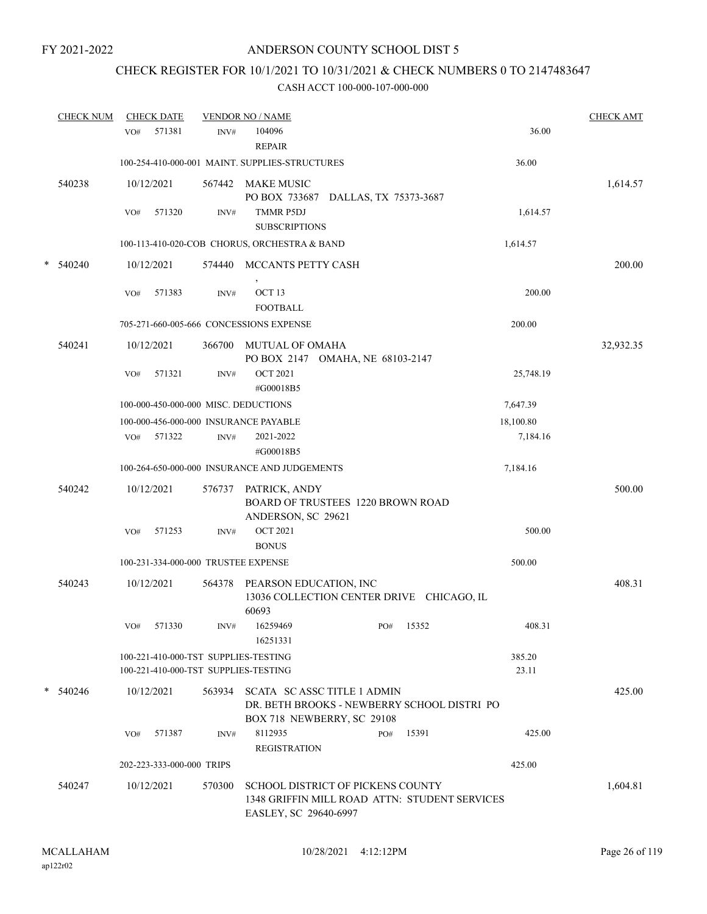FY 2021-2022

# ANDERSON COUNTY SCHOOL DIST 5

## CHECK REGISTER FOR 10/1/2021 TO 10/31/2021 & CHECK NUMBERS 0 TO 2147483647

### CASH ACCT 100-000-107-000-000

| CHECK NUM | CHECK DATE | VENDOR NO / NAME | | CHECK AMT |
|---|---|---|---|---|
| | VO# 571381 | INV# 104096 REPAIR | 36.00 | |
| | 100-254-410-000-001 MAINT. SUPPLIES-STRUCTURES | | 36.00 | |
| 540238 | 10/12/2021 | 567442 MAKE MUSIC PO BOX 733687 DALLAS, TX 75373-3687 | | 1,614.57 |
| | VO# 571320 | INV# TMMR P5DJ SUBSCRIPTIONS | 1,614.57 | |
| | 100-113-410-020-COB CHORUS, ORCHESTRA & BAND | | 1,614.57 | |
| * 540240 | 10/12/2021 | 574440 MCCANTS PETTY CASH , | | 200.00 |
| | VO# 571383 | INV# OCT 13 FOOTBALL | 200.00 | |
| | 705-271-660-005-666 CONCESSIONS EXPENSE | | 200.00 | |
| 540241 | 10/12/2021 | 366700 MUTUAL OF OMAHA PO BOX 2147 OMAHA, NE 68103-2147 | | 32,932.35 |
| | VO# 571321 | INV# OCT 2021 #G00018B5 | 25,748.19 | |
| | 100-000-450-000-000 MISC. DEDUCTIONS | | 7,647.39 | |
| | 100-000-456-000-000 INSURANCE PAYABLE | | 18,100.80 | |
| | VO# 571322 | INV# 2021-2022 #G00018B5 | 7,184.16 | |
| | 100-264-650-000-000 INSURANCE AND JUDGEMENTS | | 7,184.16 | |
| 540242 | 10/12/2021 | 576737 PATRICK, ANDY BOARD OF TRUSTEES 1220 BROWN ROAD ANDERSON, SC 29621 | | 500.00 |
| | VO# 571253 | INV# OCT 2021 BONUS | 500.00 | |
| | 100-231-334-000-000 TRUSTEE EXPENSE | | 500.00 | |
| 540243 | 10/12/2021 | 564378 PEARSON EDUCATION, INC 13036 COLLECTION CENTER DRIVE CHICAGO, IL 60693 | | 408.31 |
| | VO# 571330 | INV# 16259469 16251331 PO# 15352 | 408.31 | |
| | 100-221-410-000-TST SUPPLIES-TESTING | | 385.20 | |
| | 100-221-410-000-TST SUPPLIES-TESTING | | 23.11 | |
| * 540246 | 10/12/2021 | 563934 SCATA SC ASSC TITLE 1 ADMIN DR. BETH BROOKS - NEWBERRY SCHOOL DISTRI PO BOX 718 NEWBERRY, SC 29108 | | 425.00 |
| | VO# 571387 | INV# 8112935 REGISTRATION PO# 15391 | 425.00 | |
| | 202-223-333-000-000 TRIPS | | 425.00 | |
| 540247 | 10/12/2021 | 570300 SCHOOL DISTRICT OF PICKENS COUNTY 1348 GRIFFIN MILL ROAD ATTN: STUDENT SERVICES EASLEY, SC 29640-6997 | | 1,604.81 |

MCALLAHAM
ap122r02

10/28/2021 4:12:12PM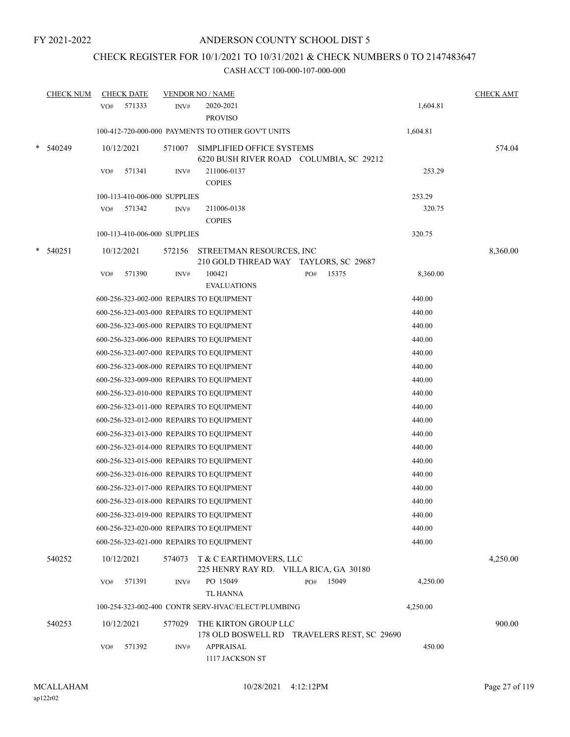FY 2021-2022

# ANDERSON COUNTY SCHOOL DIST 5

## CHECK REGISTER FOR 10/1/2021 TO 10/31/2021 & CHECK NUMBERS 0 TO 2147483647

### CASH ACCT 100-000-107-000-000

| CHECK NUM | CHECK DATE | VENDOR NO / NAME | | | CHECK AMT |
|---|---|---|---|---|---|
| | VO# 571333 | INV# 2020-2021 PROVISO | | 1,604.81 | |
| | 100-412-720-000-000 PAYMENTS TO OTHER GOV'T UNITS | | | 1,604.81 | |
| * 540249 | 10/12/2021 | 571007 SIMPLIFIED OFFICE SYSTEMS 6220 BUSH RIVER ROAD COLUMBIA, SC 29212 | | | 574.04 |
| | VO# 571341 | INV# 211006-0137 COPIES | | 253.29 | |
| | 100-113-410-006-000 SUPPLIES | | | 253.29 | |
| | VO# 571342 | INV# 211006-0138 COPIES | | 320.75 | |
| | 100-113-410-006-000 SUPPLIES | | | 320.75 | |
| * 540251 | 10/12/2021 | 572156 STREETMAN RESOURCES, INC 210 GOLD THREAD WAY TAYLORS, SC 29687 | | | 8,360.00 |
| | VO# 571390 | INV# 100421 EVALUATIONS | PO# 15375 | 8,360.00 | |
| | 600-256-323-002-000 REPAIRS TO EQUIPMENT | | | 440.00 | |
| | 600-256-323-003-000 REPAIRS TO EQUIPMENT | | | 440.00 | |
| | 600-256-323-005-000 REPAIRS TO EQUIPMENT | | | 440.00 | |
| | 600-256-323-006-000 REPAIRS TO EQUIPMENT | | | 440.00 | |
| | 600-256-323-007-000 REPAIRS TO EQUIPMENT | | | 440.00 | |
| | 600-256-323-008-000 REPAIRS TO EQUIPMENT | | | 440.00 | |
| | 600-256-323-009-000 REPAIRS TO EQUIPMENT | | | 440.00 | |
| | 600-256-323-010-000 REPAIRS TO EQUIPMENT | | | 440.00 | |
| | 600-256-323-011-000 REPAIRS TO EQUIPMENT | | | 440.00 | |
| | 600-256-323-012-000 REPAIRS TO EQUIPMENT | | | 440.00 | |
| | 600-256-323-013-000 REPAIRS TO EQUIPMENT | | | 440.00 | |
| | 600-256-323-014-000 REPAIRS TO EQUIPMENT | | | 440.00 | |
| | 600-256-323-015-000 REPAIRS TO EQUIPMENT | | | 440.00 | |
| | 600-256-323-016-000 REPAIRS TO EQUIPMENT | | | 440.00 | |
| | 600-256-323-017-000 REPAIRS TO EQUIPMENT | | | 440.00 | |
| | 600-256-323-018-000 REPAIRS TO EQUIPMENT | | | 440.00 | |
| | 600-256-323-019-000 REPAIRS TO EQUIPMENT | | | 440.00 | |
| | 600-256-323-020-000 REPAIRS TO EQUIPMENT | | | 440.00 | |
| | 600-256-323-021-000 REPAIRS TO EQUIPMENT | | | 440.00 | |
| 540252 | 10/12/2021 | 574073 T & C EARTHMOVERS, LLC 225 HENRY RAY RD. VILLA RICA, GA 30180 | | | 4,250.00 |
| | VO# 571391 | INV# PO 15049 TL HANNA | PO# 15049 | 4,250.00 | |
| | 100-254-323-002-400 CONTR SERV-HVAC/ELECT/PLUMBING | | | 4,250.00 | |
| 540253 | 10/12/2021 | 577029 THE KIRTON GROUP LLC 178 OLD BOSWELL RD TRAVELERS REST, SC 29690 | | | 900.00 |
| | VO# 571392 | INV# APPRAISAL 1117 JACKSON ST | | 450.00 | |

MCALLAHAM 10/28/2021 4:12:12PM
ap122r02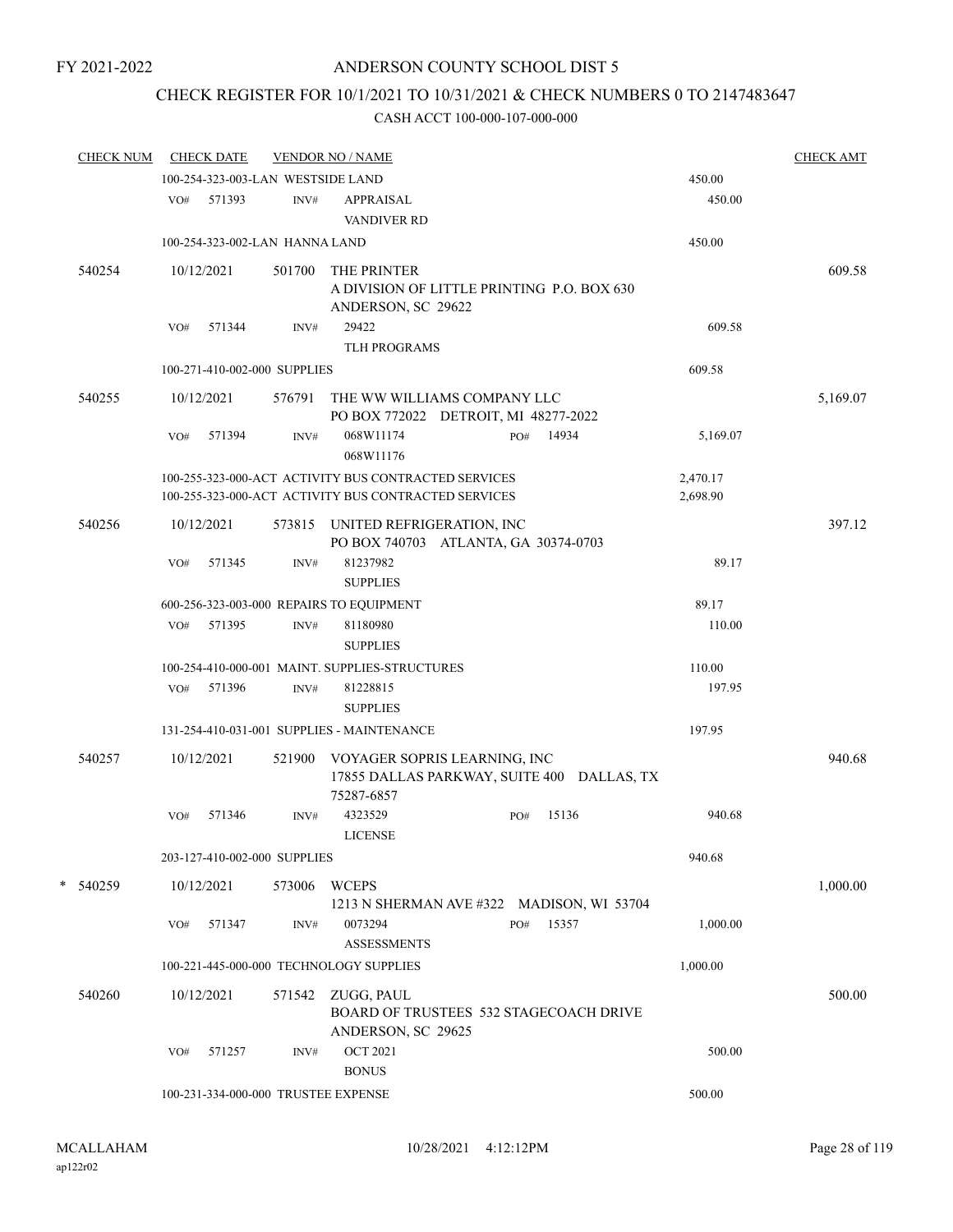FY 2021-2022

# ANDERSON COUNTY SCHOOL DIST 5

## CHECK REGISTER FOR 10/1/2021 TO 10/31/2021 & CHECK NUMBERS 0 TO 2147483647

### CASH ACCT 100-000-107-000-000

| CHECK NUM | CHECK DATE | VENDOR NO / NAME | | | CHECK AMT |
|---|---|---|---|---|---|
| | 100-254-323-003-LAN WESTSIDE LAND | | | 450.00 | |
| | VO# 571393 | INV# | APPRAISAL<br>VANDIVER RD | 450.00 | |
| | 100-254-323-002-LAN HANNA LAND | | | 450.00 | |
| 540254 | 10/12/2021 | 501700 | THE PRINTER<br>A DIVISION OF LITTLE PRINTING P.O. BOX 630<br>ANDERSON, SC 29622 | | 609.58 |
| | VO# 571344 | INV# | 29422<br>TLH PROGRAMS | 609.58 | |
| | 100-271-410-002-000 SUPPLIES | | | 609.58 | |
| 540255 | 10/12/2021 | 576791 | THE WW WILLIAMS COMPANY LLC<br>PO BOX 772022 DETROIT, MI 48277-2022 | | 5,169.07 |
| | VO# 571394 | INV# | 068W11174 PO# 14934<br>068W11176 | 5,169.07 | |
| | 100-255-323-000-ACT ACTIVITY BUS CONTRACTED SERVICES | | | 2,470.17 | |
| | 100-255-323-000-ACT ACTIVITY BUS CONTRACTED SERVICES | | | 2,698.90 | |
| 540256 | 10/12/2021 | 573815 | UNITED REFRIGERATION, INC<br>PO BOX 740703 ATLANTA, GA 30374-0703 | | 397.12 |
| | VO# 571345 | INV# | 81237982<br>SUPPLIES | 89.17 | |
| | 600-256-323-003-000 REPAIRS TO EQUIPMENT | | | 89.17 | |
| | VO# 571395 | INV# | 81180980<br>SUPPLIES | 110.00 | |
| | 100-254-410-000-001 MAINT. SUPPLIES-STRUCTURES | | | 110.00 | |
| | VO# 571396 | INV# | 81228815<br>SUPPLIES | 197.95 | |
| | 131-254-410-031-001 SUPPLIES - MAINTENANCE | | | 197.95 | |
| 540257 | 10/12/2021 | 521900 | VOYAGER SOPRIS LEARNING, INC<br>17855 DALLAS PARKWAY, SUITE 400 DALLAS, TX<br>75287-6857 | | 940.68 |
| | VO# 571346 | INV# | 4323529 PO# 15136<br>LICENSE | 940.68 | |
| | 203-127-410-002-000 SUPPLIES | | | 940.68 | |
| * 540259 | 10/12/2021 | 573006 | WCEPS<br>1213 N SHERMAN AVE #322 MADISON, WI 53704 | | 1,000.00 |
| | VO# 571347 | INV# | 0073294 PO# 15357<br>ASSESSMENTS | 1,000.00 | |
| | 100-221-445-000-000 TECHNOLOGY SUPPLIES | | | 1,000.00 | |
| 540260 | 10/12/2021 | 571542 | ZUGG, PAUL<br>BOARD OF TRUSTEES 532 STAGECOACH DRIVE<br>ANDERSON, SC 29625 | | 500.00 |
| | VO# 571257 | INV# | OCT 2021<br>BONUS | 500.00 | |
| | 100-231-334-000-000 TRUSTEE EXPENSE | | | 500.00 | |

MCALLAHAM
ap122r02
10/28/2021 4:12:12PM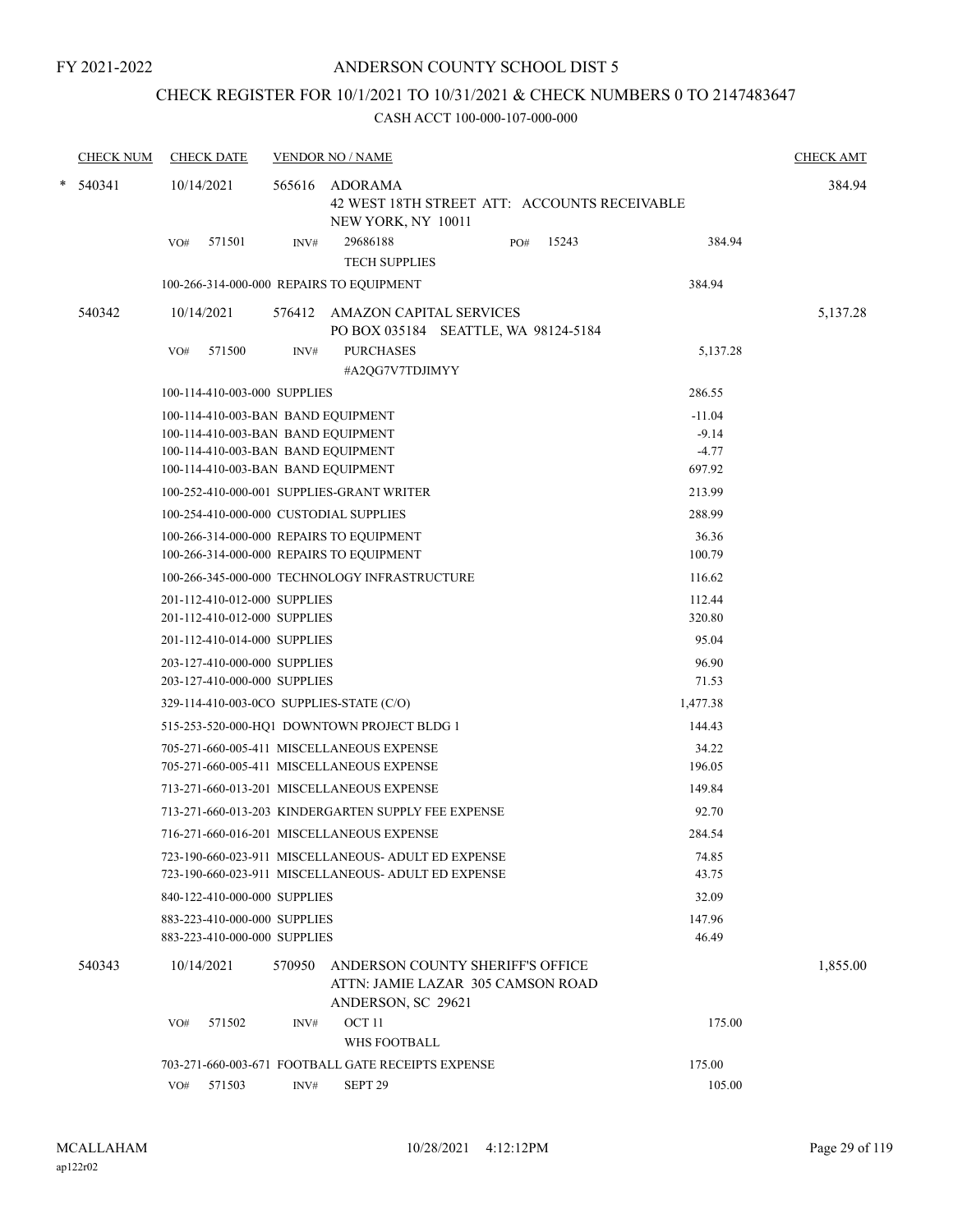FY 2021-2022

# ANDERSON COUNTY SCHOOL DIST 5

## CHECK REGISTER FOR 10/1/2021 TO 10/31/2021 & CHECK NUMBERS 0 TO 2147483647

### CASH ACCT 100-000-107-000-000

| CHECK NUM | CHECK DATE | VENDOR NO / NAME | | CHECK AMT |
|---|---|---|---|---|
| * 540341 | 10/14/2021 | 565616 ADORAMA<br>42 WEST 18TH STREET ATT: ACCOUNTS RECEIVABLE<br>NEW YORK, NY 10011 | | 384.94 |
| | VO# 571501 | INV# 29686188 PO# 15243<br>TECH SUPPLIES | 384.94 | |
| | | 100-266-314-000-000 REPAIRS TO EQUIPMENT | 384.94 | |
| 540342 | 10/14/2021 | 576412 AMAZON CAPITAL SERVICES<br>PO BOX 035184 SEATTLE, WA 98124-5184 | | 5,137.28 |
| | VO# 571500 | INV# PURCHASES<br>#A2QG7V7TDJIMYY | 5,137.28 | |
| | | 100-114-410-003-000 SUPPLIES | 286.55 | |
| | | 100-114-410-003-BAN BAND EQUIPMENT | -11.04 | |
| | | 100-114-410-003-BAN BAND EQUIPMENT | -9.14 | |
| | | 100-114-410-003-BAN BAND EQUIPMENT | -4.77 | |
| | | 100-114-410-003-BAN BAND EQUIPMENT | 697.92 | |
| | | 100-252-410-000-001 SUPPLIES-GRANT WRITER | 213.99 | |
| | | 100-254-410-000-000 CUSTODIAL SUPPLIES | 288.99 | |
| | | 100-266-314-000-000 REPAIRS TO EQUIPMENT | 36.36 | |
| | | 100-266-314-000-000 REPAIRS TO EQUIPMENT | 100.79 | |
| | | 100-266-345-000-000 TECHNOLOGY INFRASTRUCTURE | 116.62 | |
| | | 201-112-410-012-000 SUPPLIES | 112.44 | |
| | | 201-112-410-012-000 SUPPLIES | 320.80 | |
| | | 201-112-410-014-000 SUPPLIES | 95.04 | |
| | | 203-127-410-000-000 SUPPLIES | 96.90 | |
| | | 203-127-410-000-000 SUPPLIES | 71.53 | |
| | | 329-114-410-003-0CO SUPPLIES-STATE (C/O) | 1,477.38 | |
| | | 515-253-520-000-HQ1 DOWNTOWN PROJECT BLDG 1 | 144.43 | |
| | | 705-271-660-005-411 MISCELLANEOUS EXPENSE | 34.22 | |
| | | 705-271-660-005-411 MISCELLANEOUS EXPENSE | 196.05 | |
| | | 713-271-660-013-201 MISCELLANEOUS EXPENSE | 149.84 | |
| | | 713-271-660-013-203 KINDERGARTEN SUPPLY FEE EXPENSE | 92.70 | |
| | | 716-271-660-016-201 MISCELLANEOUS EXPENSE | 284.54 | |
| | | 723-190-660-023-911 MISCELLANEOUS- ADULT ED EXPENSE | 74.85 | |
| | | 723-190-660-023-911 MISCELLANEOUS- ADULT ED EXPENSE | 43.75 | |
| | | 840-122-410-000-000 SUPPLIES | 32.09 | |
| | | 883-223-410-000-000 SUPPLIES | 147.96 | |
| | | 883-223-410-000-000 SUPPLIES | 46.49 | |
| 540343 | 10/14/2021 | 570950 ANDERSON COUNTY SHERIFF'S OFFICE<br>ATTN: JAMIE LAZAR 305 CAMSON ROAD<br>ANDERSON, SC 29621 | | 1,855.00 |
| | VO# 571502 | INV# OCT 11<br>WHS FOOTBALL | 175.00 | |
| | | 703-271-660-003-671 FOOTBALL GATE RECEIPTS EXPENSE | 175.00 | |
| | VO# 571503 | INV# SEPT 29 | 105.00 | |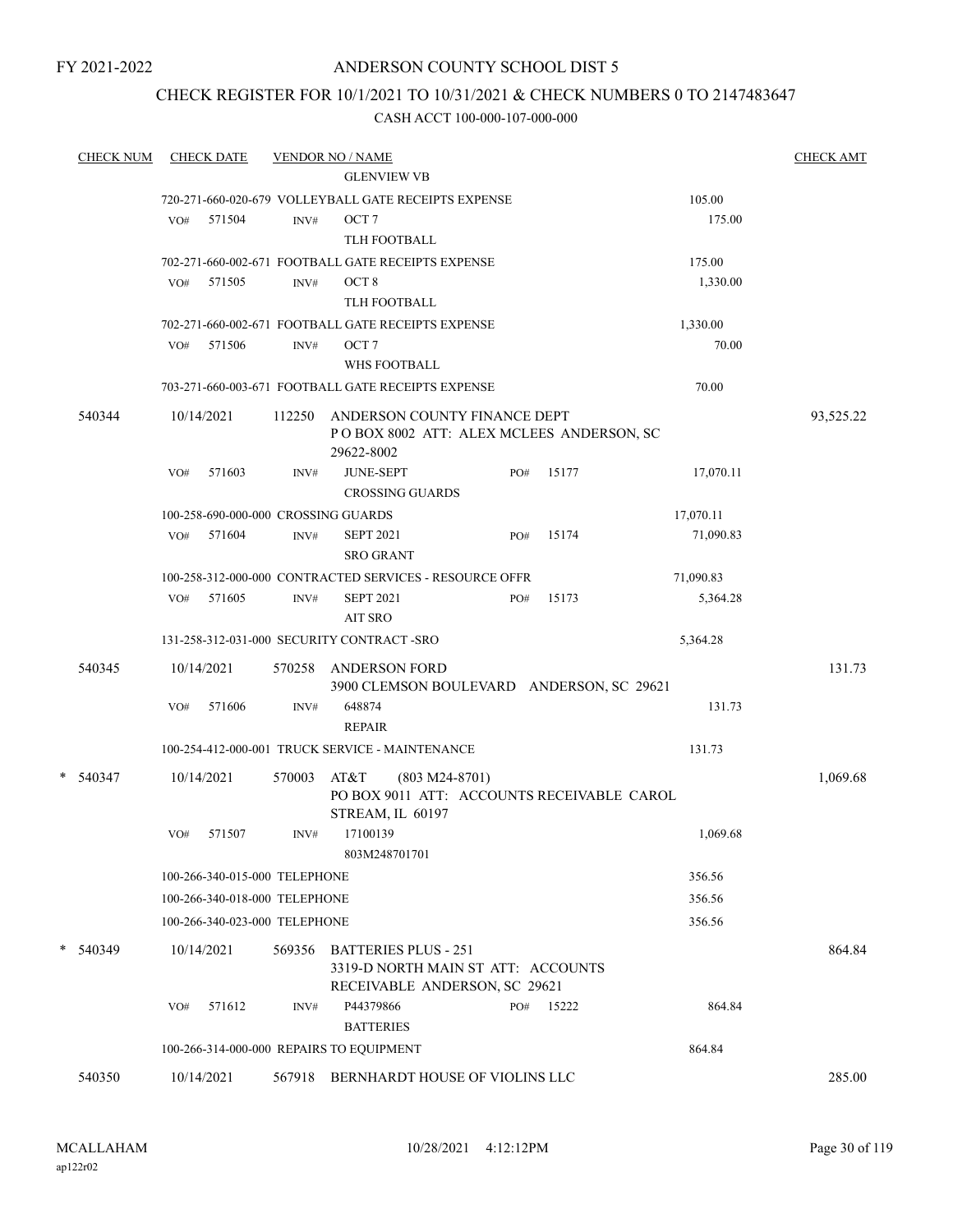FY 2021-2022

# ANDERSON COUNTY SCHOOL DIST 5

## CHECK REGISTER FOR 10/1/2021 TO 10/31/2021 & CHECK NUMBERS 0 TO 2147483647

### CASH ACCT 100-000-107-000-000

| CHECK NUM | CHECK DATE | VENDOR NO / NAME | | | CHECK AMT |
|---|---|---|---|---|---|
| | | GLENVIEW VB | | | |
| | | 720-271-660-020-679 VOLLEYBALL GATE RECEIPTS EXPENSE | | 105.00 | |
| | VO# 571504 | INV# OCT 7<br>TLH FOOTBALL | | 175.00 | |
| | | 702-271-660-002-671 FOOTBALL GATE RECEIPTS EXPENSE | | 175.00 | |
| | VO# 571505 | INV# OCT 8<br>TLH FOOTBALL | | 1,330.00 | |
| | | 702-271-660-002-671 FOOTBALL GATE RECEIPTS EXPENSE | | 1,330.00 | |
| | VO# 571506 | INV# OCT 7<br>WHS FOOTBALL | | 70.00 | |
| | | 703-271-660-003-671 FOOTBALL GATE RECEIPTS EXPENSE | | 70.00 | |
| 540344 | 10/14/2021 | 112250 ANDERSON COUNTY FINANCE DEPT<br>P O BOX 8002 ATT: ALEX MCLEES ANDERSON, SC 29622-8002 | | | 93,525.22 |
| | VO# 571603 | INV# JUNE-SEPT<br>CROSSING GUARDS | PO# 15177 | 17,070.11 | |
| | | 100-258-690-000-000 CROSSING GUARDS | | 17,070.11 | |
| | VO# 571604 | INV# SEPT 2021<br>SRO GRANT | PO# 15174 | 71,090.83 | |
| | | 100-258-312-000-000 CONTRACTED SERVICES - RESOURCE OFFR | | 71,090.83 | |
| | VO# 571605 | INV# SEPT 2021<br>AIT SRO | PO# 15173 | 5,364.28 | |
| | | 131-258-312-031-000 SECURITY CONTRACT -SRO | | 5,364.28 | |
| 540345 | 10/14/2021 | 570258 ANDERSON FORD<br>3900 CLEMSON BOULEVARD ANDERSON, SC 29621 | | | 131.73 |
| | VO# 571606 | INV# 648874<br>REPAIR | | 131.73 | |
| | | 100-254-412-000-001 TRUCK SERVICE - MAINTENANCE | | 131.73 | |
| * 540347 | 10/14/2021 | 570003 AT&T (803 M24-8701)<br>PO BOX 9011 ATT: ACCOUNTS RECEIVABLE CAROL STREAM, IL 60197 | | | 1,069.68 |
| | VO# 571507 | INV# 17100139<br>803M248701701 | | 1,069.68 | |
| | | 100-266-340-015-000 TELEPHONE | | 356.56 | |
| | | 100-266-340-018-000 TELEPHONE | | 356.56 | |
| | | 100-266-340-023-000 TELEPHONE | | 356.56 | |
| * 540349 | 10/14/2021 | 569356 BATTERIES PLUS - 251<br>3319-D NORTH MAIN ST ATT: ACCOUNTS RECEIVABLE ANDERSON, SC 29621 | | | 864.84 |
| | VO# 571612 | INV# P44379866<br>BATTERIES | PO# 15222 | 864.84 | |
| | | 100-266-314-000-000 REPAIRS TO EQUIPMENT | | 864.84 | |
| 540350 | 10/14/2021 | 567918 BERNHARDT HOUSE OF VIOLINS LLC | | | 285.00 |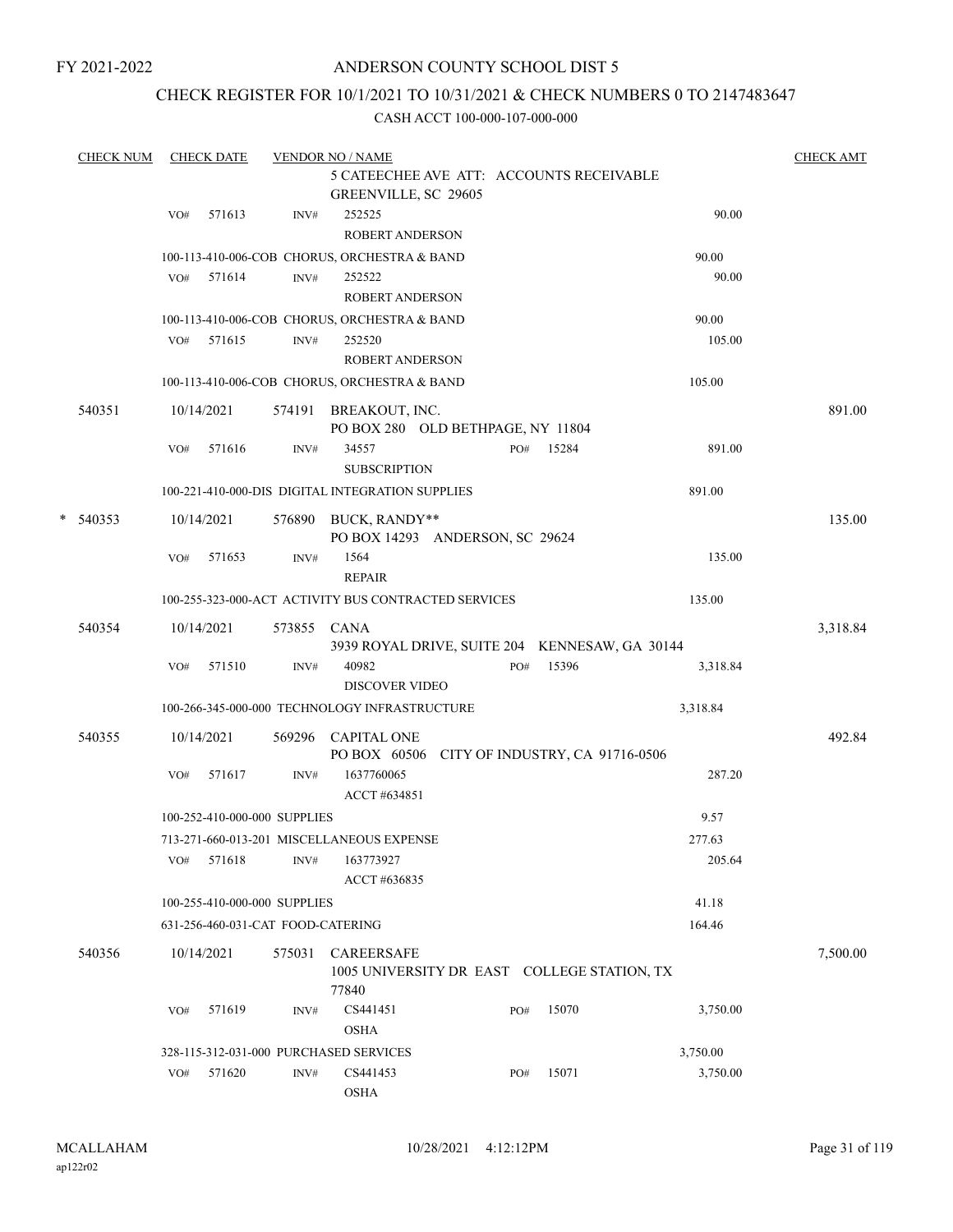FY 2021-2022

# ANDERSON COUNTY SCHOOL DIST 5

## CHECK REGISTER FOR 10/1/2021 TO 10/31/2021 & CHECK NUMBERS 0 TO 2147483647

CASH ACCT 100-000-107-000-000

| CHECK NUM | CHECK DATE | VENDOR NO / NAME | | | CHECK AMT |
|---|---|---|---|---|---|
| | | 5 CATEECHEE AVE ATT: ACCOUNTS RECEIVABLE GREENVILLE, SC 29605 | | | |
| | VO# 571613 | INV# 252525 ROBERT ANDERSON | | 90.00 | |
| | | 100-113-410-006-COB CHORUS, ORCHESTRA & BAND | | 90.00 | |
| | VO# 571614 | INV# 252522 ROBERT ANDERSON | | 90.00 | |
| | | 100-113-410-006-COB CHORUS, ORCHESTRA & BAND | | 90.00 | |
| | VO# 571615 | INV# 252520 ROBERT ANDERSON | | 105.00 | |
| | | 100-113-410-006-COB CHORUS, ORCHESTRA & BAND | | 105.00 | |
| 540351 | 10/14/2021 | 574191 BREAKOUT, INC. PO BOX 280 OLD BETHPAGE, NY 11804 | | | 891.00 |
| | VO# 571616 | INV# 34557 SUBSCRIPTION | PO# 15284 | 891.00 | |
| | | 100-221-410-000-DIS DIGITAL INTEGRATION SUPPLIES | | 891.00 | |
| * 540353 | 10/14/2021 | 576890 BUCK, RANDY** PO BOX 14293 ANDERSON, SC 29624 | | | 135.00 |
| | VO# 571653 | INV# 1564 REPAIR | | 135.00 | |
| | | 100-255-323-000-ACT ACTIVITY BUS CONTRACTED SERVICES | | 135.00 | |
| 540354 | 10/14/2021 | 573855 CANA 3939 ROYAL DRIVE, SUITE 204 KENNESAW, GA 30144 | | | 3,318.84 |
| | VO# 571510 | INV# 40982 DISCOVER VIDEO | PO# 15396 | 3,318.84 | |
| | | 100-266-345-000-000 TECHNOLOGY INFRASTRUCTURE | | 3,318.84 | |
| 540355 | 10/14/2021 | 569296 CAPITAL ONE PO BOX 60506 CITY OF INDUSTRY, CA 91716-0506 | | | 492.84 |
| | VO# 571617 | INV# 1637760065 ACCT #634851 | | 287.20 | |
| | | 100-252-410-000-000 SUPPLIES | | 9.57 | |
| | | 713-271-660-013-201 MISCELLANEOUS EXPENSE | | 277.63 | |
| | VO# 571618 | INV# 163773927 ACCT #636835 | | 205.64 | |
| | | 100-255-410-000-000 SUPPLIES | | 41.18 | |
| | | 631-256-460-031-CAT FOOD-CATERING | | 164.46 | |
| 540356 | 10/14/2021 | 575031 CAREERSAFE 1005 UNIVERSITY DR EAST COLLEGE STATION, TX 77840 | | | 7,500.00 |
| | VO# 571619 | INV# CS441451 OSHA | PO# 15070 | 3,750.00 | |
| | | 328-115-312-031-000 PURCHASED SERVICES | | 3,750.00 | |
| | VO# 571620 | INV# CS441453 OSHA | PO# 15071 | 3,750.00 | |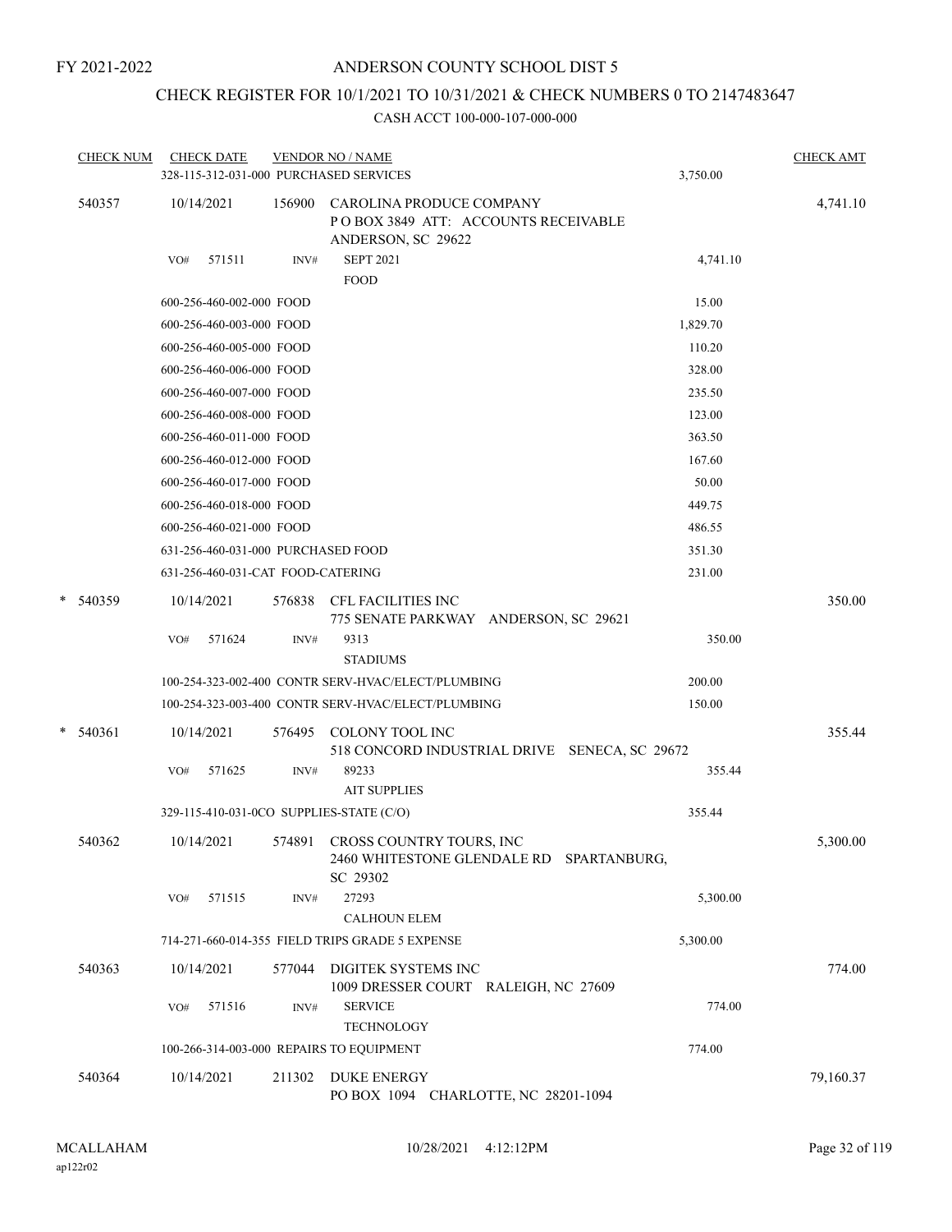FY 2021-2022

# ANDERSON COUNTY SCHOOL DIST 5

## CHECK REGISTER FOR 10/1/2021 TO 10/31/2021 & CHECK NUMBERS 0 TO 2147483647

CASH ACCT 100-000-107-000-000

| CHECK NUM | CHECK DATE | VENDOR NO / NAME | | CHECK AMT |
|---|---|---|---|---|
| | 328-115-312-031-000 PURCHASED SERVICES | | 3,750.00 | |
| 540357 | 10/14/2021 | 156900 CAROLINA PRODUCE COMPANY<br>P O BOX 3849 ATT: ACCOUNTS RECEIVABLE<br>ANDERSON, SC 29622 | | 4,741.10 |
| | VO# 571511 | INV# SEPT 2021<br>FOOD | 4,741.10 | |
| | 600-256-460-002-000 FOOD | | 15.00 | |
| | 600-256-460-003-000 FOOD | | 1,829.70 | |
| | 600-256-460-005-000 FOOD | | 110.20 | |
| | 600-256-460-006-000 FOOD | | 328.00 | |
| | 600-256-460-007-000 FOOD | | 235.50 | |
| | 600-256-460-008-000 FOOD | | 123.00 | |
| | 600-256-460-011-000 FOOD | | 363.50 | |
| | 600-256-460-012-000 FOOD | | 167.60 | |
| | 600-256-460-017-000 FOOD | | 50.00 | |
| | 600-256-460-018-000 FOOD | | 449.75 | |
| | 600-256-460-021-000 FOOD | | 486.55 | |
| | 631-256-460-031-000 PURCHASED FOOD | | 351.30 | |
| | 631-256-460-031-CAT FOOD-CATERING | | 231.00 | |
| * 540359 | 10/14/2021 | 576838 CFL FACILITIES INC<br>775 SENATE PARKWAY ANDERSON, SC 29621 | | 350.00 |
| | VO# 571624 | INV# 9313<br>STADIUMS | 350.00 | |
| | 100-254-323-002-400 CONTR SERV-HVAC/ELECT/PLUMBING | | 200.00 | |
| | 100-254-323-003-400 CONTR SERV-HVAC/ELECT/PLUMBING | | 150.00 | |
| * 540361 | 10/14/2021 | 576495 COLONY TOOL INC<br>518 CONCORD INDUSTRIAL DRIVE SENECA, SC 29672 | | 355.44 |
| | VO# 571625 | INV# 89233<br>AIT SUPPLIES | 355.44 | |
| | 329-115-410-031-0CO SUPPLIES-STATE (C/O) | | 355.44 | |
| 540362 | 10/14/2021 | 574891 CROSS COUNTRY TOURS, INC<br>2460 WHITESTONE GLENDALE RD SPARTANBURG, SC 29302 | | 5,300.00 |
| | VO# 571515 | INV# 27293<br>CALHOUN ELEM | 5,300.00 | |
| | 714-271-660-014-355 FIELD TRIPS GRADE 5 EXPENSE | | 5,300.00 | |
| 540363 | 10/14/2021 | 577044 DIGITEK SYSTEMS INC<br>1009 DRESSER COURT RALEIGH, NC 27609 | | 774.00 |
| | VO# 571516 | INV# SERVICE<br>TECHNOLOGY | 774.00 | |
| | 100-266-314-003-000 REPAIRS TO EQUIPMENT | | 774.00 | |
| 540364 | 10/14/2021 | 211302 DUKE ENERGY<br>PO BOX 1094 CHARLOTTE, NC 28201-1094 | | 79,160.37 |

MCALLAHAM
ap122r02

10/28/2021 4:12:12PM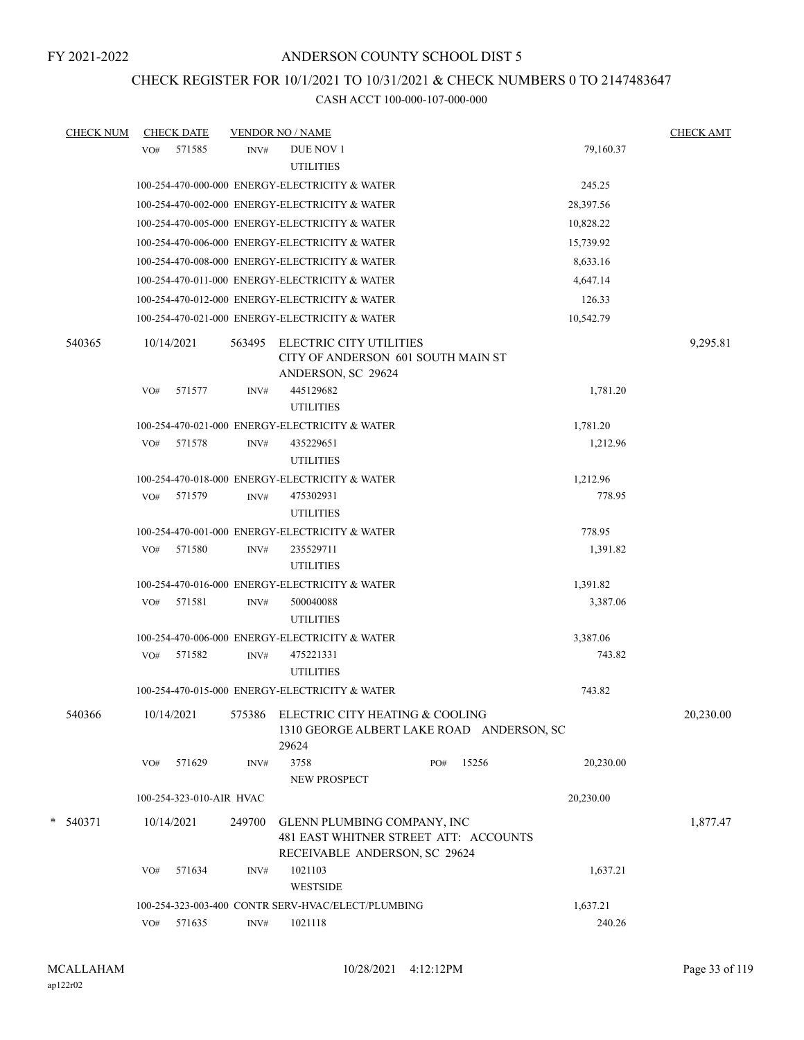FY 2021-2022

# ANDERSON COUNTY SCHOOL DIST 5

## CHECK REGISTER FOR 10/1/2021 TO 10/31/2021 & CHECK NUMBERS 0 TO 2147483647

### CASH ACCT 100-000-107-000-000

| CHECK NUM | CHECK DATE | VENDOR NO / NAME | | CHECK AMT |
|---|---|---|---|---|
| | VO# 571585 | INV# DUE NOV 1 UTILITIES | 79,160.37 | |
| | 100-254-470-000-000 ENERGY-ELECTRICITY & WATER | | 245.25 | |
| | 100-254-470-002-000 ENERGY-ELECTRICITY & WATER | | 28,397.56 | |
| | 100-254-470-005-000 ENERGY-ELECTRICITY & WATER | | 10,828.22 | |
| | 100-254-470-006-000 ENERGY-ELECTRICITY & WATER | | 15,739.92 | |
| | 100-254-470-008-000 ENERGY-ELECTRICITY & WATER | | 8,633.16 | |
| | 100-254-470-011-000 ENERGY-ELECTRICITY & WATER | | 4,647.14 | |
| | 100-254-470-012-000 ENERGY-ELECTRICITY & WATER | | 126.33 | |
| | 100-254-470-021-000 ENERGY-ELECTRICITY & WATER | | 10,542.79 | |
| 540365 | 10/14/2021 | 563495 ELECTRIC CITY UTILITIES CITY OF ANDERSON 601 SOUTH MAIN ST ANDERSON, SC 29624 | | 9,295.81 |
| | VO# 571577 | INV# 445129682 UTILITIES | 1,781.20 | |
| | 100-254-470-021-000 ENERGY-ELECTRICITY & WATER | | 1,781.20 | |
| | VO# 571578 | INV# 435229651 UTILITIES | 1,212.96 | |
| | 100-254-470-018-000 ENERGY-ELECTRICITY & WATER | | 1,212.96 | |
| | VO# 571579 | INV# 475302931 UTILITIES | 778.95 | |
| | 100-254-470-001-000 ENERGY-ELECTRICITY & WATER | | 778.95 | |
| | VO# 571580 | INV# 235529711 UTILITIES | 1,391.82 | |
| | 100-254-470-016-000 ENERGY-ELECTRICITY & WATER | | 1,391.82 | |
| | VO# 571581 | INV# 500040088 UTILITIES | 3,387.06 | |
| | 100-254-470-006-000 ENERGY-ELECTRICITY & WATER | | 3,387.06 | |
| | VO# 571582 | INV# 475221331 UTILITIES | 743.82 | |
| | 100-254-470-015-000 ENERGY-ELECTRICITY & WATER | | 743.82 | |
| 540366 | 10/14/2021 | 575386 ELECTRIC CITY HEATING & COOLING 1310 GEORGE ALBERT LAKE ROAD ANDERSON, SC 29624 | | 20,230.00 |
| | VO# 571629 | INV# 3758 PO# 15256 NEW PROSPECT | 20,230.00 | |
| | 100-254-323-010-AIR HVAC | | 20,230.00 | |
| * 540371 | 10/14/2021 | 249700 GLENN PLUMBING COMPANY, INC 481 EAST WHITNER STREET ATT: ACCOUNTS RECEIVABLE ANDERSON, SC 29624 | | 1,877.47 |
| | VO# 571634 | INV# 1021103 WESTSIDE | 1,637.21 | |
| | 100-254-323-003-400 CONTR SERV-HVAC/ELECT/PLUMBING | | 1,637.21 | |
| | VO# 571635 | INV# 1021118 | 240.26 | |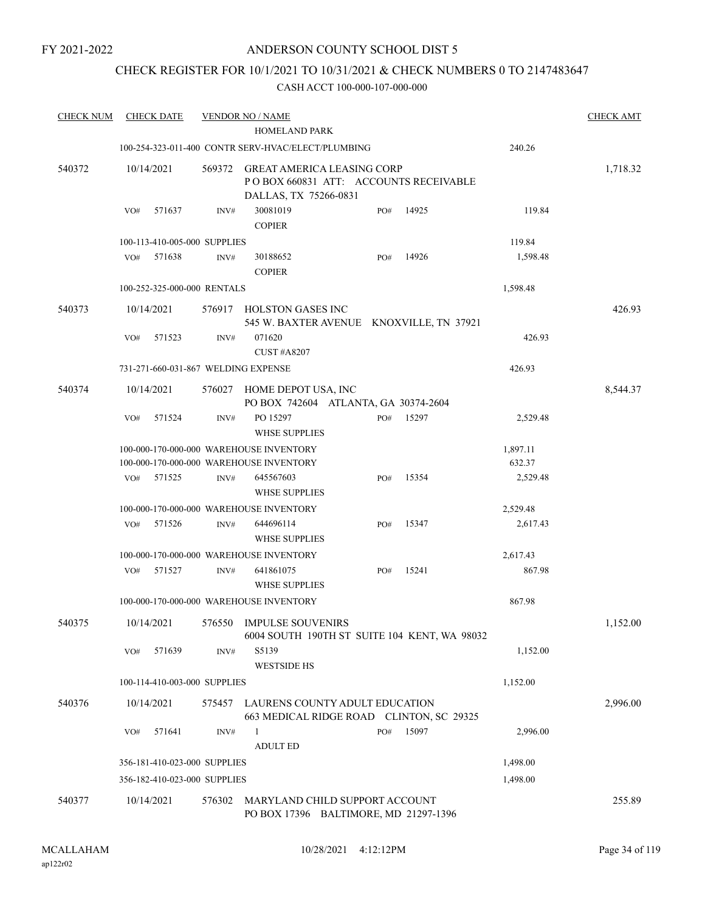FY 2021-2022

ANDERSON COUNTY SCHOOL DIST 5

CHECK REGISTER FOR 10/1/2021 TO 10/31/2021 & CHECK NUMBERS 0 TO 2147483647

CASH ACCT 100-000-107-000-000

| CHECK NUM | CHECK DATE | VENDOR NO / NAME | | | CHECK AMT |
|---|---|---|---|---|---|
| | | HOMELAND PARK | | | |
| | | 100-254-323-011-400 CONTR SERV-HVAC/ELECT/PLUMBING | | 240.26 | |
| 540372 | 10/14/2021 | 569372 GREAT AMERICA LEASING CORP<br>P O BOX 660831 ATT: ACCOUNTS RECEIVABLE<br>DALLAS, TX 75266-0831 | | | 1,718.32 |
| | VO# 571637 | INV# 30081019<br>COPIER | PO# 14925 | 119.84 | |
| | | 100-113-410-005-000 SUPPLIES | | 119.84 | |
| | VO# 571638 | INV# 30188652<br>COPIER | PO# 14926 | 1,598.48 | |
| | | 100-252-325-000-000 RENTALS | | 1,598.48 | |
| 540373 | 10/14/2021 | 576917 HOLSTON GASES INC<br>545 W. BAXTER AVENUE KNOXVILLE, TN 37921 | | | 426.93 |
| | VO# 571523 | INV# 071620<br>CUST #A8207 | | 426.93 | |
| | | 731-271-660-031-867 WELDING EXPENSE | | 426.93 | |
| 540374 | 10/14/2021 | 576027 HOME DEPOT USA, INC<br>PO BOX 742604 ATLANTA, GA 30374-2604 | | | 8,544.37 |
| | VO# 571524 | INV# PO 15297<br>WHSE SUPPLIES | PO# 15297 | 2,529.48 | |
| | | 100-000-170-000-000 WAREHOUSE INVENTORY | | 1,897.11 | |
| | | 100-000-170-000-000 WAREHOUSE INVENTORY | | 632.37 | |
| | VO# 571525 | INV# 645567603<br>WHSE SUPPLIES | PO# 15354 | 2,529.48 | |
| | | 100-000-170-000-000 WAREHOUSE INVENTORY | | 2,529.48 | |
| | VO# 571526 | INV# 644696114<br>WHSE SUPPLIES | PO# 15347 | 2,617.43 | |
| | | 100-000-170-000-000 WAREHOUSE INVENTORY | | 2,617.43 | |
| | VO# 571527 | INV# 641861075<br>WHSE SUPPLIES | PO# 15241 | 867.98 | |
| | | 100-000-170-000-000 WAREHOUSE INVENTORY | | 867.98 | |
| 540375 | 10/14/2021 | 576550 IMPULSE SOUVENIRS<br>6004 SOUTH 190TH ST SUITE 104 KENT, WA 98032 | | | 1,152.00 |
| | VO# 571639 | INV# S5139<br>WESTSIDE HS | | 1,152.00 | |
| | | 100-114-410-003-000 SUPPLIES | | 1,152.00 | |
| 540376 | 10/14/2021 | 575457 LAURENS COUNTY ADULT EDUCATION<br>663 MEDICAL RIDGE ROAD CLINTON, SC 29325 | | | 2,996.00 |
| | VO# 571641 | INV# 1<br>ADULT ED | PO# 15097 | 2,996.00 | |
| | | 356-181-410-023-000 SUPPLIES | | 1,498.00 | |
| | | 356-182-410-023-000 SUPPLIES | | 1,498.00 | |
| 540377 | 10/14/2021 | 576302 MARYLAND CHILD SUPPORT ACCOUNT<br>PO BOX 17396 BALTIMORE, MD 21297-1396 | | | 255.89 |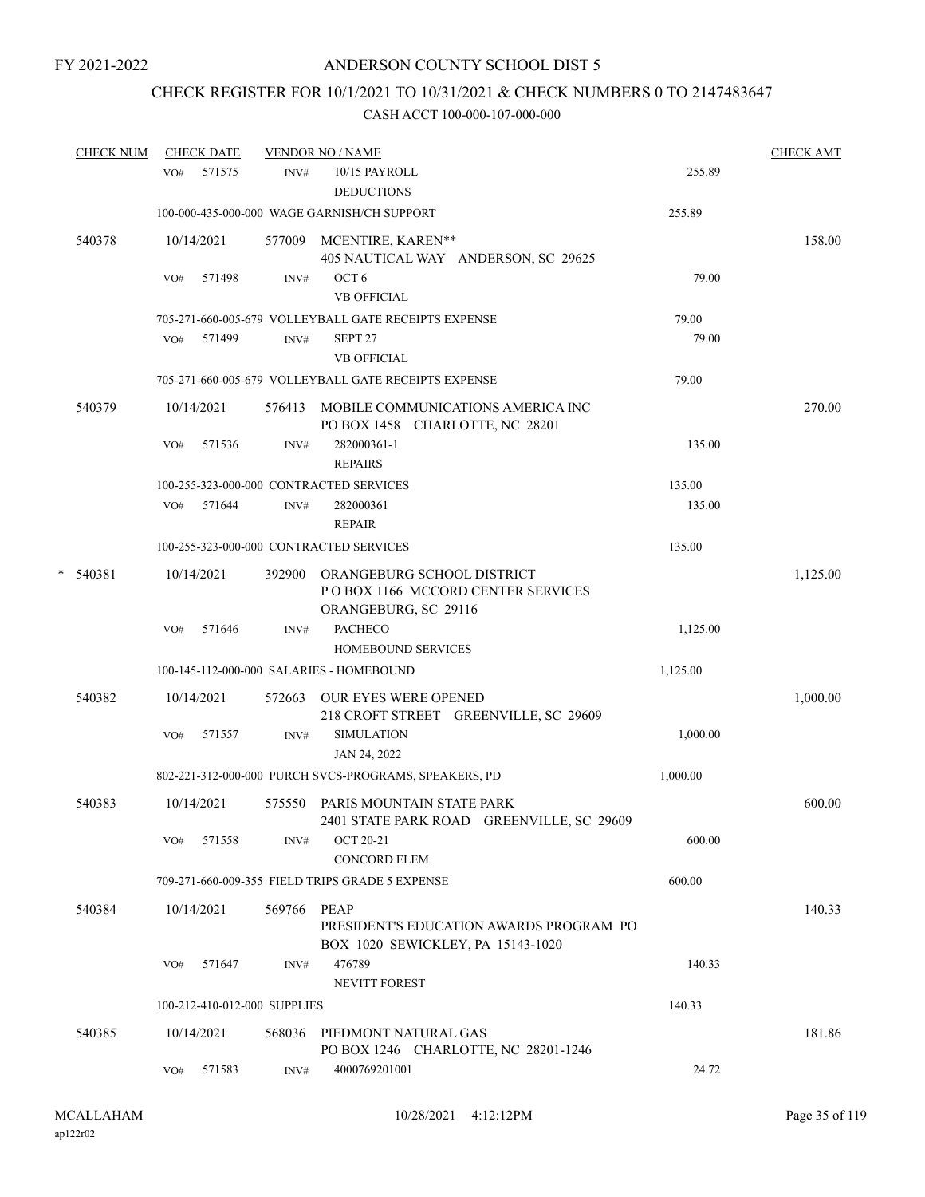FY 2021-2022

# ANDERSON COUNTY SCHOOL DIST 5

## CHECK REGISTER FOR 10/1/2021 TO 10/31/2021 & CHECK NUMBERS 0 TO 2147483647

### CASH ACCT 100-000-107-000-000

| CHECK NUM | CHECK DATE | VENDOR NO / NAME | | CHECK AMT |
|---|---|---|---|---|
| | VO# 571575 | INV# 10/15 PAYROLL DEDUCTIONS | 255.89 | |
| | | 100-000-435-000-000 WAGE GARNISH/CH SUPPORT | 255.89 | |
| 540378 | 10/14/2021 | 577009 MCENTIRE, KAREN** 405 NAUTICAL WAY ANDERSON, SC 29625 | | 158.00 |
| | VO# 571498 | INV# OCT 6 VB OFFICIAL | 79.00 | |
| | | 705-271-660-005-679 VOLLEYBALL GATE RECEIPTS EXPENSE | 79.00 | |
| | VO# 571499 | INV# SEPT 27 VB OFFICIAL | 79.00 | |
| | | 705-271-660-005-679 VOLLEYBALL GATE RECEIPTS EXPENSE | 79.00 | |
| 540379 | 10/14/2021 | 576413 MOBILE COMMUNICATIONS AMERICA INC PO BOX 1458 CHARLOTTE, NC 28201 | | 270.00 |
| | VO# 571536 | INV# 282000361-1 REPAIRS | 135.00 | |
| | | 100-255-323-000-000 CONTRACTED SERVICES | 135.00 | |
| | VO# 571644 | INV# 282000361 REPAIR | 135.00 | |
| | | 100-255-323-000-000 CONTRACTED SERVICES | 135.00 | |
| * 540381 | 10/14/2021 | 392900 ORANGEBURG SCHOOL DISTRICT P O BOX 1166 MCCORD CENTER SERVICES ORANGEBURG, SC 29116 | | 1,125.00 |
| | VO# 571646 | INV# PACHECO HOMEBOUND SERVICES | 1,125.00 | |
| | | 100-145-112-000-000 SALARIES - HOMEBOUND | 1,125.00 | |
| 540382 | 10/14/2021 | 572663 OUR EYES WERE OPENED 218 CROFT STREET GREENVILLE, SC 29609 | | 1,000.00 |
| | VO# 571557 | INV# SIMULATION JAN 24, 2022 | 1,000.00 | |
| | | 802-221-312-000-000 PURCH SVCS-PROGRAMS, SPEAKERS, PD | 1,000.00 | |
| 540383 | 10/14/2021 | 575550 PARIS MOUNTAIN STATE PARK 2401 STATE PARK ROAD GREENVILLE, SC 29609 | | 600.00 |
| | VO# 571558 | INV# OCT 20-21 CONCORD ELEM | 600.00 | |
| | | 709-271-660-009-355 FIELD TRIPS GRADE 5 EXPENSE | 600.00 | |
| 540384 | 10/14/2021 | 569766 PEAP PRESIDENT'S EDUCATION AWARDS PROGRAM PO BOX 1020 SEWICKLEY, PA 15143-1020 | | 140.33 |
| | VO# 571647 | INV# 476789 NEVITT FOREST | 140.33 | |
| | | 100-212-410-012-000 SUPPLIES | 140.33 | |
| 540385 | 10/14/2021 | 568036 PIEDMONT NATURAL GAS PO BOX 1246 CHARLOTTE, NC 28201-1246 | | 181.86 |
| | VO# 571583 | INV# 4000769201001 | 24.72 | |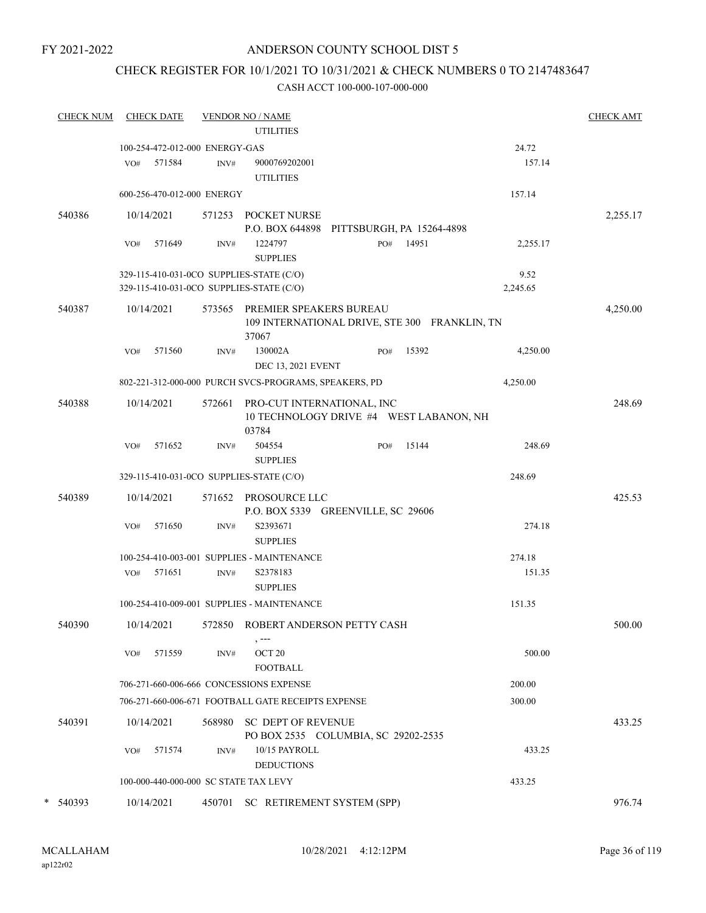FY 2021-2022

# ANDERSON COUNTY SCHOOL DIST 5

## CHECK REGISTER FOR 10/1/2021 TO 10/31/2021 & CHECK NUMBERS 0 TO 2147483647

### CASH ACCT 100-000-107-000-000

| CHECK NUM | CHECK DATE | VENDOR NO / NAME | | CHECK AMT |
|---|---|---|---|---|
| | | UTILITIES | | |
| | 100-254-472-012-000 ENERGY-GAS | | 24.72 | |
| | VO# 571584 | INV# 9000769202001 UTILITIES | 157.14 | |
| | 600-256-470-012-000 ENERGY | | 157.14 | |
| 540386 | 10/14/2021 | 571253 POCKET NURSE P.O. BOX 644898 PITTSBURGH, PA 15264-4898 | | 2,255.17 |
| | VO# 571649 | INV# 1224797 PO# 14951 SUPPLIES | 2,255.17 | |
| | 329-115-410-031-0CO SUPPLIES-STATE (C/O) | | 9.52 | |
| | 329-115-410-031-0CO SUPPLIES-STATE (C/O) | | 2,245.65 | |
| 540387 | 10/14/2021 | 573565 PREMIER SPEAKERS BUREAU 109 INTERNATIONAL DRIVE, STE 300 FRANKLIN, TN 37067 | | 4,250.00 |
| | VO# 571560 | INV# 130002A PO# 15392 DEC 13, 2021 EVENT | 4,250.00 | |
| | 802-221-312-000-000 PURCH SVCS-PROGRAMS, SPEAKERS, PD | | 4,250.00 | |
| 540388 | 10/14/2021 | 572661 PRO-CUT INTERNATIONAL, INC 10 TECHNOLOGY DRIVE #4 WEST LABANON, NH 03784 | | 248.69 |
| | VO# 571652 | INV# 504554 PO# 15144 SUPPLIES | 248.69 | |
| | 329-115-410-031-0CO SUPPLIES-STATE (C/O) | | 248.69 | |
| 540389 | 10/14/2021 | 571652 PROSOURCE LLC P.O. BOX 5339 GREENVILLE, SC 29606 | | 425.53 |
| | VO# 571650 | INV# S2393671 SUPPLIES | 274.18 | |
| | 100-254-410-003-001 SUPPLIES - MAINTENANCE | | 274.18 | |
| | VO# 571651 | INV# S2378183 SUPPLIES | 151.35 | |
| | 100-254-410-009-001 SUPPLIES - MAINTENANCE | | 151.35 | |
| 540390 | 10/14/2021 | 572850 ROBERT ANDERSON PETTY CASH , --- | | 500.00 |
| | VO# 571559 | INV# OCT 20 FOOTBALL | 500.00 | |
| | 706-271-660-006-666 CONCESSIONS EXPENSE | | 200.00 | |
| | 706-271-660-006-671 FOOTBALL GATE RECEIPTS EXPENSE | | 300.00 | |
| 540391 | 10/14/2021 | 568980 SC DEPT OF REVENUE PO BOX 2535 COLUMBIA, SC 29202-2535 | | 433.25 |
| | VO# 571574 | INV# 10/15 PAYROLL DEDUCTIONS | 433.25 | |
| | 100-000-440-000-000 SC STATE TAX LEVY | | 433.25 | |
| * 540393 | 10/14/2021 | 450701 SC RETIREMENT SYSTEM (SPP) | | 976.74 |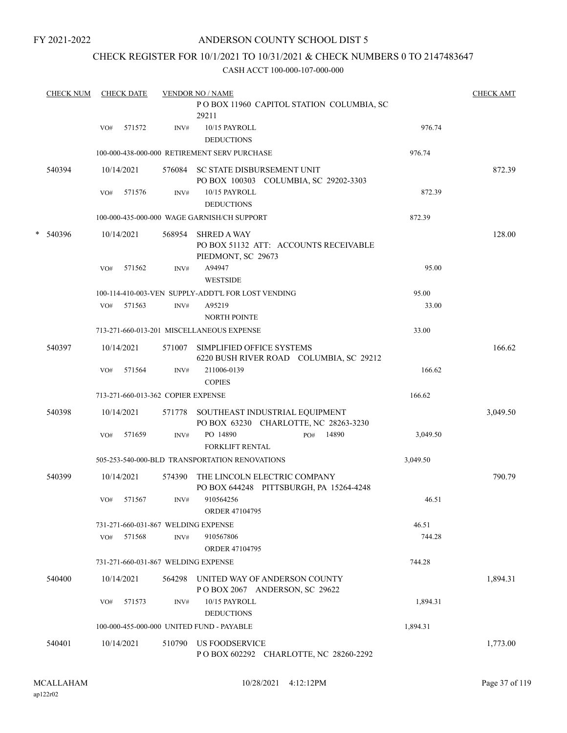FY 2021-2022

# ANDERSON COUNTY SCHOOL DIST 5

## CHECK REGISTER FOR 10/1/2021 TO 10/31/2021 & CHECK NUMBERS 0 TO 2147483647

### CASH ACCT 100-000-107-000-000

| CHECK NUM | CHECK DATE | VENDOR NO / NAME | | CHECK AMT |
|---|---|---|---|---|
| | | P O BOX 11960 CAPITOL STATION COLUMBIA, SC 29211 | | |
| | VO# 571572 | INV# 10/15 PAYROLL DEDUCTIONS | 976.74 | |
| | | 100-000-438-000-000 RETIREMENT SERV PURCHASE | 976.74 | |
| 540394 | 10/14/2021 | 576084 SC STATE DISBURSEMENT UNIT PO BOX 100303 COLUMBIA, SC 29202-3303 | | 872.39 |
| | VO# 571576 | INV# 10/15 PAYROLL DEDUCTIONS | 872.39 | |
| | | 100-000-435-000-000 WAGE GARNISH/CH SUPPORT | 872.39 | |
| * 540396 | 10/14/2021 | 568954 SHRED A WAY PO BOX 51132 ATT: ACCOUNTS RECEIVABLE PIEDMONT, SC 29673 | | 128.00 |
| | VO# 571562 | INV# A94947 WESTSIDE | 95.00 | |
| | | 100-114-410-003-VEN SUPPLY-ADDT'L FOR LOST VENDING | 95.00 | |
| | VO# 571563 | INV# A95219 NORTH POINTE | 33.00 | |
| | | 713-271-660-013-201 MISCELLANEOUS EXPENSE | 33.00 | |
| 540397 | 10/14/2021 | 571007 SIMPLIFIED OFFICE SYSTEMS 6220 BUSH RIVER ROAD COLUMBIA, SC 29212 | | 166.62 |
| | VO# 571564 | INV# 211006-0139 COPIES | 166.62 | |
| | | 713-271-660-013-362 COPIER EXPENSE | 166.62 | |
| 540398 | 10/14/2021 | 571778 SOUTHEAST INDUSTRIAL EQUIPMENT PO BOX 63230 CHARLOTTE, NC 28263-3230 | | 3,049.50 |
| | VO# 571659 | INV# PO 14890 PO# 14890 FORKLIFT RENTAL | 3,049.50 | |
| | | 505-253-540-000-BLD TRANSPORTATION RENOVATIONS | 3,049.50 | |
| 540399 | 10/14/2021 | 574390 THE LINCOLN ELECTRIC COMPANY PO BOX 644248 PITTSBURGH, PA 15264-4248 | | 790.79 |
| | VO# 571567 | INV# 910564256 ORDER 47104795 | 46.51 | |
| | | 731-271-660-031-867 WELDING EXPENSE | 46.51 | |
| | VO# 571568 | INV# 910567806 ORDER 47104795 | 744.28 | |
| | | 731-271-660-031-867 WELDING EXPENSE | 744.28 | |
| 540400 | 10/14/2021 | 564298 UNITED WAY OF ANDERSON COUNTY P O BOX 2067 ANDERSON, SC 29622 | | 1,894.31 |
| | VO# 571573 | INV# 10/15 PAYROLL DEDUCTIONS | 1,894.31 | |
| | | 100-000-455-000-000 UNITED FUND - PAYABLE | 1,894.31 | |
| 540401 | 10/14/2021 | 510790 US FOODSERVICE P O BOX 602292 CHARLOTTE, NC 28260-2292 | | 1,773.00 |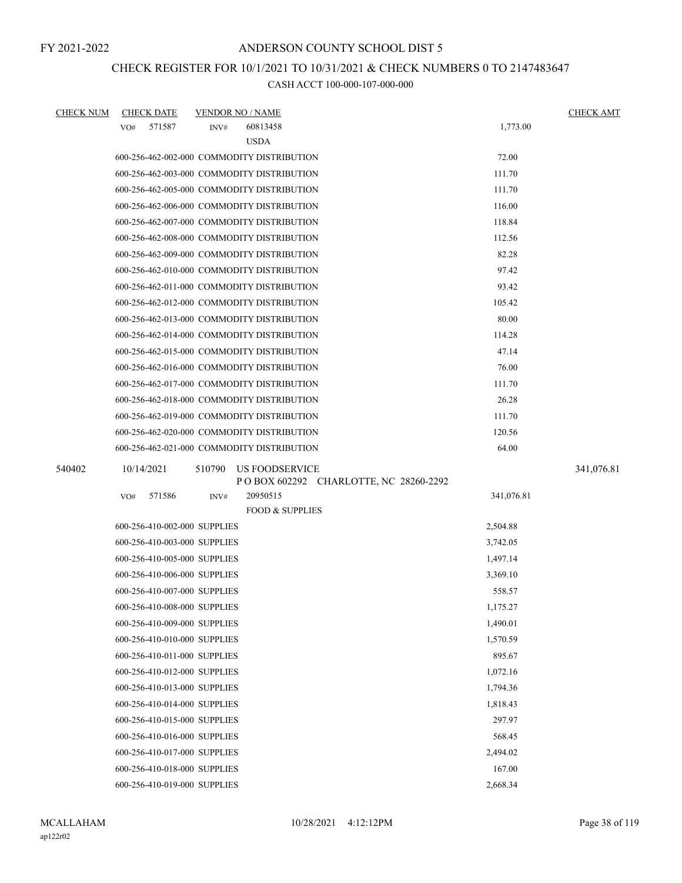FY 2021-2022

# ANDERSON COUNTY SCHOOL DIST 5

## CHECK REGISTER FOR 10/1/2021 TO 10/31/2021 & CHECK NUMBERS 0 TO 2147483647

### CASH ACCT 100-000-107-000-000

| CHECK NUM | CHECK DATE | VENDOR NO / NAME | | CHECK AMT |
|---|---|---|---|---|
| | VO# 571587 | INV# 60813458<br>USDA | 1,773.00 | |
| | 600-256-462-002-000 COMMODITY DISTRIBUTION | | 72.00 | |
| | 600-256-462-003-000 COMMODITY DISTRIBUTION | | 111.70 | |
| | 600-256-462-005-000 COMMODITY DISTRIBUTION | | 111.70 | |
| | 600-256-462-006-000 COMMODITY DISTRIBUTION | | 116.00 | |
| | 600-256-462-007-000 COMMODITY DISTRIBUTION | | 118.84 | |
| | 600-256-462-008-000 COMMODITY DISTRIBUTION | | 112.56 | |
| | 600-256-462-009-000 COMMODITY DISTRIBUTION | | 82.28 | |
| | 600-256-462-010-000 COMMODITY DISTRIBUTION | | 97.42 | |
| | 600-256-462-011-000 COMMODITY DISTRIBUTION | | 93.42 | |
| | 600-256-462-012-000 COMMODITY DISTRIBUTION | | 105.42 | |
| | 600-256-462-013-000 COMMODITY DISTRIBUTION | | 80.00 | |
| | 600-256-462-014-000 COMMODITY DISTRIBUTION | | 114.28 | |
| | 600-256-462-015-000 COMMODITY DISTRIBUTION | | 47.14 | |
| | 600-256-462-016-000 COMMODITY DISTRIBUTION | | 76.00 | |
| | 600-256-462-017-000 COMMODITY DISTRIBUTION | | 111.70 | |
| | 600-256-462-018-000 COMMODITY DISTRIBUTION | | 26.28 | |
| | 600-256-462-019-000 COMMODITY DISTRIBUTION | | 111.70 | |
| | 600-256-462-020-000 COMMODITY DISTRIBUTION | | 120.56 | |
| | 600-256-462-021-000 COMMODITY DISTRIBUTION | | 64.00 | |
| 540402 | 10/14/2021 | 510790 US FOODSERVICE<br>P O BOX 602292 CHARLOTTE, NC 28260-2292 | | 341,076.81 |
| | VO# 571586 | INV# 20950515<br>FOOD & SUPPLIES | 341,076.81 | |
| | 600-256-410-002-000 SUPPLIES | | 2,504.88 | |
| | 600-256-410-003-000 SUPPLIES | | 3,742.05 | |
| | 600-256-410-005-000 SUPPLIES | | 1,497.14 | |
| | 600-256-410-006-000 SUPPLIES | | 3,369.10 | |
| | 600-256-410-007-000 SUPPLIES | | 558.57 | |
| | 600-256-410-008-000 SUPPLIES | | 1,175.27 | |
| | 600-256-410-009-000 SUPPLIES | | 1,490.01 | |
| | 600-256-410-010-000 SUPPLIES | | 1,570.59 | |
| | 600-256-410-011-000 SUPPLIES | | 895.67 | |
| | 600-256-410-012-000 SUPPLIES | | 1,072.16 | |
| | 600-256-410-013-000 SUPPLIES | | 1,794.36 | |
| | 600-256-410-014-000 SUPPLIES | | 1,818.43 | |
| | 600-256-410-015-000 SUPPLIES | | 297.97 | |
| | 600-256-410-016-000 SUPPLIES | | 568.45 | |
| | 600-256-410-017-000 SUPPLIES | | 2,494.02 | |
| | 600-256-410-018-000 SUPPLIES | | 167.00 | |
| | 600-256-410-019-000 SUPPLIES | | 2,668.34 | |

MCALLAHAM
ap122r02

10/28/2021 4:12:12PM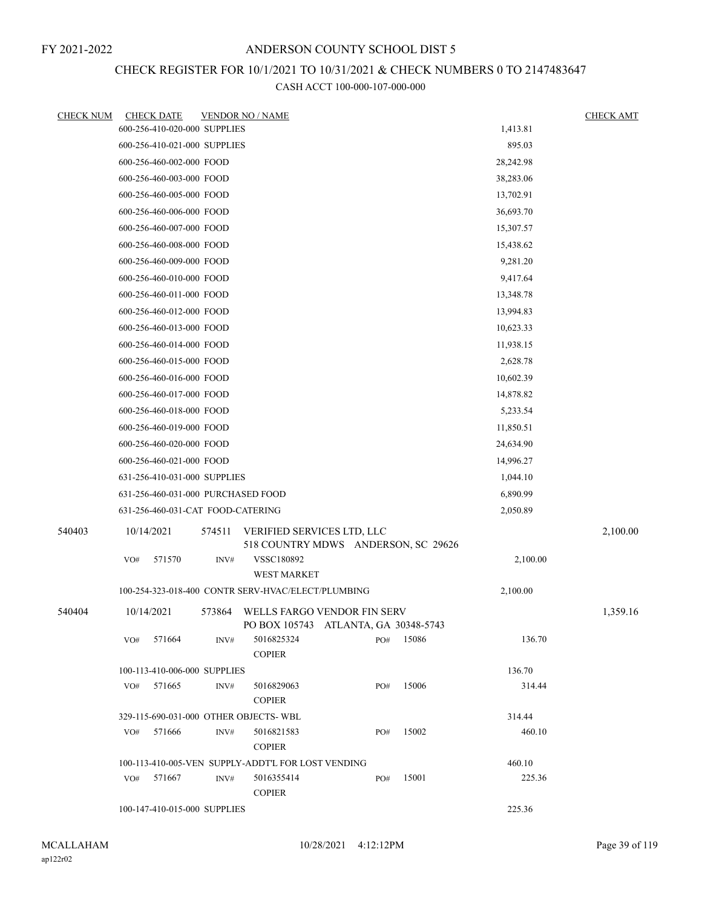FY 2021-2022

# ANDERSON COUNTY SCHOOL DIST 5

## CHECK REGISTER FOR 10/1/2021 TO 10/31/2021 & CHECK NUMBERS 0 TO 2147483647

### CASH ACCT 100-000-107-000-000

| CHECK NUM | CHECK DATE | VENDOR NO / NAME | | CHECK AMT |
|---|---|---|---|---|
| | 600-256-410-020-000 SUPPLIES | | 1,413.81 | |
| | 600-256-410-021-000 SUPPLIES | | 895.03 | |
| | 600-256-460-002-000 FOOD | | 28,242.98 | |
| | 600-256-460-003-000 FOOD | | 38,283.06 | |
| | 600-256-460-005-000 FOOD | | 13,702.91 | |
| | 600-256-460-006-000 FOOD | | 36,693.70 | |
| | 600-256-460-007-000 FOOD | | 15,307.57 | |
| | 600-256-460-008-000 FOOD | | 15,438.62 | |
| | 600-256-460-009-000 FOOD | | 9,281.20 | |
| | 600-256-460-010-000 FOOD | | 9,417.64 | |
| | 600-256-460-011-000 FOOD | | 13,348.78 | |
| | 600-256-460-012-000 FOOD | | 13,994.83 | |
| | 600-256-460-013-000 FOOD | | 10,623.33 | |
| | 600-256-460-014-000 FOOD | | 11,938.15 | |
| | 600-256-460-015-000 FOOD | | 2,628.78 | |
| | 600-256-460-016-000 FOOD | | 10,602.39 | |
| | 600-256-460-017-000 FOOD | | 14,878.82 | |
| | 600-256-460-018-000 FOOD | | 5,233.54 | |
| | 600-256-460-019-000 FOOD | | 11,850.51 | |
| | 600-256-460-020-000 FOOD | | 24,634.90 | |
| | 600-256-460-021-000 FOOD | | 14,996.27 | |
| | 631-256-410-031-000 SUPPLIES | | 1,044.10 | |
| | 631-256-460-031-000 PURCHASED FOOD | | 6,890.99 | |
| | 631-256-460-031-CAT FOOD-CATERING | | 2,050.89 | |
| 540403 | 10/14/2021 | 574511 VERIFIED SERVICES LTD, LLC<br>518 COUNTRY MDWS ANDERSON, SC 29626 | | 2,100.00 |
| | VO# 571570 | INV# VSSC180892<br>WEST MARKET | 2,100.00 | |
| | 100-254-323-018-400 CONTR SERV-HVAC/ELECT/PLUMBING | | 2,100.00 | |
| 540404 | 10/14/2021 | 573864 WELLS FARGO VENDOR FIN SERV<br>PO BOX 105743 ATLANTA, GA 30348-5743 | | 1,359.16 |
| | VO# 571664 | INV# 5016825324 PO# 15086<br>COPIER | 136.70 | |
| | 100-113-410-006-000 SUPPLIES | | 136.70 | |
| | VO# 571665 | INV# 5016829063 PO# 15006<br>COPIER | 314.44 | |
| | 329-115-690-031-000 OTHER OBJECTS- WBL | | 314.44 | |
| | VO# 571666 | INV# 5016821583 PO# 15002<br>COPIER | 460.10 | |
| | 100-113-410-005-VEN SUPPLY-ADDT'L FOR LOST VENDING | | 460.10 | |
| | VO# 571667 | INV# 5016355414 PO# 15001<br>COPIER | 225.36 | |
| | 100-147-410-015-000 SUPPLIES | | 225.36 | |

MCALLAHAM
ap122r02

10/28/2021 4:12:12PM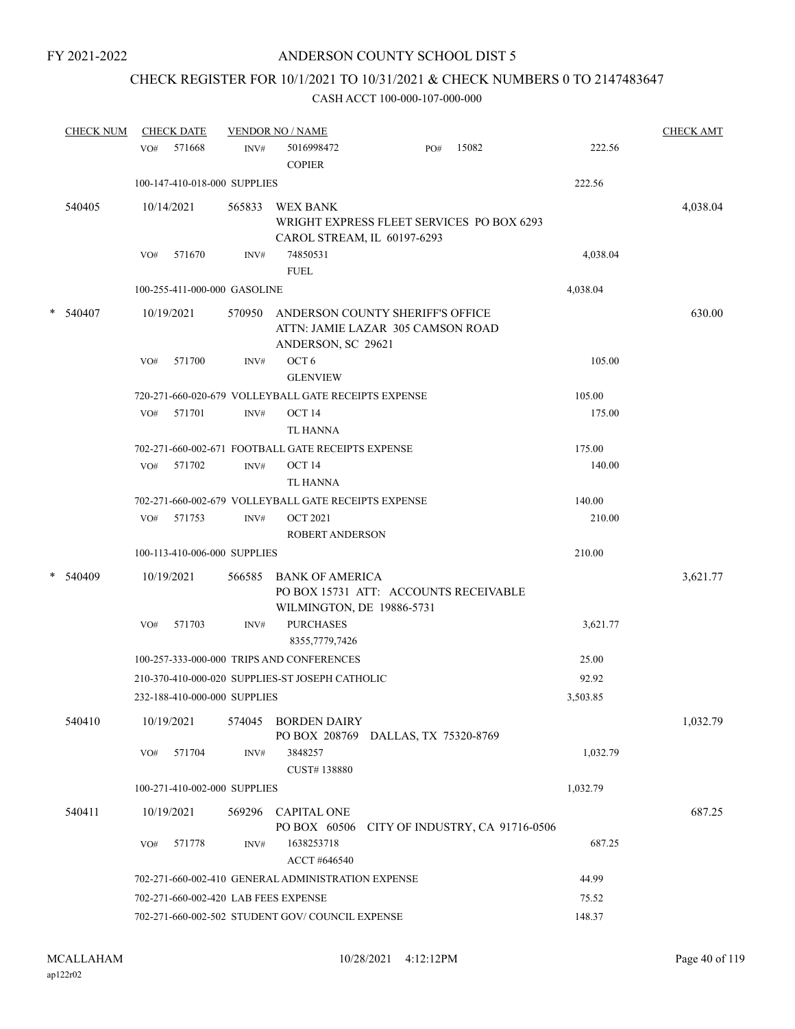FY 2021-2022

# ANDERSON COUNTY SCHOOL DIST 5

## CHECK REGISTER FOR 10/1/2021 TO 10/31/2021 & CHECK NUMBERS 0 TO 2147483647

### CASH ACCT 100-000-107-000-000

| CHECK NUM | CHECK DATE | VENDOR NO / NAME | | CHECK AMT |
|---|---|---|---|---|
| | VO# 571668 | INV# 5016998472 COPIER PO# 15082 | 222.56 | |
| | 100-147-410-018-000 SUPPLIES | | 222.56 | |
| 540405 | 10/14/2021 | 565833 WEX BANK WRIGHT EXPRESS FLEET SERVICES PO BOX 6293 CAROL STREAM, IL 60197-6293 | | 4,038.04 |
| | VO# 571670 | INV# 74850531 FUEL | 4,038.04 | |
| | 100-255-411-000-000 GASOLINE | | 4,038.04 | |
| * 540407 | 10/19/2021 | 570950 ANDERSON COUNTY SHERIFF'S OFFICE ATTN: JAMIE LAZAR 305 CAMSON ROAD ANDERSON, SC 29621 | | 630.00 |
| | VO# 571700 | INV# OCT 6 GLENVIEW | 105.00 | |
| | 720-271-660-020-679 VOLLEYBALL GATE RECEIPTS EXPENSE | | 105.00 | |
| | VO# 571701 | INV# OCT 14 TL HANNA | 175.00 | |
| | 702-271-660-002-671 FOOTBALL GATE RECEIPTS EXPENSE | | 175.00 | |
| | VO# 571702 | INV# OCT 14 TL HANNA | 140.00 | |
| | 702-271-660-002-679 VOLLEYBALL GATE RECEIPTS EXPENSE | | 140.00 | |
| | VO# 571753 | INV# OCT 2021 ROBERT ANDERSON | 210.00 | |
| | 100-113-410-006-000 SUPPLIES | | 210.00 | |
| * 540409 | 10/19/2021 | 566585 BANK OF AMERICA PO BOX 15731 ATT: ACCOUNTS RECEIVABLE WILMINGTON, DE 19886-5731 | | 3,621.77 |
| | VO# 571703 | INV# PURCHASES 8355,7779,7426 | 3,621.77 | |
| | 100-257-333-000-000 TRIPS AND CONFERENCES | | 25.00 | |
| | 210-370-410-000-020 SUPPLIES-ST JOSEPH CATHOLIC | | 92.92 | |
| | 232-188-410-000-000 SUPPLIES | | 3,503.85 | |
| 540410 | 10/19/2021 | 574045 BORDEN DAIRY PO BOX 208769 DALLAS, TX 75320-8769 | | 1,032.79 |
| | VO# 571704 | INV# 3848257 CUST# 138880 | 1,032.79 | |
| | 100-271-410-002-000 SUPPLIES | | 1,032.79 | |
| 540411 | 10/19/2021 | 569296 CAPITAL ONE PO BOX 60506 CITY OF INDUSTRY, CA 91716-0506 | | 687.25 |
| | VO# 571778 | INV# 1638253718 ACCT #646540 | 687.25 | |
| | 702-271-660-002-410 GENERAL ADMINISTRATION EXPENSE | | 44.99 | |
| | 702-271-660-002-420 LAB FEES EXPENSE | | 75.52 | |
| | 702-271-660-002-502 STUDENT GOV/ COUNCIL EXPENSE | | 148.37 | |

MCALLAHAM ap122r02 10/28/2021 4:12:12PM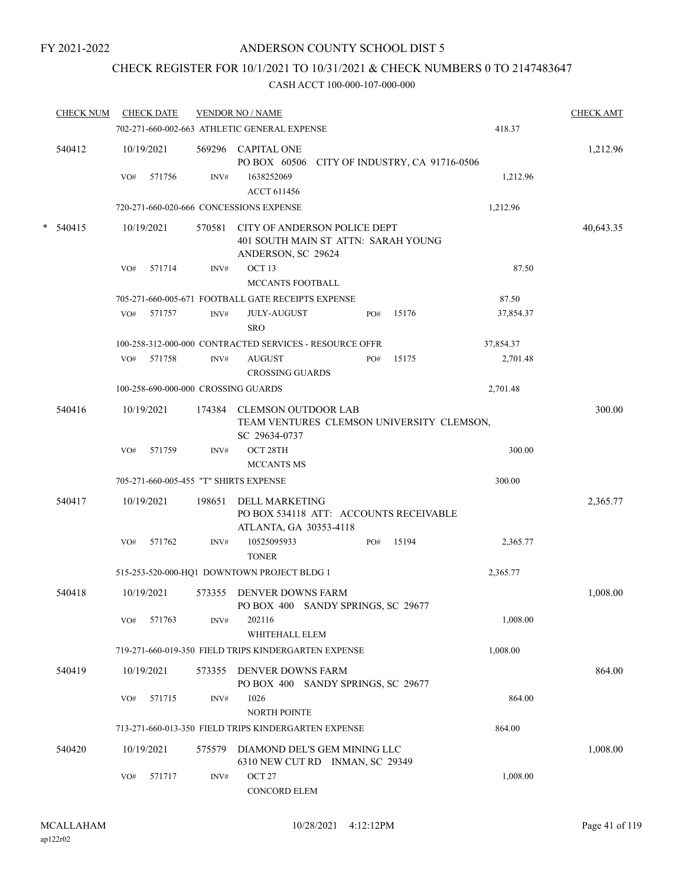FY 2021-2022

# ANDERSON COUNTY SCHOOL DIST 5

## CHECK REGISTER FOR 10/1/2021 TO 10/31/2021 & CHECK NUMBERS 0 TO 2147483647

### CASH ACCT 100-000-107-000-000

| CHECK NUM | CHECK DATE | VENDOR NO / NAME | | CHECK AMT |
|---|---|---|---|---|
| | | 702-271-660-002-663 ATHLETIC GENERAL EXPENSE | 418.37 | |
| 540412 | 10/19/2021 | 569296 CAPITAL ONE<br>PO BOX 60506 CITY OF INDUSTRY, CA 91716-0506 | | 1,212.96 |
| | VO# 571756 | INV# 1638252069<br>ACCT 611456 | 1,212.96 | |
| | | 720-271-660-020-666 CONCESSIONS EXPENSE | 1,212.96 | |
| * 540415 | 10/19/2021 | 570581 CITY OF ANDERSON POLICE DEPT<br>401 SOUTH MAIN ST ATTN: SARAH YOUNG<br>ANDERSON, SC 29624 | | 40,643.35 |
| | VO# 571714 | INV# OCT 13<br>MCCANTS FOOTBALL | 87.50 | |
| | | 705-271-660-005-671 FOOTBALL GATE RECEIPTS EXPENSE | 87.50 | |
| | VO# 571757 | INV# JULY-AUGUST PO# 15176<br>SRO | 37,854.37 | |
| | | 100-258-312-000-000 CONTRACTED SERVICES - RESOURCE OFFR | 37,854.37 | |
| | VO# 571758 | INV# AUGUST PO# 15175<br>CROSSING GUARDS | 2,701.48 | |
| | | 100-258-690-000-000 CROSSING GUARDS | 2,701.48 | |
| 540416 | 10/19/2021 | 174384 CLEMSON OUTDOOR LAB<br>TEAM VENTURES CLEMSON UNIVERSITY CLEMSON, SC 29634-0737 | | 300.00 |
| | VO# 571759 | INV# OCT 28TH<br>MCCANTS MS | 300.00 | |
| | | 705-271-660-005-455 "T" SHIRTS EXPENSE | 300.00 | |
| 540417 | 10/19/2021 | 198651 DELL MARKETING<br>PO BOX 534118 ATT: ACCOUNTS RECEIVABLE<br>ATLANTA, GA 30353-4118 | | 2,365.77 |
| | VO# 571762 | INV# 10525095933 PO# 15194<br>TONER | 2,365.77 | |
| | | 515-253-520-000-HQ1 DOWNTOWN PROJECT BLDG 1 | 2,365.77 | |
| 540418 | 10/19/2021 | 573355 DENVER DOWNS FARM<br>PO BOX 400 SANDY SPRINGS, SC 29677 | | 1,008.00 |
| | VO# 571763 | INV# 202116<br>WHITEHALL ELEM | 1,008.00 | |
| | | 719-271-660-019-350 FIELD TRIPS KINDERGARTEN EXPENSE | 1,008.00 | |
| 540419 | 10/19/2021 | 573355 DENVER DOWNS FARM<br>PO BOX 400 SANDY SPRINGS, SC 29677 | | 864.00 |
| | VO# 571715 | INV# 1026<br>NORTH POINTE | 864.00 | |
| | | 713-271-660-013-350 FIELD TRIPS KINDERGARTEN EXPENSE | 864.00 | |
| 540420 | 10/19/2021 | 575579 DIAMOND DEL'S GEM MINING LLC<br>6310 NEW CUT RD INMAN, SC 29349 | | 1,008.00 |
| | VO# 571717 | INV# OCT 27<br>CONCORD ELEM | 1,008.00 | |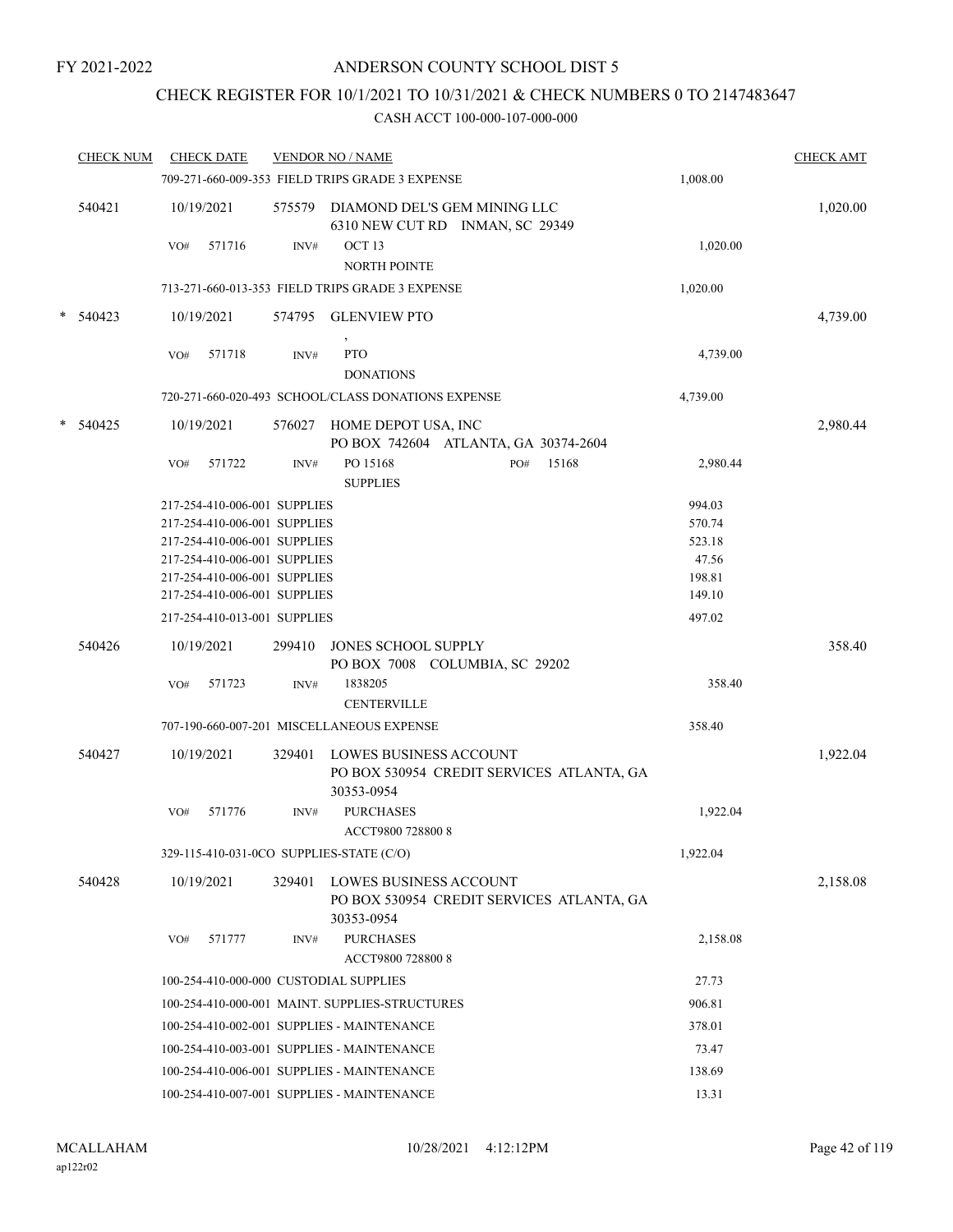FY 2021-2022

# ANDERSON COUNTY SCHOOL DIST 5

## CHECK REGISTER FOR 10/1/2021 TO 10/31/2021 & CHECK NUMBERS 0 TO 2147483647

### CASH ACCT 100-000-107-000-000

| CHECK NUM | CHECK DATE | VENDOR NO / NAME | | CHECK AMT |
|---|---|---|---|---|
| | 709-271-660-009-353 FIELD TRIPS GRADE 3 EXPENSE | | 1,008.00 | |
| 540421 | 10/19/2021 | 575579 DIAMOND DEL'S GEM MINING LLC<br>6310 NEW CUT RD INMAN, SC 29349 | | 1,020.00 |
| | VO# 571716 | INV# OCT 13<br>NORTH POINTE | 1,020.00 | |
| | 713-271-660-013-353 FIELD TRIPS GRADE 3 EXPENSE | | 1,020.00 | |
| * 540423 | 10/19/2021 | 574795 GLENVIEW PTO<br>, | | 4,739.00 |
| | VO# 571718 | INV# PTO<br>DONATIONS | 4,739.00 | |
| | 720-271-660-020-493 SCHOOL/CLASS DONATIONS EXPENSE | | 4,739.00 | |
| * 540425 | 10/19/2021 | 576027 HOME DEPOT USA, INC<br>PO BOX 742604 ATLANTA, GA 30374-2604 | | 2,980.44 |
| | VO# 571722 | INV# PO 15168 PO# 15168<br>SUPPLIES | 2,980.44 | |
| | 217-254-410-006-001 SUPPLIES | | 994.03 | |
| | 217-254-410-006-001 SUPPLIES | | 570.74 | |
| | 217-254-410-006-001 SUPPLIES | | 523.18 | |
| | 217-254-410-006-001 SUPPLIES | | 47.56 | |
| | 217-254-410-006-001 SUPPLIES | | 198.81 | |
| | 217-254-410-006-001 SUPPLIES | | 149.10 | |
| | 217-254-410-013-001 SUPPLIES | | 497.02 | |
| 540426 | 10/19/2021 | 299410 JONES SCHOOL SUPPLY<br>PO BOX 7008 COLUMBIA, SC 29202 | | 358.40 |
| | VO# 571723 | INV# 1838205<br>CENTERVILLE | 358.40 | |
| | 707-190-660-007-201 MISCELLANEOUS EXPENSE | | 358.40 | |
| 540427 | 10/19/2021 | 329401 LOWES BUSINESS ACCOUNT<br>PO BOX 530954 CREDIT SERVICES ATLANTA, GA 30353-0954 | | 1,922.04 |
| | VO# 571776 | INV# PURCHASES<br>ACCT9800 728800 8 | 1,922.04 | |
| | 329-115-410-031-0CO SUPPLIES-STATE (C/O) | | 1,922.04 | |
| 540428 | 10/19/2021 | 329401 LOWES BUSINESS ACCOUNT<br>PO BOX 530954 CREDIT SERVICES ATLANTA, GA 30353-0954 | | 2,158.08 |
| | VO# 571777 | INV# PURCHASES<br>ACCT9800 728800 8 | 2,158.08 | |
| | 100-254-410-000-000 CUSTODIAL SUPPLIES | | 27.73 | |
| | 100-254-410-000-001 MAINT. SUPPLIES-STRUCTURES | | 906.81 | |
| | 100-254-410-002-001 SUPPLIES - MAINTENANCE | | 378.01 | |
| | 100-254-410-003-001 SUPPLIES - MAINTENANCE | | 73.47 | |
| | 100-254-410-006-001 SUPPLIES - MAINTENANCE | | 138.69 | |
| | 100-254-410-007-001 SUPPLIES - MAINTENANCE | | 13.31 | |

MCALLAHAM
ap122r02

10/28/2021 4:12:12PM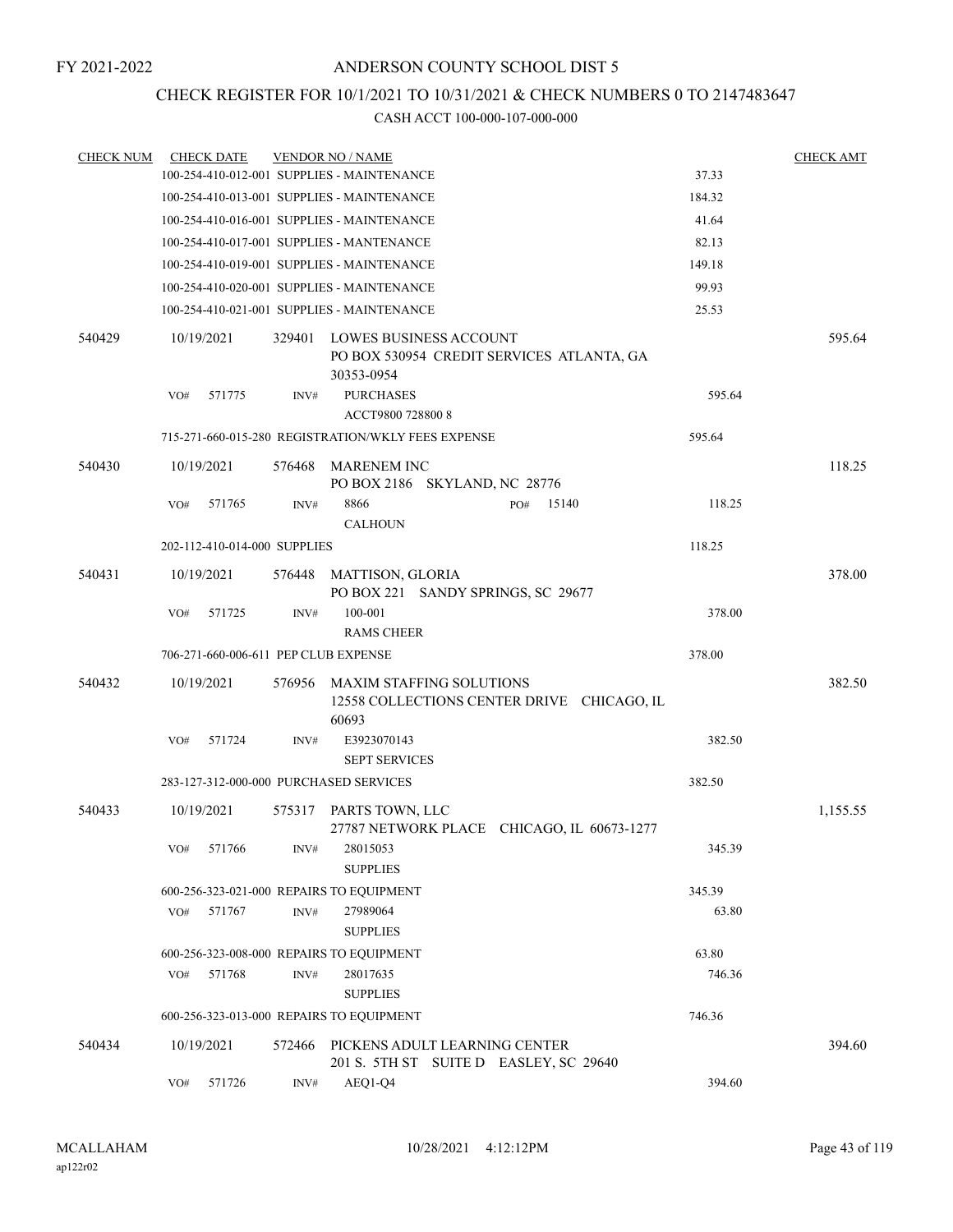FY 2021-2022

# ANDERSON COUNTY SCHOOL DIST 5

## CHECK REGISTER FOR 10/1/2021 TO 10/31/2021 & CHECK NUMBERS 0 TO 2147483647

CASH ACCT 100-000-107-000-000

| CHECK NUM | CHECK DATE | VENDOR NO / NAME | | CHECK AMT |
|---|---|---|---|---|
| | | 100-254-410-012-001 SUPPLIES - MAINTENANCE | 37.33 | |
| | | 100-254-410-013-001 SUPPLIES - MAINTENANCE | 184.32 | |
| | | 100-254-410-016-001 SUPPLIES - MAINTENANCE | 41.64 | |
| | | 100-254-410-017-001 SUPPLIES - MANTENANCE | 82.13 | |
| | | 100-254-410-019-001 SUPPLIES - MAINTENANCE | 149.18 | |
| | | 100-254-410-020-001 SUPPLIES - MAINTENANCE | 99.93 | |
| | | 100-254-410-021-001 SUPPLIES - MAINTENANCE | 25.53 | |
| 540429 | 10/19/2021 | 329401 LOWES BUSINESS ACCOUNT<br>PO BOX 530954 CREDIT SERVICES ATLANTA, GA 30353-0954 | | 595.64 |
| | VO# 571775 | INV# PURCHASES<br>ACCT9800 728800 8 | 595.64 | |
| | | 715-271-660-015-280 REGISTRATION/WKLY FEES EXPENSE | 595.64 | |
| 540430 | 10/19/2021 | 576468 MARENEM INC<br>PO BOX 2186 SKYLAND, NC 28776 | | 118.25 |
| | VO# 571765 | INV# 8866 PO# 15140<br>CALHOUN | 118.25 | |
| | | 202-112-410-014-000 SUPPLIES | 118.25 | |
| 540431 | 10/19/2021 | 576448 MATTISON, GLORIA<br>PO BOX 221 SANDY SPRINGS, SC 29677 | | 378.00 |
| | VO# 571725 | INV# 100-001<br>RAMS CHEER | 378.00 | |
| | | 706-271-660-006-611 PEP CLUB EXPENSE | 378.00 | |
| 540432 | 10/19/2021 | 576956 MAXIM STAFFING SOLUTIONS<br>12558 COLLECTIONS CENTER DRIVE CHICAGO, IL 60693 | | 382.50 |
| | VO# 571724 | INV# E3923070143<br>SEPT SERVICES | 382.50 | |
| | | 283-127-312-000-000 PURCHASED SERVICES | 382.50 | |
| 540433 | 10/19/2021 | 575317 PARTS TOWN, LLC<br>27787 NETWORK PLACE CHICAGO, IL 60673-1277 | | 1,155.55 |
| | VO# 571766 | INV# 28015053<br>SUPPLIES | 345.39 | |
| | | 600-256-323-021-000 REPAIRS TO EQUIPMENT | 345.39 | |
| | VO# 571767 | INV# 27989064<br>SUPPLIES | 63.80 | |
| | | 600-256-323-008-000 REPAIRS TO EQUIPMENT | 63.80 | |
| | VO# 571768 | INV# 28017635<br>SUPPLIES | 746.36 | |
| | | 600-256-323-013-000 REPAIRS TO EQUIPMENT | 746.36 | |
| 540434 | 10/19/2021 | 572466 PICKENS ADULT LEARNING CENTER<br>201 S. 5TH ST SUITE D EASLEY, SC 29640 | | 394.60 |
| | VO# 571726 | INV# AEQ1-Q4 | 394.60 | |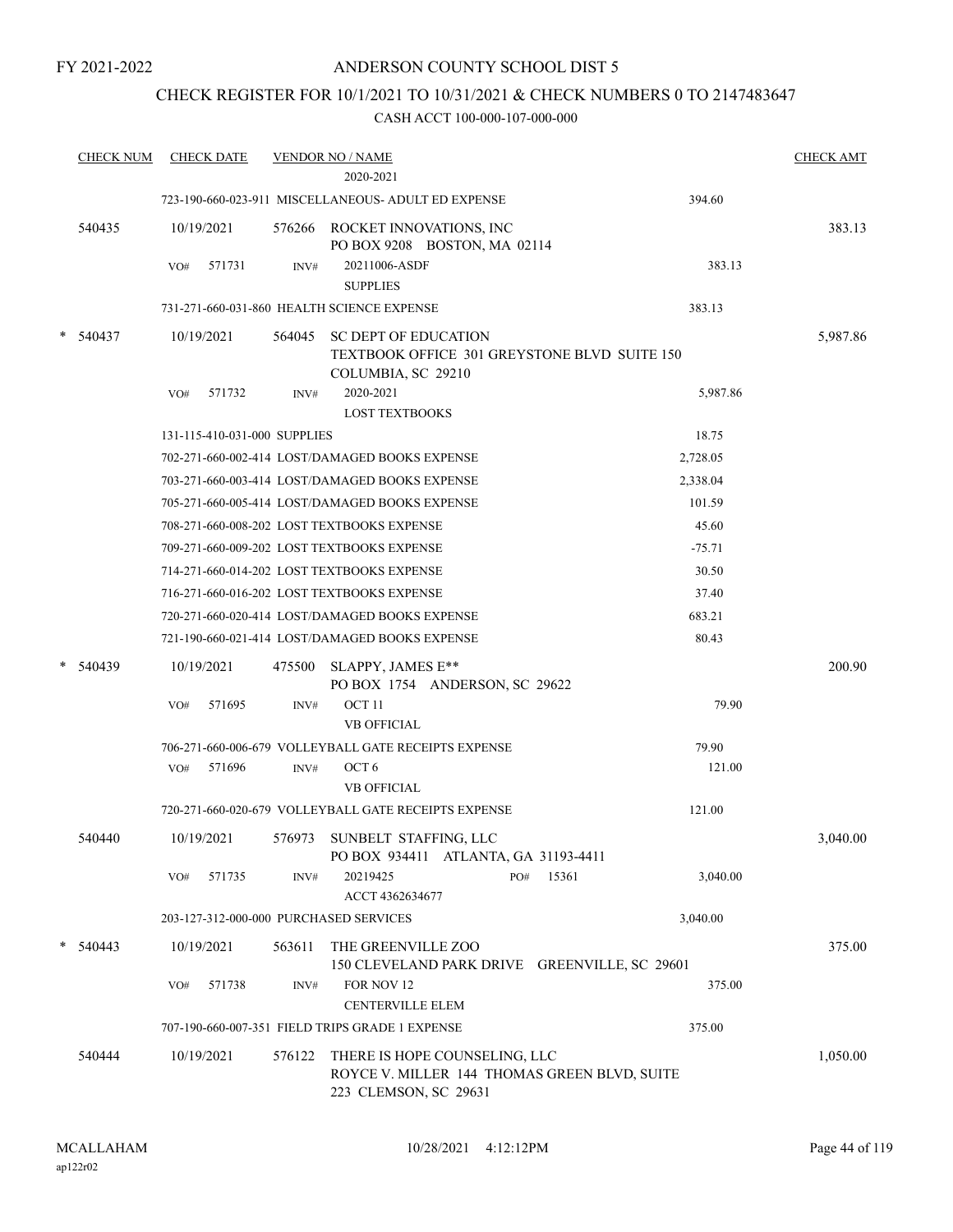FY 2021-2022

# ANDERSON COUNTY SCHOOL DIST 5

## CHECK REGISTER FOR 10/1/2021 TO 10/31/2021 & CHECK NUMBERS 0 TO 2147483647

### CASH ACCT 100-000-107-000-000

| CHECK NUM | CHECK DATE | VENDOR NO / NAME | | CHECK AMT |
|---|---|---|---|---|
| | | 2020-2021 | | |
| | | 723-190-660-023-911 MISCELLANEOUS- ADULT ED EXPENSE | 394.60 | |
| 540435 | 10/19/2021 | 576266 ROCKET INNOVATIONS, INC<br>PO BOX 9208 BOSTON, MA 02114 | | 383.13 |
| | VO# 571731 | INV# 20211006-ASDF<br>SUPPLIES | 383.13 | |
| | | 731-271-660-031-860 HEALTH SCIENCE EXPENSE | 383.13 | |
| * 540437 | 10/19/2021 | 564045 SC DEPT OF EDUCATION<br>TEXTBOOK OFFICE 301 GREYSTONE BLVD SUITE 150<br>COLUMBIA, SC 29210 | | 5,987.86 |
| | VO# 571732 | INV# 2020-2021<br>LOST TEXTBOOKS | 5,987.86 | |
| | | 131-115-410-031-000 SUPPLIES | 18.75 | |
| | | 702-271-660-002-414 LOST/DAMAGED BOOKS EXPENSE | 2,728.05 | |
| | | 703-271-660-003-414 LOST/DAMAGED BOOKS EXPENSE | 2,338.04 | |
| | | 705-271-660-005-414 LOST/DAMAGED BOOKS EXPENSE | 101.59 | |
| | | 708-271-660-008-202 LOST TEXTBOOKS EXPENSE | 45.60 | |
| | | 709-271-660-009-202 LOST TEXTBOOKS EXPENSE | -75.71 | |
| | | 714-271-660-014-202 LOST TEXTBOOKS EXPENSE | 30.50 | |
| | | 716-271-660-016-202 LOST TEXTBOOKS EXPENSE | 37.40 | |
| | | 720-271-660-020-414 LOST/DAMAGED BOOKS EXPENSE | 683.21 | |
| | | 721-190-660-021-414 LOST/DAMAGED BOOKS EXPENSE | 80.43 | |
| * 540439 | 10/19/2021 | 475500 SLAPPY, JAMES E**<br>PO BOX 1754 ANDERSON, SC 29622 | | 200.90 |
| | VO# 571695 | INV# OCT 11<br>VB OFFICIAL | 79.90 | |
| | | 706-271-660-006-679 VOLLEYBALL GATE RECEIPTS EXPENSE | 79.90 | |
| | VO# 571696 | INV# OCT 6<br>VB OFFICIAL | 121.00 | |
| | | 720-271-660-020-679 VOLLEYBALL GATE RECEIPTS EXPENSE | 121.00 | |
| 540440 | 10/19/2021 | 576973 SUNBELT STAFFING, LLC<br>PO BOX 934411 ATLANTA, GA 31193-4411 | | 3,040.00 |
| | VO# 571735 | INV# 20219425 PO# 15361<br>ACCT 4362634677 | 3,040.00 | |
| | | 203-127-312-000-000 PURCHASED SERVICES | 3,040.00 | |
| * 540443 | 10/19/2021 | 563611 THE GREENVILLE ZOO<br>150 CLEVELAND PARK DRIVE GREENVILLE, SC 29601 | | 375.00 |
| | VO# 571738 | INV# FOR NOV 12<br>CENTERVILLE ELEM | 375.00 | |
| | | 707-190-660-007-351 FIELD TRIPS GRADE 1 EXPENSE | 375.00 | |
| 540444 | 10/19/2021 | 576122 THERE IS HOPE COUNSELING, LLC<br>ROYCE V. MILLER 144 THOMAS GREEN BLVD, SUITE<br>223 CLEMSON, SC 29631 | | 1,050.00 |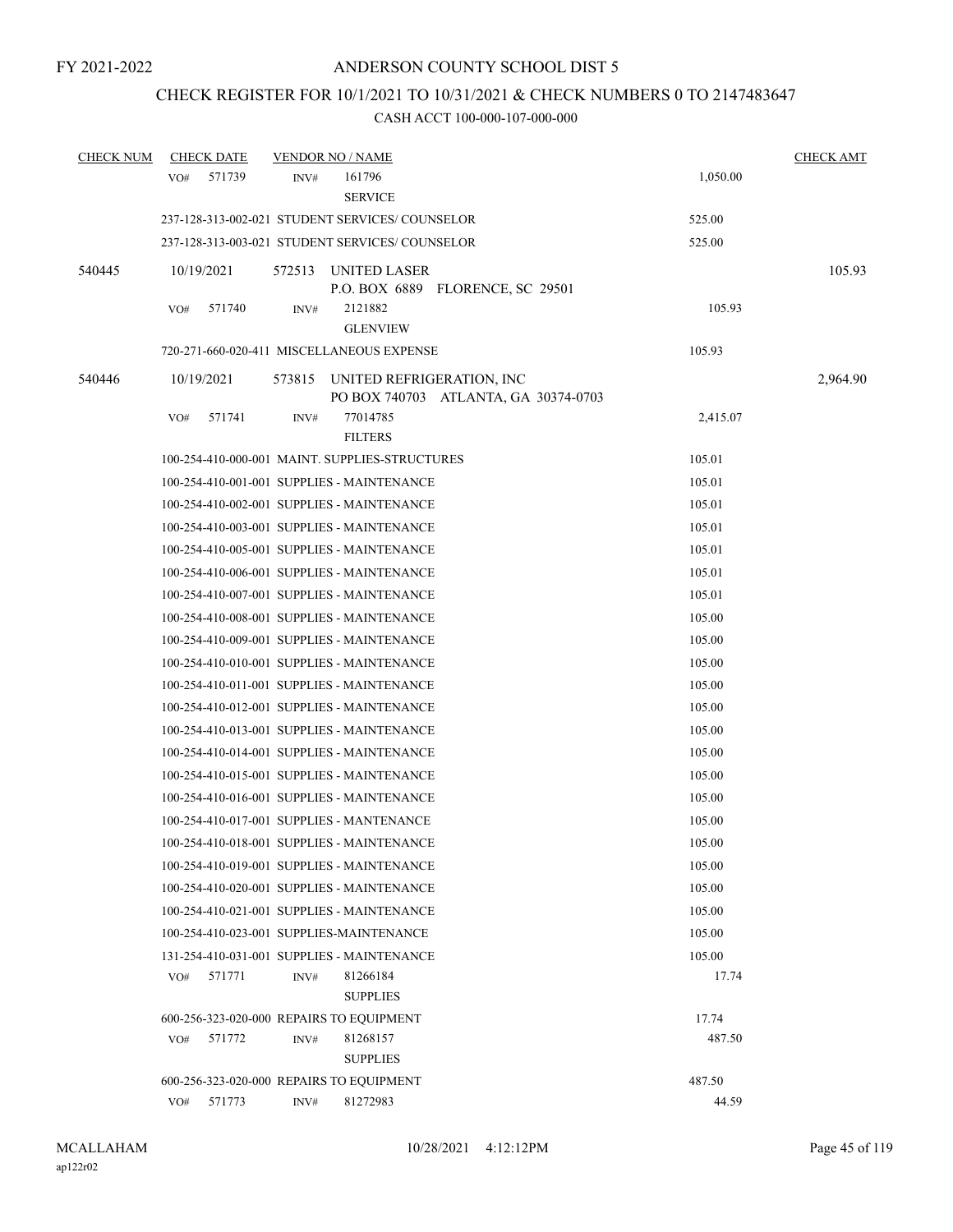FY 2021-2022

# ANDERSON COUNTY SCHOOL DIST 5

## CHECK REGISTER FOR 10/1/2021 TO 10/31/2021 & CHECK NUMBERS 0 TO 2147483647

### CASH ACCT 100-000-107-000-000

| CHECK NUM | CHECK DATE | VENDOR NO / NAME | | CHECK AMT |
|---|---|---|---|---|
| | VO# 571739 | INV# 161796 SERVICE | 1,050.00 | |
| | 237-128-313-002-021 STUDENT SERVICES/ COUNSELOR | | 525.00 | |
| | 237-128-313-003-021 STUDENT SERVICES/ COUNSELOR | | 525.00 | |
| 540445 | 10/19/2021 | 572513 UNITED LASER P.O. BOX 6889 FLORENCE, SC 29501 | | 105.93 |
| | VO# 571740 | INV# 2121882 GLENVIEW | 105.93 | |
| | 720-271-660-020-411 MISCELLANEOUS EXPENSE | | 105.93 | |
| 540446 | 10/19/2021 | 573815 UNITED REFRIGERATION, INC PO BOX 740703 ATLANTA, GA 30374-0703 | | 2,964.90 |
| | VO# 571741 | INV# 77014785 FILTERS | 2,415.07 | |
| | 100-254-410-000-001 MAINT. SUPPLIES-STRUCTURES | | 105.01 | |
| | 100-254-410-001-001 SUPPLIES - MAINTENANCE | | 105.01 | |
| | 100-254-410-002-001 SUPPLIES - MAINTENANCE | | 105.01 | |
| | 100-254-410-003-001 SUPPLIES - MAINTENANCE | | 105.01 | |
| | 100-254-410-005-001 SUPPLIES - MAINTENANCE | | 105.01 | |
| | 100-254-410-006-001 SUPPLIES - MAINTENANCE | | 105.01 | |
| | 100-254-410-007-001 SUPPLIES - MAINTENANCE | | 105.01 | |
| | 100-254-410-008-001 SUPPLIES - MAINTENANCE | | 105.00 | |
| | 100-254-410-009-001 SUPPLIES - MAINTENANCE | | 105.00 | |
| | 100-254-410-010-001 SUPPLIES - MAINTENANCE | | 105.00 | |
| | 100-254-410-011-001 SUPPLIES - MAINTENANCE | | 105.00 | |
| | 100-254-410-012-001 SUPPLIES - MAINTENANCE | | 105.00 | |
| | 100-254-410-013-001 SUPPLIES - MAINTENANCE | | 105.00 | |
| | 100-254-410-014-001 SUPPLIES - MAINTENANCE | | 105.00 | |
| | 100-254-410-015-001 SUPPLIES - MAINTENANCE | | 105.00 | |
| | 100-254-410-016-001 SUPPLIES - MAINTENANCE | | 105.00 | |
| | 100-254-410-017-001 SUPPLIES - MANTENANCE | | 105.00 | |
| | 100-254-410-018-001 SUPPLIES - MAINTENANCE | | 105.00 | |
| | 100-254-410-019-001 SUPPLIES - MAINTENANCE | | 105.00 | |
| | 100-254-410-020-001 SUPPLIES - MAINTENANCE | | 105.00 | |
| | 100-254-410-021-001 SUPPLIES - MAINTENANCE | | 105.00 | |
| | 100-254-410-023-001 SUPPLIES-MAINTENANCE | | 105.00 | |
| | 131-254-410-031-001 SUPPLIES - MAINTENANCE | | 105.00 | |
| | VO# 571771 | INV# 81266184 SUPPLIES | 17.74 | |
| | 600-256-323-020-000 REPAIRS TO EQUIPMENT | | 17.74 | |
| | VO# 571772 | INV# 81268157 SUPPLIES | 487.50 | |
| | 600-256-323-020-000 REPAIRS TO EQUIPMENT | | 487.50 | |
| | VO# 571773 | INV# 81272983 | 44.59 | |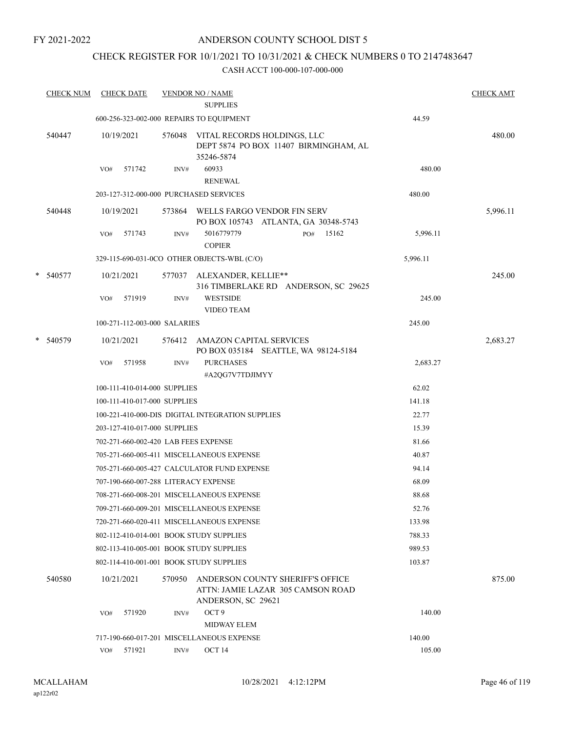FY 2021-2022

# ANDERSON COUNTY SCHOOL DIST 5

## CHECK REGISTER FOR 10/1/2021 TO 10/31/2021 & CHECK NUMBERS 0 TO 2147483647

CASH ACCT 100-000-107-000-000

| CHECK NUM | CHECK DATE | VENDOR NO / NAME | | CHECK AMT |
|---|---|---|---|---|
| | | SUPPLIES | | |
| | 600-256-323-002-000 REPAIRS TO EQUIPMENT | | 44.59 | |
| 540447 | 10/19/2021 | 576048 VITAL RECORDS HOLDINGS, LLC DEPT 5874 PO BOX 11407 BIRMINGHAM, AL 35246-5874 | | 480.00 |
| | VO# 571742 | INV# 60933 RENEWAL | 480.00 | |
| | 203-127-312-000-000 PURCHASED SERVICES | | 480.00 | |
| 540448 | 10/19/2021 | 573864 WELLS FARGO VENDOR FIN SERV PO BOX 105743 ATLANTA, GA 30348-5743 | | 5,996.11 |
| | VO# 571743 | INV# 5016779779 PO# 15162 COPIER | 5,996.11 | |
| | 329-115-690-031-0CO OTHER OBJECTS-WBL (C/O) | | 5,996.11 | |
| * 540577 | 10/21/2021 | 577037 ALEXANDER, KELLIE** 316 TIMBERLAKE RD ANDERSON, SC 29625 | | 245.00 |
| | VO# 571919 | INV# WESTSIDE VIDEO TEAM | 245.00 | |
| | 100-271-112-003-000 SALARIES | | 245.00 | |
| * 540579 | 10/21/2021 | 576412 AMAZON CAPITAL SERVICES PO BOX 035184 SEATTLE, WA 98124-5184 | | 2,683.27 |
| | VO# 571958 | INV# PURCHASES #A2QG7V7TDJIMYY | 2,683.27 | |
| | 100-111-410-014-000 SUPPLIES | | 62.02 | |
| | 100-111-410-017-000 SUPPLIES | | 141.18 | |
| | 100-221-410-000-DIS DIGITAL INTEGRATION SUPPLIES | | 22.77 | |
| | 203-127-410-017-000 SUPPLIES | | 15.39 | |
| | 702-271-660-002-420 LAB FEES EXPENSE | | 81.66 | |
| | 705-271-660-005-411 MISCELLANEOUS EXPENSE | | 40.87 | |
| | 705-271-660-005-427 CALCULATOR FUND EXPENSE | | 94.14 | |
| | 707-190-660-007-288 LITERACY EXPENSE | | 68.09 | |
| | 708-271-660-008-201 MISCELLANEOUS EXPENSE | | 88.68 | |
| | 709-271-660-009-201 MISCELLANEOUS EXPENSE | | 52.76 | |
| | 720-271-660-020-411 MISCELLANEOUS EXPENSE | | 133.98 | |
| | 802-112-410-014-001 BOOK STUDY SUPPLIES | | 788.33 | |
| | 802-113-410-005-001 BOOK STUDY SUPPLIES | | 989.53 | |
| | 802-114-410-001-001 BOOK STUDY SUPPLIES | | 103.87 | |
| 540580 | 10/21/2021 | 570950 ANDERSON COUNTY SHERIFF'S OFFICE ATTN: JAMIE LAZAR 305 CAMSON ROAD ANDERSON, SC 29621 | | 875.00 |
| | VO# 571920 | INV# OCT 9 MIDWAY ELEM | 140.00 | |
| | 717-190-660-017-201 MISCELLANEOUS EXPENSE | | 140.00 | |
| | VO# 571921 | INV# OCT 14 | 105.00 | |

MCALLAHAM ap122r02 10/28/2021 4:12:12PM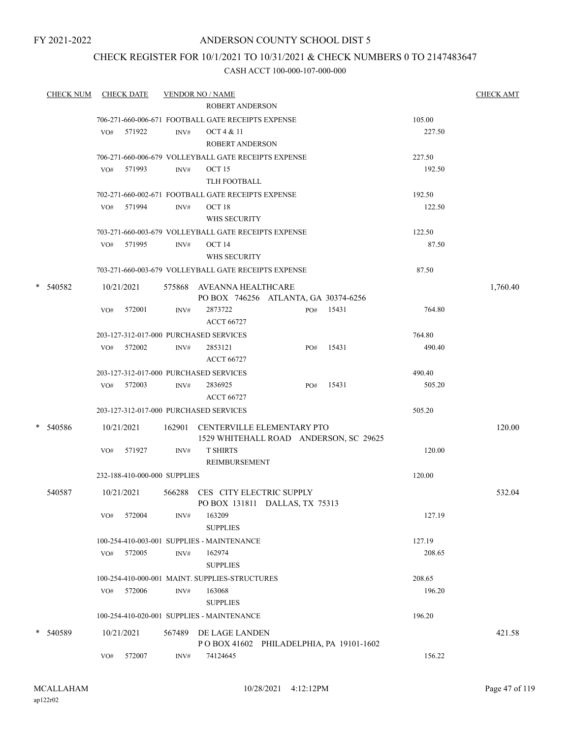FY 2021-2022

# ANDERSON COUNTY SCHOOL DIST 5

## CHECK REGISTER FOR 10/1/2021 TO 10/31/2021 & CHECK NUMBERS 0 TO 2147483647

### CASH ACCT 100-000-107-000-000

| CHECK NUM | CHECK DATE | VENDOR NO / NAME | | CHECK AMT |
|---|---|---|---|---|
| | | ROBERT ANDERSON | | |
| | | 706-271-660-006-671 FOOTBALL GATE RECEIPTS EXPENSE | 105.00 | |
| | VO# 571922 | INV# OCT 4 & 11<br>ROBERT ANDERSON | 227.50 | |
| | | 706-271-660-006-679 VOLLEYBALL GATE RECEIPTS EXPENSE | 227.50 | |
| | VO# 571993 | INV# OCT 15<br>TLH FOOTBALL | 192.50 | |
| | | 702-271-660-002-671 FOOTBALL GATE RECEIPTS EXPENSE | 192.50 | |
| | VO# 571994 | INV# OCT 18<br>WHS SECURITY | 122.50 | |
| | | 703-271-660-003-679 VOLLEYBALL GATE RECEIPTS EXPENSE | 122.50 | |
| | VO# 571995 | INV# OCT 14<br>WHS SECURITY | 87.50 | |
| | | 703-271-660-003-679 VOLLEYBALL GATE RECEIPTS EXPENSE | 87.50 | |
| * 540582 | 10/21/2021 | 575868 AVEANNA HEALTHCARE<br>PO BOX 746256 ATLANTA, GA 30374-6256 | | 1,760.40 |
| | VO# 572001 | INV# 2873722 PO# 15431<br>ACCT 66727 | 764.80 | |
| | | 203-127-312-017-000 PURCHASED SERVICES | 764.80 | |
| | VO# 572002 | INV# 2853121 PO# 15431<br>ACCT 66727 | 490.40 | |
| | | 203-127-312-017-000 PURCHASED SERVICES | 490.40 | |
| | VO# 572003 | INV# 2836925 PO# 15431<br>ACCT 66727 | 505.20 | |
| | | 203-127-312-017-000 PURCHASED SERVICES | 505.20 | |
| * 540586 | 10/21/2021 | 162901 CENTERVILLE ELEMENTARY PTO<br>1529 WHITEHALL ROAD ANDERSON, SC 29625 | | 120.00 |
| | VO# 571927 | INV# T SHIRTS<br>REIMBURSEMENT | 120.00 | |
| | | 232-188-410-000-000 SUPPLIES | 120.00 | |
| 540587 | 10/21/2021 | 566288 CES CITY ELECTRIC SUPPLY<br>PO BOX 131811 DALLAS, TX 75313 | | 532.04 |
| | VO# 572004 | INV# 163209<br>SUPPLIES | 127.19 | |
| | | 100-254-410-003-001 SUPPLIES - MAINTENANCE | 127.19 | |
| | VO# 572005 | INV# 162974<br>SUPPLIES | 208.65 | |
| | | 100-254-410-000-001 MAINT. SUPPLIES-STRUCTURES | 208.65 | |
| | VO# 572006 | INV# 163068<br>SUPPLIES | 196.20 | |
| | | 100-254-410-020-001 SUPPLIES - MAINTENANCE | 196.20 | |
| * 540589 | 10/21/2021 | 567489 DE LAGE LANDEN<br>P O BOX 41602 PHILADELPHIA, PA 19101-1602 | | 421.58 |
| | VO# 572007 | INV# 74124645 | 156.22 | |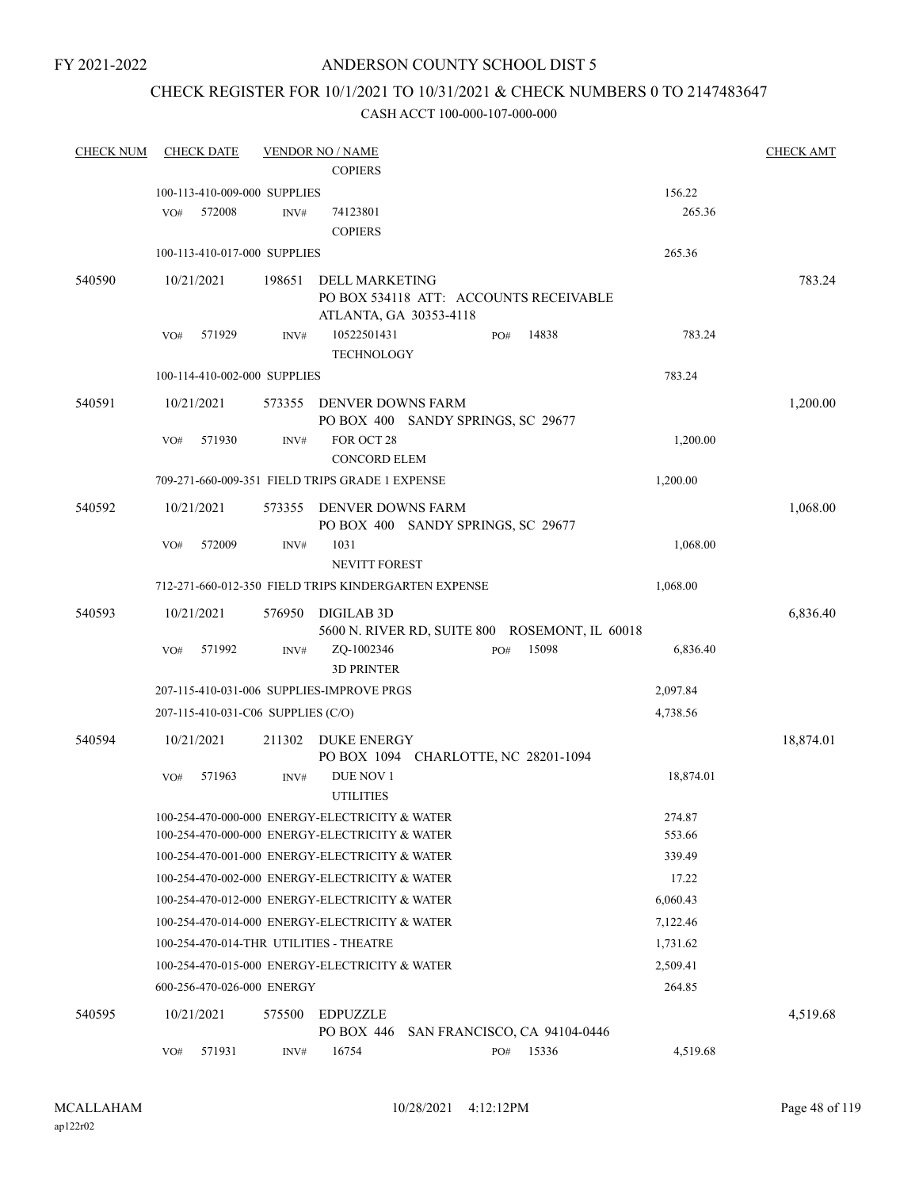FY 2021-2022

# ANDERSON COUNTY SCHOOL DIST 5

## CHECK REGISTER FOR 10/1/2021 TO 10/31/2021 & CHECK NUMBERS 0 TO 2147483647

### CASH ACCT 100-000-107-000-000

| CHECK NUM | CHECK DATE | VENDOR NO / NAME | | CHECK AMT |
|---|---|---|---|---|
| | | COPIERS | | |
| | 100-113-410-009-000 SUPPLIES | | 156.22 | |
| | VO# 572008 | INV# 74123801 COPIERS | 265.36 | |
| | 100-113-410-017-000 SUPPLIES | | 265.36 | |
| 540590 | 10/21/2021 | 198651 DELL MARKETING PO BOX 534118 ATT: ACCOUNTS RECEIVABLE ATLANTA, GA 30353-4118 | | 783.24 |
| | VO# 571929 | INV# 10522501431 PO# 14838 TECHNOLOGY | 783.24 | |
| | 100-114-410-002-000 SUPPLIES | | 783.24 | |
| 540591 | 10/21/2021 | 573355 DENVER DOWNS FARM PO BOX 400 SANDY SPRINGS, SC 29677 | | 1,200.00 |
| | VO# 571930 | INV# FOR OCT 28 CONCORD ELEM | 1,200.00 | |
| | 709-271-660-009-351 FIELD TRIPS GRADE 1 EXPENSE | | 1,200.00 | |
| 540592 | 10/21/2021 | 573355 DENVER DOWNS FARM PO BOX 400 SANDY SPRINGS, SC 29677 | | 1,068.00 |
| | VO# 572009 | INV# 1031 NEVITT FOREST | 1,068.00 | |
| | 712-271-660-012-350 FIELD TRIPS KINDERGARTEN EXPENSE | | 1,068.00 | |
| 540593 | 10/21/2021 | 576950 DIGILAB 3D 5600 N. RIVER RD, SUITE 800 ROSEMONT, IL 60018 | | 6,836.40 |
| | VO# 571992 | INV# ZQ-1002346 PO# 15098 3D PRINTER | 6,836.40 | |
| | 207-115-410-031-006 SUPPLIES-IMPROVE PRGS | | 2,097.84 | |
| | 207-115-410-031-C06 SUPPLIES (C/O) | | 4,738.56 | |
| 540594 | 10/21/2021 | 211302 DUKE ENERGY PO BOX 1094 CHARLOTTE, NC 28201-1094 | | 18,874.01 |
| | VO# 571963 | INV# DUE NOV 1 UTILITIES | 18,874.01 | |
| | 100-254-470-000-000 ENERGY-ELECTRICITY & WATER | | 274.87 | |
| | 100-254-470-000-000 ENERGY-ELECTRICITY & WATER | | 553.66 | |
| | 100-254-470-001-000 ENERGY-ELECTRICITY & WATER | | 339.49 | |
| | 100-254-470-002-000 ENERGY-ELECTRICITY & WATER | | 17.22 | |
| | 100-254-470-012-000 ENERGY-ELECTRICITY & WATER | | 6,060.43 | |
| | 100-254-470-014-000 ENERGY-ELECTRICITY & WATER | | 7,122.46 | |
| | 100-254-470-014-THR UTILITIES - THEATRE | | 1,731.62 | |
| | 100-254-470-015-000 ENERGY-ELECTRICITY & WATER | | 2,509.41 | |
| | 600-256-470-026-000 ENERGY | | 264.85 | |
| 540595 | 10/21/2021 | 575500 EDPUZZLE PO BOX 446 SAN FRANCISCO, CA 94104-0446 | | 4,519.68 |
| | VO# 571931 | INV# 16754 PO# 15336 | 4,519.68 | |

MCALLAHAM
ap122r02

10/28/2021 4:12:12PM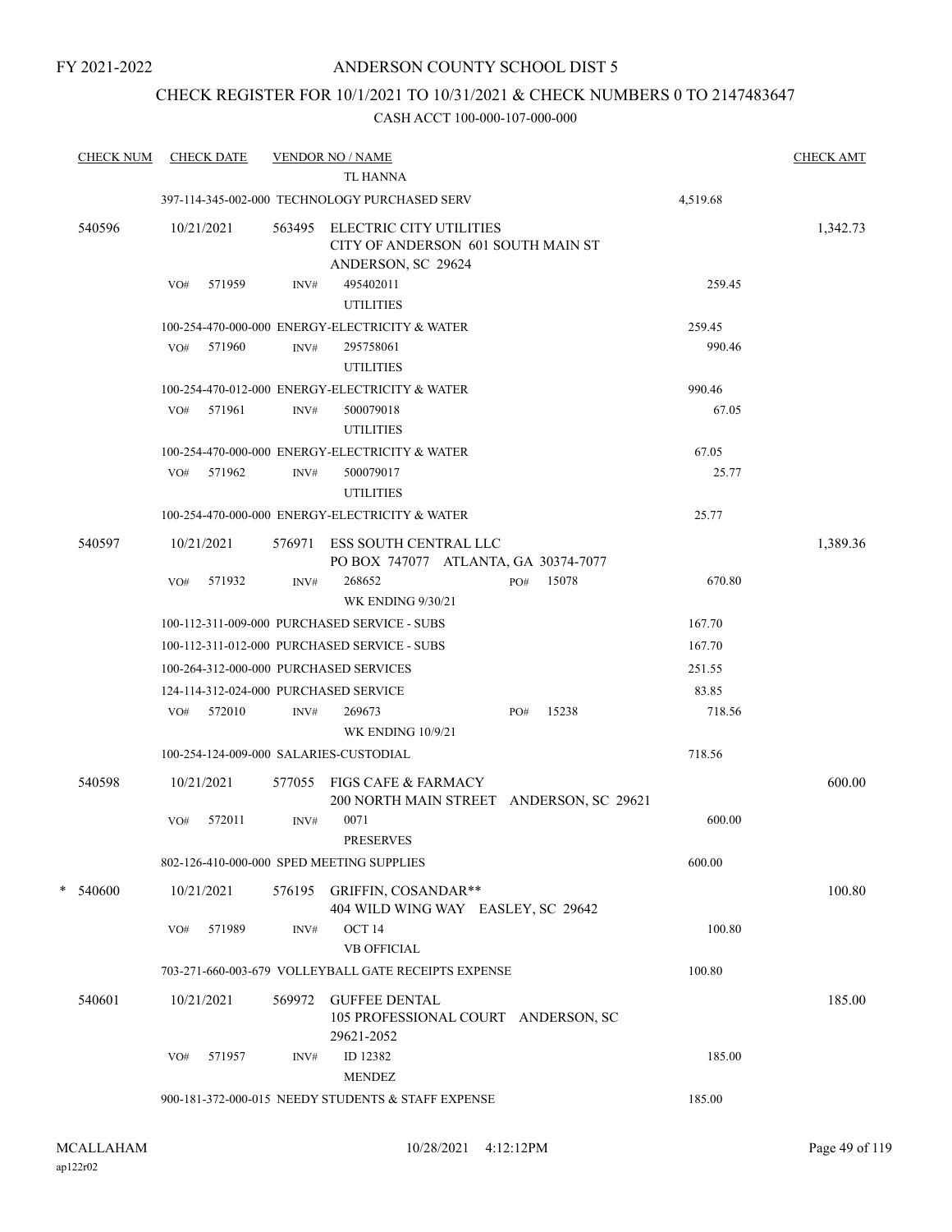FY 2021-2022

# ANDERSON COUNTY SCHOOL DIST 5

## CHECK REGISTER FOR 10/1/2021 TO 10/31/2021 & CHECK NUMBERS 0 TO 2147483647

### CASH ACCT 100-000-107-000-000

| CHECK NUM | CHECK DATE | VENDOR NO / NAME | | CHECK AMT |
|---|---|---|---|---|
| | | TL HANNA | | |
| | | 397-114-345-002-000 TECHNOLOGY PURCHASED SERV | 4,519.68 | |
| 540596 | 10/21/2021 | 563495 ELECTRIC CITY UTILITIES CITY OF ANDERSON 601 SOUTH MAIN ST ANDERSON, SC 29624 | | 1,342.73 |
| | VO# 571959 | INV# 495402011 UTILITIES | 259.45 | |
| | | 100-254-470-000-000 ENERGY-ELECTRICITY & WATER | 259.45 | |
| | VO# 571960 | INV# 295758061 UTILITIES | 990.46 | |
| | | 100-254-470-012-000 ENERGY-ELECTRICITY & WATER | 990.46 | |
| | VO# 571961 | INV# 500079018 UTILITIES | 67.05 | |
| | | 100-254-470-000-000 ENERGY-ELECTRICITY & WATER | 67.05 | |
| | VO# 571962 | INV# 500079017 UTILITIES | 25.77 | |
| | | 100-254-470-000-000 ENERGY-ELECTRICITY & WATER | 25.77 | |
| 540597 | 10/21/2021 | 576971 ESS SOUTH CENTRAL LLC PO BOX 747077 ATLANTA, GA 30374-7077 | | 1,389.36 |
| | VO# 571932 | INV# 268652 PO# 15078 WK ENDING 9/30/21 | 670.80 | |
| | | 100-112-311-009-000 PURCHASED SERVICE - SUBS | 167.70 | |
| | | 100-112-311-012-000 PURCHASED SERVICE - SUBS | 167.70 | |
| | | 100-264-312-000-000 PURCHASED SERVICES | 251.55 | |
| | | 124-114-312-024-000 PURCHASED SERVICE | 83.85 | |
| | VO# 572010 | INV# 269673 PO# 15238 WK ENDING 10/9/21 | 718.56 | |
| | | 100-254-124-009-000 SALARIES-CUSTODIAL | 718.56 | |
| 540598 | 10/21/2021 | 577055 FIGS CAFE & FARMACY 200 NORTH MAIN STREET ANDERSON, SC 29621 | | 600.00 |
| | VO# 572011 | INV# 0071 PRESERVES | 600.00 | |
| | | 802-126-410-000-000 SPED MEETING SUPPLIES | 600.00 | |
| * 540600 | 10/21/2021 | 576195 GRIFFIN, COSANDAR** 404 WILD WING WAY EASLEY, SC 29642 | | 100.80 |
| | VO# 571989 | INV# OCT 14 VB OFFICIAL | 100.80 | |
| | | 703-271-660-003-679 VOLLEYBALL GATE RECEIPTS EXPENSE | 100.80 | |
| 540601 | 10/21/2021 | 569972 GUFFEE DENTAL 105 PROFESSIONAL COURT ANDERSON, SC 29621-2052 | | 185.00 |
| | VO# 571957 | INV# ID 12382 MENDEZ | 185.00 | |
| | | 900-181-372-000-015 NEEDY STUDENTS & STAFF EXPENSE | 185.00 | |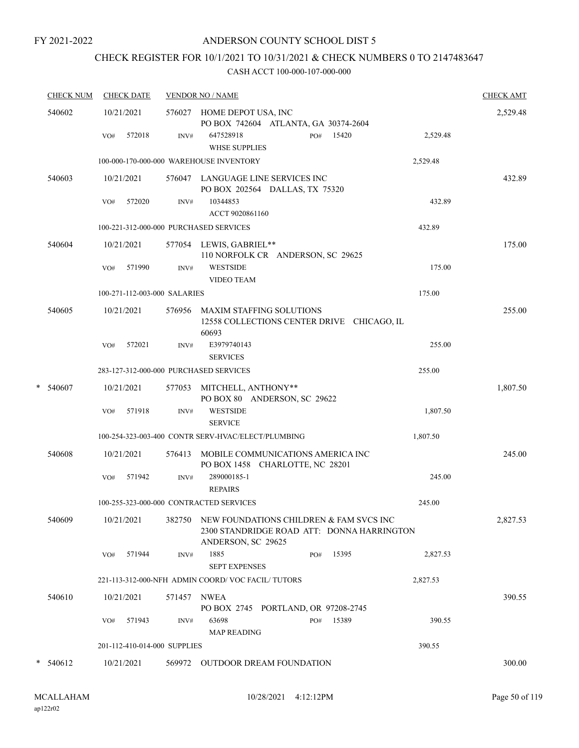FY 2021-2022

# ANDERSON COUNTY SCHOOL DIST 5

## CHECK REGISTER FOR 10/1/2021 TO 10/31/2021 & CHECK NUMBERS 0 TO 2147483647

CASH ACCT 100-000-107-000-000

| CHECK NUM | CHECK DATE | VENDOR NO / NAME | | CHECK AMT |
|---|---|---|---|---|
| 540602 | 10/21/2021 | 576027 HOME DEPOT USA, INC<br>PO BOX 742604 ATLANTA, GA 30374-2604 | | 2,529.48 |
| | VO# 572018 | INV# 647528918 PO# 15420<br>WHSE SUPPLIES | 2,529.48 | |
| | 100-000-170-000-000 WAREHOUSE INVENTORY | | 2,529.48 | |
| 540603 | 10/21/2021 | 576047 LANGUAGE LINE SERVICES INC<br>PO BOX 202564 DALLAS, TX 75320 | | 432.89 |
| | VO# 572020 | INV# 10344853<br>ACCT 9020861160 | 432.89 | |
| | 100-221-312-000-000 PURCHASED SERVICES | | 432.89 | |
| 540604 | 10/21/2021 | 577054 LEWIS, GABRIEL**<br>110 NORFOLK CR ANDERSON, SC 29625 | | 175.00 |
| | VO# 571990 | INV# WESTSIDE<br>VIDEO TEAM | 175.00 | |
| | 100-271-112-003-000 SALARIES | | 175.00 | |
| 540605 | 10/21/2021 | 576956 MAXIM STAFFING SOLUTIONS<br>12558 COLLECTIONS CENTER DRIVE CHICAGO, IL 60693 | | 255.00 |
| | VO# 572021 | INV# E3979740143<br>SERVICES | 255.00 | |
| | 283-127-312-000-000 PURCHASED SERVICES | | 255.00 | |
| * 540607 | 10/21/2021 | 577053 MITCHELL, ANTHONY**<br>PO BOX 80 ANDERSON, SC 29622 | | 1,807.50 |
| | VO# 571918 | INV# WESTSIDE<br>SERVICE | 1,807.50 | |
| | 100-254-323-003-400 CONTR SERV-HVAC/ELECT/PLUMBING | | 1,807.50 | |
| 540608 | 10/21/2021 | 576413 MOBILE COMMUNICATIONS AMERICA INC<br>PO BOX 1458 CHARLOTTE, NC 28201 | | 245.00 |
| | VO# 571942 | INV# 289000185-1<br>REPAIRS | 245.00 | |
| | 100-255-323-000-000 CONTRACTED SERVICES | | 245.00 | |
| 540609 | 10/21/2021 | 382750 NEW FOUNDATIONS CHILDREN & FAM SVCS INC<br>2300 STANDRIDGE ROAD ATT: DONNA HARRINGTON<br>ANDERSON, SC 29625 | | 2,827.53 |
| | VO# 571944 | INV# 1885 PO# 15395<br>SEPT EXPENSES | 2,827.53 | |
| | 221-113-312-000-NFH ADMIN COORD/ VOC FACIL/ TUTORS | | 2,827.53 | |
| 540610 | 10/21/2021 | 571457 NWEA<br>PO BOX 2745 PORTLAND, OR 97208-2745 | | 390.55 |
| | VO# 571943 | INV# 63698 PO# 15389<br>MAP READING | 390.55 | |
| | 201-112-410-014-000 SUPPLIES | | 390.55 | |
| * 540612 | 10/21/2021 | 569972 OUTDOOR DREAM FOUNDATION | | 300.00 |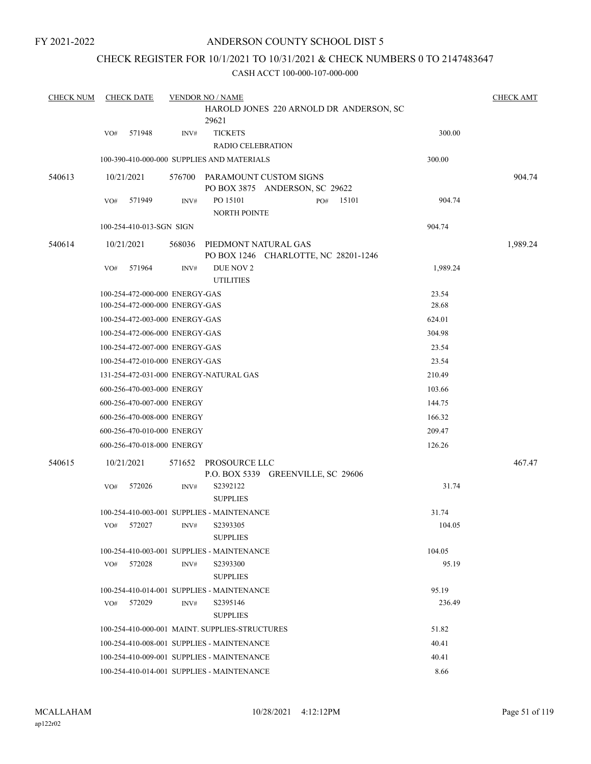FY 2021-2022

# ANDERSON COUNTY SCHOOL DIST 5

## CHECK REGISTER FOR 10/1/2021 TO 10/31/2021 & CHECK NUMBERS 0 TO 2147483647

### CASH ACCT 100-000-107-000-000

| CHECK NUM | CHECK DATE | VENDOR NO / NAME | | CHECK AMT |
|---|---|---|---|---|
| | | HAROLD JONES 220 ARNOLD DR ANDERSON, SC 29621 | | |
| | VO# 571948 | INV# TICKETS<br>RADIO CELEBRATION | 300.00 | |
| | | 100-390-410-000-000 SUPPLIES AND MATERIALS | 300.00 | |
| 540613 | 10/21/2021 | 576700 PARAMOUNT CUSTOM SIGNS<br>PO BOX 3875 ANDERSON, SC 29622 | | 904.74 |
| | VO# 571949 | INV# PO 15101 PO# 15101<br>NORTH POINTE | 904.74 | |
| | | 100-254-410-013-SGN SIGN | 904.74 | |
| 540614 | 10/21/2021 | 568036 PIEDMONT NATURAL GAS<br>PO BOX 1246 CHARLOTTE, NC 28201-1246 | | 1,989.24 |
| | VO# 571964 | INV# DUE NOV 2<br>UTILITIES | 1,989.24 | |
| | | 100-254-472-000-000 ENERGY-GAS | 23.54 | |
| | | 100-254-472-000-000 ENERGY-GAS | 28.68 | |
| | | 100-254-472-003-000 ENERGY-GAS | 624.01 | |
| | | 100-254-472-006-000 ENERGY-GAS | 304.98 | |
| | | 100-254-472-007-000 ENERGY-GAS | 23.54 | |
| | | 100-254-472-010-000 ENERGY-GAS | 23.54 | |
| | | 131-254-472-031-000 ENERGY-NATURAL GAS | 210.49 | |
| | | 600-256-470-003-000 ENERGY | 103.66 | |
| | | 600-256-470-007-000 ENERGY | 144.75 | |
| | | 600-256-470-008-000 ENERGY | 166.32 | |
| | | 600-256-470-010-000 ENERGY | 209.47 | |
| | | 600-256-470-018-000 ENERGY | 126.26 | |
| 540615 | 10/21/2021 | 571652 PROSOURCE LLC<br>P.O. BOX 5339 GREENVILLE, SC 29606 | | 467.47 |
| | VO# 572026 | INV# S2392122<br>SUPPLIES | 31.74 | |
| | | 100-254-410-003-001 SUPPLIES - MAINTENANCE | 31.74 | |
| | VO# 572027 | INV# S2393305<br>SUPPLIES | 104.05 | |
| | | 100-254-410-003-001 SUPPLIES - MAINTENANCE | 104.05 | |
| | VO# 572028 | INV# S2393300<br>SUPPLIES | 95.19 | |
| | | 100-254-410-014-001 SUPPLIES - MAINTENANCE | 95.19 | |
| | VO# 572029 | INV# S2395146<br>SUPPLIES | 236.49 | |
| | | 100-254-410-000-001 MAINT. SUPPLIES-STRUCTURES | 51.82 | |
| | | 100-254-410-008-001 SUPPLIES - MAINTENANCE | 40.41 | |
| | | 100-254-410-009-001 SUPPLIES - MAINTENANCE | 40.41 | |
| | | 100-254-410-014-001 SUPPLIES - MAINTENANCE | 8.66 | |

MCALLAHAM
ap122r02

10/28/2021 4:12:12PM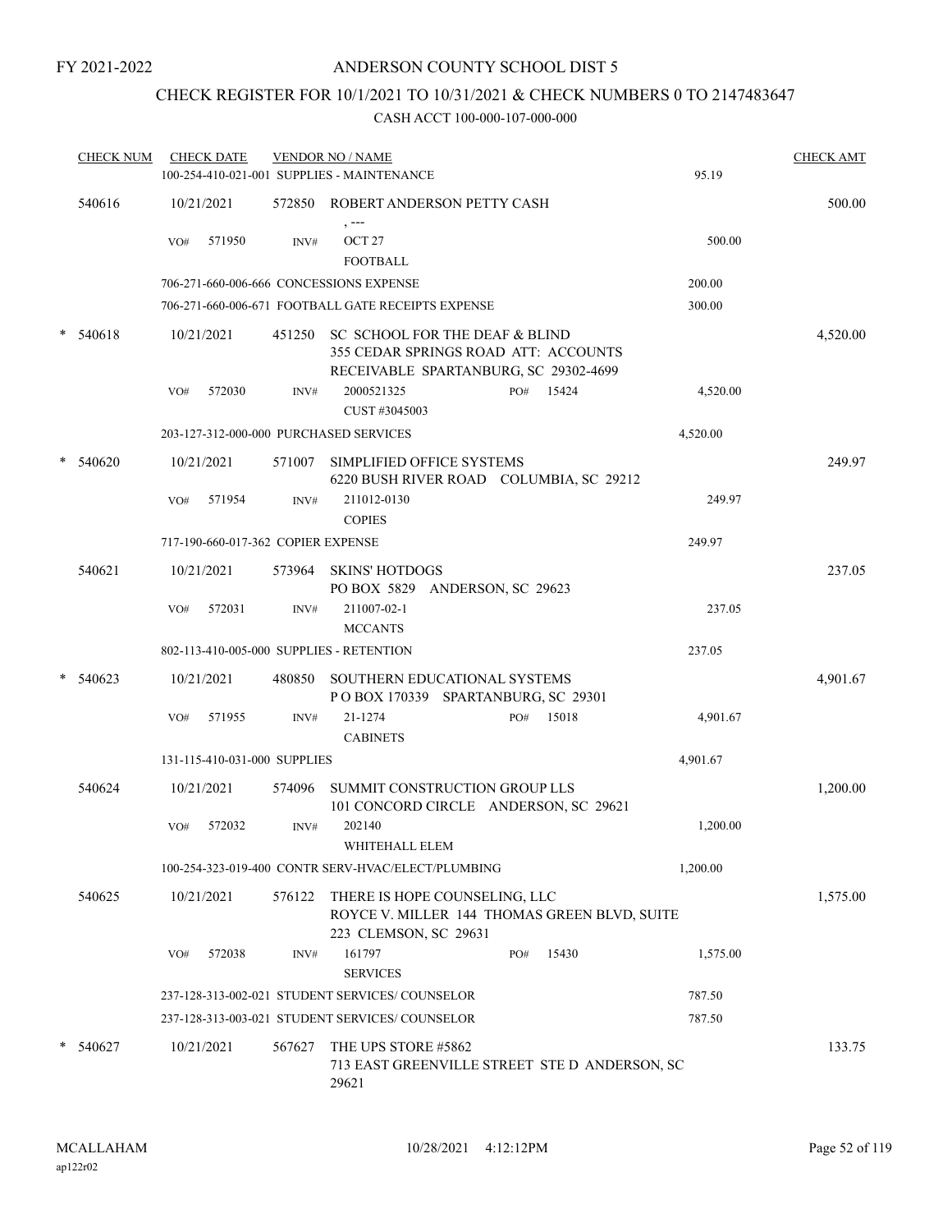FY 2021-2022

# ANDERSON COUNTY SCHOOL DIST 5

## CHECK REGISTER FOR 10/1/2021 TO 10/31/2021 & CHECK NUMBERS 0 TO 2147483647

### CASH ACCT 100-000-107-000-000

| CHECK NUM | CHECK DATE | VENDOR NO / NAME | | CHECK AMT |
|---|---|---|---|---|
| | | 100-254-410-021-001 SUPPLIES - MAINTENANCE | 95.19 | |
| 540616 | 10/21/2021 | 572850 ROBERT ANDERSON PETTY CASH<br>, --- | | 500.00 |
| | VO# 571950 | INV# OCT 27<br>FOOTBALL | 500.00 | |
| | | 706-271-660-006-666 CONCESSIONS EXPENSE | 200.00 | |
| | | 706-271-660-006-671 FOOTBALL GATE RECEIPTS EXPENSE | 300.00 | |
| * 540618 | 10/21/2021 | 451250 SC SCHOOL FOR THE DEAF & BLIND<br>355 CEDAR SPRINGS ROAD ATT: ACCOUNTS RECEIVABLE SPARTANBURG, SC 29302-4699 | | 4,520.00 |
| | VO# 572030 | INV# 2000521325 PO# 15424<br>CUST #3045003 | 4,520.00 | |
| | | 203-127-312-000-000 PURCHASED SERVICES | 4,520.00 | |
| * 540620 | 10/21/2021 | 571007 SIMPLIFIED OFFICE SYSTEMS<br>6220 BUSH RIVER ROAD COLUMBIA, SC 29212 | | 249.97 |
| | VO# 571954 | INV# 211012-0130<br>COPIES | 249.97 | |
| | | 717-190-660-017-362 COPIER EXPENSE | 249.97 | |
| 540621 | 10/21/2021 | 573964 SKINS' HOTDOGS<br>PO BOX 5829 ANDERSON, SC 29623 | | 237.05 |
| | VO# 572031 | INV# 211007-02-1<br>MCCANTS | 237.05 | |
| | | 802-113-410-005-000 SUPPLIES - RETENTION | 237.05 | |
| * 540623 | 10/21/2021 | 480850 SOUTHERN EDUCATIONAL SYSTEMS<br>P O BOX 170339 SPARTANBURG, SC 29301 | | 4,901.67 |
| | VO# 571955 | INV# 21-1274 PO# 15018<br>CABINETS | 4,901.67 | |
| | | 131-115-410-031-000 SUPPLIES | 4,901.67 | |
| 540624 | 10/21/2021 | 574096 SUMMIT CONSTRUCTION GROUP LLS<br>101 CONCORD CIRCLE ANDERSON, SC 29621 | | 1,200.00 |
| | VO# 572032 | INV# 202140<br>WHITEHALL ELEM | 1,200.00 | |
| | | 100-254-323-019-400 CONTR SERV-HVAC/ELECT/PLUMBING | 1,200.00 | |
| 540625 | 10/21/2021 | 576122 THERE IS HOPE COUNSELING, LLC<br>ROYCE V. MILLER 144 THOMAS GREEN BLVD, SUITE 223 CLEMSON, SC 29631 | | 1,575.00 |
| | VO# 572038 | INV# 161797 PO# 15430<br>SERVICES | 1,575.00 | |
| | | 237-128-313-002-021 STUDENT SERVICES/ COUNSELOR | 787.50 | |
| | | 237-128-313-003-021 STUDENT SERVICES/ COUNSELOR | 787.50 | |
| * 540627 | 10/21/2021 | 567627 THE UPS STORE #5862<br>713 EAST GREENVILLE STREET STE D ANDERSON, SC 29621 | | 133.75 |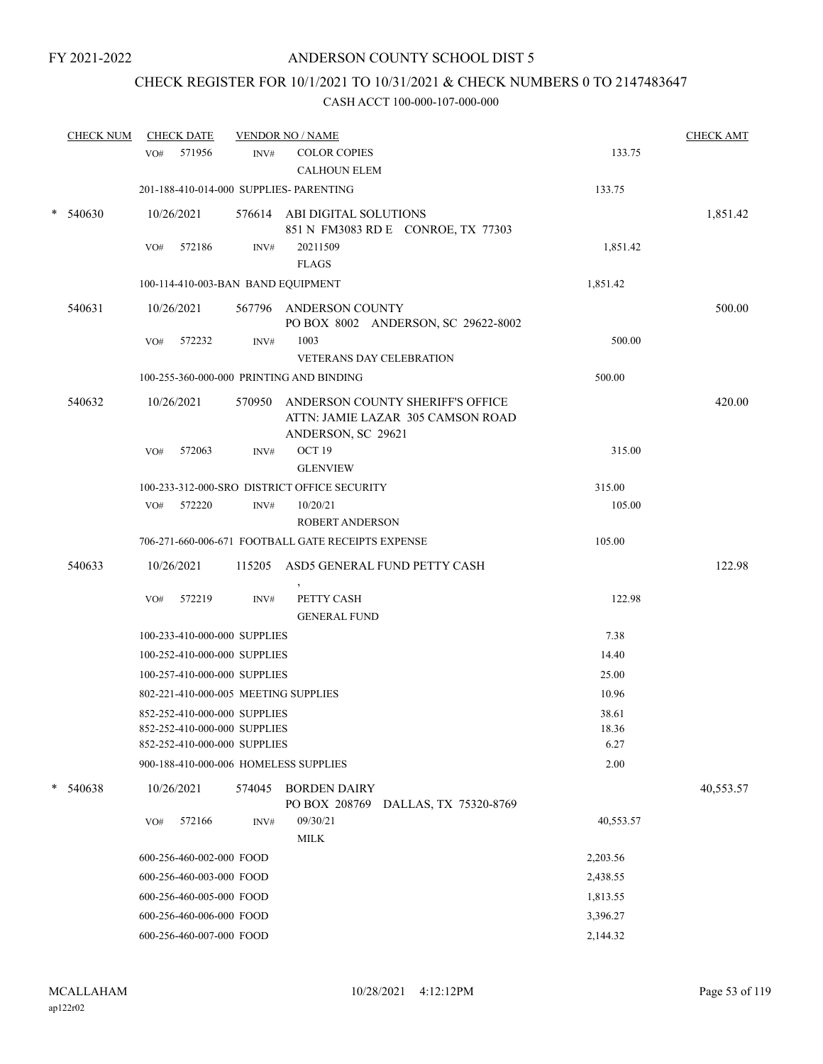FY 2021-2022

# ANDERSON COUNTY SCHOOL DIST 5

## CHECK REGISTER FOR 10/1/2021 TO 10/31/2021 & CHECK NUMBERS 0 TO 2147483647

### CASH ACCT 100-000-107-000-000

| CHECK NUM | CHECK DATE | VENDOR NO / NAME | | CHECK AMT |
|---|---|---|---|---|
| | VO# 571956 | INV# COLOR COPIES<br>CALHOUN ELEM | 133.75 | |
| | 201-188-410-014-000 SUPPLIES- PARENTING | | 133.75 | |
| * 540630 | 10/26/2021 | 576614 ABI DIGITAL SOLUTIONS<br>851 N FM3083 RD E CONROE, TX 77303 | | 1,851.42 |
| | VO# 572186 | INV# 20211509<br>FLAGS | 1,851.42 | |
| | 100-114-410-003-BAN BAND EQUIPMENT | | 1,851.42 | |
| 540631 | 10/26/2021 | 567796 ANDERSON COUNTY<br>PO BOX 8002 ANDERSON, SC 29622-8002 | | 500.00 |
| | VO# 572232 | INV# 1003<br>VETERANS DAY CELEBRATION | 500.00 | |
| | 100-255-360-000-000 PRINTING AND BINDING | | 500.00 | |
| 540632 | 10/26/2021 | 570950 ANDERSON COUNTY SHERIFF'S OFFICE<br>ATTN: JAMIE LAZAR 305 CAMSON ROAD<br>ANDERSON, SC 29621 | | 420.00 |
| | VO# 572063 | INV# OCT 19<br>GLENVIEW | 315.00 | |
| | 100-233-312-000-SRO DISTRICT OFFICE SECURITY | | 315.00 | |
| | VO# 572220 | INV# 10/20/21<br>ROBERT ANDERSON | 105.00 | |
| | 706-271-660-006-671 FOOTBALL GATE RECEIPTS EXPENSE | | 105.00 | |
| 540633 | 10/26/2021 | 115205 ASD5 GENERAL FUND PETTY CASH<br>, | | 122.98 |
| | VO# 572219 | INV# PETTY CASH<br>GENERAL FUND | 122.98 | |
| | 100-233-410-000-000 SUPPLIES | | 7.38 | |
| | 100-252-410-000-000 SUPPLIES | | 14.40 | |
| | 100-257-410-000-000 SUPPLIES | | 25.00 | |
| | 802-221-410-000-005 MEETING SUPPLIES | | 10.96 | |
| | 852-252-410-000-000 SUPPLIES | | 38.61 | |
| | 852-252-410-000-000 SUPPLIES | | 18.36 | |
| | 852-252-410-000-000 SUPPLIES | | 6.27 | |
| | 900-188-410-000-006 HOMELESS SUPPLIES | | 2.00 | |
| * 540638 | 10/26/2021 | 574045 BORDEN DAIRY<br>PO BOX 208769 DALLAS, TX 75320-8769 | | 40,553.57 |
| | VO# 572166 | INV# 09/30/21<br>MILK | 40,553.57 | |
| | 600-256-460-002-000 FOOD | | 2,203.56 | |
| | 600-256-460-003-000 FOOD | | 2,438.55 | |
| | 600-256-460-005-000 FOOD | | 1,813.55 | |
| | 600-256-460-006-000 FOOD | | 3,396.27 | |
| | 600-256-460-007-000 FOOD | | 2,144.32 | |

MCALLAHAM
ap122r02

10/28/2021 4:12:12PM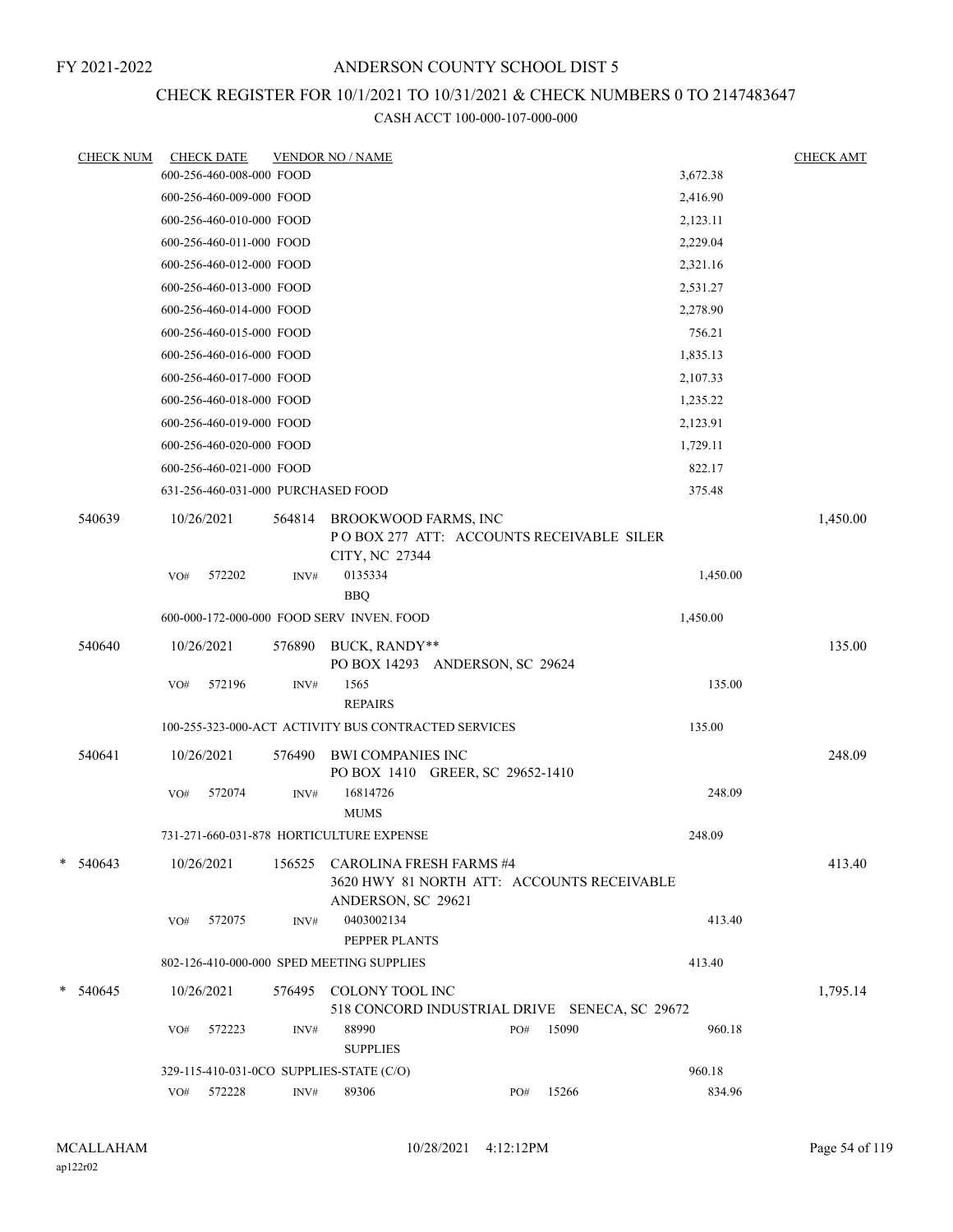FY 2021-2022

# ANDERSON COUNTY SCHOOL DIST 5

## CHECK REGISTER FOR 10/1/2021 TO 10/31/2021 & CHECK NUMBERS 0 TO 2147483647

### CASH ACCT 100-000-107-000-000

| CHECK NUM | CHECK DATE | VENDOR NO / NAME | | CHECK AMT |
|---|---|---|---|---|
| | 600-256-460-008-000 FOOD | | 3,672.38 | |
| | 600-256-460-009-000 FOOD | | 2,416.90 | |
| | 600-256-460-010-000 FOOD | | 2,123.11 | |
| | 600-256-460-011-000 FOOD | | 2,229.04 | |
| | 600-256-460-012-000 FOOD | | 2,321.16 | |
| | 600-256-460-013-000 FOOD | | 2,531.27 | |
| | 600-256-460-014-000 FOOD | | 2,278.90 | |
| | 600-256-460-015-000 FOOD | | 756.21 | |
| | 600-256-460-016-000 FOOD | | 1,835.13 | |
| | 600-256-460-017-000 FOOD | | 2,107.33 | |
| | 600-256-460-018-000 FOOD | | 1,235.22 | |
| | 600-256-460-019-000 FOOD | | 2,123.91 | |
| | 600-256-460-020-000 FOOD | | 1,729.11 | |
| | 600-256-460-021-000 FOOD | | 822.17 | |
| | 631-256-460-031-000 PURCHASED FOOD | | 375.48 | |
| 540639 | 10/26/2021 | 564814 BROOKWOOD FARMS, INC<br>P O BOX 277 ATT: ACCOUNTS RECEIVABLE SILER CITY, NC 27344 | | 1,450.00 |
| | VO# 572202 | INV# 0135334<br>BBQ | 1,450.00 | |
| | 600-000-172-000-000 FOOD SERV INVEN. FOOD | | 1,450.00 | |
| 540640 | 10/26/2021 | 576890 BUCK, RANDY**<br>PO BOX 14293 ANDERSON, SC 29624 | | 135.00 |
| | VO# 572196 | INV# 1565<br>REPAIRS | 135.00 | |
| | 100-255-323-000-ACT ACTIVITY BUS CONTRACTED SERVICES | | 135.00 | |
| 540641 | 10/26/2021 | 576490 BWI COMPANIES INC<br>PO BOX 1410 GREER, SC 29652-1410 | | 248.09 |
| | VO# 572074 | INV# 16814726<br>MUMS | 248.09 | |
| | 731-271-660-031-878 HORTICULTURE EXPENSE | | 248.09 | |
| * 540643 | 10/26/2021 | 156525 CAROLINA FRESH FARMS #4<br>3620 HWY 81 NORTH ATT: ACCOUNTS RECEIVABLE ANDERSON, SC 29621 | | 413.40 |
| | VO# 572075 | INV# 0403002134<br>PEPPER PLANTS | 413.40 | |
| | 802-126-410-000-000 SPED MEETING SUPPLIES | | 413.40 | |
| * 540645 | 10/26/2021 | 576495 COLONY TOOL INC<br>518 CONCORD INDUSTRIAL DRIVE SENECA, SC 29672 | | 1,795.14 |
| | VO# 572223 | INV# 88990 PO# 15090<br>SUPPLIES | 960.18 | |
| | 329-115-410-031-0CO SUPPLIES-STATE (C/O) | | 960.18 | |
| | VO# 572228 | INV# 89306 PO# 15266 | 834.96 | |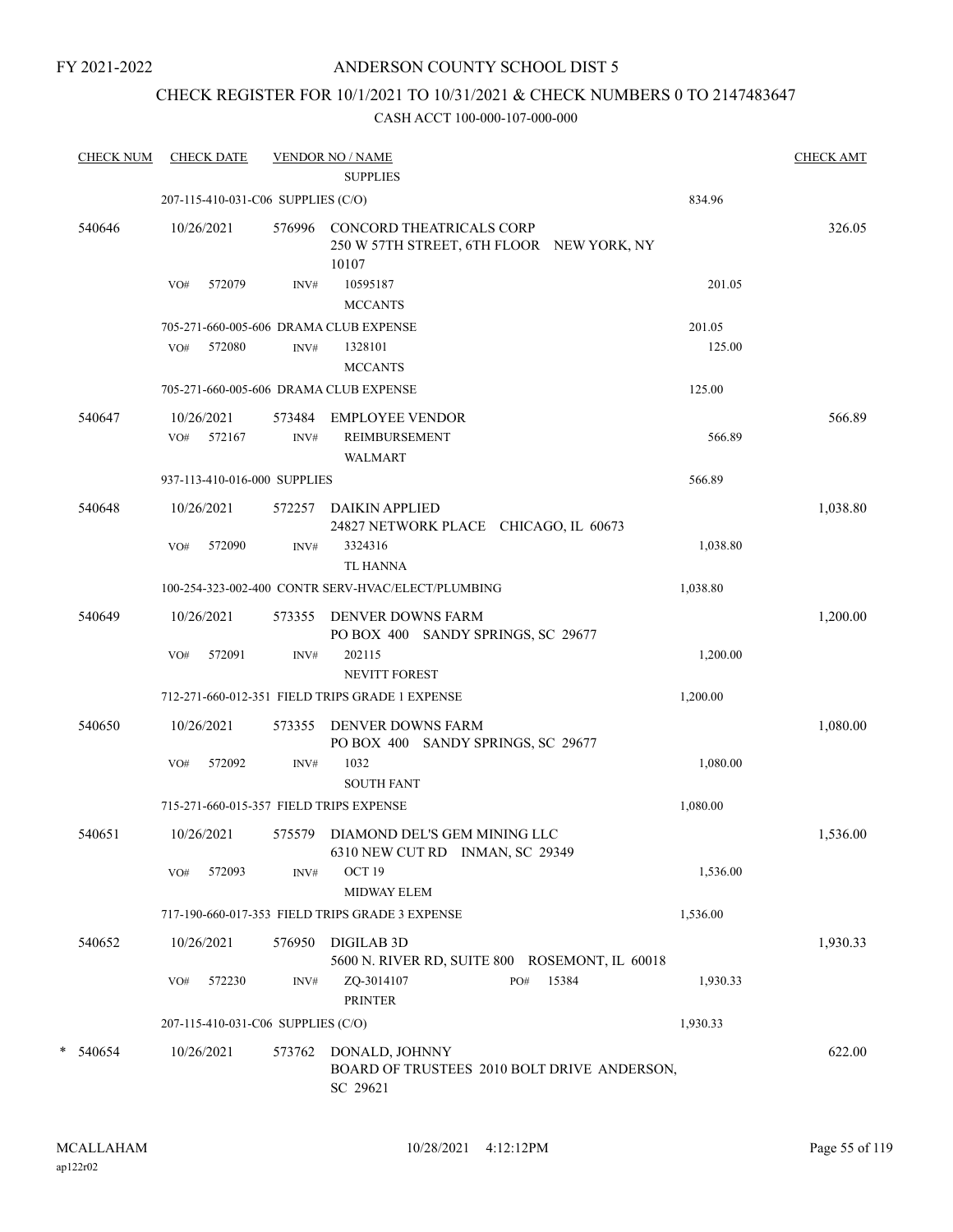FY 2021-2022

# ANDERSON COUNTY SCHOOL DIST 5

## CHECK REGISTER FOR 10/1/2021 TO 10/31/2021 & CHECK NUMBERS 0 TO 2147483647

### CASH ACCT 100-000-107-000-000

| CHECK NUM | CHECK DATE | VENDOR NO / NAME | | CHECK AMT |
|---|---|---|---|---|
| | | SUPPLIES | | |
| | 207-115-410-031-C06 SUPPLIES (C/O) | | 834.96 | |
| 540646 | 10/26/2021 | 576996 CONCORD THEATRICALS CORP 250 W 57TH STREET, 6TH FLOOR NEW YORK, NY 10107 | | 326.05 |
| | VO# 572079 | INV# 10595187 MCCANTS | 201.05 | |
| | 705-271-660-005-606 DRAMA CLUB EXPENSE | | 201.05 | |
| | VO# 572080 | INV# 1328101 MCCANTS | 125.00 | |
| | 705-271-660-005-606 DRAMA CLUB EXPENSE | | 125.00 | |
| 540647 | 10/26/2021 | 573484 EMPLOYEE VENDOR | | 566.89 |
| | VO# 572167 | INV# REIMBURSEMENT WALMART | 566.89 | |
| | 937-113-410-016-000 SUPPLIES | | 566.89 | |
| 540648 | 10/26/2021 | 572257 DAIKIN APPLIED 24827 NETWORK PLACE CHICAGO, IL 60673 | | 1,038.80 |
| | VO# 572090 | INV# 3324316 TL HANNA | 1,038.80 | |
| | 100-254-323-002-400 CONTR SERV-HVAC/ELECT/PLUMBING | | 1,038.80 | |
| 540649 | 10/26/2021 | 573355 DENVER DOWNS FARM PO BOX 400 SANDY SPRINGS, SC 29677 | | 1,200.00 |
| | VO# 572091 | INV# 202115 NEVITT FOREST | 1,200.00 | |
| | 712-271-660-012-351 FIELD TRIPS GRADE 1 EXPENSE | | 1,200.00 | |
| 540650 | 10/26/2021 | 573355 DENVER DOWNS FARM PO BOX 400 SANDY SPRINGS, SC 29677 | | 1,080.00 |
| | VO# 572092 | INV# 1032 SOUTH FANT | 1,080.00 | |
| | 715-271-660-015-357 FIELD TRIPS EXPENSE | | 1,080.00 | |
| 540651 | 10/26/2021 | 575579 DIAMOND DEL'S GEM MINING LLC 6310 NEW CUT RD INMAN, SC 29349 | | 1,536.00 |
| | VO# 572093 | INV# OCT 19 MIDWAY ELEM | 1,536.00 | |
| | 717-190-660-017-353 FIELD TRIPS GRADE 3 EXPENSE | | 1,536.00 | |
| 540652 | 10/26/2021 | 576950 DIGILAB 3D 5600 N. RIVER RD, SUITE 800 ROSEMONT, IL 60018 | | 1,930.33 |
| | VO# 572230 | INV# ZQ-3014107 PO# 15384 PRINTER | 1,930.33 | |
| | 207-115-410-031-C06 SUPPLIES (C/O) | | 1,930.33 | |
| * 540654 | 10/26/2021 | 573762 DONALD, JOHNNY BOARD OF TRUSTEES 2010 BOLT DRIVE ANDERSON, SC 29621 | | 622.00 |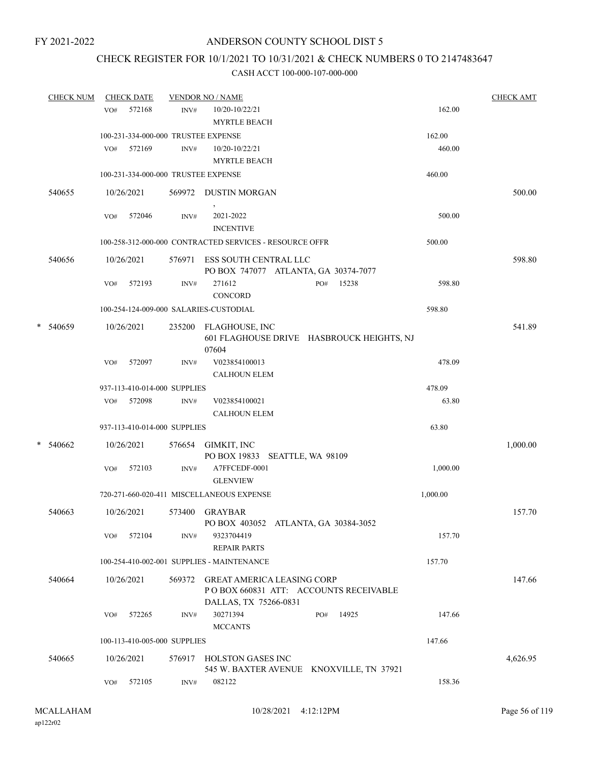FY 2021-2022

# ANDERSON COUNTY SCHOOL DIST 5

## CHECK REGISTER FOR 10/1/2021 TO 10/31/2021 & CHECK NUMBERS 0 TO 2147483647

### CASH ACCT 100-000-107-000-000

| CHECK NUM | CHECK DATE | VENDOR NO / NAME | | CHECK AMT |
|---|---|---|---|---|
| | VO# 572168 | INV# 10/20-10/22/21 MYRTLE BEACH | 162.00 | |
| | 100-231-334-000-000 TRUSTEE EXPENSE | | 162.00 | |
| | VO# 572169 | INV# 10/20-10/22/21 MYRTLE BEACH | 460.00 | |
| | 100-231-334-000-000 TRUSTEE EXPENSE | | 460.00 | |
| 540655 | 10/26/2021 | 569972 DUSTIN MORGAN , | | 500.00 |
| | VO# 572046 | INV# 2021-2022 INCENTIVE | 500.00 | |
| | 100-258-312-000-000 CONTRACTED SERVICES - RESOURCE OFFR | | 500.00 | |
| 540656 | 10/26/2021 | 576971 ESS SOUTH CENTRAL LLC PO BOX 747077 ATLANTA, GA 30374-7077 | | 598.80 |
| | VO# 572193 | INV# 271612 PO# 15238 CONCORD | 598.80 | |
| | 100-254-124-009-000 SALARIES-CUSTODIAL | | 598.80 | |
| * 540659 | 10/26/2021 | 235200 FLAGHOUSE, INC 601 FLAGHOUSE DRIVE HASBROUCK HEIGHTS, NJ 07604 | | 541.89 |
| | VO# 572097 | INV# V023854100013 CALHOUN ELEM | 478.09 | |
| | 937-113-410-014-000 SUPPLIES | | 478.09 | |
| | VO# 572098 | INV# V023854100021 CALHOUN ELEM | 63.80 | |
| | 937-113-410-014-000 SUPPLIES | | 63.80 | |
| * 540662 | 10/26/2021 | 576654 GIMKIT, INC PO BOX 19833 SEATTLE, WA 98109 | | 1,000.00 |
| | VO# 572103 | INV# A7FFCEDF-0001 GLENVIEW | 1,000.00 | |
| | 720-271-660-020-411 MISCELLANEOUS EXPENSE | | 1,000.00 | |
| 540663 | 10/26/2021 | 573400 GRAYBAR PO BOX 403052 ATLANTA, GA 30384-3052 | | 157.70 |
| | VO# 572104 | INV# 9323704419 REPAIR PARTS | 157.70 | |
| | 100-254-410-002-001 SUPPLIES - MAINTENANCE | | 157.70 | |
| 540664 | 10/26/2021 | 569372 GREAT AMERICA LEASING CORP P O BOX 660831 ATT: ACCOUNTS RECEIVABLE DALLAS, TX 75266-0831 | | 147.66 |
| | VO# 572265 | INV# 30271394 PO# 14925 MCCANTS | 147.66 | |
| | 100-113-410-005-000 SUPPLIES | | 147.66 | |
| 540665 | 10/26/2021 | 576917 HOLSTON GASES INC 545 W. BAXTER AVENUE KNOXVILLE, TN 37921 | | 4,626.95 |
| | VO# 572105 | INV# 082122 | 158.36 | |

MCALLAHAM ap122r02 10/28/2021 4:12:12PM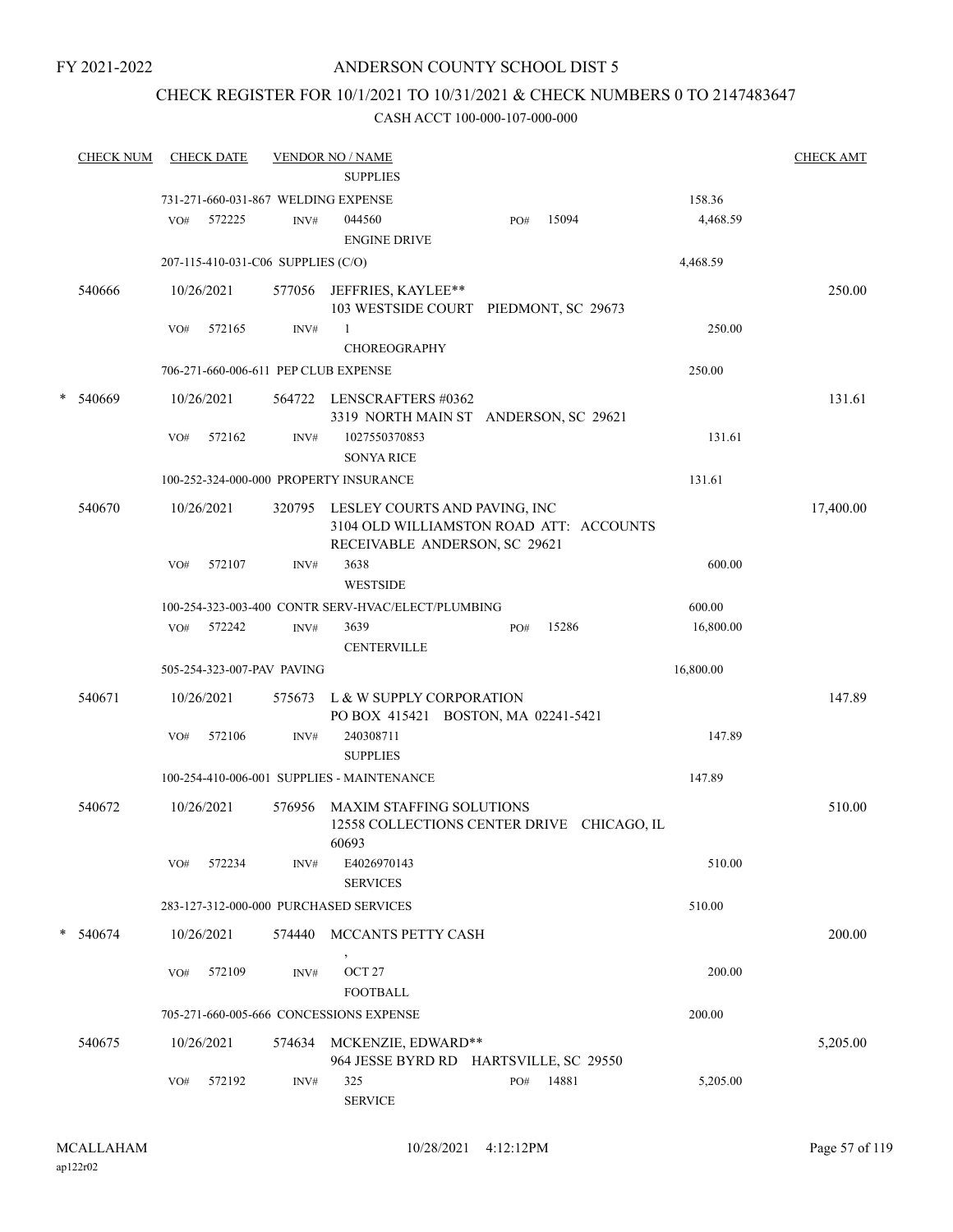FY 2021-2022

# ANDERSON COUNTY SCHOOL DIST 5

## CHECK REGISTER FOR 10/1/2021 TO 10/31/2021 & CHECK NUMBERS 0 TO 2147483647

### CASH ACCT 100-000-107-000-000

| CHECK NUM | CHECK DATE | VENDOR NO / NAME | | | CHECK AMT |
|---|---|---|---|---|---|
| | | SUPPLIES | | | |
| | 731-271-660-031-867 WELDING EXPENSE | | | 158.36 | |
| | VO# 572225 | INV# 044560 ENGINE DRIVE | PO# 15094 | 4,468.59 | |
| | 207-115-410-031-C06 SUPPLIES (C/O) | | | 4,468.59 | |
| 540666 | 10/26/2021 | 577056 JEFFRIES, KAYLEE** 103 WESTSIDE COURT PIEDMONT, SC 29673 | | | 250.00 |
| | VO# 572165 | INV# 1 CHOREOGRAPHY | | 250.00 | |
| | 706-271-660-006-611 PEP CLUB EXPENSE | | | 250.00 | |
| * 540669 | 10/26/2021 | 564722 LENSCRAFTERS #0362 3319 NORTH MAIN ST ANDERSON, SC 29621 | | | 131.61 |
| | VO# 572162 | INV# 1027550370853 SONYA RICE | | 131.61 | |
| | 100-252-324-000-000 PROPERTY INSURANCE | | | 131.61 | |
| 540670 | 10/26/2021 | 320795 LESLEY COURTS AND PAVING, INC 3104 OLD WILLIAMSTON ROAD ATT: ACCOUNTS RECEIVABLE ANDERSON, SC 29621 | | | 17,400.00 |
| | VO# 572107 | INV# 3638 WESTSIDE | | 600.00 | |
| | 100-254-323-003-400 CONTR SERV-HVAC/ELECT/PLUMBING | | | 600.00 | |
| | VO# 572242 | INV# 3639 CENTERVILLE | PO# 15286 | 16,800.00 | |
| | 505-254-323-007-PAV PAVING | | | 16,800.00 | |
| 540671 | 10/26/2021 | 575673 L & W SUPPLY CORPORATION PO BOX 415421 BOSTON, MA 02241-5421 | | | 147.89 |
| | VO# 572106 | INV# 240308711 SUPPLIES | | 147.89 | |
| | 100-254-410-006-001 SUPPLIES - MAINTENANCE | | | 147.89 | |
| 540672 | 10/26/2021 | 576956 MAXIM STAFFING SOLUTIONS 12558 COLLECTIONS CENTER DRIVE CHICAGO, IL 60693 | | | 510.00 |
| | VO# 572234 | INV# E4026970143 SERVICES | | 510.00 | |
| | 283-127-312-000-000 PURCHASED SERVICES | | | 510.00 | |
| * 540674 | 10/26/2021 | 574440 MCCANTS PETTY CASH , | | | 200.00 |
| | VO# 572109 | INV# OCT 27 FOOTBALL | | 200.00 | |
| | 705-271-660-005-666 CONCESSIONS EXPENSE | | | 200.00 | |
| 540675 | 10/26/2021 | 574634 MCKENZIE, EDWARD** 964 JESSE BYRD RD HARTSVILLE, SC 29550 | | | 5,205.00 |
| | VO# 572192 | INV# 325 SERVICE | PO# 14881 | 5,205.00 | |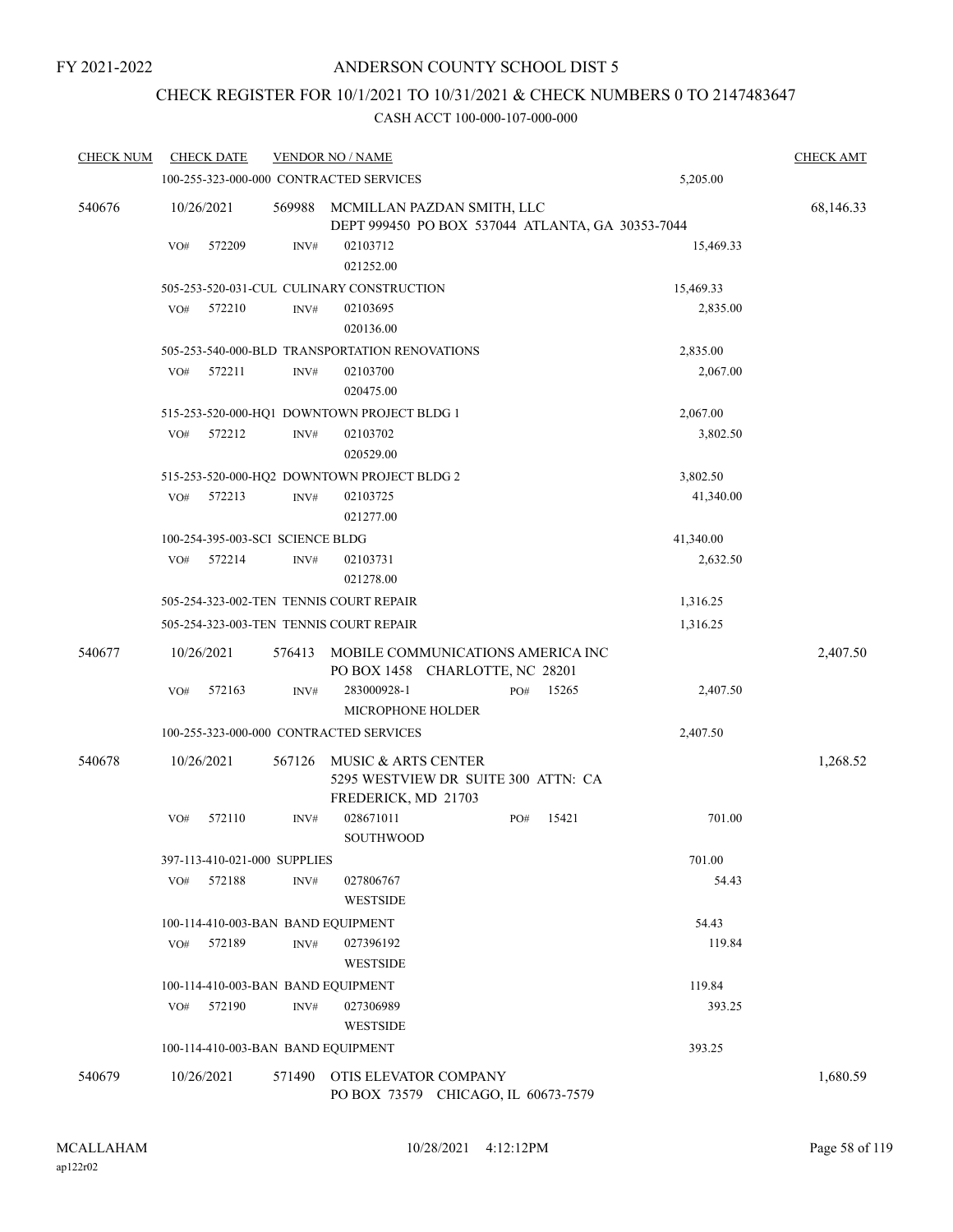FY 2021-2022

# ANDERSON COUNTY SCHOOL DIST 5

## CHECK REGISTER FOR 10/1/2021 TO 10/31/2021 & CHECK NUMBERS 0 TO 2147483647

### CASH ACCT 100-000-107-000-000

| CHECK NUM | CHECK DATE | VENDOR NO / NAME | | CHECK AMT |
|---|---|---|---|---|
| | | 100-255-323-000-000 CONTRACTED SERVICES | 5,205.00 | |
| 540676 | 10/26/2021 | 569988 MCMILLAN PAZDAN SMITH, LLC<br>DEPT 999450 PO BOX 537044 ATLANTA, GA 30353-7044 | | 68,146.33 |
| | VO# 572209 | INV# 02103712<br>021252.00 | 15,469.33 | |
| | | 505-253-520-031-CUL CULINARY CONSTRUCTION | 15,469.33 | |
| | VO# 572210 | INV# 02103695<br>020136.00 | 2,835.00 | |
| | | 505-253-540-000-BLD TRANSPORTATION RENOVATIONS | 2,835.00 | |
| | VO# 572211 | INV# 02103700<br>020475.00 | 2,067.00 | |
| | | 515-253-520-000-HQ1 DOWNTOWN PROJECT BLDG 1 | 2,067.00 | |
| | VO# 572212 | INV# 02103702<br>020529.00 | 3,802.50 | |
| | | 515-253-520-000-HQ2 DOWNTOWN PROJECT BLDG 2 | 3,802.50 | |
| | VO# 572213 | INV# 02103725<br>021277.00 | 41,340.00 | |
| | | 100-254-395-003-SCI SCIENCE BLDG | 41,340.00 | |
| | VO# 572214 | INV# 02103731<br>021278.00 | 2,632.50 | |
| | | 505-254-323-002-TEN TENNIS COURT REPAIR | 1,316.25 | |
| | | 505-254-323-003-TEN TENNIS COURT REPAIR | 1,316.25 | |
| 540677 | 10/26/2021 | 576413 MOBILE COMMUNICATIONS AMERICA INC<br>PO BOX 1458 CHARLOTTE, NC 28201 | | 2,407.50 |
| | VO# 572163 | INV# 283000928-1 PO# 15265<br>MICROPHONE HOLDER | 2,407.50 | |
| | | 100-255-323-000-000 CONTRACTED SERVICES | 2,407.50 | |
| 540678 | 10/26/2021 | 567126 MUSIC & ARTS CENTER<br>5295 WESTVIEW DR SUITE 300 ATTN: CA<br>FREDERICK, MD 21703 | | 1,268.52 |
| | VO# 572110 | INV# 028671011 PO# 15421<br>SOUTHWOOD | 701.00 | |
| | | 397-113-410-021-000 SUPPLIES | 701.00 | |
| | VO# 572188 | INV# 027806767<br>WESTSIDE | 54.43 | |
| | | 100-114-410-003-BAN BAND EQUIPMENT | 54.43 | |
| | VO# 572189 | INV# 027396192<br>WESTSIDE | 119.84 | |
| | | 100-114-410-003-BAN BAND EQUIPMENT | 119.84 | |
| | VO# 572190 | INV# 027306989<br>WESTSIDE | 393.25 | |
| | | 100-114-410-003-BAN BAND EQUIPMENT | 393.25 | |
| 540679 | 10/26/2021 | 571490 OTIS ELEVATOR COMPANY<br>PO BOX 73579 CHICAGO, IL 60673-7579 | | 1,680.59 |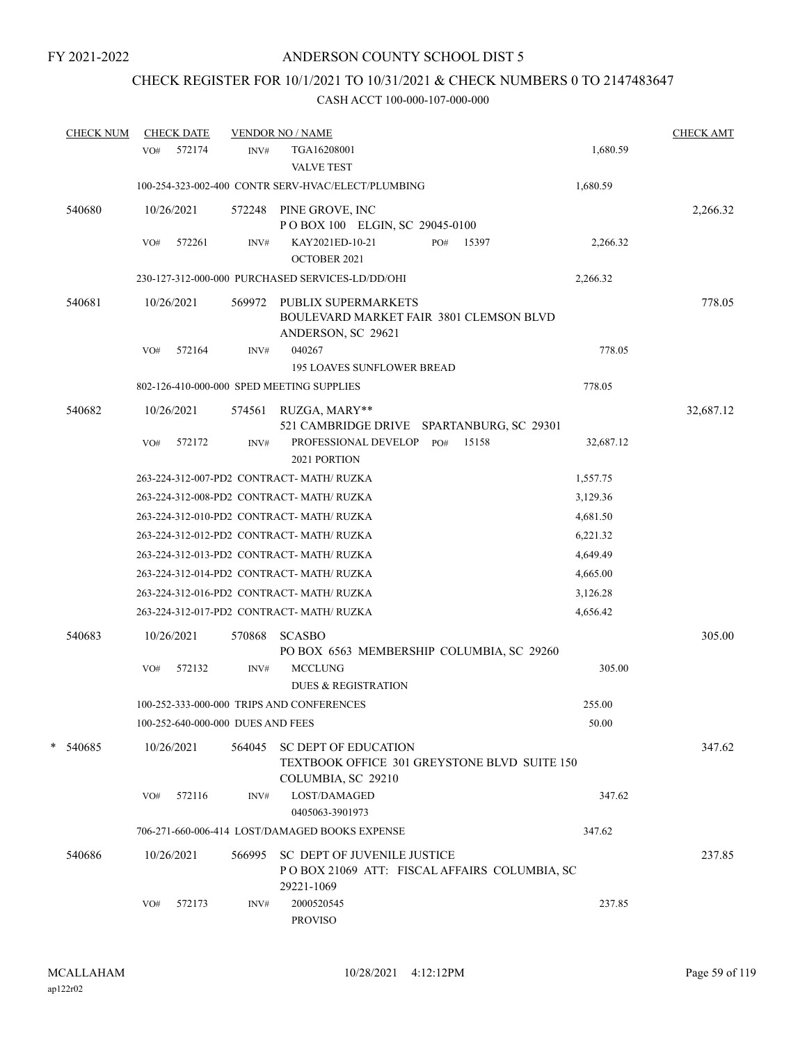FY 2021-2022

# ANDERSON COUNTY SCHOOL DIST 5

## CHECK REGISTER FOR 10/1/2021 TO 10/31/2021 & CHECK NUMBERS 0 TO 2147483647

CASH ACCT 100-000-107-000-000

| CHECK NUM | CHECK DATE | VENDOR NO / NAME | | CHECK AMT |
|---|---|---|---|---|
| | VO# 572174 | INV# TGA16208001 VALVE TEST | 1,680.59 | |
| | | 100-254-323-002-400 CONTR SERV-HVAC/ELECT/PLUMBING | 1,680.59 | |
| 540680 | 10/26/2021 | 572248 PINE GROVE, INC P O BOX 100 ELGIN, SC 29045-0100 | | 2,266.32 |
| | VO# 572261 | INV# KAY2021ED-10-21 PO# 15397 OCTOBER 2021 | 2,266.32 | |
| | | 230-127-312-000-000 PURCHASED SERVICES-LD/DD/OHI | 2,266.32 | |
| 540681 | 10/26/2021 | 569972 PUBLIX SUPERMARKETS BOULEVARD MARKET FAIR 3801 CLEMSON BLVD ANDERSON, SC 29621 | | 778.05 |
| | VO# 572164 | INV# 040267 195 LOAVES SUNFLOWER BREAD | 778.05 | |
| | | 802-126-410-000-000 SPED MEETING SUPPLIES | 778.05 | |
| 540682 | 10/26/2021 | 574561 RUZGA, MARY** 521 CAMBRIDGE DRIVE SPARTANBURG, SC 29301 | | 32,687.12 |
| | VO# 572172 | INV# PROFESSIONAL DEVELOP PO# 15158 2021 PORTION | 32,687.12 | |
| | | 263-224-312-007-PD2 CONTRACT- MATH/ RUZKA | 1,557.75 | |
| | | 263-224-312-008-PD2 CONTRACT- MATH/ RUZKA | 3,129.36 | |
| | | 263-224-312-010-PD2 CONTRACT- MATH/ RUZKA | 4,681.50 | |
| | | 263-224-312-012-PD2 CONTRACT- MATH/ RUZKA | 6,221.32 | |
| | | 263-224-312-013-PD2 CONTRACT- MATH/ RUZKA | 4,649.49 | |
| | | 263-224-312-014-PD2 CONTRACT- MATH/ RUZKA | 4,665.00 | |
| | | 263-224-312-016-PD2 CONTRACT- MATH/ RUZKA | 3,126.28 | |
| | | 263-224-312-017-PD2 CONTRACT- MATH/ RUZKA | 4,656.42 | |
| 540683 | 10/26/2021 | 570868 SCASBO PO BOX 6563 MEMBERSHIP COLUMBIA, SC 29260 | | 305.00 |
| | VO# 572132 | INV# MCCLUNG DUES & REGISTRATION | 305.00 | |
| | | 100-252-333-000-000 TRIPS AND CONFERENCES | 255.00 | |
| | | 100-252-640-000-000 DUES AND FEES | 50.00 | |
| * 540685 | 10/26/2021 | 564045 SC DEPT OF EDUCATION TEXTBOOK OFFICE 301 GREYSTONE BLVD SUITE 150 COLUMBIA, SC 29210 | | 347.62 |
| | VO# 572116 | INV# LOST/DAMAGED 0405063-3901973 | 347.62 | |
| | | 706-271-660-006-414 LOST/DAMAGED BOOKS EXPENSE | 347.62 | |
| 540686 | 10/26/2021 | 566995 SC DEPT OF JUVENILE JUSTICE P O BOX 21069 ATT: FISCAL AFFAIRS COLUMBIA, SC 29221-1069 | | 237.85 |
| | VO# 572173 | INV# 2000520545 PROVISO | 237.85 | |

MCALLAHAM ap122r02 10/28/2021 4:12:12PM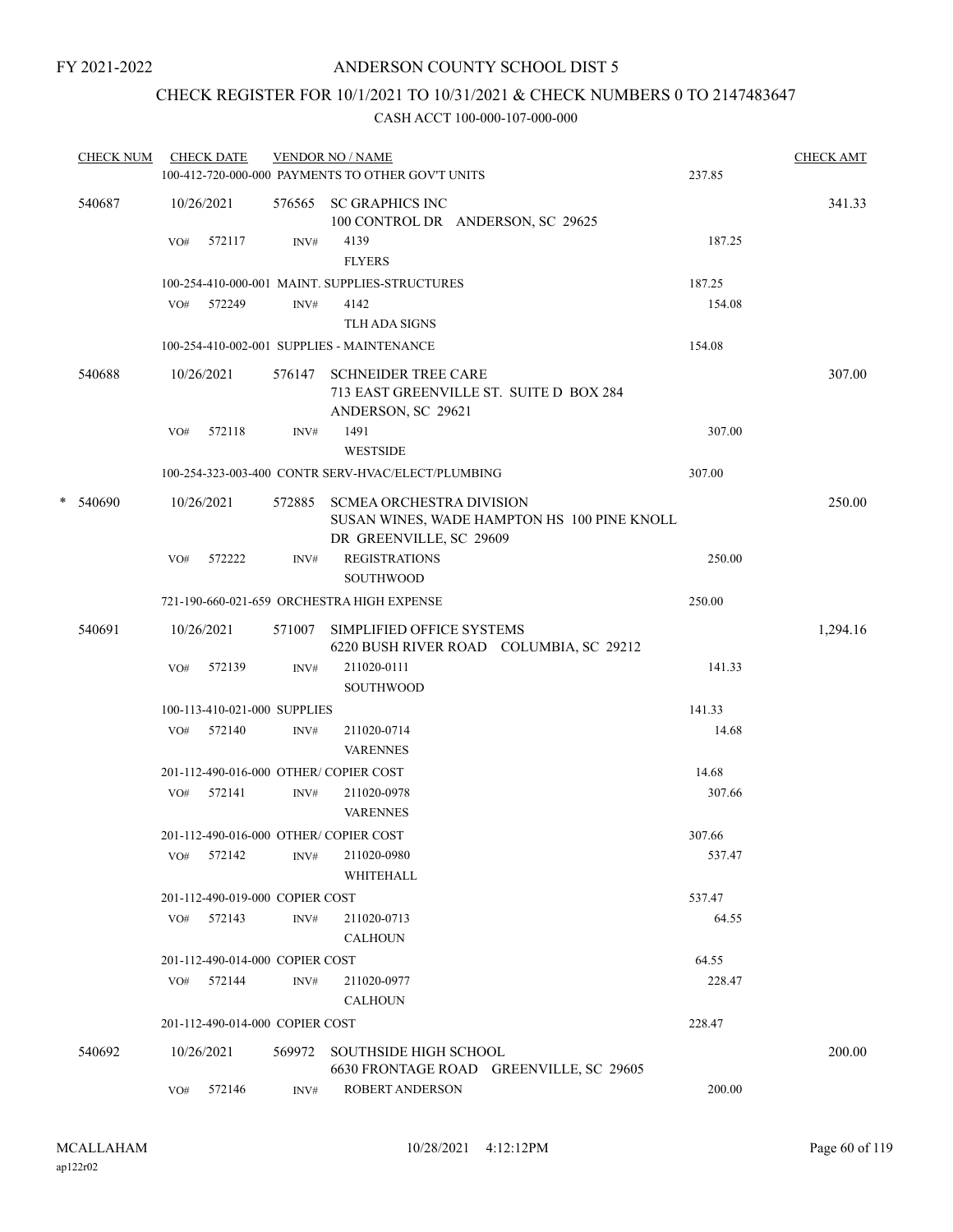FY 2021-2022

# ANDERSON COUNTY SCHOOL DIST 5

## CHECK REGISTER FOR 10/1/2021 TO 10/31/2021 & CHECK NUMBERS 0 TO 2147483647

### CASH ACCT 100-000-107-000-000

| CHECK NUM | CHECK DATE | VENDOR NO / NAME | | CHECK AMT |
|---|---|---|---|---|
| | | 100-412-720-000-000 PAYMENTS TO OTHER GOV'T UNITS | 237.85 | |
| 540687 | 10/26/2021 | 576565 SC GRAPHICS INC<br>100 CONTROL DR ANDERSON, SC 29625 | | 341.33 |
| | VO# 572117 | INV# 4139<br>FLYERS | 187.25 | |
| | | 100-254-410-000-001 MAINT. SUPPLIES-STRUCTURES | 187.25 | |
| | VO# 572249 | INV# 4142<br>TLH ADA SIGNS | 154.08 | |
| | | 100-254-410-002-001 SUPPLIES - MAINTENANCE | 154.08 | |
| 540688 | 10/26/2021 | 576147 SCHNEIDER TREE CARE<br>713 EAST GREENVILLE ST. SUITE D BOX 284<br>ANDERSON, SC 29621 | | 307.00 |
| | VO# 572118 | INV# 1491<br>WESTSIDE | 307.00 | |
| | | 100-254-323-003-400 CONTR SERV-HVAC/ELECT/PLUMBING | 307.00 | |
| * 540690 | 10/26/2021 | 572885 SCMEA ORCHESTRA DIVISION<br>SUSAN WINES, WADE HAMPTON HS 100 PINE KNOLL<br>DR GREENVILLE, SC 29609 | | 250.00 |
| | VO# 572222 | INV# REGISTRATIONS<br>SOUTHWOOD | 250.00 | |
| | | 721-190-660-021-659 ORCHESTRA HIGH EXPENSE | 250.00 | |
| 540691 | 10/26/2021 | 571007 SIMPLIFIED OFFICE SYSTEMS<br>6220 BUSH RIVER ROAD COLUMBIA, SC 29212 | | 1,294.16 |
| | VO# 572139 | INV# 211020-0111<br>SOUTHWOOD | 141.33 | |
| | | 100-113-410-021-000 SUPPLIES | 141.33 | |
| | VO# 572140 | INV# 211020-0714<br>VARENNES | 14.68 | |
| | | 201-112-490-016-000 OTHER/ COPIER COST | 14.68 | |
| | VO# 572141 | INV# 211020-0978<br>VARENNES | 307.66 | |
| | | 201-112-490-016-000 OTHER/ COPIER COST | 307.66 | |
| | VO# 572142 | INV# 211020-0980<br>WHITEHALL | 537.47 | |
| | | 201-112-490-019-000 COPIER COST | 537.47 | |
| | VO# 572143 | INV# 211020-0713<br>CALHOUN | 64.55 | |
| | | 201-112-490-014-000 COPIER COST | 64.55 | |
| | VO# 572144 | INV# 211020-0977<br>CALHOUN | 228.47 | |
| | | 201-112-490-014-000 COPIER COST | 228.47 | |
| 540692 | 10/26/2021 | 569972 SOUTHSIDE HIGH SCHOOL<br>6630 FRONTAGE ROAD GREENVILLE, SC 29605 | | 200.00 |
| | VO# 572146 | INV# ROBERT ANDERSON | 200.00 | |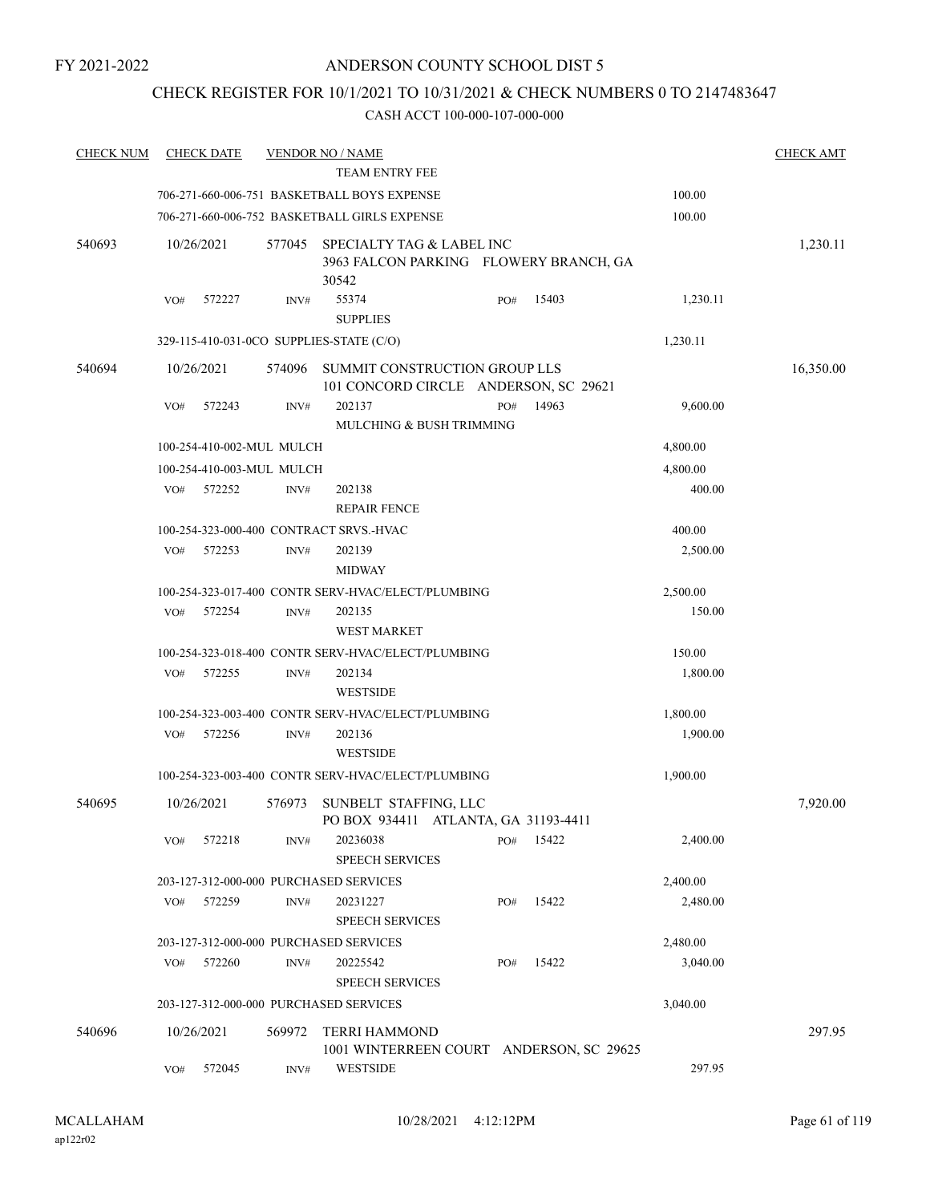FY 2021-2022

# ANDERSON COUNTY SCHOOL DIST 5

## CHECK REGISTER FOR 10/1/2021 TO 10/31/2021 & CHECK NUMBERS 0 TO 2147483647

### CASH ACCT 100-000-107-000-000

| CHECK NUM | CHECK DATE | VENDOR NO / NAME | | CHECK AMT |
|---|---|---|---|---|
| | | TEAM ENTRY FEE | | |
| | | 706-271-660-006-751 BASKETBALL BOYS EXPENSE | 100.00 | |
| | | 706-271-660-006-752 BASKETBALL GIRLS EXPENSE | 100.00 | |
| 540693 | 10/26/2021 | 577045 SPECIALTY TAG & LABEL INC<br>3963 FALCON PARKING FLOWERY BRANCH, GA 30542 | | 1,230.11 |
| | VO# 572227 | INV# 55374 PO# 15403<br>SUPPLIES | 1,230.11 | |
| | | 329-115-410-031-0CO SUPPLIES-STATE (C/O) | 1,230.11 | |
| 540694 | 10/26/2021 | 574096 SUMMIT CONSTRUCTION GROUP LLS<br>101 CONCORD CIRCLE ANDERSON, SC 29621 | | 16,350.00 |
| | VO# 572243 | INV# 202137 PO# 14963<br>MULCHING & BUSH TRIMMING | 9,600.00 | |
| | | 100-254-410-002-MUL MULCH | 4,800.00 | |
| | | 100-254-410-003-MUL MULCH | 4,800.00 | |
| | VO# 572252 | INV# 202138<br>REPAIR FENCE | 400.00 | |
| | | 100-254-323-000-400 CONTRACT SRVS.-HVAC | 400.00 | |
| | VO# 572253 | INV# 202139<br>MIDWAY | 2,500.00 | |
| | | 100-254-323-017-400 CONTR SERV-HVAC/ELECT/PLUMBING | 2,500.00 | |
| | VO# 572254 | INV# 202135<br>WEST MARKET | 150.00 | |
| | | 100-254-323-018-400 CONTR SERV-HVAC/ELECT/PLUMBING | 150.00 | |
| | VO# 572255 | INV# 202134<br>WESTSIDE | 1,800.00 | |
| | | 100-254-323-003-400 CONTR SERV-HVAC/ELECT/PLUMBING | 1,800.00 | |
| | VO# 572256 | INV# 202136<br>WESTSIDE | 1,900.00 | |
| | | 100-254-323-003-400 CONTR SERV-HVAC/ELECT/PLUMBING | 1,900.00 | |
| 540695 | 10/26/2021 | 576973 SUNBELT STAFFING, LLC<br>PO BOX 934411 ATLANTA, GA 31193-4411 | | 7,920.00 |
| | VO# 572218 | INV# 20236038 PO# 15422<br>SPEECH SERVICES | 2,400.00 | |
| | | 203-127-312-000-000 PURCHASED SERVICES | 2,400.00 | |
| | VO# 572259 | INV# 20231227 PO# 15422<br>SPEECH SERVICES | 2,480.00 | |
| | | 203-127-312-000-000 PURCHASED SERVICES | 2,480.00 | |
| | VO# 572260 | INV# 20225542 PO# 15422<br>SPEECH SERVICES | 3,040.00 | |
| | | 203-127-312-000-000 PURCHASED SERVICES | 3,040.00 | |
| 540696 | 10/26/2021 | 569972 TERRI HAMMOND<br>1001 WINTERREEN COURT ANDERSON, SC 29625 | | 297.95 |
| | VO# 572045 | INV# WESTSIDE | 297.95 | |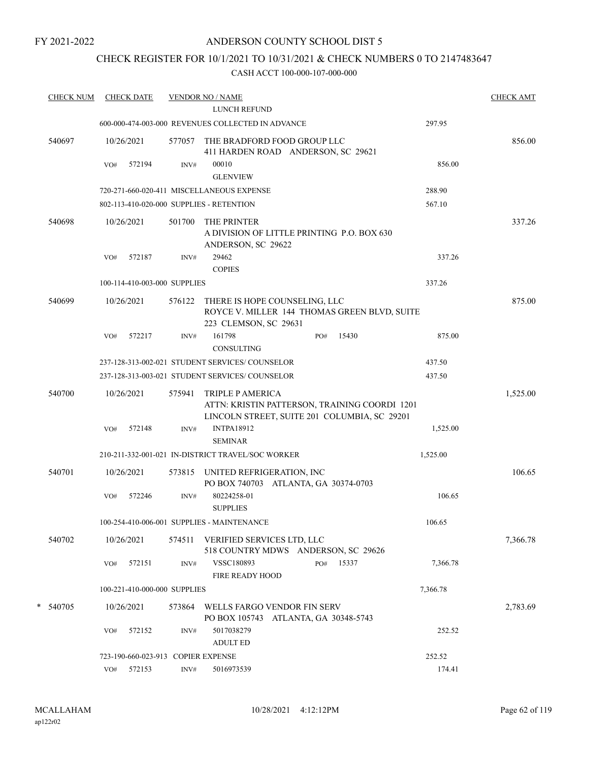FY 2021-2022

# ANDERSON COUNTY SCHOOL DIST 5

## CHECK REGISTER FOR 10/1/2021 TO 10/31/2021 & CHECK NUMBERS 0 TO 2147483647

CASH ACCT 100-000-107-000-000

| CHECK NUM | CHECK DATE | VENDOR NO / NAME | | CHECK AMT |
|---|---|---|---|---|
| | | LUNCH REFUND | | |
| | | 600-000-474-003-000 REVENUES COLLECTED IN ADVANCE | 297.95 | |
| 540697 | 10/26/2021 | 577057 THE BRADFORD FOOD GROUP LLC<br>411 HARDEN ROAD ANDERSON, SC 29621 | | 856.00 |
| | VO# 572194 | INV# 00010<br>GLENVIEW | 856.00 | |
| | | 720-271-660-020-411 MISCELLANEOUS EXPENSE | 288.90 | |
| | | 802-113-410-020-000 SUPPLIES - RETENTION | 567.10 | |
| 540698 | 10/26/2021 | 501700 THE PRINTER<br>A DIVISION OF LITTLE PRINTING P.O. BOX 630<br>ANDERSON, SC 29622 | | 337.26 |
| | VO# 572187 | INV# 29462<br>COPIES | 337.26 | |
| | | 100-114-410-003-000 SUPPLIES | 337.26 | |
| 540699 | 10/26/2021 | 576122 THERE IS HOPE COUNSELING, LLC<br>ROYCE V. MILLER 144 THOMAS GREEN BLVD, SUITE<br>223 CLEMSON, SC 29631 | | 875.00 |
| | VO# 572217 | INV# 161798 PO# 15430<br>CONSULTING | 875.00 | |
| | | 237-128-313-002-021 STUDENT SERVICES/ COUNSELOR | 437.50 | |
| | | 237-128-313-003-021 STUDENT SERVICES/ COUNSELOR | 437.50 | |
| 540700 | 10/26/2021 | 575941 TRIPLE P AMERICA<br>ATTN: KRISTIN PATTERSON, TRAINING COORDI 1201<br>LINCOLN STREET, SUITE 201 COLUMBIA, SC 29201 | | 1,525.00 |
| | VO# 572148 | INV# INTPA18912<br>SEMINAR | 1,525.00 | |
| | | 210-211-332-001-021 IN-DISTRICT TRAVEL/SOC WORKER | 1,525.00 | |
| 540701 | 10/26/2021 | 573815 UNITED REFRIGERATION, INC<br>PO BOX 740703 ATLANTA, GA 30374-0703 | | 106.65 |
| | VO# 572246 | INV# 80224258-01<br>SUPPLIES | 106.65 | |
| | | 100-254-410-006-001 SUPPLIES - MAINTENANCE | 106.65 | |
| 540702 | 10/26/2021 | 574511 VERIFIED SERVICES LTD, LLC<br>518 COUNTRY MDWS ANDERSON, SC 29626 | | 7,366.78 |
| | VO# 572151 | INV# VSSC180893 PO# 15337<br>FIRE READY HOOD | 7,366.78 | |
| | | 100-221-410-000-000 SUPPLIES | 7,366.78 | |
| * 540705 | 10/26/2021 | 573864 WELLS FARGO VENDOR FIN SERV<br>PO BOX 105743 ATLANTA, GA 30348-5743 | | 2,783.69 |
| | VO# 572152 | INV# 5017038279<br>ADULT ED | 252.52 | |
| | | 723-190-660-023-913 COPIER EXPENSE | 252.52 | |
| | VO# 572153 | INV# 5016973539 | 174.41 | |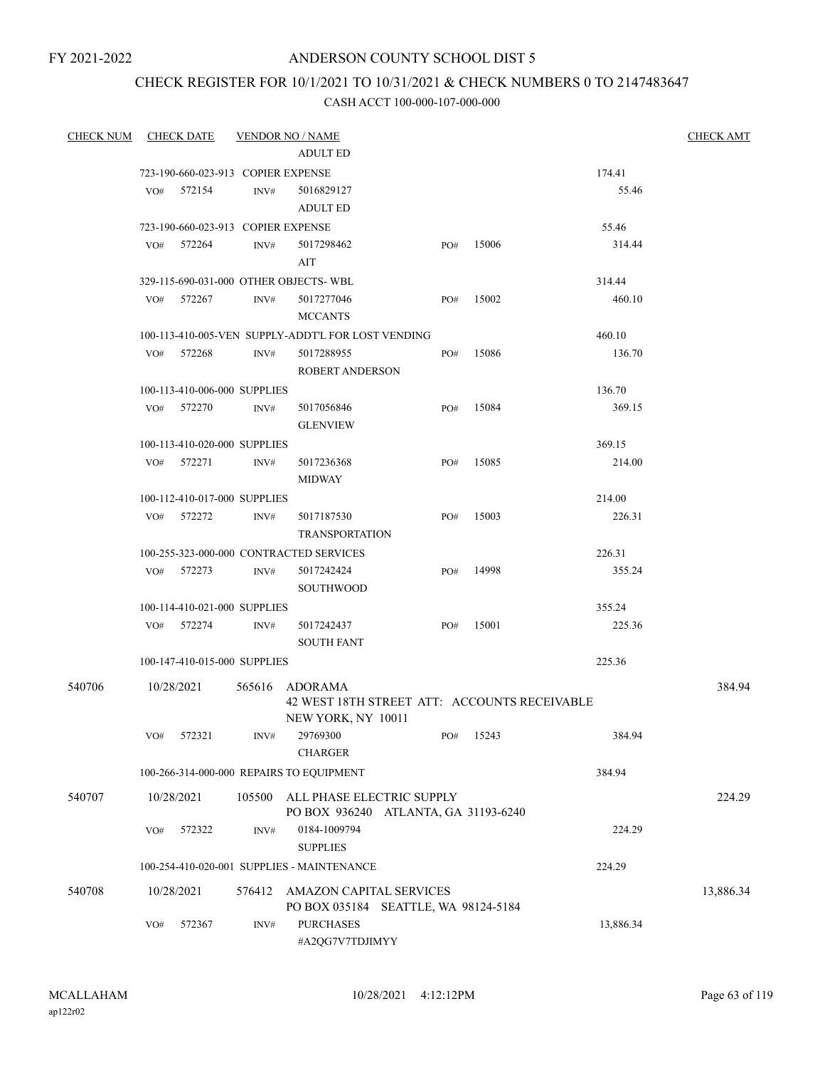FY 2021-2022

# ANDERSON COUNTY SCHOOL DIST 5

## CHECK REGISTER FOR 10/1/2021 TO 10/31/2021 & CHECK NUMBERS 0 TO 2147483647

### CASH ACCT 100-000-107-000-000

| CHECK NUM | CHECK DATE | VENDOR NO / NAME | | | | CHECK AMT |
|---|---|---|---|---|---|---|
| | | ADULT ED | | | | |
| | 723-190-660-023-913 COPIER EXPENSE | | | | 174.41 | |
| | VO# 572154 | INV# 5016829127 ADULT ED | | | 55.46 | |
| | 723-190-660-023-913 COPIER EXPENSE | | | | 55.46 | |
| | VO# 572264 | INV# 5017298462 AIT | PO# | 15006 | 314.44 | |
| | 329-115-690-031-000 OTHER OBJECTS- WBL | | | | 314.44 | |
| | VO# 572267 | INV# 5017277046 MCCANTS | PO# | 15002 | 460.10 | |
| | 100-113-410-005-VEN SUPPLY-ADDT'L FOR LOST VENDING | | | | 460.10 | |
| | VO# 572268 | INV# 5017288955 ROBERT ANDERSON | PO# | 15086 | 136.70 | |
| | 100-113-410-006-000 SUPPLIES | | | | 136.70 | |
| | VO# 572270 | INV# 5017056846 GLENVIEW | PO# | 15084 | 369.15 | |
| | 100-113-410-020-000 SUPPLIES | | | | 369.15 | |
| | VO# 572271 | INV# 5017236368 MIDWAY | PO# | 15085 | 214.00 | |
| | 100-112-410-017-000 SUPPLIES | | | | 214.00 | |
| | VO# 572272 | INV# 5017187530 TRANSPORTATION | PO# | 15003 | 226.31 | |
| | 100-255-323-000-000 CONTRACTED SERVICES | | | | 226.31 | |
| | VO# 572273 | INV# 5017242424 SOUTHWOOD | PO# | 14998 | 355.24 | |
| | 100-114-410-021-000 SUPPLIES | | | | 355.24 | |
| | VO# 572274 | INV# 5017242437 SOUTH FANT | PO# | 15001 | 225.36 | |
| | 100-147-410-015-000 SUPPLIES | | | | 225.36 | |
| 540706 | 10/28/2021 | 565616 ADORAMA 42 WEST 18TH STREET ATT: ACCOUNTS RECEIVABLE NEW YORK, NY 10011 | | | | 384.94 |
| | VO# 572321 | INV# 29769300 CHARGER | PO# | 15243 | 384.94 | |
| | 100-266-314-000-000 REPAIRS TO EQUIPMENT | | | | 384.94 | |
| 540707 | 10/28/2021 | 105500 ALL PHASE ELECTRIC SUPPLY PO BOX 936240 ATLANTA, GA 31193-6240 | | | | 224.29 |
| | VO# 572322 | INV# 0184-1009794 SUPPLIES | | | 224.29 | |
| | 100-254-410-020-001 SUPPLIES - MAINTENANCE | | | | 224.29 | |
| 540708 | 10/28/2021 | 576412 AMAZON CAPITAL SERVICES PO BOX 035184 SEATTLE, WA 98124-5184 | | | | 13,886.34 |
| | VO# 572367 | INV# PURCHASES #A2QG7V7TDJIMYY | | | 13,886.34 | |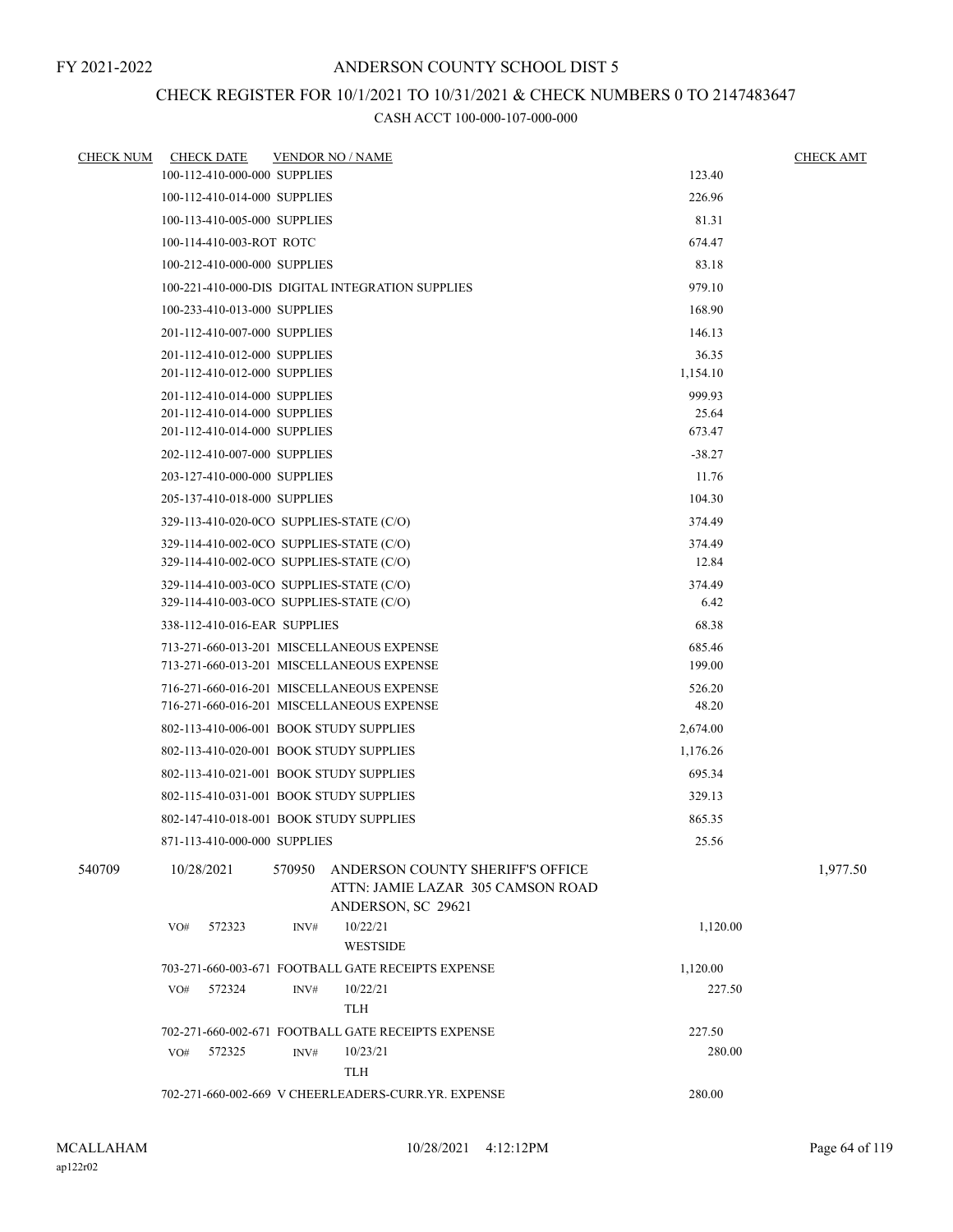FY 2021-2022

# ANDERSON COUNTY SCHOOL DIST 5

## CHECK REGISTER FOR 10/1/2021 TO 10/31/2021 & CHECK NUMBERS 0 TO 2147483647

### CASH ACCT 100-000-107-000-000

| CHECK NUM | CHECK DATE | VENDOR NO / NAME | | CHECK AMT |
|---|---|---|---|---|
| | | 100-112-410-000-000 SUPPLIES | 123.40 | |
| | | 100-112-410-014-000 SUPPLIES | 226.96 | |
| | | 100-113-410-005-000 SUPPLIES | 81.31 | |
| | | 100-114-410-003-ROT ROTC | 674.47 | |
| | | 100-212-410-000-000 SUPPLIES | 83.18 | |
| | | 100-221-410-000-DIS DIGITAL INTEGRATION SUPPLIES | 979.10 | |
| | | 100-233-410-013-000 SUPPLIES | 168.90 | |
| | | 201-112-410-007-000 SUPPLIES | 146.13 | |
| | | 201-112-410-012-000 SUPPLIES | 36.35 | |
| | | 201-112-410-012-000 SUPPLIES | 1,154.10 | |
| | | 201-112-410-014-000 SUPPLIES | 999.93 | |
| | | 201-112-410-014-000 SUPPLIES | 25.64 | |
| | | 201-112-410-014-000 SUPPLIES | 673.47 | |
| | | 202-112-410-007-000 SUPPLIES | -38.27 | |
| | | 203-127-410-000-000 SUPPLIES | 11.76 | |
| | | 205-137-410-018-000 SUPPLIES | 104.30 | |
| | | 329-113-410-020-0CO SUPPLIES-STATE (C/O) | 374.49 | |
| | | 329-114-410-002-0CO SUPPLIES-STATE (C/O) | 374.49 | |
| | | 329-114-410-002-0CO SUPPLIES-STATE (C/O) | 12.84 | |
| | | 329-114-410-003-0CO SUPPLIES-STATE (C/O) | 374.49 | |
| | | 329-114-410-003-0CO SUPPLIES-STATE (C/O) | 6.42 | |
| | | 338-112-410-016-EAR SUPPLIES | 68.38 | |
| | | 713-271-660-013-201 MISCELLANEOUS EXPENSE | 685.46 | |
| | | 713-271-660-013-201 MISCELLANEOUS EXPENSE | 199.00 | |
| | | 716-271-660-016-201 MISCELLANEOUS EXPENSE | 526.20 | |
| | | 716-271-660-016-201 MISCELLANEOUS EXPENSE | 48.20 | |
| | | 802-113-410-006-001 BOOK STUDY SUPPLIES | 2,674.00 | |
| | | 802-113-410-020-001 BOOK STUDY SUPPLIES | 1,176.26 | |
| | | 802-113-410-021-001 BOOK STUDY SUPPLIES | 695.34 | |
| | | 802-115-410-031-001 BOOK STUDY SUPPLIES | 329.13 | |
| | | 802-147-410-018-001 BOOK STUDY SUPPLIES | 865.35 | |
| | | 871-113-410-000-000 SUPPLIES | 25.56 | |
| 540709 | 10/28/2021 | 570950 ANDERSON COUNTY SHERIFF'S OFFICE ATTN: JAMIE LAZAR 305 CAMSON ROAD ANDERSON, SC 29621 | | 1,977.50 |
| | VO# 572323 | INV# 10/22/21 WESTSIDE | 1,120.00 | |
| | | 703-271-660-003-671 FOOTBALL GATE RECEIPTS EXPENSE | 1,120.00 | |
| | VO# 572324 | INV# 10/22/21 TLH | 227.50 | |
| | | 702-271-660-002-671 FOOTBALL GATE RECEIPTS EXPENSE | 227.50 | |
| | VO# 572325 | INV# 10/23/21 TLH | 280.00 | |
| | | 702-271-660-002-669 V CHEERLEADERS-CURR.YR. EXPENSE | 280.00 | |

MCALLAHAM ap122r02 10/28/2021 4:12:12PM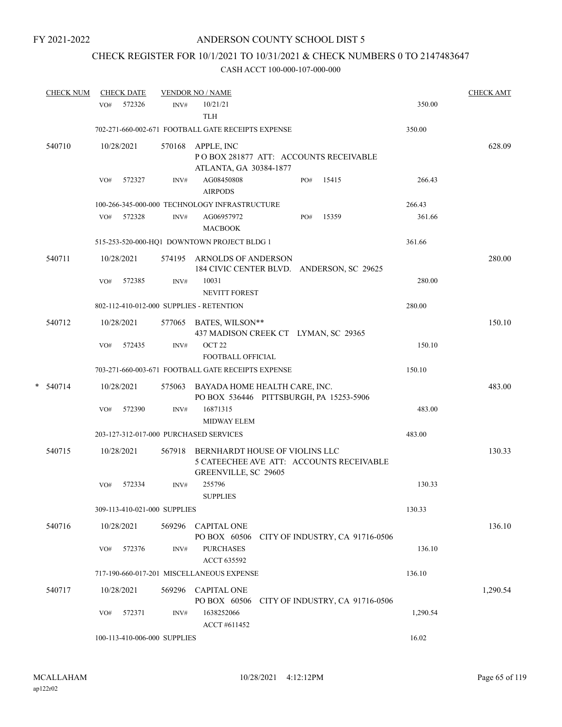FY 2021-2022

# ANDERSON COUNTY SCHOOL DIST 5

## CHECK REGISTER FOR 10/1/2021 TO 10/31/2021 & CHECK NUMBERS 0 TO 2147483647

### CASH ACCT 100-000-107-000-000

| CHECK NUM | CHECK DATE | VENDOR NO / NAME | | CHECK AMT |
|---|---|---|---|---|
| | VO# 572326 | INV# 10/21/21<br>TLH | 350.00 | |
| | 702-271-660-002-671 FOOTBALL GATE RECEIPTS EXPENSE | | 350.00 | |
| 540710 | 10/28/2021 | 570168 APPLE, INC<br>P O BOX 281877 ATT: ACCOUNTS RECEIVABLE<br>ATLANTA, GA 30384-1877 | | 628.09 |
| | VO# 572327 | INV# AG08450808 PO# 15415<br>AIRPODS | 266.43 | |
| | 100-266-345-000-000 TECHNOLOGY INFRASTRUCTURE | | 266.43 | |
| | VO# 572328 | INV# AG06957972 PO# 15359<br>MACBOOK | 361.66 | |
| | 515-253-520-000-HQ1 DOWNTOWN PROJECT BLDG 1 | | 361.66 | |
| 540711 | 10/28/2021 | 574195 ARNOLDS OF ANDERSON<br>184 CIVIC CENTER BLVD. ANDERSON, SC 29625 | | 280.00 |
| | VO# 572385 | INV# 10031<br>NEVITT FOREST | 280.00 | |
| | 802-112-410-012-000 SUPPLIES - RETENTION | | 280.00 | |
| 540712 | 10/28/2021 | 577065 BATES, WILSON**<br>437 MADISON CREEK CT LYMAN, SC 29365 | | 150.10 |
| | VO# 572435 | INV# OCT 22<br>FOOTBALL OFFICIAL | 150.10 | |
| | 703-271-660-003-671 FOOTBALL GATE RECEIPTS EXPENSE | | 150.10 | |
| * 540714 | 10/28/2021 | 575063 BAYADA HOME HEALTH CARE, INC.<br>PO BOX 536446 PITTSBURGH, PA 15253-5906 | | 483.00 |
| | VO# 572390 | INV# 16871315<br>MIDWAY ELEM | 483.00 | |
| | 203-127-312-017-000 PURCHASED SERVICES | | 483.00 | |
| 540715 | 10/28/2021 | 567918 BERNHARDT HOUSE OF VIOLINS LLC<br>5 CATEECHEE AVE ATT: ACCOUNTS RECEIVABLE<br>GREENVILLE, SC 29605 | | 130.33 |
| | VO# 572334 | INV# 255796<br>SUPPLIES | 130.33 | |
| | 309-113-410-021-000 SUPPLIES | | 130.33 | |
| 540716 | 10/28/2021 | 569296 CAPITAL ONE<br>PO BOX 60506 CITY OF INDUSTRY, CA 91716-0506 | | 136.10 |
| | VO# 572376 | INV# PURCHASES<br>ACCT 635592 | 136.10 | |
| | 717-190-660-017-201 MISCELLANEOUS EXPENSE | | 136.10 | |
| 540717 | 10/28/2021 | 569296 CAPITAL ONE<br>PO BOX 60506 CITY OF INDUSTRY, CA 91716-0506 | | 1,290.54 |
| | VO# 572371 | INV# 1638252066<br>ACCT #611452 | 1,290.54 | |
| | 100-113-410-006-000 SUPPLIES | | 16.02 | |

MCALLAHAM
ap122r02

10/28/2021 4:12:12PM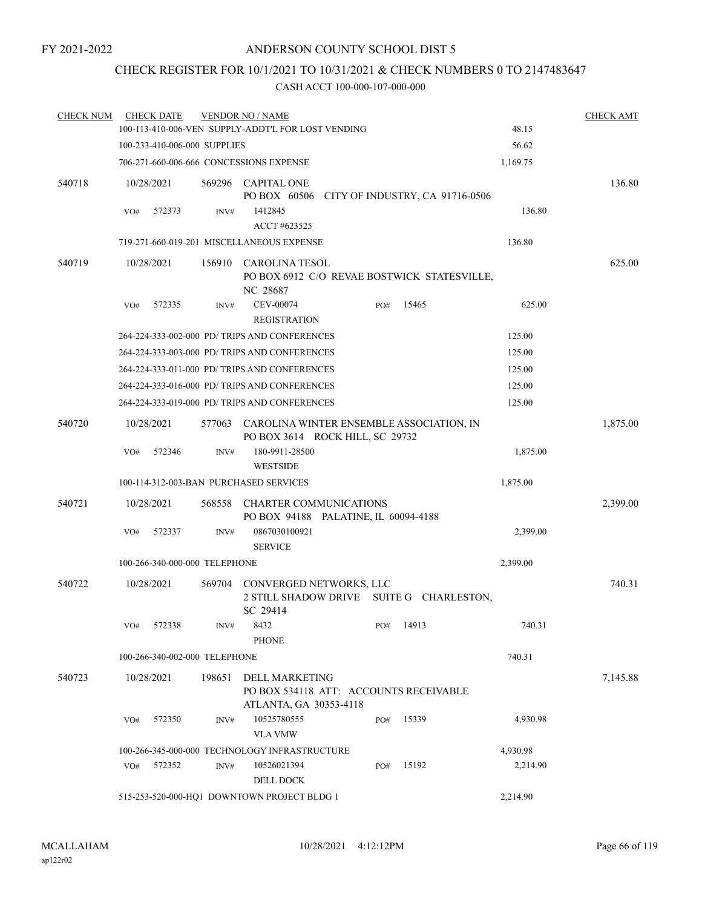FY 2021-2022

# ANDERSON COUNTY SCHOOL DIST 5

## CHECK REGISTER FOR 10/1/2021 TO 10/31/2021 & CHECK NUMBERS 0 TO 2147483647

### CASH ACCT 100-000-107-000-000

| CHECK NUM | CHECK DATE | VENDOR NO / NAME | | CHECK AMT |
|---|---|---|---|---|
| | 100-113-410-006-VEN SUPPLY-ADDT'L FOR LOST VENDING | | 48.15 | |
| | 100-233-410-006-000 SUPPLIES | | 56.62 | |
| | 706-271-660-006-666 CONCESSIONS EXPENSE | | 1,169.75 | |
| 540718 | 10/28/2021 | 569296 CAPITAL ONE<br>PO BOX 60506 CITY OF INDUSTRY, CA 91716-0506 | | 136.80 |
| | VO# 572373 | INV# 1412845<br>ACCT #623525 | 136.80 | |
| | 719-271-660-019-201 MISCELLANEOUS EXPENSE | | 136.80 | |
| 540719 | 10/28/2021 | 156910 CAROLINA TESOL<br>PO BOX 6912 C/O REVAE BOSTWICK STATESVILLE, NC 28687 | | 625.00 |
| | VO# 572335 | INV# CEV-00074 PO# 15465<br>REGISTRATION | 625.00 | |
| | 264-224-333-002-000 PD/ TRIPS AND CONFERENCES | | 125.00 | |
| | 264-224-333-003-000 PD/ TRIPS AND CONFERENCES | | 125.00 | |
| | 264-224-333-011-000 PD/ TRIPS AND CONFERENCES | | 125.00 | |
| | 264-224-333-016-000 PD/ TRIPS AND CONFERENCES | | 125.00 | |
| | 264-224-333-019-000 PD/ TRIPS AND CONFERENCES | | 125.00 | |
| 540720 | 10/28/2021 | 577063 CAROLINA WINTER ENSEMBLE ASSOCIATION, IN<br>PO BOX 3614 ROCK HILL, SC 29732 | | 1,875.00 |
| | VO# 572346 | INV# 180-9911-28500<br>WESTSIDE | 1,875.00 | |
| | 100-114-312-003-BAN PURCHASED SERVICES | | 1,875.00 | |
| 540721 | 10/28/2021 | 568558 CHARTER COMMUNICATIONS<br>PO BOX 94188 PALATINE, IL 60094-4188 | | 2,399.00 |
| | VO# 572337 | INV# 0867030100921<br>SERVICE | 2,399.00 | |
| | 100-266-340-000-000 TELEPHONE | | 2,399.00 | |
| 540722 | 10/28/2021 | 569704 CONVERGED NETWORKS, LLC<br>2 STILL SHADOW DRIVE SUITE G CHARLESTON, SC 29414 | | 740.31 |
| | VO# 572338 | INV# 8432 PO# 14913<br>PHONE | 740.31 | |
| | 100-266-340-002-000 TELEPHONE | | 740.31 | |
| 540723 | 10/28/2021 | 198651 DELL MARKETING<br>PO BOX 534118 ATT: ACCOUNTS RECEIVABLE ATLANTA, GA 30353-4118 | | 7,145.88 |
| | VO# 572350 | INV# 10525780555 PO# 15339<br>VLA VMW | 4,930.98 | |
| | 100-266-345-000-000 TECHNOLOGY INFRASTRUCTURE | | 4,930.98 | |
| | VO# 572352 | INV# 10526021394 PO# 15192<br>DELL DOCK | 2,214.90 | |
| | 515-253-520-000-HQ1 DOWNTOWN PROJECT BLDG 1 | | 2,214.90 | |

MCALLAHAM ap122r02 10/28/2021 4:12:12PM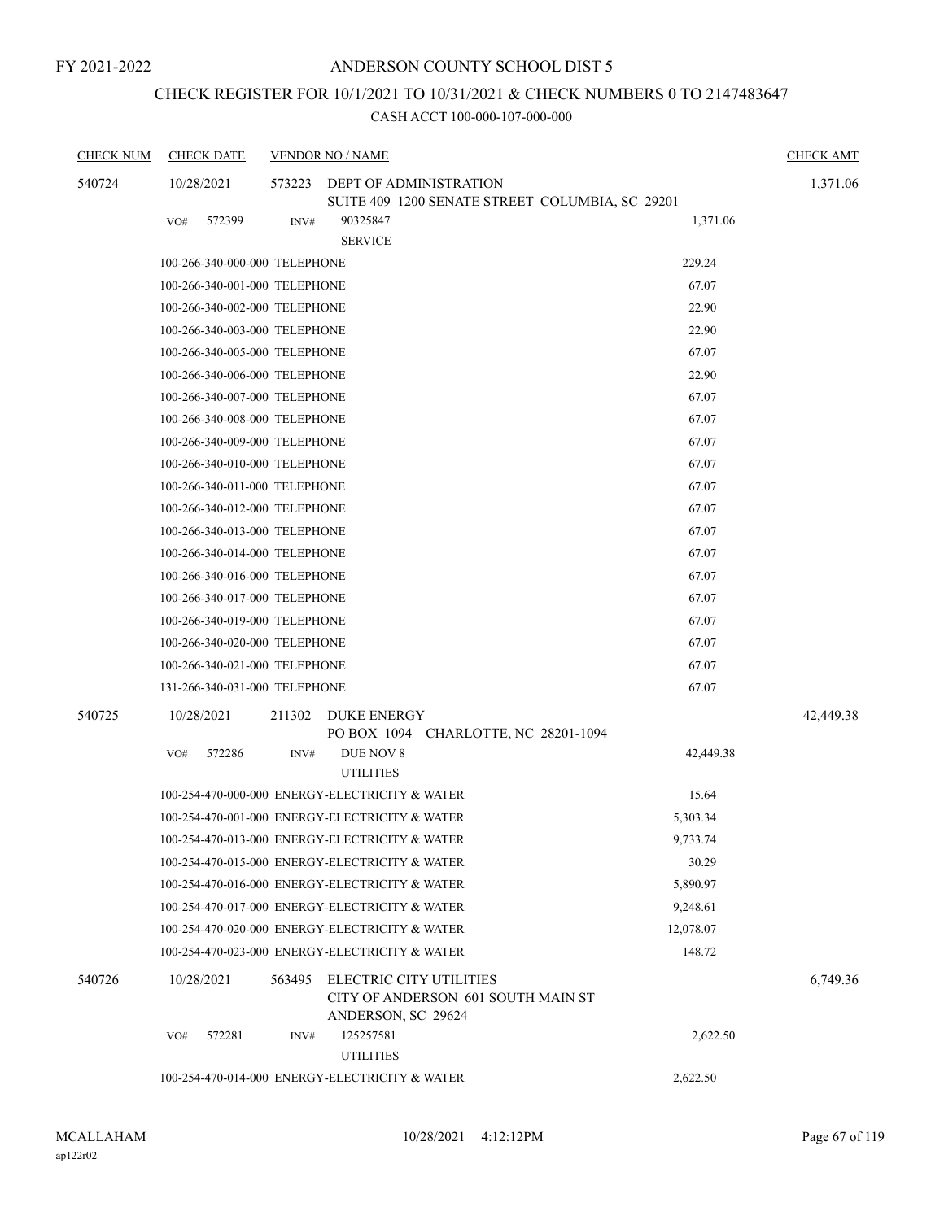FY 2021-2022

# ANDERSON COUNTY SCHOOL DIST 5

## CHECK REGISTER FOR 10/1/2021 TO 10/31/2021 & CHECK NUMBERS 0 TO 2147483647

### CASH ACCT 100-000-107-000-000

| CHECK NUM | CHECK DATE | VENDOR NO / NAME | | CHECK AMT |
|---|---|---|---|---|
| 540724 | 10/28/2021 | 573223 DEPT OF ADMINISTRATION<br>SUITE 409 1200 SENATE STREET COLUMBIA, SC 29201 | | 1,371.06 |
| | VO# 572399 | INV# 90325847<br>SERVICE | 1,371.06 | |
| | 100-266-340-000-000 TELEPHONE | | 229.24 | |
| | 100-266-340-001-000 TELEPHONE | | 67.07 | |
| | 100-266-340-002-000 TELEPHONE | | 22.90 | |
| | 100-266-340-003-000 TELEPHONE | | 22.90 | |
| | 100-266-340-005-000 TELEPHONE | | 67.07 | |
| | 100-266-340-006-000 TELEPHONE | | 22.90 | |
| | 100-266-340-007-000 TELEPHONE | | 67.07 | |
| | 100-266-340-008-000 TELEPHONE | | 67.07 | |
| | 100-266-340-009-000 TELEPHONE | | 67.07 | |
| | 100-266-340-010-000 TELEPHONE | | 67.07 | |
| | 100-266-340-011-000 TELEPHONE | | 67.07 | |
| | 100-266-340-012-000 TELEPHONE | | 67.07 | |
| | 100-266-340-013-000 TELEPHONE | | 67.07 | |
| | 100-266-340-014-000 TELEPHONE | | 67.07 | |
| | 100-266-340-016-000 TELEPHONE | | 67.07 | |
| | 100-266-340-017-000 TELEPHONE | | 67.07 | |
| | 100-266-340-019-000 TELEPHONE | | 67.07 | |
| | 100-266-340-020-000 TELEPHONE | | 67.07 | |
| | 100-266-340-021-000 TELEPHONE | | 67.07 | |
| | 131-266-340-031-000 TELEPHONE | | 67.07 | |
| 540725 | 10/28/2021 | 211302 DUKE ENERGY<br>PO BOX 1094 CHARLOTTE, NC 28201-1094 | | 42,449.38 |
| | VO# 572286 | INV# DUE NOV 8<br>UTILITIES | 42,449.38 | |
| | 100-254-470-000-000 ENERGY-ELECTRICITY & WATER | | 15.64 | |
| | 100-254-470-001-000 ENERGY-ELECTRICITY & WATER | | 5,303.34 | |
| | 100-254-470-013-000 ENERGY-ELECTRICITY & WATER | | 9,733.74 | |
| | 100-254-470-015-000 ENERGY-ELECTRICITY & WATER | | 30.29 | |
| | 100-254-470-016-000 ENERGY-ELECTRICITY & WATER | | 5,890.97 | |
| | 100-254-470-017-000 ENERGY-ELECTRICITY & WATER | | 9,248.61 | |
| | 100-254-470-020-000 ENERGY-ELECTRICITY & WATER | | 12,078.07 | |
| | 100-254-470-023-000 ENERGY-ELECTRICITY & WATER | | 148.72 | |
| 540726 | 10/28/2021 | 563495 ELECTRIC CITY UTILITIES<br>CITY OF ANDERSON 601 SOUTH MAIN ST<br>ANDERSON, SC 29624 | | 6,749.36 |
| | VO# 572281 | INV# 125257581<br>UTILITIES | 2,622.50 | |
| | 100-254-470-014-000 ENERGY-ELECTRICITY & WATER | | 2,622.50 | |

MCALLAHAM
ap122r02

10/28/2021 4:12:12PM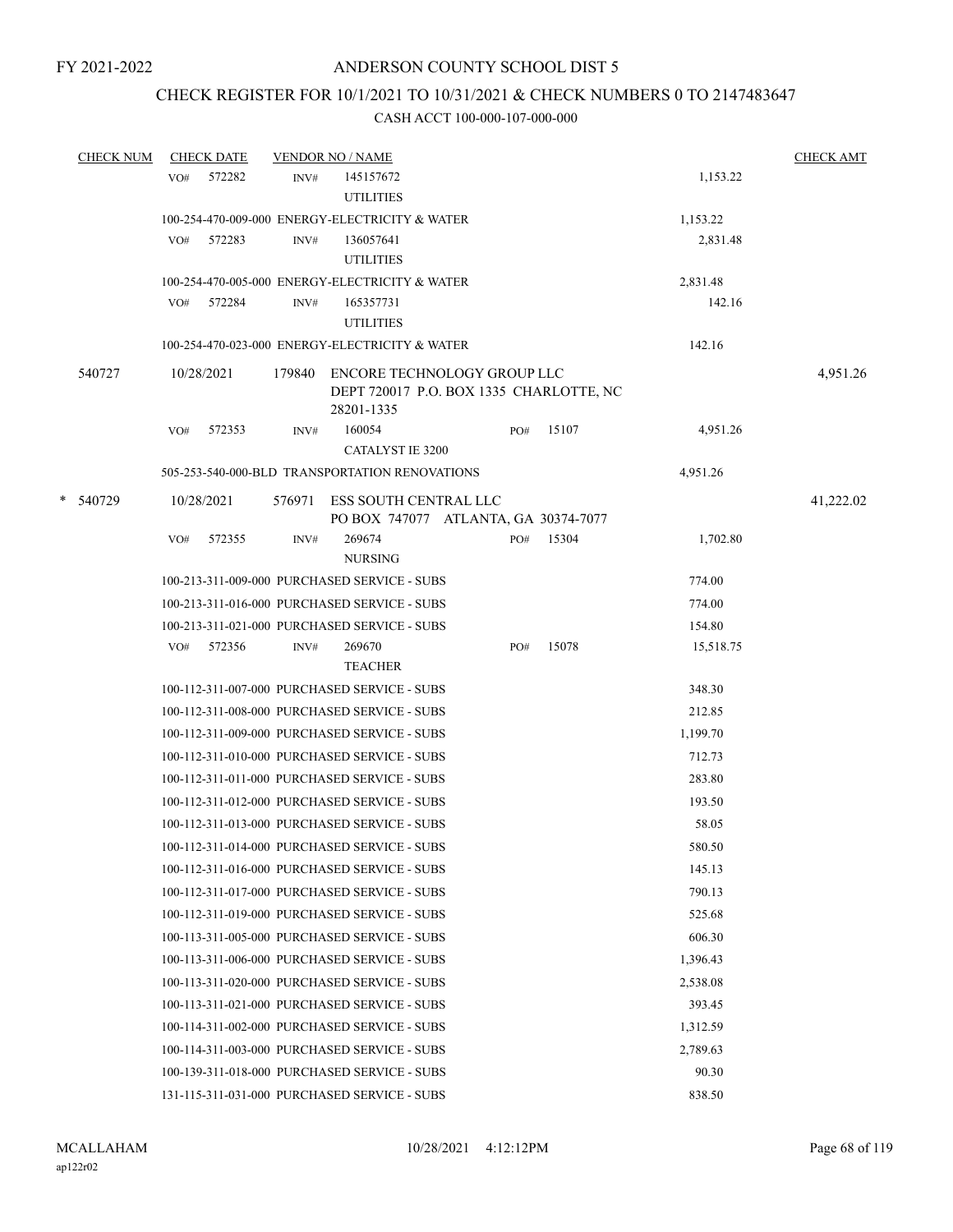FY 2021-2022

# ANDERSON COUNTY SCHOOL DIST 5

## CHECK REGISTER FOR 10/1/2021 TO 10/31/2021 & CHECK NUMBERS 0 TO 2147483647

### CASH ACCT 100-000-107-000-000

| CHECK NUM | CHECK DATE | VENDOR NO / NAME | | | CHECK AMT |
|---|---|---|---|---|---|
| | VO# 572282 | INV# 145157672 UTILITIES | | 1,153.22 | |
| | 100-254-470-009-000 ENERGY-ELECTRICITY & WATER | | | 1,153.22 | |
| | VO# 572283 | INV# 136057641 UTILITIES | | 2,831.48 | |
| | 100-254-470-005-000 ENERGY-ELECTRICITY & WATER | | | 2,831.48 | |
| | VO# 572284 | INV# 165357731 UTILITIES | | 142.16 | |
| | 100-254-470-023-000 ENERGY-ELECTRICITY & WATER | | | 142.16 | |
| 540727 | 10/28/2021 | 179840 ENCORE TECHNOLOGY GROUP LLC DEPT 720017 P.O. BOX 1335 CHARLOTTE, NC 28201-1335 | | | 4,951.26 |
| | VO# 572353 | INV# 160054 CATALYST IE 3200 | PO# 15107 | 4,951.26 | |
| | 505-253-540-000-BLD TRANSPORTATION RENOVATIONS | | | 4,951.26 | |
| * 540729 | 10/28/2021 | 576971 ESS SOUTH CENTRAL LLC PO BOX 747077 ATLANTA, GA 30374-7077 | | | 41,222.02 |
| | VO# 572355 | INV# 269674 NURSING | PO# 15304 | 1,702.80 | |
| | 100-213-311-009-000 PURCHASED SERVICE - SUBS | | | 774.00 | |
| | 100-213-311-016-000 PURCHASED SERVICE - SUBS | | | 774.00 | |
| | 100-213-311-021-000 PURCHASED SERVICE - SUBS | | | 154.80 | |
| | VO# 572356 | INV# 269670 TEACHER | PO# 15078 | 15,518.75 | |
| | 100-112-311-007-000 PURCHASED SERVICE - SUBS | | | 348.30 | |
| | 100-112-311-008-000 PURCHASED SERVICE - SUBS | | | 212.85 | |
| | 100-112-311-009-000 PURCHASED SERVICE - SUBS | | | 1,199.70 | |
| | 100-112-311-010-000 PURCHASED SERVICE - SUBS | | | 712.73 | |
| | 100-112-311-011-000 PURCHASED SERVICE - SUBS | | | 283.80 | |
| | 100-112-311-012-000 PURCHASED SERVICE - SUBS | | | 193.50 | |
| | 100-112-311-013-000 PURCHASED SERVICE - SUBS | | | 58.05 | |
| | 100-112-311-014-000 PURCHASED SERVICE - SUBS | | | 580.50 | |
| | 100-112-311-016-000 PURCHASED SERVICE - SUBS | | | 145.13 | |
| | 100-112-311-017-000 PURCHASED SERVICE - SUBS | | | 790.13 | |
| | 100-112-311-019-000 PURCHASED SERVICE - SUBS | | | 525.68 | |
| | 100-113-311-005-000 PURCHASED SERVICE - SUBS | | | 606.30 | |
| | 100-113-311-006-000 PURCHASED SERVICE - SUBS | | | 1,396.43 | |
| | 100-113-311-020-000 PURCHASED SERVICE - SUBS | | | 2,538.08 | |
| | 100-113-311-021-000 PURCHASED SERVICE - SUBS | | | 393.45 | |
| | 100-114-311-002-000 PURCHASED SERVICE - SUBS | | | 1,312.59 | |
| | 100-114-311-003-000 PURCHASED SERVICE - SUBS | | | 2,789.63 | |
| | 100-139-311-018-000 PURCHASED SERVICE - SUBS | | | 90.30 | |
| | 131-115-311-031-000 PURCHASED SERVICE - SUBS | | | 838.50 | |

MCALLAHAM
ap122r02

10/28/2021 4:12:12PM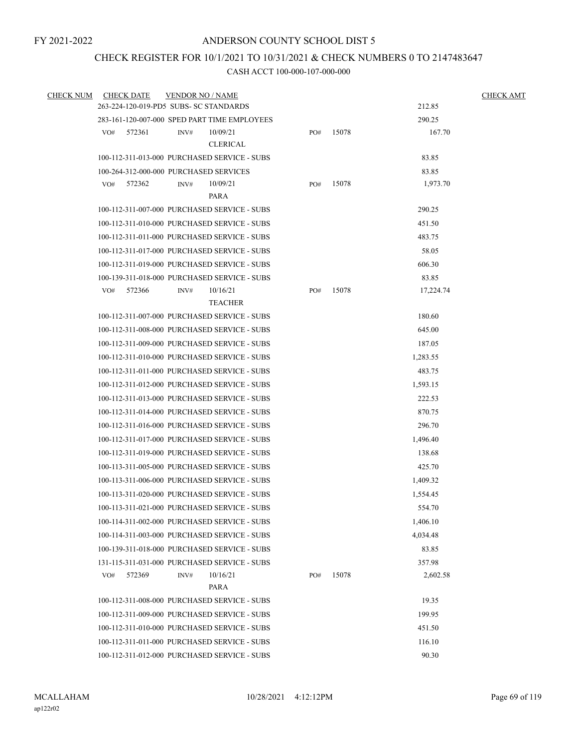FY 2021-2022

# ANDERSON COUNTY SCHOOL DIST 5

## CHECK REGISTER FOR 10/1/2021 TO 10/31/2021 & CHECK NUMBERS 0 TO 2147483647

### CASH ACCT 100-000-107-000-000

| CHECK NUM | CHECK DATE | VENDOR NO / NAME | | | CHECK AMT |
|---|---|---|---|---|---|
| | 263-224-120-019-PD5 SUBS- SC STANDARDS | | | 212.85 | |
| | 283-161-120-007-000 SPED PART TIME EMPLOYEES | | | 290.25 | |
| | VO# 572361 | INV# 10/09/21 CLERICAL | PO# 15078 | 167.70 | |
| | 100-112-311-013-000 PURCHASED SERVICE - SUBS | | | 83.85 | |
| | 100-264-312-000-000 PURCHASED SERVICES | | | 83.85 | |
| | VO# 572362 | INV# 10/09/21 PARA | PO# 15078 | 1,973.70 | |
| | 100-112-311-007-000 PURCHASED SERVICE - SUBS | | | 290.25 | |
| | 100-112-311-010-000 PURCHASED SERVICE - SUBS | | | 451.50 | |
| | 100-112-311-011-000 PURCHASED SERVICE - SUBS | | | 483.75 | |
| | 100-112-311-017-000 PURCHASED SERVICE - SUBS | | | 58.05 | |
| | 100-112-311-019-000 PURCHASED SERVICE - SUBS | | | 606.30 | |
| | 100-139-311-018-000 PURCHASED SERVICE - SUBS | | | 83.85 | |
| | VO# 572366 | INV# 10/16/21 TEACHER | PO# 15078 | 17,224.74 | |
| | 100-112-311-007-000 PURCHASED SERVICE - SUBS | | | 180.60 | |
| | 100-112-311-008-000 PURCHASED SERVICE - SUBS | | | 645.00 | |
| | 100-112-311-009-000 PURCHASED SERVICE - SUBS | | | 187.05 | |
| | 100-112-311-010-000 PURCHASED SERVICE - SUBS | | | 1,283.55 | |
| | 100-112-311-011-000 PURCHASED SERVICE - SUBS | | | 483.75 | |
| | 100-112-311-012-000 PURCHASED SERVICE - SUBS | | | 1,593.15 | |
| | 100-112-311-013-000 PURCHASED SERVICE - SUBS | | | 222.53 | |
| | 100-112-311-014-000 PURCHASED SERVICE - SUBS | | | 870.75 | |
| | 100-112-311-016-000 PURCHASED SERVICE - SUBS | | | 296.70 | |
| | 100-112-311-017-000 PURCHASED SERVICE - SUBS | | | 1,496.40 | |
| | 100-112-311-019-000 PURCHASED SERVICE - SUBS | | | 138.68 | |
| | 100-113-311-005-000 PURCHASED SERVICE - SUBS | | | 425.70 | |
| | 100-113-311-006-000 PURCHASED SERVICE - SUBS | | | 1,409.32 | |
| | 100-113-311-020-000 PURCHASED SERVICE - SUBS | | | 1,554.45 | |
| | 100-113-311-021-000 PURCHASED SERVICE - SUBS | | | 554.70 | |
| | 100-114-311-002-000 PURCHASED SERVICE - SUBS | | | 1,406.10 | |
| | 100-114-311-003-000 PURCHASED SERVICE - SUBS | | | 4,034.48 | |
| | 100-139-311-018-000 PURCHASED SERVICE - SUBS | | | 83.85 | |
| | 131-115-311-031-000 PURCHASED SERVICE - SUBS | | | 357.98 | |
| | VO# 572369 | INV# 10/16/21 PARA | PO# 15078 | 2,602.58 | |
| | 100-112-311-008-000 PURCHASED SERVICE - SUBS | | | 19.35 | |
| | 100-112-311-009-000 PURCHASED SERVICE - SUBS | | | 199.95 | |
| | 100-112-311-010-000 PURCHASED SERVICE - SUBS | | | 451.50 | |
| | 100-112-311-011-000 PURCHASED SERVICE - SUBS | | | 116.10 | |
| | 100-112-311-012-000 PURCHASED SERVICE - SUBS | | | 90.30 | |

MCALLAHAM
ap122r02

10/28/2021 4:12:12PM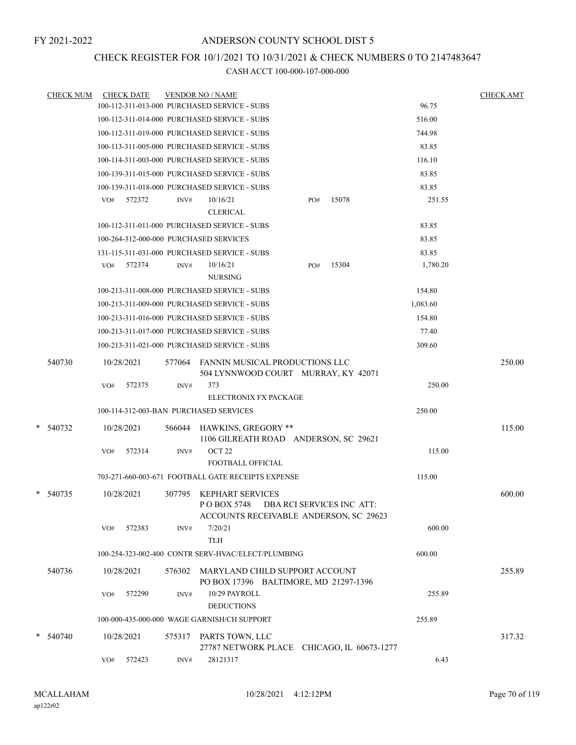FY 2021-2022

# ANDERSON COUNTY SCHOOL DIST 5

## CHECK REGISTER FOR 10/1/2021 TO 10/31/2021 & CHECK NUMBERS 0 TO 2147483647

### CASH ACCT 100-000-107-000-000

| CHECK NUM | CHECK DATE | VENDOR NO / NAME | | CHECK AMT |
|---|---|---|---|---|
| | 100-112-311-013-000 PURCHASED SERVICE - SUBS | | 96.75 | |
| | 100-112-311-014-000 PURCHASED SERVICE - SUBS | | 516.00 | |
| | 100-112-311-019-000 PURCHASED SERVICE - SUBS | | 744.98 | |
| | 100-113-311-005-000 PURCHASED SERVICE - SUBS | | 83.85 | |
| | 100-114-311-003-000 PURCHASED SERVICE - SUBS | | 116.10 | |
| | 100-139-311-015-000 PURCHASED SERVICE - SUBS | | 83.85 | |
| | 100-139-311-018-000 PURCHASED SERVICE - SUBS | | 83.85 | |
| | VO# 572372 INV# 10/16/21 PO# 15078 | CLERICAL | 251.55 | |
| | 100-112-311-011-000 PURCHASED SERVICE - SUBS | | 83.85 | |
| | 100-264-312-000-000 PURCHASED SERVICES | | 83.85 | |
| | 131-115-311-031-000 PURCHASED SERVICE - SUBS | | 83.85 | |
| | VO# 572374 INV# 10/16/21 PO# 15304 | NURSING | 1,780.20 | |
| | 100-213-311-008-000 PURCHASED SERVICE - SUBS | | 154.80 | |
| | 100-213-311-009-000 PURCHASED SERVICE - SUBS | | 1,083.60 | |
| | 100-213-311-016-000 PURCHASED SERVICE - SUBS | | 154.80 | |
| | 100-213-311-017-000 PURCHASED SERVICE - SUBS | | 77.40 | |
| | 100-213-311-021-000 PURCHASED SERVICE - SUBS | | 309.60 | |
| 540730 | 10/28/2021 | 577064 FANNIN MUSICAL PRODUCTIONS LLC 504 LYNNWOOD COURT MURRAY, KY 42071 | | 250.00 |
| | VO# 572375 INV# 373 | ELECTRONIX FX PACKAGE | 250.00 | |
| | 100-114-312-003-BAN PURCHASED SERVICES | | 250.00 | |
| * 540732 | 10/28/2021 | 566044 HAWKINS, GREGORY ** 1106 GILREATH ROAD ANDERSON, SC 29621 | | 115.00 |
| | VO# 572314 INV# OCT 22 | FOOTBALL OFFICIAL | 115.00 | |
| | 703-271-660-003-671 FOOTBALL GATE RECEIPTS EXPENSE | | 115.00 | |
| * 540735 | 10/28/2021 | 307795 KEPHART SERVICES P O BOX 5748 DBA RCI SERVICES INC ATT: ACCOUNTS RECEIVABLE ANDERSON, SC 29623 | | 600.00 |
| | VO# 572383 INV# 7/20/21 | TLH | 600.00 | |
| | 100-254-323-002-400 CONTR SERV-HVAC/ELECT/PLUMBING | | 600.00 | |
| 540736 | 10/28/2021 | 576302 MARYLAND CHILD SUPPORT ACCOUNT PO BOX 17396 BALTIMORE, MD 21297-1396 | | 255.89 |
| | VO# 572290 INV# 10/29 PAYROLL | DEDUCTIONS | 255.89 | |
| | 100-000-435-000-000 WAGE GARNISH/CH SUPPORT | | 255.89 | |
| * 540740 | 10/28/2021 | 575317 PARTS TOWN, LLC 27787 NETWORK PLACE CHICAGO, IL 60673-1277 | | 317.32 |
| | VO# 572423 INV# 28121317 | | 6.43 | |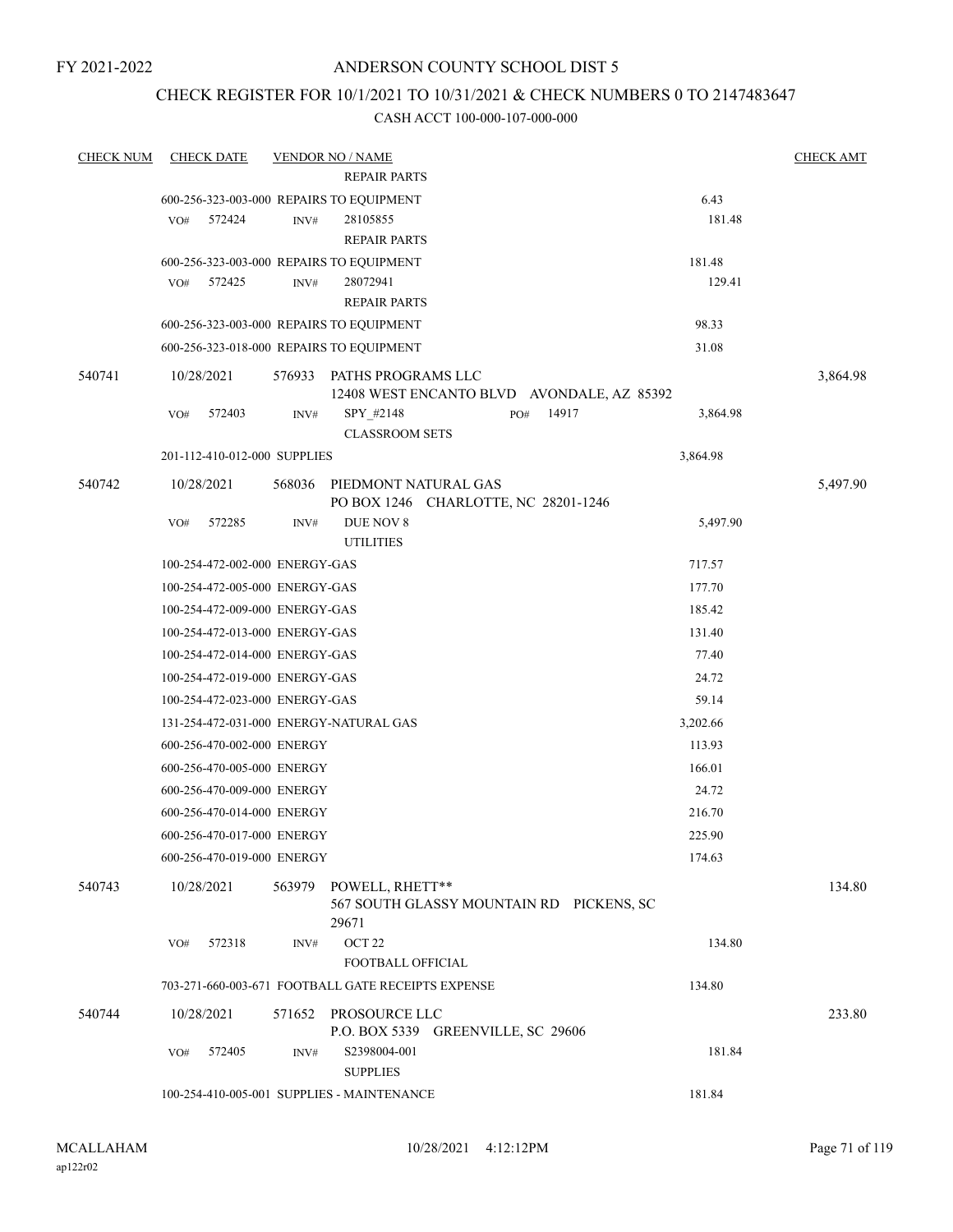FY 2021-2022

ANDERSON COUNTY SCHOOL DIST 5

CHECK REGISTER FOR 10/1/2021 TO 10/31/2021 & CHECK NUMBERS 0 TO 2147483647

CASH ACCT 100-000-107-000-000

| CHECK NUM | CHECK DATE | VENDOR NO / NAME | | CHECK AMT |
|---|---|---|---|---|
| | | REPAIR PARTS | | |
| | 600-256-323-003-000 REPAIRS TO EQUIPMENT | | 6.43 | |
| | VO# 572424 | INV# 28105855 | 181.48 | |
| | | REPAIR PARTS | | |
| | 600-256-323-003-000 REPAIRS TO EQUIPMENT | | 181.48 | |
| | VO# 572425 | INV# 28072941 | 129.41 | |
| | | REPAIR PARTS | | |
| | 600-256-323-003-000 REPAIRS TO EQUIPMENT | | 98.33 | |
| | 600-256-323-018-000 REPAIRS TO EQUIPMENT | | 31.08 | |
| 540741 | 10/28/2021 | 576933 PATHS PROGRAMS LLC<br>12408 WEST ENCANTO BLVD AVONDALE, AZ 85392 | | 3,864.98 |
| | VO# 572403 | INV# SPY_#2148 PO# 14917 | 3,864.98 | |
| | | CLASSROOM SETS | | |
| | 201-112-410-012-000 SUPPLIES | | 3,864.98 | |
| 540742 | 10/28/2021 | 568036 PIEDMONT NATURAL GAS<br>PO BOX 1246 CHARLOTTE, NC 28201-1246 | | 5,497.90 |
| | VO# 572285 | INV# DUE NOV 8 | 5,497.90 | |
| | | UTILITIES | | |
| | 100-254-472-002-000 ENERGY-GAS | | 717.57 | |
| | 100-254-472-005-000 ENERGY-GAS | | 177.70 | |
| | 100-254-472-009-000 ENERGY-GAS | | 185.42 | |
| | 100-254-472-013-000 ENERGY-GAS | | 131.40 | |
| | 100-254-472-014-000 ENERGY-GAS | | 77.40 | |
| | 100-254-472-019-000 ENERGY-GAS | | 24.72 | |
| | 100-254-472-023-000 ENERGY-GAS | | 59.14 | |
| | 131-254-472-031-000 ENERGY-NATURAL GAS | | 3,202.66 | |
| | 600-256-470-002-000 ENERGY | | 113.93 | |
| | 600-256-470-005-000 ENERGY | | 166.01 | |
| | 600-256-470-009-000 ENERGY | | 24.72 | |
| | 600-256-470-014-000 ENERGY | | 216.70 | |
| | 600-256-470-017-000 ENERGY | | 225.90 | |
| | 600-256-470-019-000 ENERGY | | 174.63 | |
| 540743 | 10/28/2021 | 563979 POWELL, RHETT**<br>567 SOUTH GLASSY MOUNTAIN RD PICKENS, SC 29671 | | 134.80 |
| | VO# 572318 | INV# OCT 22 | 134.80 | |
| | | FOOTBALL OFFICIAL | | |
| | 703-271-660-003-671 FOOTBALL GATE RECEIPTS EXPENSE | | 134.80 | |
| 540744 | 10/28/2021 | 571652 PROSOURCE LLC<br>P.O. BOX 5339 GREENVILLE, SC 29606 | | 233.80 |
| | VO# 572405 | INV# S2398004-001 | 181.84 | |
| | | SUPPLIES | | |
| | 100-254-410-005-001 SUPPLIES - MAINTENANCE | | 181.84 | |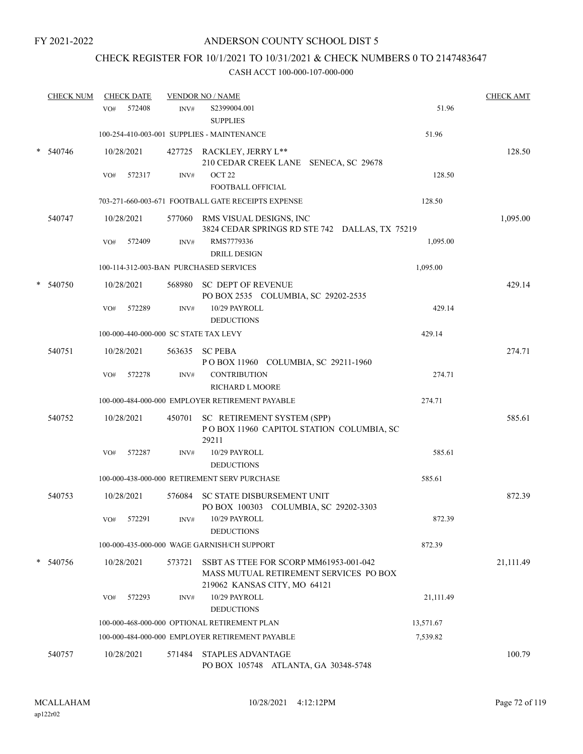FY 2021-2022

# ANDERSON COUNTY SCHOOL DIST 5

## CHECK REGISTER FOR 10/1/2021 TO 10/31/2021 & CHECK NUMBERS 0 TO 2147483647

### CASH ACCT 100-000-107-000-000

| CHECK NUM | CHECK DATE | VENDOR NO / NAME | | CHECK AMT |
|---|---|---|---|---|
| | VO# 572408 | INV# S2399004.001 SUPPLIES | 51.96 | |
| | 100-254-410-003-001 SUPPLIES - MAINTENANCE | | 51.96 | |
| * 540746 | 10/28/2021 | 427725 RACKLEY, JERRY L** 210 CEDAR CREEK LANE SENECA, SC 29678 | | 128.50 |
| | VO# 572317 | INV# OCT 22 FOOTBALL OFFICIAL | 128.50 | |
| | 703-271-660-003-671 FOOTBALL GATE RECEIPTS EXPENSE | | 128.50 | |
| 540747 | 10/28/2021 | 577060 RMS VISUAL DESIGNS, INC 3824 CEDAR SPRINGS RD STE 742 DALLAS, TX 75219 | | 1,095.00 |
| | VO# 572409 | INV# RMS7779336 DRILL DESIGN | 1,095.00 | |
| | 100-114-312-003-BAN PURCHASED SERVICES | | 1,095.00 | |
| * 540750 | 10/28/2021 | 568980 SC DEPT OF REVENUE PO BOX 2535 COLUMBIA, SC 29202-2535 | | 429.14 |
| | VO# 572289 | INV# 10/29 PAYROLL DEDUCTIONS | 429.14 | |
| | 100-000-440-000-000 SC STATE TAX LEVY | | 429.14 | |
| 540751 | 10/28/2021 | 563635 SC PEBA P O BOX 11960 COLUMBIA, SC 29211-1960 | | 274.71 |
| | VO# 572278 | INV# CONTRIBUTION RICHARD L MOORE | 274.71 | |
| | 100-000-484-000-000 EMPLOYER RETIREMENT PAYABLE | | 274.71 | |
| 540752 | 10/28/2021 | 450701 SC RETIREMENT SYSTEM (SPP) P O BOX 11960 CAPITOL STATION COLUMBIA, SC 29211 | | 585.61 |
| | VO# 572287 | INV# 10/29 PAYROLL DEDUCTIONS | 585.61 | |
| | 100-000-438-000-000 RETIREMENT SERV PURCHASE | | 585.61 | |
| 540753 | 10/28/2021 | 576084 SC STATE DISBURSEMENT UNIT PO BOX 100303 COLUMBIA, SC 29202-3303 | | 872.39 |
| | VO# 572291 | INV# 10/29 PAYROLL DEDUCTIONS | 872.39 | |
| | 100-000-435-000-000 WAGE GARNISH/CH SUPPORT | | 872.39 | |
| * 540756 | 10/28/2021 | 573721 SSBT AS TTEE FOR SCORP MM61953-001-042 MASS MUTUAL RETIREMENT SERVICES PO BOX 219062 KANSAS CITY, MO 64121 | | 21,111.49 |
| | VO# 572293 | INV# 10/29 PAYROLL DEDUCTIONS | 21,111.49 | |
| | 100-000-468-000-000 OPTIONAL RETIREMENT PLAN | | 13,571.67 | |
| | 100-000-484-000-000 EMPLOYER RETIREMENT PAYABLE | | 7,539.82 | |
| 540757 | 10/28/2021 | 571484 STAPLES ADVANTAGE PO BOX 105748 ATLANTA, GA 30348-5748 | | 100.79 |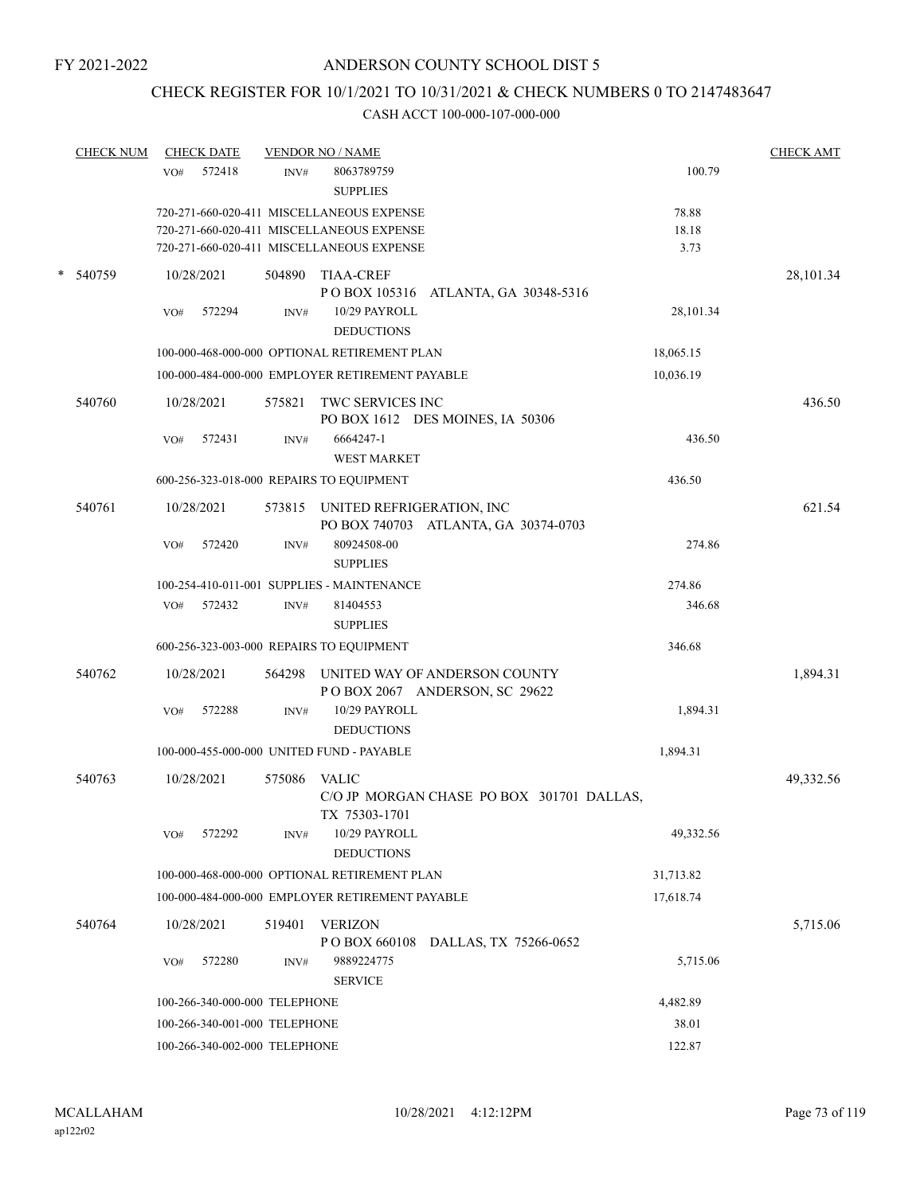FY 2021-2022

# ANDERSON COUNTY SCHOOL DIST 5

## CHECK REGISTER FOR 10/1/2021 TO 10/31/2021 & CHECK NUMBERS 0 TO 2147483647

### CASH ACCT 100-000-107-000-000

| CHECK NUM | CHECK DATE | VENDOR NO / NAME | | CHECK AMT |
|---|---|---|---|---|
| | VO# 572418 | INV# 8063789759 SUPPLIES | 100.79 | |
| | | 720-271-660-020-411 MISCELLANEOUS EXPENSE | 78.88 | |
| | | 720-271-660-020-411 MISCELLANEOUS EXPENSE | 18.18 | |
| | | 720-271-660-020-411 MISCELLANEOUS EXPENSE | 3.73 | |
| * 540759 | 10/28/2021 | 504890 TIAA-CREF P O BOX 105316 ATLANTA, GA 30348-5316 | | 28,101.34 |
| | VO# 572294 | INV# 10/29 PAYROLL DEDUCTIONS | 28,101.34 | |
| | | 100-000-468-000-000 OPTIONAL RETIREMENT PLAN | 18,065.15 | |
| | | 100-000-484-000-000 EMPLOYER RETIREMENT PAYABLE | 10,036.19 | |
| 540760 | 10/28/2021 | 575821 TWC SERVICES INC PO BOX 1612 DES MOINES, IA 50306 | | 436.50 |
| | VO# 572431 | INV# 6664247-1 WEST MARKET | 436.50 | |
| | | 600-256-323-018-000 REPAIRS TO EQUIPMENT | 436.50 | |
| 540761 | 10/28/2021 | 573815 UNITED REFRIGERATION, INC PO BOX 740703 ATLANTA, GA 30374-0703 | | 621.54 |
| | VO# 572420 | INV# 80924508-00 SUPPLIES | 274.86 | |
| | | 100-254-410-011-001 SUPPLIES - MAINTENANCE | 274.86 | |
| | VO# 572432 | INV# 81404553 SUPPLIES | 346.68 | |
| | | 600-256-323-003-000 REPAIRS TO EQUIPMENT | 346.68 | |
| 540762 | 10/28/2021 | 564298 UNITED WAY OF ANDERSON COUNTY P O BOX 2067 ANDERSON, SC 29622 | | 1,894.31 |
| | VO# 572288 | INV# 10/29 PAYROLL DEDUCTIONS | 1,894.31 | |
| | | 100-000-455-000-000 UNITED FUND - PAYABLE | 1,894.31 | |
| 540763 | 10/28/2021 | 575086 VALIC C/O JP MORGAN CHASE PO BOX 301701 DALLAS, TX 75303-1701 | | 49,332.56 |
| | VO# 572292 | INV# 10/29 PAYROLL DEDUCTIONS | 49,332.56 | |
| | | 100-000-468-000-000 OPTIONAL RETIREMENT PLAN | 31,713.82 | |
| | | 100-000-484-000-000 EMPLOYER RETIREMENT PAYABLE | 17,618.74 | |
| 540764 | 10/28/2021 | 519401 VERIZON P O BOX 660108 DALLAS, TX 75266-0652 | | 5,715.06 |
| | VO# 572280 | INV# 9889224775 SERVICE | 5,715.06 | |
| | | 100-266-340-000-000 TELEPHONE | 4,482.89 | |
| | | 100-266-340-001-000 TELEPHONE | 38.01 | |
| | | 100-266-340-002-000 TELEPHONE | 122.87 | |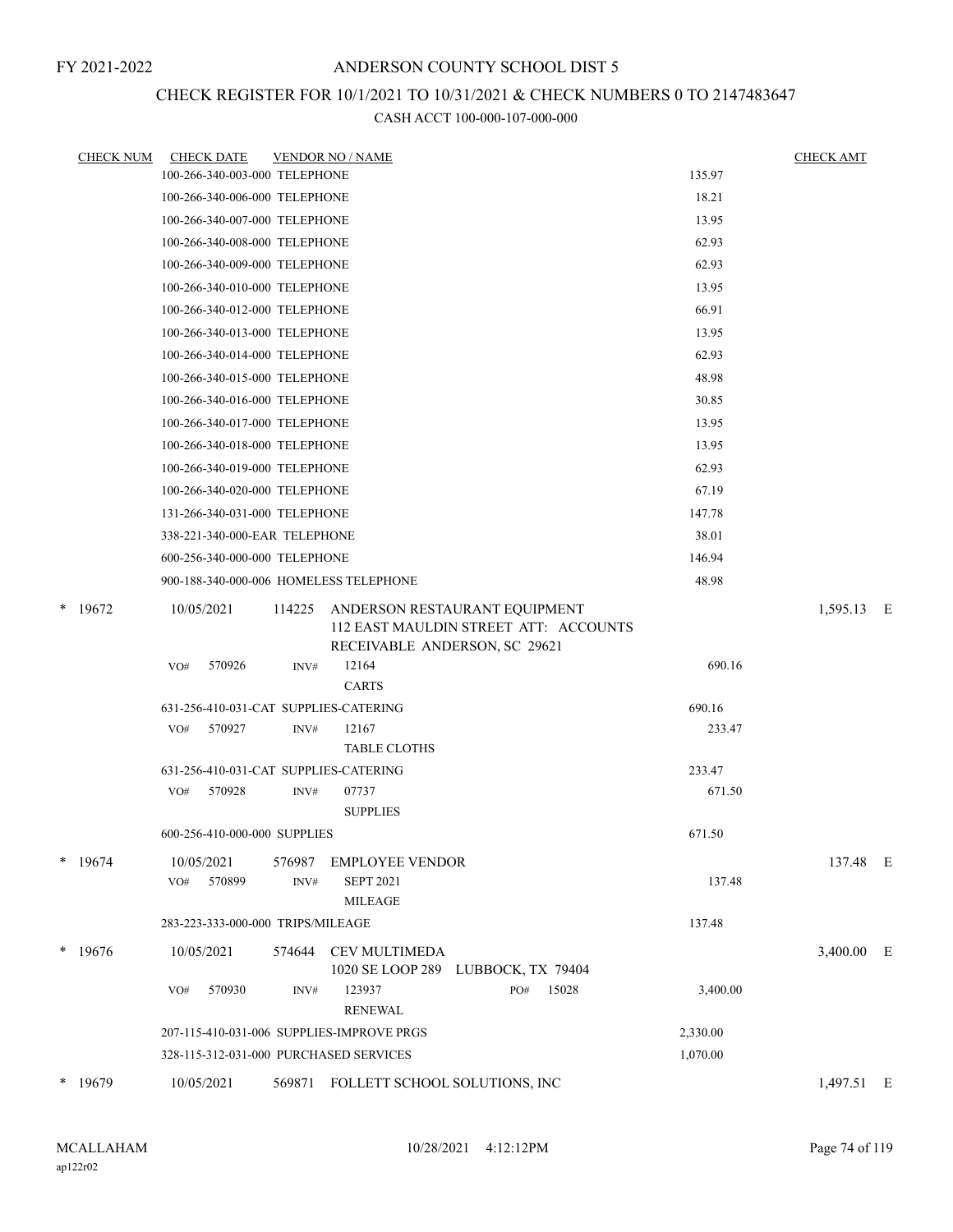FY 2021-2022

# ANDERSON COUNTY SCHOOL DIST 5

## CHECK REGISTER FOR 10/1/2021 TO 10/31/2021 & CHECK NUMBERS 0 TO 2147483647

### CASH ACCT 100-000-107-000-000

| CHECK NUM | CHECK DATE | VENDOR NO / NAME | | CHECK AMT | |
|---|---|---|---|---|---|
| | 100-266-340-003-000 TELEPHONE | | 135.97 | | |
| | 100-266-340-006-000 TELEPHONE | | 18.21 | | |
| | 100-266-340-007-000 TELEPHONE | | 13.95 | | |
| | 100-266-340-008-000 TELEPHONE | | 62.93 | | |
| | 100-266-340-009-000 TELEPHONE | | 62.93 | | |
| | 100-266-340-010-000 TELEPHONE | | 13.95 | | |
| | 100-266-340-012-000 TELEPHONE | | 66.91 | | |
| | 100-266-340-013-000 TELEPHONE | | 13.95 | | |
| | 100-266-340-014-000 TELEPHONE | | 62.93 | | |
| | 100-266-340-015-000 TELEPHONE | | 48.98 | | |
| | 100-266-340-016-000 TELEPHONE | | 30.85 | | |
| | 100-266-340-017-000 TELEPHONE | | 13.95 | | |
| | 100-266-340-018-000 TELEPHONE | | 13.95 | | |
| | 100-266-340-019-000 TELEPHONE | | 62.93 | | |
| | 100-266-340-020-000 TELEPHONE | | 67.19 | | |
| | 131-266-340-031-000 TELEPHONE | | 147.78 | | |
| | 338-221-340-000-EAR TELEPHONE | | 38.01 | | |
| | 600-256-340-000-000 TELEPHONE | | 146.94 | | |
| | 900-188-340-000-006 HOMELESS TELEPHONE | | 48.98 | | |
| * 19672 | 10/05/2021 | 114225 ANDERSON RESTAURANT EQUIPMENT 112 EAST MAULDIN STREET ATT: ACCOUNTS RECEIVABLE ANDERSON, SC 29621 | | 1,595.13 | E |
| | VO# 570926 | INV# 12164 CARTS | 690.16 | | |
| | 631-256-410-031-CAT SUPPLIES-CATERING | | 690.16 | | |
| | VO# 570927 | INV# 12167 TABLE CLOTHS | 233.47 | | |
| | 631-256-410-031-CAT SUPPLIES-CATERING | | 233.47 | | |
| | VO# 570928 | INV# 07737 SUPPLIES | 671.50 | | |
| | 600-256-410-000-000 SUPPLIES | | 671.50 | | |
| * 19674 | 10/05/2021 | 576987 EMPLOYEE VENDOR | | 137.48 | E |
| | VO# 570899 | INV# SEPT 2021 MILEAGE | 137.48 | | |
| | 283-223-333-000-000 TRIPS/MILEAGE | | 137.48 | | |
| * 19676 | 10/05/2021 | 574644 CEV MULTIMEDIA 1020 SE LOOP 289 LUBBOCK, TX 79404 | | 3,400.00 | E |
| | VO# 570930 | INV# 123937 PO# 15028 RENEWAL | 3,400.00 | | |
| | 207-115-410-031-006 SUPPLIES-IMPROVE PRGS | | 2,330.00 | | |
| | 328-115-312-031-000 PURCHASED SERVICES | | 1,070.00 | | |
| * 19679 | 10/05/2021 | 569871 FOLLETT SCHOOL SOLUTIONS, INC | | 1,497.51 | E |

MCALLAHAM ap122r02 10/28/2021 4:12:12PM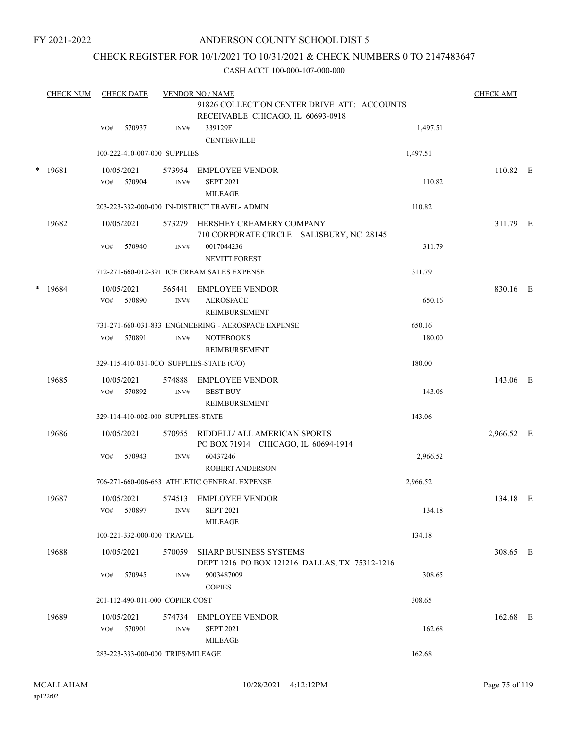FY 2021-2022

# ANDERSON COUNTY SCHOOL DIST 5

## CHECK REGISTER FOR 10/1/2021 TO 10/31/2021 & CHECK NUMBERS 0 TO 2147483647

CASH ACCT 100-000-107-000-000

| CHECK NUM | CHECK DATE | VENDOR NO / NAME | | CHECK AMT |
|---|---|---|---|---|
| | | 91826 COLLECTION CENTER DRIVE ATT: ACCOUNTS RECEIVABLE CHICAGO, IL 60693-0918 | | |
| | VO# 570937 | INV# 339129F CENTERVILLE | 1,497.51 | |
| | 100-222-410-007-000 SUPPLIES | | 1,497.51 | |
| * 19681 | 10/05/2021 | 573954 EMPLOYEE VENDOR | | 110.82 E |
| | VO# 570904 | INV# SEPT 2021 MILEAGE | 110.82 | |
| | 203-223-332-000-000 IN-DISTRICT TRAVEL- ADMIN | | 110.82 | |
| 19682 | 10/05/2021 | 573279 HERSHEY CREAMERY COMPANY 710 CORPORATE CIRCLE SALISBURY, NC 28145 | | 311.79 E |
| | VO# 570940 | INV# 0017044236 NEVITT FOREST | 311.79 | |
| | 712-271-660-012-391 ICE CREAM SALES EXPENSE | | 311.79 | |
| * 19684 | 10/05/2021 | 565441 EMPLOYEE VENDOR | | 830.16 E |
| | VO# 570890 | INV# AEROSPACE REIMBURSEMENT | 650.16 | |
| | 731-271-660-031-833 ENGINEERING - AEROSPACE EXPENSE | | 650.16 | |
| | VO# 570891 | INV# NOTEBOOKS REIMBURSEMENT | 180.00 | |
| | 329-115-410-031-0CO SUPPLIES-STATE (C/O) | | 180.00 | |
| 19685 | 10/05/2021 | 574888 EMPLOYEE VENDOR | | 143.06 E |
| | VO# 570892 | INV# BEST BUY REIMBURSEMENT | 143.06 | |
| | 329-114-410-002-000 SUPPLIES-STATE | | 143.06 | |
| 19686 | 10/05/2021 | 570955 RIDDELL/ ALL AMERICAN SPORTS PO BOX 71914 CHICAGO, IL 60694-1914 | | 2,966.52 E |
| | VO# 570943 | INV# 60437246 ROBERT ANDERSON | 2,966.52 | |
| | 706-271-660-006-663 ATHLETIC GENERAL EXPENSE | | 2,966.52 | |
| 19687 | 10/05/2021 | 574513 EMPLOYEE VENDOR | | 134.18 E |
| | VO# 570897 | INV# SEPT 2021 MILEAGE | 134.18 | |
| | 100-221-332-000-000 TRAVEL | | 134.18 | |
| 19688 | 10/05/2021 | 570059 SHARP BUSINESS SYSTEMS DEPT 1216 PO BOX 121216 DALLAS, TX 75312-1216 | | 308.65 E |
| | VO# 570945 | INV# 9003487009 COPIES | 308.65 | |
| | 201-112-490-011-000 COPIER COST | | 308.65 | |
| 19689 | 10/05/2021 | 574734 EMPLOYEE VENDOR | | 162.68 E |
| | VO# 570901 | INV# SEPT 2021 MILEAGE | 162.68 | |
| | 283-223-333-000-000 TRIPS/MILEAGE | | 162.68 | |

MCALLAHAM ap122r02 10/28/2021 4:12:12PM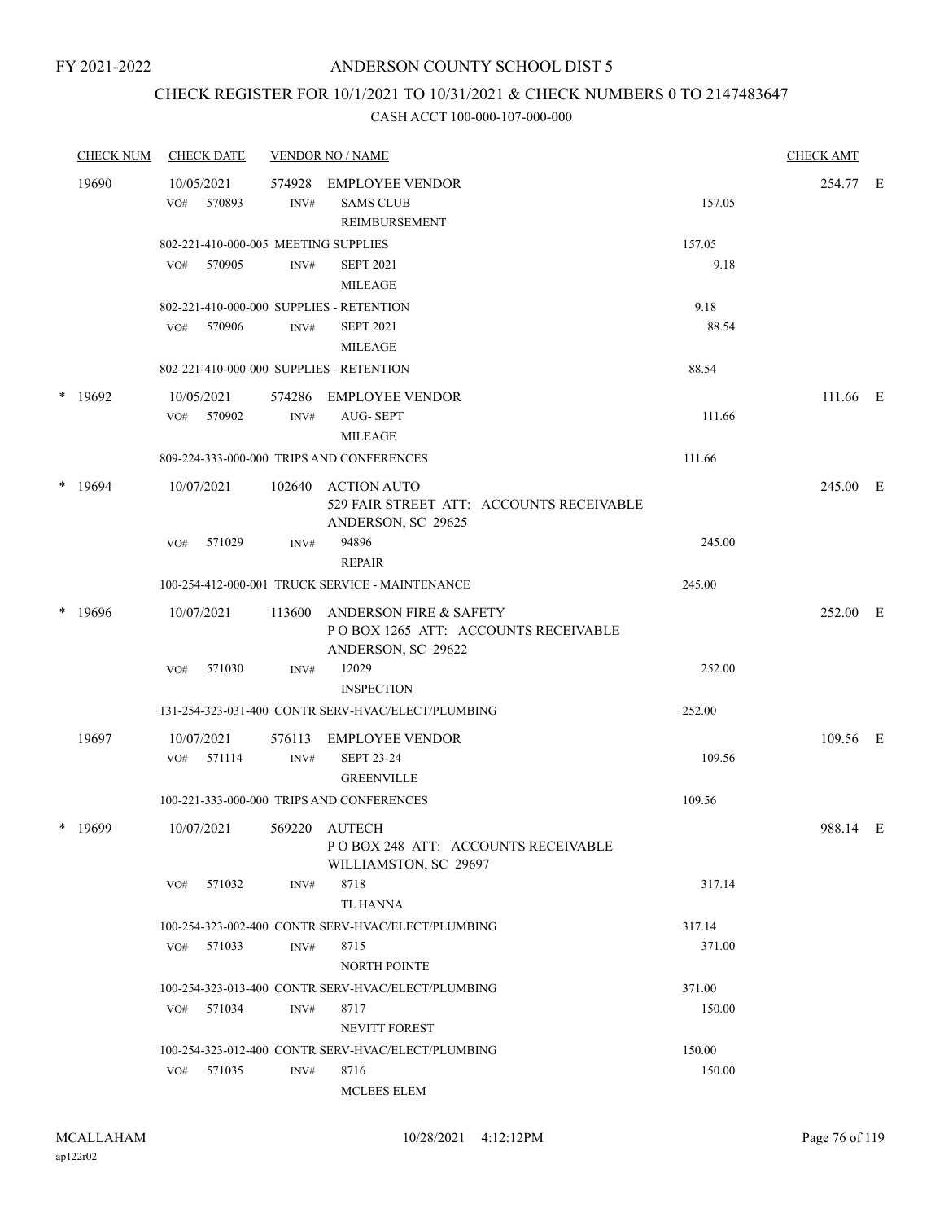FY 2021-2022

# ANDERSON COUNTY SCHOOL DIST 5

## CHECK REGISTER FOR 10/1/2021 TO 10/31/2021 & CHECK NUMBERS 0 TO 2147483647

### CASH ACCT 100-000-107-000-000

| CHECK NUM | CHECK DATE | VENDOR NO / NAME | | CHECK AMT | |
|---|---|---|---|---|---|
| 19690 | 10/05/2021 | 574928 EMPLOYEE VENDOR | | 254.77 | E |
| | VO# 570893 | INV# SAMS CLUB REIMBURSEMENT | 157.05 | | |
| | 802-221-410-000-005 MEETING SUPPLIES | | 157.05 | | |
| | VO# 570905 | INV# SEPT 2021 MILEAGE | 9.18 | | |
| | 802-221-410-000-000 SUPPLIES - RETENTION | | 9.18 | | |
| | VO# 570906 | INV# SEPT 2021 MILEAGE | 88.54 | | |
| | 802-221-410-000-000 SUPPLIES - RETENTION | | 88.54 | | |
| * 19692 | 10/05/2021 | 574286 EMPLOYEE VENDOR | | 111.66 | E |
| | VO# 570902 | INV# AUG- SEPT MILEAGE | 111.66 | | |
| | 809-224-333-000-000 TRIPS AND CONFERENCES | | 111.66 | | |
| * 19694 | 10/07/2021 | 102640 ACTION AUTO 529 FAIR STREET ATT: ACCOUNTS RECEIVABLE ANDERSON, SC 29625 | | 245.00 | E |
| | VO# 571029 | INV# 94896 REPAIR | 245.00 | | |
| | 100-254-412-000-001 TRUCK SERVICE - MAINTENANCE | | 245.00 | | |
| * 19696 | 10/07/2021 | 113600 ANDERSON FIRE & SAFETY P O BOX 1265 ATT: ACCOUNTS RECEIVABLE ANDERSON, SC 29622 | | 252.00 | E |
| | VO# 571030 | INV# 12029 INSPECTION | 252.00 | | |
| | 131-254-323-031-400 CONTR SERV-HVAC/ELECT/PLUMBING | | 252.00 | | |
| 19697 | 10/07/2021 | 576113 EMPLOYEE VENDOR | | 109.56 | E |
| | VO# 571114 | INV# SEPT 23-24 GREENVILLE | 109.56 | | |
| | 100-221-333-000-000 TRIPS AND CONFERENCES | | 109.56 | | |
| * 19699 | 10/07/2021 | 569220 AUTECH P O BOX 248 ATT: ACCOUNTS RECEIVABLE WILLIAMSTON, SC 29697 | | 988.14 | E |
| | VO# 571032 | INV# 8718 TL HANNA | 317.14 | | |
| | 100-254-323-002-400 CONTR SERV-HVAC/ELECT/PLUMBING | | 317.14 | | |
| | VO# 571033 | INV# 8715 NORTH POINTE | 371.00 | | |
| | 100-254-323-013-400 CONTR SERV-HVAC/ELECT/PLUMBING | | 371.00 | | |
| | VO# 571034 | INV# 8717 NEVITT FOREST | 150.00 | | |
| | 100-254-323-012-400 CONTR SERV-HVAC/ELECT/PLUMBING | | 150.00 | | |
| | VO# 571035 | INV# 8716 MCLEES ELEM | 150.00 | | |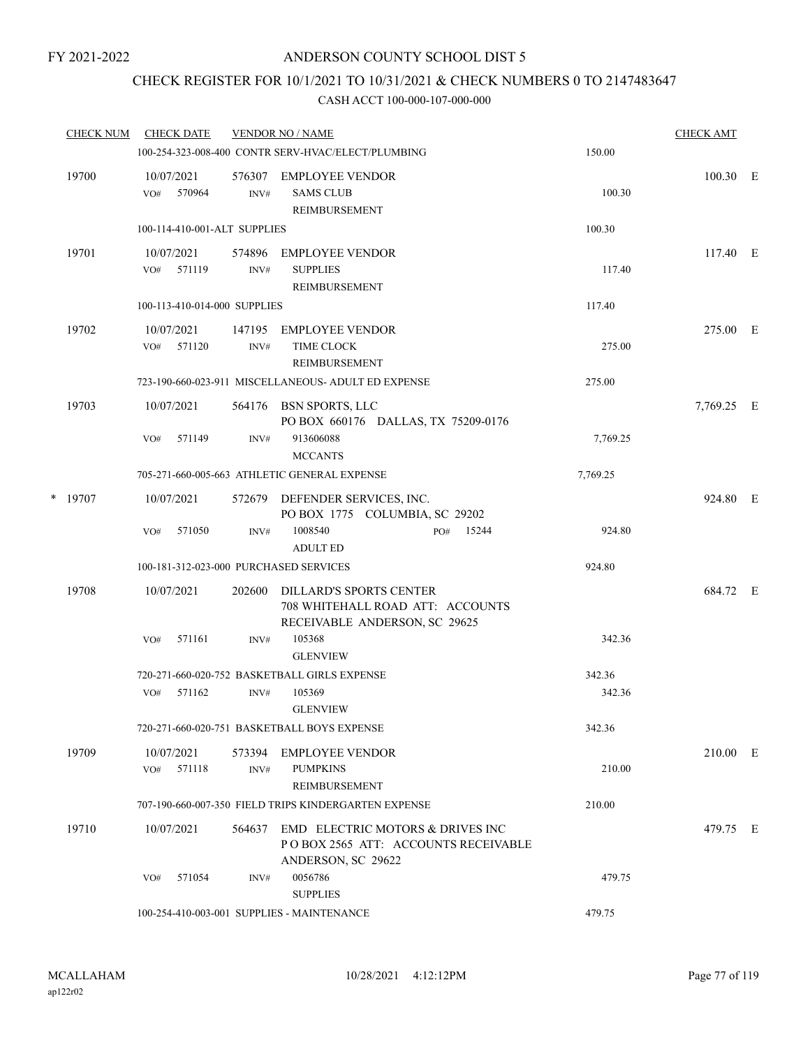FY 2021-2022

# ANDERSON COUNTY SCHOOL DIST 5

## CHECK REGISTER FOR 10/1/2021 TO 10/31/2021 & CHECK NUMBERS 0 TO 2147483647

CASH ACCT 100-000-107-000-000

| CHECK NUM | CHECK DATE | VENDOR NO / NAME | | CHECK AMT |
|---|---|---|---|---|
| | 100-254-323-008-400 CONTR SERV-HVAC/ELECT/PLUMBING | | 150.00 | |
| 19700 | 10/07/2021 | 576307 EMPLOYEE VENDOR | | 100.30 E |
| | VO# 570964 | INV# SAMS CLUB REIMBURSEMENT | 100.30 | |
| | 100-114-410-001-ALT SUPPLIES | | 100.30 | |
| 19701 | 10/07/2021 | 574896 EMPLOYEE VENDOR | | 117.40 E |
| | VO# 571119 | INV# SUPPLIES REIMBURSEMENT | 117.40 | |
| | 100-113-410-014-000 SUPPLIES | | 117.40 | |
| 19702 | 10/07/2021 | 147195 EMPLOYEE VENDOR | | 275.00 E |
| | VO# 571120 | INV# TIME CLOCK REIMBURSEMENT | 275.00 | |
| | 723-190-660-023-911 MISCELLANEOUS- ADULT ED EXPENSE | | 275.00 | |
| 19703 | 10/07/2021 | 564176 BSN SPORTS, LLC PO BOX 660176 DALLAS, TX 75209-0176 | | 7,769.25 E |
| | VO# 571149 | INV# 913606088 MCCANTS | 7,769.25 | |
| | 705-271-660-005-663 ATHLETIC GENERAL EXPENSE | | 7,769.25 | |
| * 19707 | 10/07/2021 | 572679 DEFENDER SERVICES, INC. PO BOX 1775 COLUMBIA, SC 29202 | | 924.80 E |
| | VO# 571050 | INV# 1008540 PO# 15244 ADULT ED | 924.80 | |
| | 100-181-312-023-000 PURCHASED SERVICES | | 924.80 | |
| 19708 | 10/07/2021 | 202600 DILLARD'S SPORTS CENTER 708 WHITEHALL ROAD ATT: ACCOUNTS RECEIVABLE ANDERSON, SC 29625 | | 684.72 E |
| | VO# 571161 | INV# 105368 GLENVIEW | 342.36 | |
| | 720-271-660-020-752 BASKETBALL GIRLS EXPENSE | | 342.36 | |
| | VO# 571162 | INV# 105369 GLENVIEW | 342.36 | |
| | 720-271-660-020-751 BASKETBALL BOYS EXPENSE | | 342.36 | |
| 19709 | 10/07/2021 | 573394 EMPLOYEE VENDOR | | 210.00 E |
| | VO# 571118 | INV# PUMPKINS REIMBURSEMENT | 210.00 | |
| | 707-190-660-007-350 FIELD TRIPS KINDERGARTEN EXPENSE | | 210.00 | |
| 19710 | 10/07/2021 | 564637 EMD ELECTRIC MOTORS & DRIVES INC P O BOX 2565 ATT: ACCOUNTS RECEIVABLE ANDERSON, SC 29622 | | 479.75 E |
| | VO# 571054 | INV# 0056786 SUPPLIES | 479.75 | |
| | 100-254-410-003-001 SUPPLIES - MAINTENANCE | | 479.75 | |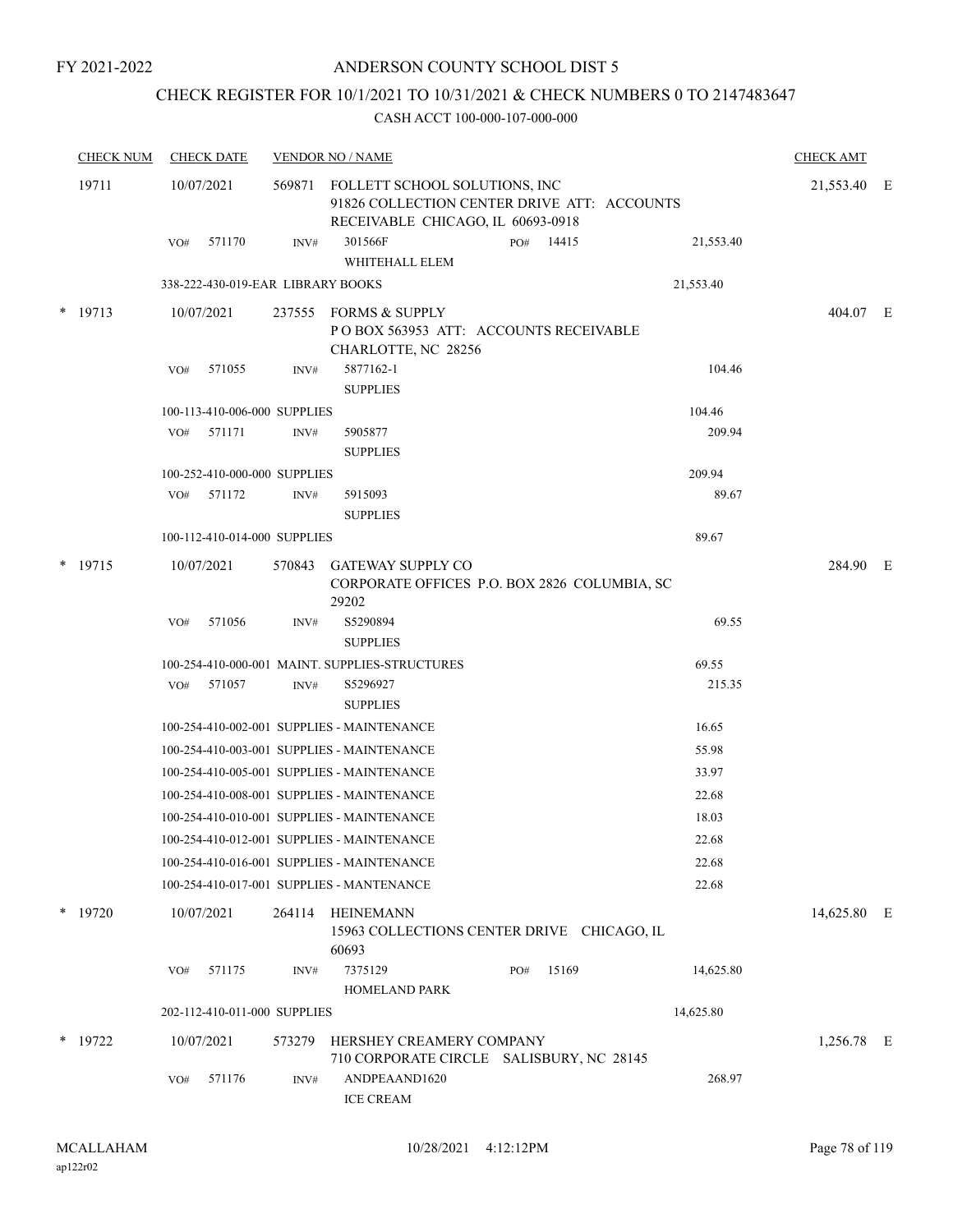FY 2021-2022

# ANDERSON COUNTY SCHOOL DIST 5

## CHECK REGISTER FOR 10/1/2021 TO 10/31/2021 & CHECK NUMBERS 0 TO 2147483647

CASH ACCT 100-000-107-000-000

| CHECK NUM | CHECK DATE | VENDOR NO / NAME | | | CHECK AMT | |
|---|---|---|---|---|---|---|
| 19711 | 10/07/2021 | 569871 FOLLETT SCHOOL SOLUTIONS, INC<br>91826 COLLECTION CENTER DRIVE ATT: ACCOUNTS RECEIVABLE CHICAGO, IL 60693-0918 | | | 21,553.40 | E |
| | VO# 571170 | INV# 301566F<br>WHITEHALL ELEM | PO# 14415 | 21,553.40 | | |
| | 338-222-430-019-EAR LIBRARY BOOKS | | | 21,553.40 | | |
| * 19713 | 10/07/2021 | 237555 FORMS & SUPPLY<br>P O BOX 563953 ATT: ACCOUNTS RECEIVABLE CHARLOTTE, NC 28256 | | | 404.07 | E |
| | VO# 571055 | INV# 5877162-1<br>SUPPLIES | | 104.46 | | |
| | 100-113-410-006-000 SUPPLIES | | | 104.46 | | |
| | VO# 571171 | INV# 5905877<br>SUPPLIES | | 209.94 | | |
| | 100-252-410-000-000 SUPPLIES | | | 209.94 | | |
| | VO# 571172 | INV# 5915093<br>SUPPLIES | | 89.67 | | |
| | 100-112-410-014-000 SUPPLIES | | | 89.67 | | |
| * 19715 | 10/07/2021 | 570843 GATEWAY SUPPLY CO<br>CORPORATE OFFICES P.O. BOX 2826 COLUMBIA, SC 29202 | | | 284.90 | E |
| | VO# 571056 | INV# S5290894<br>SUPPLIES | | 69.55 | | |
| | 100-254-410-000-001 MAINT. SUPPLIES-STRUCTURES | | | 69.55 | | |
| | VO# 571057 | INV# S5296927<br>SUPPLIES | | 215.35 | | |
| | 100-254-410-002-001 SUPPLIES - MAINTENANCE | | | 16.65 | | |
| | 100-254-410-003-001 SUPPLIES - MAINTENANCE | | | 55.98 | | |
| | 100-254-410-005-001 SUPPLIES - MAINTENANCE | | | 33.97 | | |
| | 100-254-410-008-001 SUPPLIES - MAINTENANCE | | | 22.68 | | |
| | 100-254-410-010-001 SUPPLIES - MAINTENANCE | | | 18.03 | | |
| | 100-254-410-012-001 SUPPLIES - MAINTENANCE | | | 22.68 | | |
| | 100-254-410-016-001 SUPPLIES - MAINTENANCE | | | 22.68 | | |
| | 100-254-410-017-001 SUPPLIES - MANTENANCE | | | 22.68 | | |
| * 19720 | 10/07/2021 | 264114 HEINEMANN<br>15963 COLLECTIONS CENTER DRIVE CHICAGO, IL 60693 | | | 14,625.80 | E |
| | VO# 571175 | INV# 7375129<br>HOMELAND PARK | PO# 15169 | 14,625.80 | | |
| | 202-112-410-011-000 SUPPLIES | | | 14,625.80 | | |
| * 19722 | 10/07/2021 | 573279 HERSHEY CREAMERY COMPANY<br>710 CORPORATE CIRCLE SALISBURY, NC 28145 | | | 1,256.78 | E |
| | VO# 571176 | INV# ANDPEAAND1620<br>ICE CREAM | | 268.97 | | |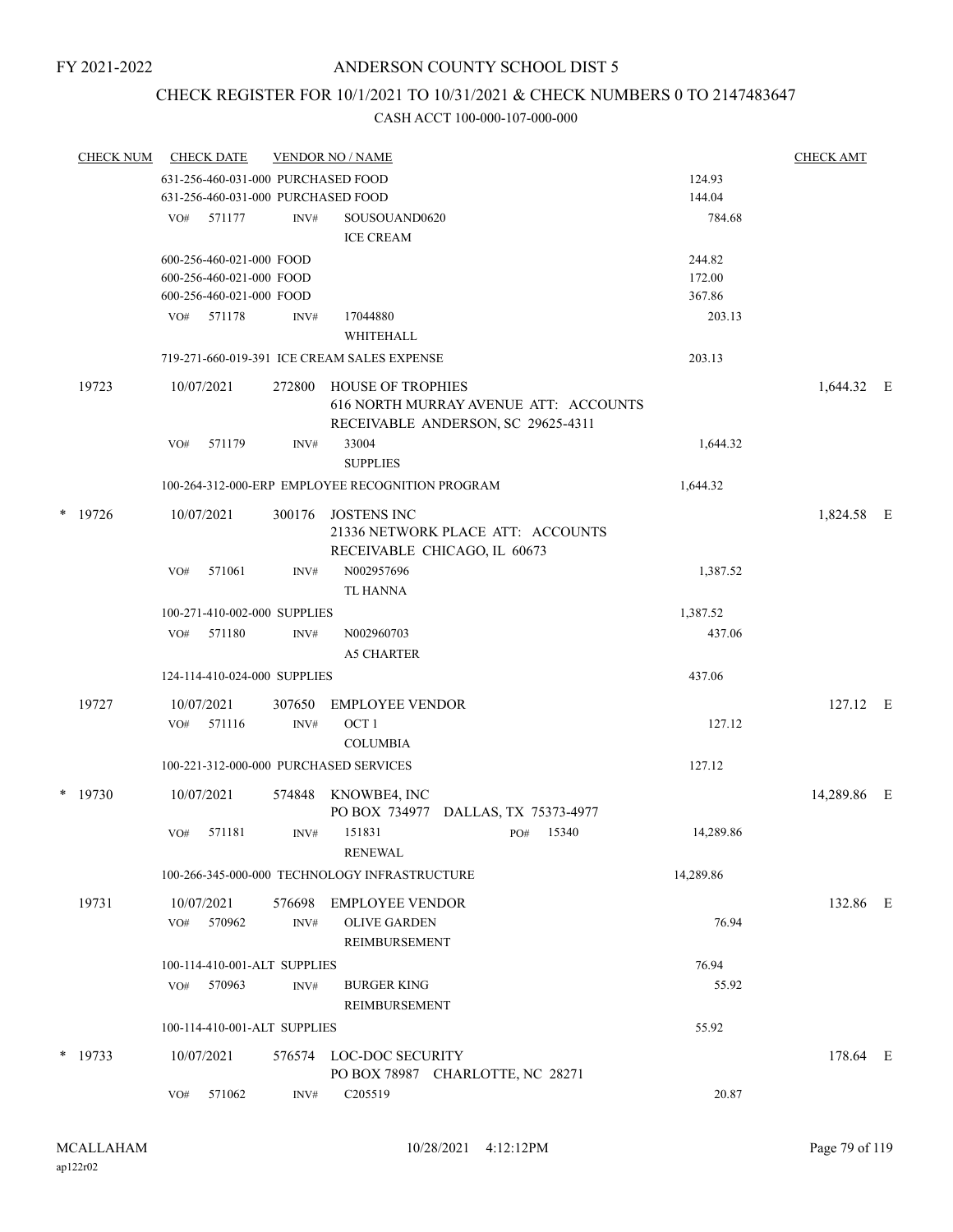FY 2021-2022

# ANDERSON COUNTY SCHOOL DIST 5

## CHECK REGISTER FOR 10/1/2021 TO 10/31/2021 & CHECK NUMBERS 0 TO 2147483647

### CASH ACCT 100-000-107-000-000

| CHECK NUM | CHECK DATE | VENDOR NO / NAME | | CHECK AMT |
|---|---|---|---|---|
| | 631-256-460-031-000 PURCHASED FOOD | | 124.93 | |
| | 631-256-460-031-000 PURCHASED FOOD | | 144.04 | |
| | VO# 571177 | INV# SOUSOUAND0620 ICE CREAM | 784.68 | |
| | 600-256-460-021-000 FOOD | | 244.82 | |
| | 600-256-460-021-000 FOOD | | 172.00 | |
| | 600-256-460-021-000 FOOD | | 367.86 | |
| | VO# 571178 | INV# 17044880 WHITEHALL | 203.13 | |
| | 719-271-660-019-391 ICE CREAM SALES EXPENSE | | 203.13 | |
| 19723 | 10/07/2021 | 272800 HOUSE OF TROPHIES 616 NORTH MURRAY AVENUE ATT: ACCOUNTS RECEIVABLE ANDERSON, SC 29625-4311 | | 1,644.32 E |
| | VO# 571179 | INV# 33004 SUPPLIES | 1,644.32 | |
| | 100-264-312-000-ERP EMPLOYEE RECOGNITION PROGRAM | | 1,644.32 | |
| * 19726 | 10/07/2021 | 300176 JOSTENS INC 21336 NETWORK PLACE ATT: ACCOUNTS RECEIVABLE CHICAGO, IL 60673 | | 1,824.58 E |
| | VO# 571061 | INV# N002957696 TL HANNA | 1,387.52 | |
| | 100-271-410-002-000 SUPPLIES | | 1,387.52 | |
| | VO# 571180 | INV# N002960703 A5 CHARTER | 437.06 | |
| | 124-114-410-024-000 SUPPLIES | | 437.06 | |
| 19727 | 10/07/2021 | 307650 EMPLOYEE VENDOR | | 127.12 E |
| | VO# 571116 | INV# OCT 1 COLUMBIA | 127.12 | |
| | 100-221-312-000-000 PURCHASED SERVICES | | 127.12 | |
| * 19730 | 10/07/2021 | 574848 KNOWBE4, INC PO BOX 734977 DALLAS, TX 75373-4977 | | 14,289.86 E |
| | VO# 571181 | INV# 151831 PO# 15340 RENEWAL | 14,289.86 | |
| | 100-266-345-000-000 TECHNOLOGY INFRASTRUCTURE | | 14,289.86 | |
| 19731 | 10/07/2021 | 576698 EMPLOYEE VENDOR | | 132.86 E |
| | VO# 570962 | INV# OLIVE GARDEN REIMBURSEMENT | 76.94 | |
| | 100-114-410-001-ALT SUPPLIES | | 76.94 | |
| | VO# 570963 | INV# BURGER KING REIMBURSEMENT | 55.92 | |
| | 100-114-410-001-ALT SUPPLIES | | 55.92 | |
| * 19733 | 10/07/2021 | 576574 LOC-DOC SECURITY PO BOX 78987 CHARLOTTE, NC 28271 | | 178.64 E |
| | VO# 571062 | INV# C205519 | 20.87 | |

MCALLAHAM ap122r02 10/28/2021 4:12:12PM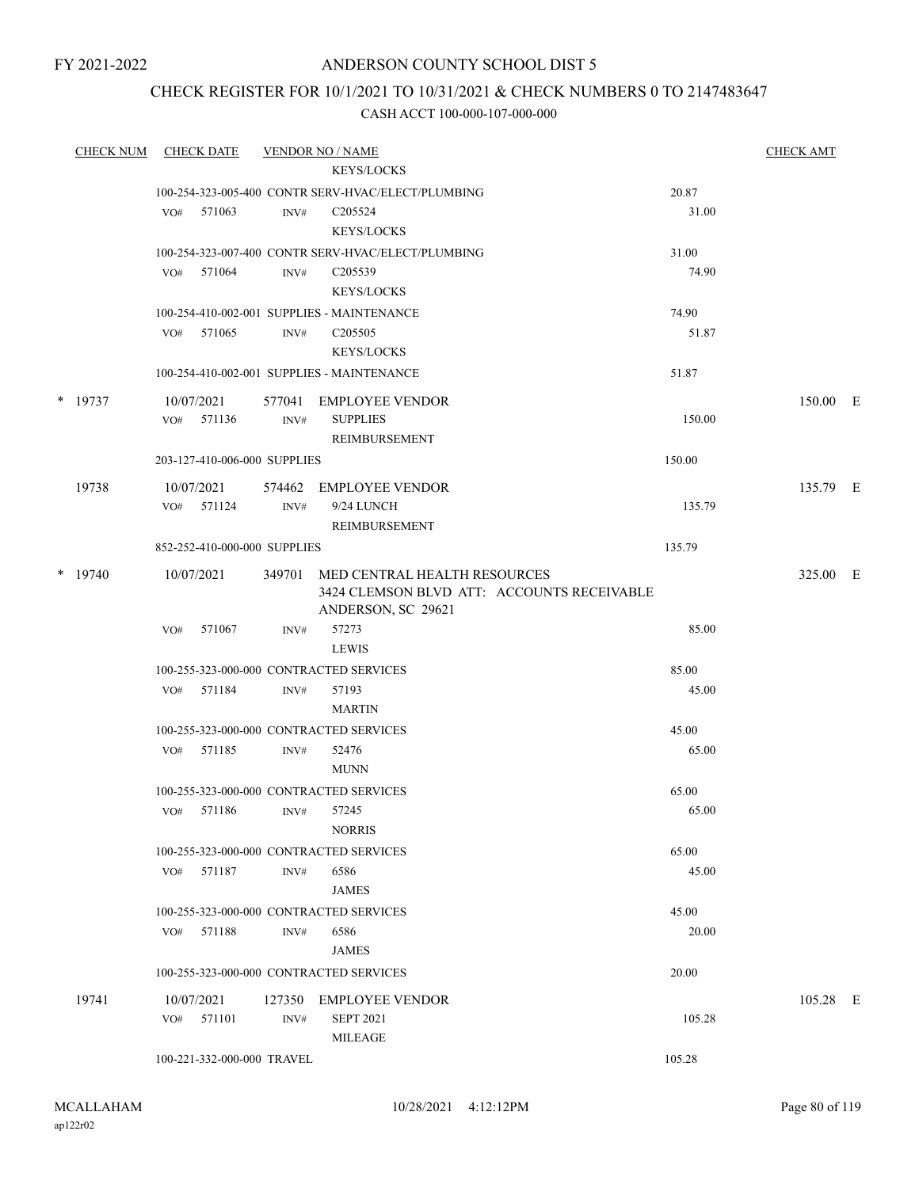FY 2021-2022

# ANDERSON COUNTY SCHOOL DIST 5

## CHECK REGISTER FOR 10/1/2021 TO 10/31/2021 & CHECK NUMBERS 0 TO 2147483647

### CASH ACCT 100-000-107-000-000

| CHECK NUM | CHECK DATE | VENDOR NO / NAME | | CHECK AMT |
|---|---|---|---|---|
| | | KEYS/LOCKS | | |
| | 100-254-323-005-400 CONTR SERV-HVAC/ELECT/PLUMBING | | 20.87 | |
| | VO# 571063 | INV# C205524 KEYS/LOCKS | 31.00 | |
| | 100-254-323-007-400 CONTR SERV-HVAC/ELECT/PLUMBING | | 31.00 | |
| | VO# 571064 | INV# C205539 KEYS/LOCKS | 74.90 | |
| | 100-254-410-002-001 SUPPLIES - MAINTENANCE | | 74.90 | |
| | VO# 571065 | INV# C205505 KEYS/LOCKS | 51.87 | |
| | 100-254-410-002-001 SUPPLIES - MAINTENANCE | | 51.87 | |
| * 19737 | 10/07/2021 | 577041 EMPLOYEE VENDOR | | 150.00 E |
| | VO# 571136 | INV# SUPPLIES REIMBURSEMENT | 150.00 | |
| | 203-127-410-006-000 SUPPLIES | | 150.00 | |
| 19738 | 10/07/2021 | 574462 EMPLOYEE VENDOR | | 135.79 E |
| | VO# 571124 | INV# 9/24 LUNCH REIMBURSEMENT | 135.79 | |
| | 852-252-410-000-000 SUPPLIES | | 135.79 | |
| * 19740 | 10/07/2021 | 349701 MED CENTRAL HEALTH RESOURCES 3424 CLEMSON BLVD ATT: ACCOUNTS RECEIVABLE ANDERSON, SC 29621 | | 325.00 E |
| | VO# 571067 | INV# 57273 LEWIS | 85.00 | |
| | 100-255-323-000-000 CONTRACTED SERVICES | | 85.00 | |
| | VO# 571184 | INV# 57193 MARTIN | 45.00 | |
| | 100-255-323-000-000 CONTRACTED SERVICES | | 45.00 | |
| | VO# 571185 | INV# 52476 MUNN | 65.00 | |
| | 100-255-323-000-000 CONTRACTED SERVICES | | 65.00 | |
| | VO# 571186 | INV# 57245 NORRIS | 65.00 | |
| | 100-255-323-000-000 CONTRACTED SERVICES | | 65.00 | |
| | VO# 571187 | INV# 6586 JAMES | 45.00 | |
| | 100-255-323-000-000 CONTRACTED SERVICES | | 45.00 | |
| | VO# 571188 | INV# 6586 JAMES | 20.00 | |
| | 100-255-323-000-000 CONTRACTED SERVICES | | 20.00 | |
| 19741 | 10/07/2021 | 127350 EMPLOYEE VENDOR | | 105.28 E |
| | VO# 571101 | INV# SEPT 2021 MILEAGE | 105.28 | |
| | 100-221-332-000-000 TRAVEL | | 105.28 | |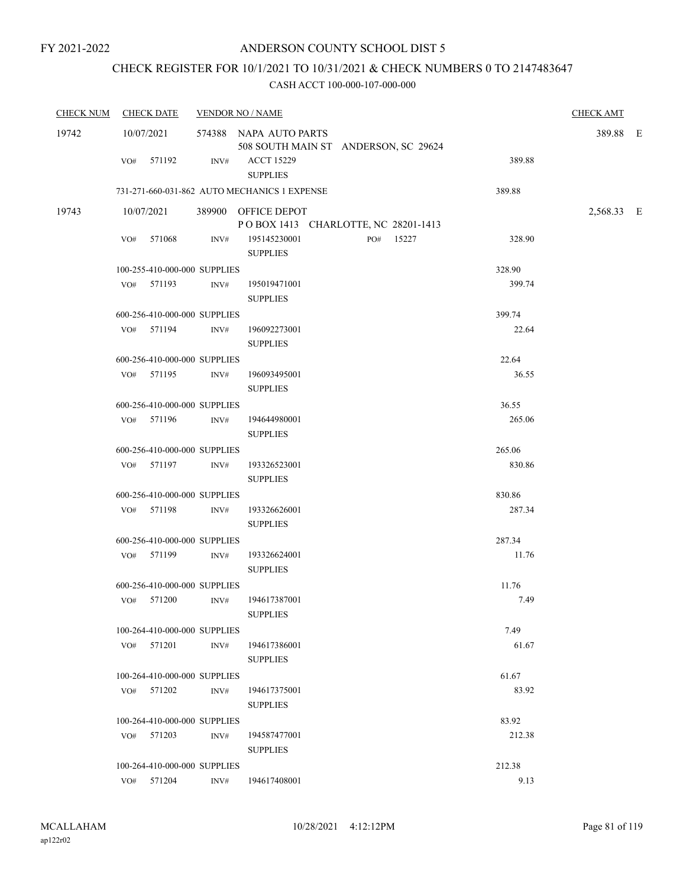FY 2021-2022

# ANDERSON COUNTY SCHOOL DIST 5

## CHECK REGISTER FOR 10/1/2021 TO 10/31/2021 & CHECK NUMBERS 0 TO 2147483647

### CASH ACCT 100-000-107-000-000

| CHECK NUM | CHECK DATE | VENDOR NO / NAME | | | CHECK AMT |
|---|---|---|---|---|---|
| 19742 | 10/07/2021 | 574388 NAPA AUTO PARTS<br>508 SOUTH MAIN ST ANDERSON, SC 29624 | | | 389.88 E |
| | VO# 571192 | INV# ACCT 15229<br>SUPPLIES | | 389.88 | |
| | 731-271-660-031-862 AUTO MECHANICS 1 EXPENSE | | | 389.88 | |
| 19743 | 10/07/2021 | 389900 OFFICE DEPOT<br>P O BOX 1413 CHARLOTTE, NC 28201-1413 | | | 2,568.33 E |
| | VO# 571068 | INV# 195145230001<br>SUPPLIES | PO# 15227 | 328.90 | |
| | 100-255-410-000-000 SUPPLIES | | | 328.90 | |
| | VO# 571193 | INV# 195019471001<br>SUPPLIES | | 399.74 | |
| | 600-256-410-000-000 SUPPLIES | | | 399.74 | |
| | VO# 571194 | INV# 196092273001<br>SUPPLIES | | 22.64 | |
| | 600-256-410-000-000 SUPPLIES | | | 22.64 | |
| | VO# 571195 | INV# 196093495001<br>SUPPLIES | | 36.55 | |
| | 600-256-410-000-000 SUPPLIES | | | 36.55 | |
| | VO# 571196 | INV# 194644980001<br>SUPPLIES | | 265.06 | |
| | 600-256-410-000-000 SUPPLIES | | | 265.06 | |
| | VO# 571197 | INV# 193326523001<br>SUPPLIES | | 830.86 | |
| | 600-256-410-000-000 SUPPLIES | | | 830.86 | |
| | VO# 571198 | INV# 193326626001<br>SUPPLIES | | 287.34 | |
| | 600-256-410-000-000 SUPPLIES | | | 287.34 | |
| | VO# 571199 | INV# 193326624001<br>SUPPLIES | | 11.76 | |
| | 600-256-410-000-000 SUPPLIES | | | 11.76 | |
| | VO# 571200 | INV# 194617387001<br>SUPPLIES | | 7.49 | |
| | 100-264-410-000-000 SUPPLIES | | | 7.49 | |
| | VO# 571201 | INV# 194617386001<br>SUPPLIES | | 61.67 | |
| | 100-264-410-000-000 SUPPLIES | | | 61.67 | |
| | VO# 571202 | INV# 194617375001<br>SUPPLIES | | 83.92 | |
| | 100-264-410-000-000 SUPPLIES | | | 83.92 | |
| | VO# 571203 | INV# 194587477001<br>SUPPLIES | | 212.38 | |
| | 100-264-410-000-000 SUPPLIES | | | 212.38 | |
| | VO# 571204 | INV# 194617408001 | | 9.13 | |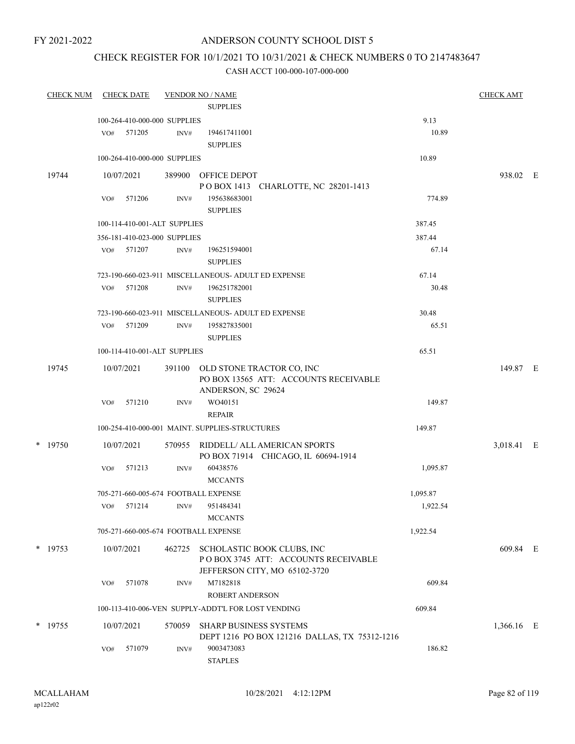FY 2021-2022

# ANDERSON COUNTY SCHOOL DIST 5

## CHECK REGISTER FOR 10/1/2021 TO 10/31/2021 & CHECK NUMBERS 0 TO 2147483647

### CASH ACCT 100-000-107-000-000

| CHECK NUM | CHECK DATE | VENDOR NO / NAME | | CHECK AMT | |
|---|---|---|---|---|---|
| | | SUPPLIES | | | |
| | 100-264-410-000-000 SUPPLIES | | 9.13 | | |
| | VO# 571205 INV# | 194617411001 SUPPLIES | 10.89 | | |
| | 100-264-410-000-000 SUPPLIES | | 10.89 | | |
| 19744 | 10/07/2021 | 389900 OFFICE DEPOT P O BOX 1413 CHARLOTTE, NC 28201-1413 | | 938.02 | E |
| | VO# 571206 INV# | 195638683001 SUPPLIES | 774.89 | | |
| | 100-114-410-001-ALT SUPPLIES | | 387.45 | | |
| | 356-181-410-023-000 SUPPLIES | | 387.44 | | |
| | VO# 571207 INV# | 196251594001 SUPPLIES | 67.14 | | |
| | 723-190-660-023-911 MISCELLANEOUS- ADULT ED EXPENSE | | 67.14 | | |
| | VO# 571208 INV# | 196251782001 SUPPLIES | 30.48 | | |
| | 723-190-660-023-911 MISCELLANEOUS- ADULT ED EXPENSE | | 30.48 | | |
| | VO# 571209 INV# | 195827835001 SUPPLIES | 65.51 | | |
| | 100-114-410-001-ALT SUPPLIES | | 65.51 | | |
| 19745 | 10/07/2021 | 391100 OLD STONE TRACTOR CO, INC PO BOX 13565 ATT: ACCOUNTS RECEIVABLE ANDERSON, SC 29624 | | 149.87 | E |
| | VO# 571210 INV# | WO40151 REPAIR | 149.87 | | |
| | 100-254-410-000-001 MAINT. SUPPLIES-STRUCTURES | | 149.87 | | |
| * 19750 | 10/07/2021 | 570955 RIDDELL/ ALL AMERICAN SPORTS PO BOX 71914 CHICAGO, IL 60694-1914 | | 3,018.41 | E |
| | VO# 571213 INV# | 60438576 MCCANTS | 1,095.87 | | |
| | 705-271-660-005-674 FOOTBALL EXPENSE | | 1,095.87 | | |
| | VO# 571214 INV# | 951484341 MCCANTS | 1,922.54 | | |
| | 705-271-660-005-674 FOOTBALL EXPENSE | | 1,922.54 | | |
| * 19753 | 10/07/2021 | 462725 SCHOLASTIC BOOK CLUBS, INC P O BOX 3745 ATT: ACCOUNTS RECEIVABLE JEFFERSON CITY, MO 65102-3720 | | 609.84 | E |
| | VO# 571078 INV# | M7182818 ROBERT ANDERSON | 609.84 | | |
| | 100-113-410-006-VEN SUPPLY-ADDT'L FOR LOST VENDING | | 609.84 | | |
| * 19755 | 10/07/2021 | 570059 SHARP BUSINESS SYSTEMS DEPT 1216 PO BOX 121216 DALLAS, TX 75312-1216 | | 1,366.16 | E |
| | VO# 571079 INV# | 9003473083 STAPLES | 186.82 | | |

MCALLAHAM ap122r02 10/28/2021 4:12:12PM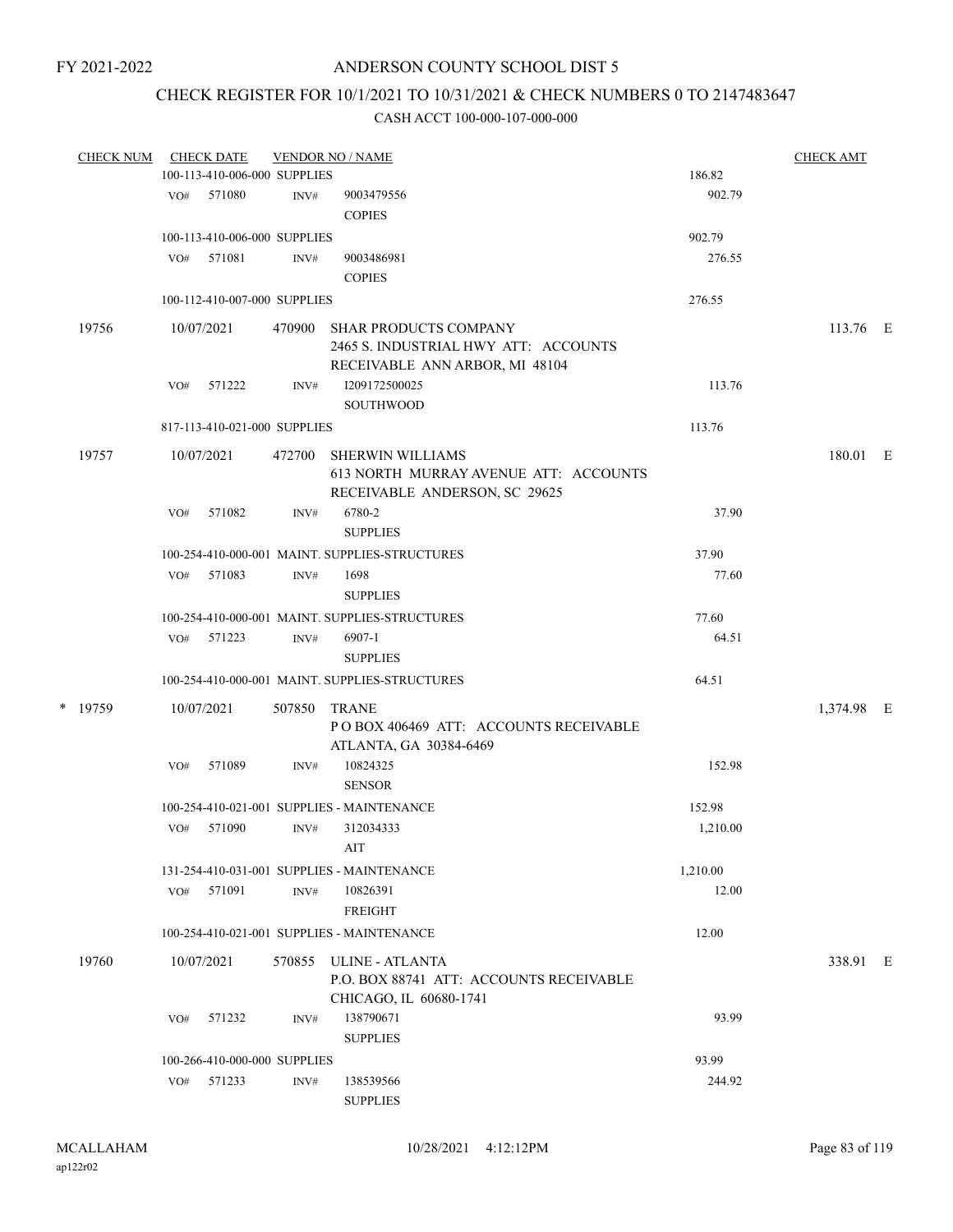FY 2021-2022

# ANDERSON COUNTY SCHOOL DIST 5

## CHECK REGISTER FOR 10/1/2021 TO 10/31/2021 & CHECK NUMBERS 0 TO 2147483647

CASH ACCT 100-000-107-000-000

| CHECK NUM | CHECK DATE | VENDOR NO / NAME | | CHECK AMT |
|---|---|---|---|---|
| | 100-113-410-006-000 SUPPLIES | | 186.82 | |
| | VO# 571080 | INV# 9003479556 COPIES | 902.79 | |
| | 100-113-410-006-000 SUPPLIES | | 902.79 | |
| | VO# 571081 | INV# 9003486981 COPIES | 276.55 | |
| | 100-112-410-007-000 SUPPLIES | | 276.55 | |
| 19756 | 10/07/2021 | 470900 SHAR PRODUCTS COMPANY 2465 S. INDUSTRIAL HWY ATT: ACCOUNTS RECEIVABLE ANN ARBOR, MI 48104 | | 113.76 E |
| | VO# 571222 | INV# I209172500025 SOUTHWOOD | 113.76 | |
| | 817-113-410-021-000 SUPPLIES | | 113.76 | |
| 19757 | 10/07/2021 | 472700 SHERWIN WILLIAMS 613 NORTH MURRAY AVENUE ATT: ACCOUNTS RECEIVABLE ANDERSON, SC 29625 | | 180.01 E |
| | VO# 571082 | INV# 6780-2 SUPPLIES | 37.90 | |
| | 100-254-410-000-001 MAINT. SUPPLIES-STRUCTURES | | 37.90 | |
| | VO# 571083 | INV# 1698 SUPPLIES | 77.60 | |
| | 100-254-410-000-001 MAINT. SUPPLIES-STRUCTURES | | 77.60 | |
| | VO# 571223 | INV# 6907-1 SUPPLIES | 64.51 | |
| | 100-254-410-000-001 MAINT. SUPPLIES-STRUCTURES | | 64.51 | |
| * 19759 | 10/07/2021 | 507850 TRANE P O BOX 406469 ATT: ACCOUNTS RECEIVABLE ATLANTA, GA 30384-6469 | | 1,374.98 E |
| | VO# 571089 | INV# 10824325 SENSOR | 152.98 | |
| | 100-254-410-021-001 SUPPLIES - MAINTENANCE | | 152.98 | |
| | VO# 571090 | INV# 312034333 AIT | 1,210.00 | |
| | 131-254-410-031-001 SUPPLIES - MAINTENANCE | | 1,210.00 | |
| | VO# 571091 | INV# 10826391 FREIGHT | 12.00 | |
| | 100-254-410-021-001 SUPPLIES - MAINTENANCE | | 12.00 | |
| 19760 | 10/07/2021 | 570855 ULINE - ATLANTA P.O. BOX 88741 ATT: ACCOUNTS RECEIVABLE CHICAGO, IL 60680-1741 | | 338.91 E |
| | VO# 571232 | INV# 138790671 SUPPLIES | 93.99 | |
| | 100-266-410-000-000 SUPPLIES | | 93.99 | |
| | VO# 571233 | INV# 138539566 SUPPLIES | 244.92 | |

MCALLAHAM ap122r02 10/28/2021 4:12:12PM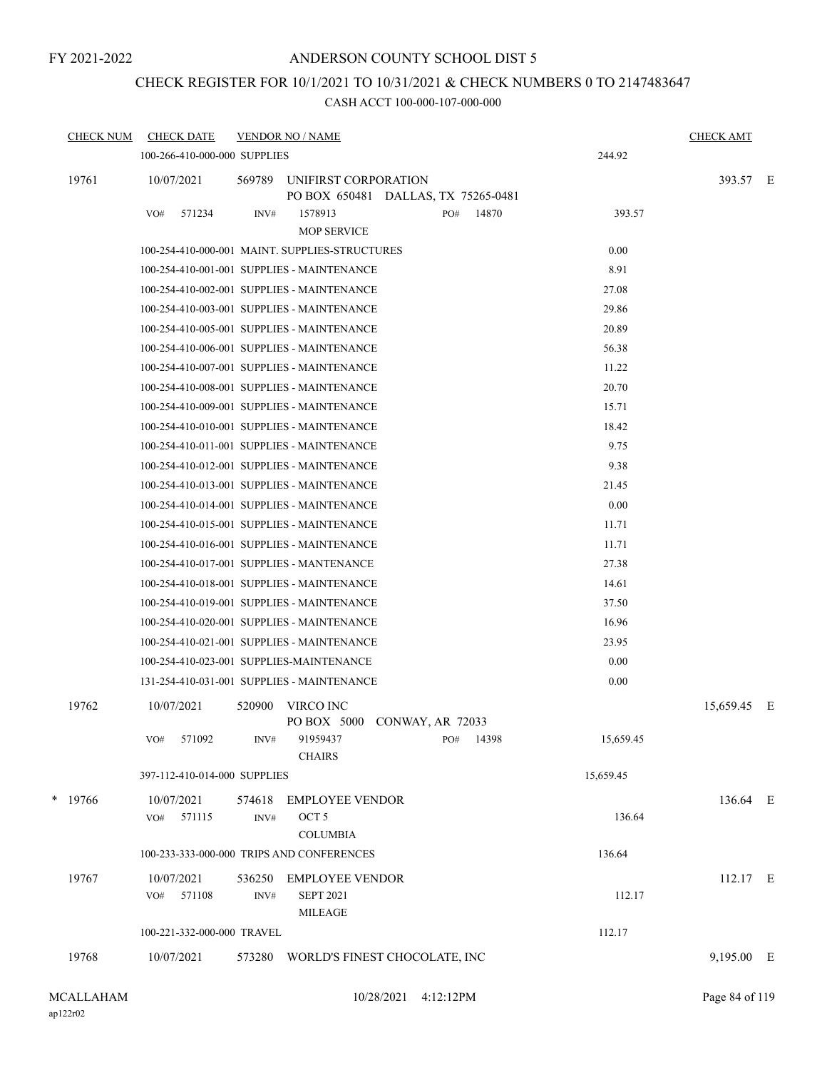FY 2021-2022

# ANDERSON COUNTY SCHOOL DIST 5

## CHECK REGISTER FOR 10/1/2021 TO 10/31/2021 & CHECK NUMBERS 0 TO 2147483647

### CASH ACCT 100-000-107-000-000

| CHECK NUM | CHECK DATE | VENDOR NO / NAME | | CHECK AMT | |
|---|---|---|---|---|---|
| | 100-266-410-000-000 SUPPLIES | | 244.92 | | |
| 19761 | 10/07/2021 | 569789 UNIFIRST CORPORATION<br>PO BOX 650481 DALLAS, TX 75265-0481 | | 393.57 | E |
| | VO# 571234 | INV# 1578913 PO# 14870<br>MOP SERVICE | 393.57 | | |
| | 100-254-410-000-001 MAINT. SUPPLIES-STRUCTURES | | 0.00 | | |
| | 100-254-410-001-001 SUPPLIES - MAINTENANCE | | 8.91 | | |
| | 100-254-410-002-001 SUPPLIES - MAINTENANCE | | 27.08 | | |
| | 100-254-410-003-001 SUPPLIES - MAINTENANCE | | 29.86 | | |
| | 100-254-410-005-001 SUPPLIES - MAINTENANCE | | 20.89 | | |
| | 100-254-410-006-001 SUPPLIES - MAINTENANCE | | 56.38 | | |
| | 100-254-410-007-001 SUPPLIES - MAINTENANCE | | 11.22 | | |
| | 100-254-410-008-001 SUPPLIES - MAINTENANCE | | 20.70 | | |
| | 100-254-410-009-001 SUPPLIES - MAINTENANCE | | 15.71 | | |
| | 100-254-410-010-001 SUPPLIES - MAINTENANCE | | 18.42 | | |
| | 100-254-410-011-001 SUPPLIES - MAINTENANCE | | 9.75 | | |
| | 100-254-410-012-001 SUPPLIES - MAINTENANCE | | 9.38 | | |
| | 100-254-410-013-001 SUPPLIES - MAINTENANCE | | 21.45 | | |
| | 100-254-410-014-001 SUPPLIES - MAINTENANCE | | 0.00 | | |
| | 100-254-410-015-001 SUPPLIES - MAINTENANCE | | 11.71 | | |
| | 100-254-410-016-001 SUPPLIES - MAINTENANCE | | 11.71 | | |
| | 100-254-410-017-001 SUPPLIES - MANTENANCE | | 27.38 | | |
| | 100-254-410-018-001 SUPPLIES - MAINTENANCE | | 14.61 | | |
| | 100-254-410-019-001 SUPPLIES - MAINTENANCE | | 37.50 | | |
| | 100-254-410-020-001 SUPPLIES - MAINTENANCE | | 16.96 | | |
| | 100-254-410-021-001 SUPPLIES - MAINTENANCE | | 23.95 | | |
| | 100-254-410-023-001 SUPPLIES-MAINTENANCE | | 0.00 | | |
| | 131-254-410-031-001 SUPPLIES - MAINTENANCE | | 0.00 | | |
| 19762 | 10/07/2021 | 520900 VIRCO INC<br>PO BOX 5000 CONWAY, AR 72033 | | 15,659.45 | E |
| | VO# 571092 | INV# 91959437 PO# 14398<br>CHAIRS | 15,659.45 | | |
| | 397-112-410-014-000 SUPPLIES | | 15,659.45 | | |
| * 19766 | 10/07/2021 | 574618 EMPLOYEE VENDOR | | 136.64 | E |
| | VO# 571115 | INV# OCT 5<br>COLUMBIA | 136.64 | | |
| | 100-233-333-000-000 TRIPS AND CONFERENCES | | 136.64 | | |
| 19767 | 10/07/2021 | 536250 EMPLOYEE VENDOR | | 112.17 | E |
| | VO# 571108 | INV# SEPT 2021<br>MILEAGE | 112.17 | | |
| | 100-221-332-000-000 TRAVEL | | 112.17 | | |
| 19768 | 10/07/2021 | 573280 WORLD'S FINEST CHOCOLATE, INC | | 9,195.00 | E |

MCALLAHAM
ap122r02

10/28/2021 4:12:12PM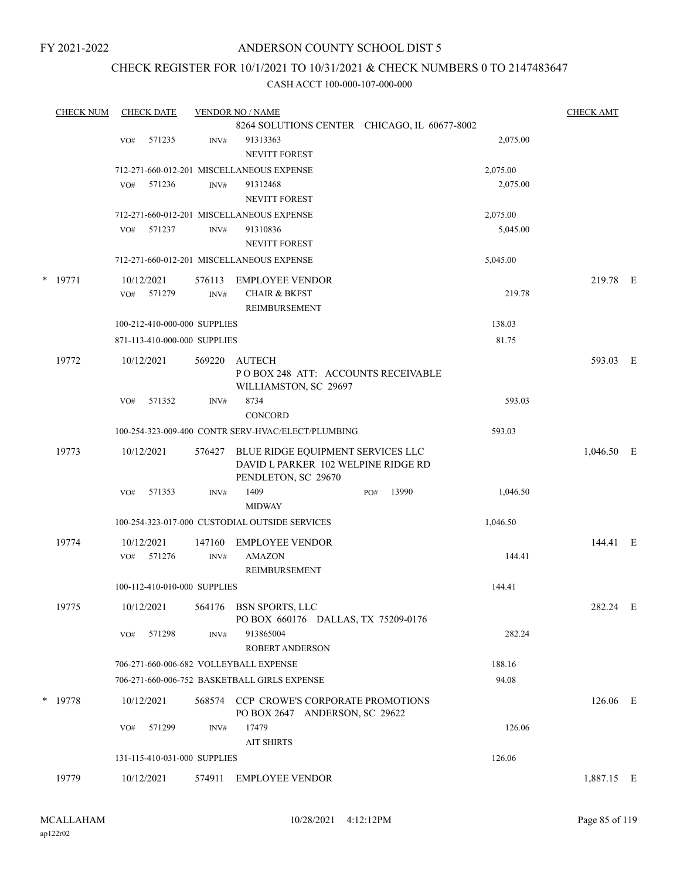FY 2021-2022

# ANDERSON COUNTY SCHOOL DIST 5

## CHECK REGISTER FOR 10/1/2021 TO 10/31/2021 & CHECK NUMBERS 0 TO 2147483647

### CASH ACCT 100-000-107-000-000

| CHECK NUM | CHECK DATE | VENDOR NO / NAME | | CHECK AMT |
|---|---|---|---|---|
| | | 8264 SOLUTIONS CENTER CHICAGO, IL 60677-8002 | | |
| | VO# 571235 | INV# 91313363 NEVITT FOREST | 2,075.00 | |
| | 712-271-660-012-201 MISCELLANEOUS EXPENSE | | 2,075.00 | |
| | VO# 571236 | INV# 91312468 NEVITT FOREST | 2,075.00 | |
| | 712-271-660-012-201 MISCELLANEOUS EXPENSE | | 2,075.00 | |
| | VO# 571237 | INV# 91310836 NEVITT FOREST | 5,045.00 | |
| | 712-271-660-012-201 MISCELLANEOUS EXPENSE | | 5,045.00 | |
| * 19771 | 10/12/2021 | 576113 EMPLOYEE VENDOR | | 219.78 E |
| | VO# 571279 | INV# CHAIR & BKFST REIMBURSEMENT | 219.78 | |
| | 100-212-410-000-000 SUPPLIES | | 138.03 | |
| | 871-113-410-000-000 SUPPLIES | | 81.75 | |
| 19772 | 10/12/2021 | 569220 AUTECH P O BOX 248 ATT: ACCOUNTS RECEIVABLE WILLIAMSTON, SC 29697 | | 593.03 E |
| | VO# 571352 | INV# 8734 CONCORD | 593.03 | |
| | 100-254-323-009-400 CONTR SERV-HVAC/ELECT/PLUMBING | | 593.03 | |
| 19773 | 10/12/2021 | 576427 BLUE RIDGE EQUIPMENT SERVICES LLC DAVID L PARKER 102 WELPINE RIDGE RD PENDLETON, SC 29670 | | 1,046.50 E |
| | VO# 571353 | INV# 1409 PO# 13990 MIDWAY | 1,046.50 | |
| | 100-254-323-017-000 CUSTODIAL OUTSIDE SERVICES | | 1,046.50 | |
| 19774 | 10/12/2021 | 147160 EMPLOYEE VENDOR | | 144.41 E |
| | VO# 571276 | INV# AMAZON REIMBURSEMENT | 144.41 | |
| | 100-112-410-010-000 SUPPLIES | | 144.41 | |
| 19775 | 10/12/2021 | 564176 BSN SPORTS, LLC PO BOX 660176 DALLAS, TX 75209-0176 | | 282.24 E |
| | VO# 571298 | INV# 913865004 ROBERT ANDERSON | 282.24 | |
| | 706-271-660-006-682 VOLLEYBALL EXPENSE | | 188.16 | |
| | 706-271-660-006-752 BASKETBALL GIRLS EXPENSE | | 94.08 | |
| * 19778 | 10/12/2021 | 568574 CCP CROWE'S CORPORATE PROMOTIONS PO BOX 2647 ANDERSON, SC 29622 | | 126.06 E |
| | VO# 571299 | INV# 17479 AIT SHIRTS | 126.06 | |
| | 131-115-410-031-000 SUPPLIES | | 126.06 | |
| 19779 | 10/12/2021 | 574911 EMPLOYEE VENDOR | | 1,887.15 E |

MCALLAHAM ap122r02 10/28/2021 4:12:12PM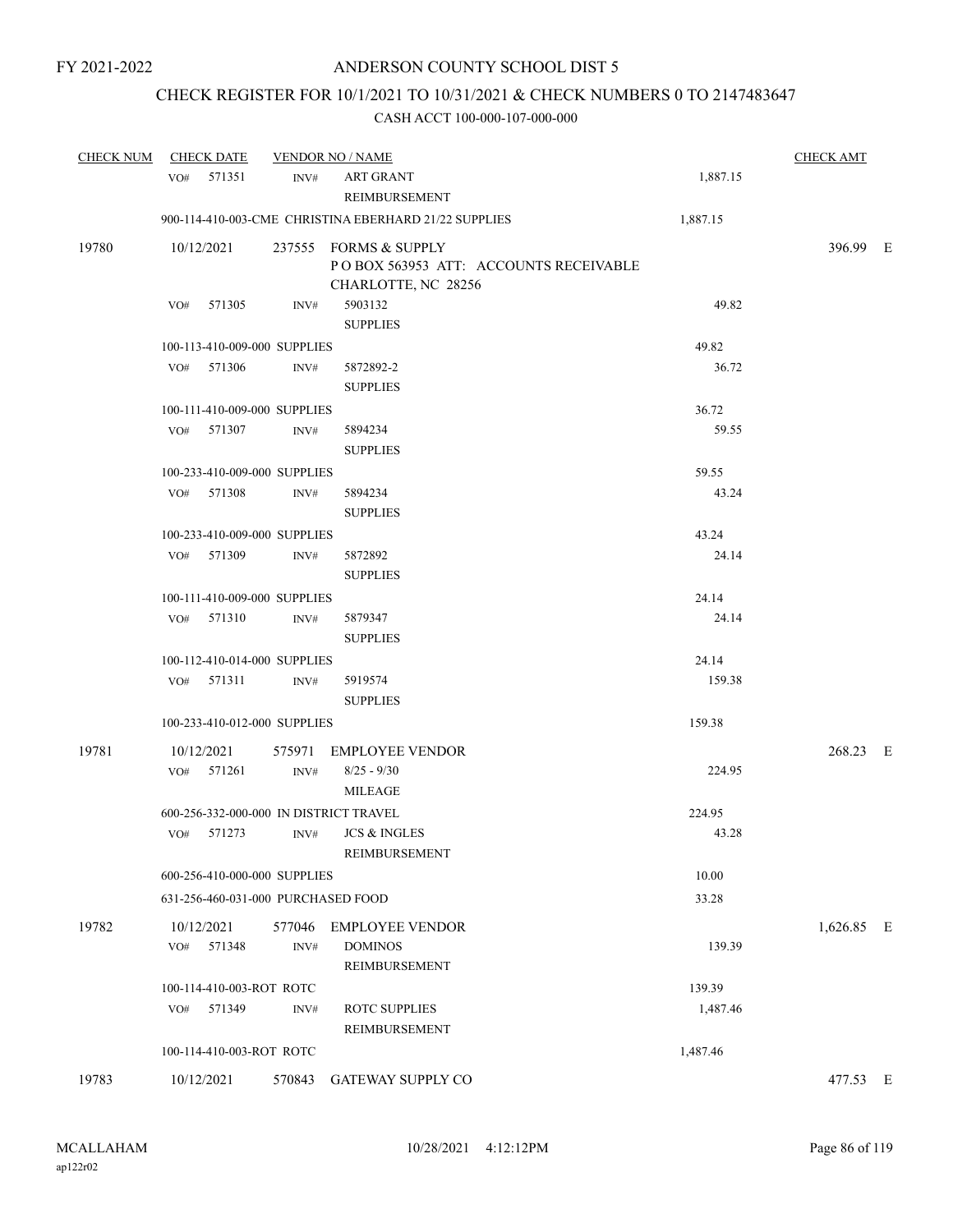FY 2021-2022

# ANDERSON COUNTY SCHOOL DIST 5

## CHECK REGISTER FOR 10/1/2021 TO 10/31/2021 & CHECK NUMBERS 0 TO 2147483647

### CASH ACCT 100-000-107-000-000

| CHECK NUM | CHECK DATE | VENDOR NO / NAME | | CHECK AMT | |
|---|---|---|---|---|---|
| | VO# 571351 INV# | ART GRANT REIMBURSEMENT | 1,887.15 | | |
| | 900-114-410-003-CME CHRISTINA EBERHARD 21/22 SUPPLIES | | 1,887.15 | | |
| 19780 | 10/12/2021 | 237555 FORMS & SUPPLY<br>P O BOX 563953 ATT: ACCOUNTS RECEIVABLE<br>CHARLOTTE, NC 28256 | | 396.99 | E |
| | VO# 571305 INV# | 5903132 SUPPLIES | 49.82 | | |
| | 100-113-410-009-000 SUPPLIES | | 49.82 | | |
| | VO# 571306 INV# | 5872892-2 SUPPLIES | 36.72 | | |
| | 100-111-410-009-000 SUPPLIES | | 36.72 | | |
| | VO# 571307 INV# | 5894234 SUPPLIES | 59.55 | | |
| | 100-233-410-009-000 SUPPLIES | | 59.55 | | |
| | VO# 571308 INV# | 5894234 SUPPLIES | 43.24 | | |
| | 100-233-410-009-000 SUPPLIES | | 43.24 | | |
| | VO# 571309 INV# | 5872892 SUPPLIES | 24.14 | | |
| | 100-111-410-009-000 SUPPLIES | | 24.14 | | |
| | VO# 571310 INV# | 5879347 SUPPLIES | 24.14 | | |
| | 100-112-410-014-000 SUPPLIES | | 24.14 | | |
| | VO# 571311 INV# | 5919574 SUPPLIES | 159.38 | | |
| | 100-233-410-012-000 SUPPLIES | | 159.38 | | |
| 19781 | 10/12/2021 | 575971 EMPLOYEE VENDOR | | 268.23 | E |
| | VO# 571261 INV# | 8/25 - 9/30 MILEAGE | 224.95 | | |
| | 600-256-332-000-000 IN DISTRICT TRAVEL | | 224.95 | | |
| | VO# 571273 INV# | JCS & INGLES REIMBURSEMENT | 43.28 | | |
| | 600-256-410-000-000 SUPPLIES | | 10.00 | | |
| | 631-256-460-031-000 PURCHASED FOOD | | 33.28 | | |
| 19782 | 10/12/2021 | 577046 EMPLOYEE VENDOR | | 1,626.85 | E |
| | VO# 571348 INV# | DOMINOS REIMBURSEMENT | 139.39 | | |
| | 100-114-410-003-ROT ROTC | | 139.39 | | |
| | VO# 571349 INV# | ROTC SUPPLIES REIMBURSEMENT | 1,487.46 | | |
| | 100-114-410-003-ROT ROTC | | 1,487.46 | | |
| 19783 | 10/12/2021 | 570843 GATEWAY SUPPLY CO | | 477.53 | E |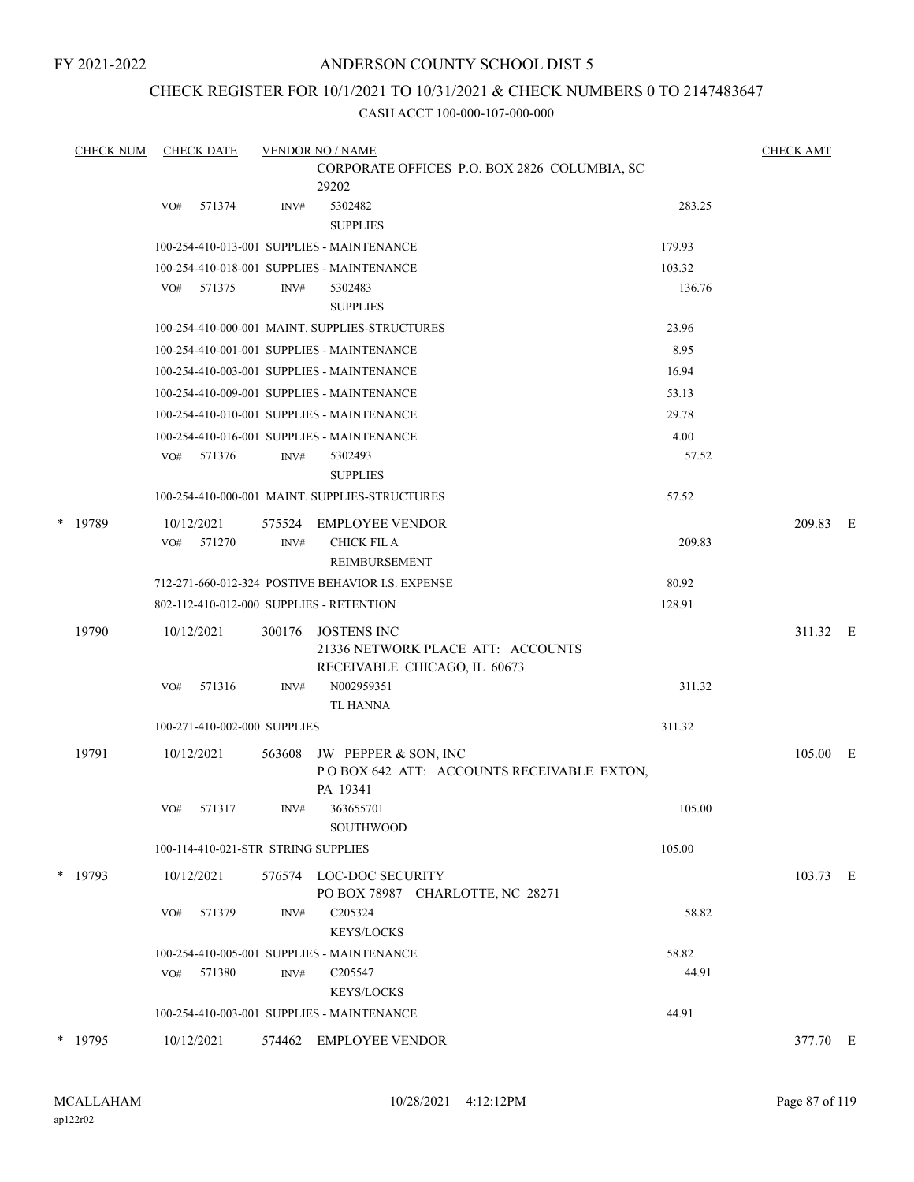FY 2021-2022

# ANDERSON COUNTY SCHOOL DIST 5

## CHECK REGISTER FOR 10/1/2021 TO 10/31/2021 & CHECK NUMBERS 0 TO 2147483647

CASH ACCT 100-000-107-000-000

| CHECK NUM | CHECK DATE | VENDOR NO / NAME | | CHECK AMT | |
|---|---|---|---|---|---|
| | | CORPORATE OFFICES P.O. BOX 2826 COLUMBIA, SC 29202 | | | |
| | VO# 571374 | INV# 5302482 SUPPLIES | 283.25 | | |
| | | 100-254-410-013-001 SUPPLIES - MAINTENANCE | 179.93 | | |
| | | 100-254-410-018-001 SUPPLIES - MAINTENANCE | 103.32 | | |
| | VO# 571375 | INV# 5302483 SUPPLIES | 136.76 | | |
| | | 100-254-410-000-001 MAINT. SUPPLIES-STRUCTURES | 23.96 | | |
| | | 100-254-410-001-001 SUPPLIES - MAINTENANCE | 8.95 | | |
| | | 100-254-410-003-001 SUPPLIES - MAINTENANCE | 16.94 | | |
| | | 100-254-410-009-001 SUPPLIES - MAINTENANCE | 53.13 | | |
| | | 100-254-410-010-001 SUPPLIES - MAINTENANCE | 29.78 | | |
| | | 100-254-410-016-001 SUPPLIES - MAINTENANCE | 4.00 | | |
| | VO# 571376 | INV# 5302493 SUPPLIES | 57.52 | | |
| | | 100-254-410-000-001 MAINT. SUPPLIES-STRUCTURES | 57.52 | | |
| * 19789 | 10/12/2021 | 575524 EMPLOYEE VENDOR | | 209.83 | E |
| | VO# 571270 | INV# CHICK FIL A REIMBURSEMENT | 209.83 | | |
| | | 712-271-660-012-324 POSTIVE BEHAVIOR I.S. EXPENSE | 80.92 | | |
| | | 802-112-410-012-000 SUPPLIES - RETENTION | 128.91 | | |
| 19790 | 10/12/2021 | 300176 JOSTENS INC 21336 NETWORK PLACE ATT: ACCOUNTS RECEIVABLE CHICAGO, IL 60673 | | 311.32 | E |
| | VO# 571316 | INV# N002959351 TL HANNA | 311.32 | | |
| | | 100-271-410-002-000 SUPPLIES | 311.32 | | |
| 19791 | 10/12/2021 | 563608 JW PEPPER & SON, INC P O BOX 642 ATT: ACCOUNTS RECEIVABLE EXTON, PA 19341 | | 105.00 | E |
| | VO# 571317 | INV# 363655701 SOUTHWOOD | 105.00 | | |
| | | 100-114-410-021-STR STRING SUPPLIES | 105.00 | | |
| * 19793 | 10/12/2021 | 576574 LOC-DOC SECURITY PO BOX 78987 CHARLOTTE, NC 28271 | | 103.73 | E |
| | VO# 571379 | INV# C205324 KEYS/LOCKS | 58.82 | | |
| | | 100-254-410-005-001 SUPPLIES - MAINTENANCE | 58.82 | | |
| | VO# 571380 | INV# C205547 KEYS/LOCKS | 44.91 | | |
| | | 100-254-410-003-001 SUPPLIES - MAINTENANCE | 44.91 | | |
| * 19795 | 10/12/2021 | 574462 EMPLOYEE VENDOR | | 377.70 | E |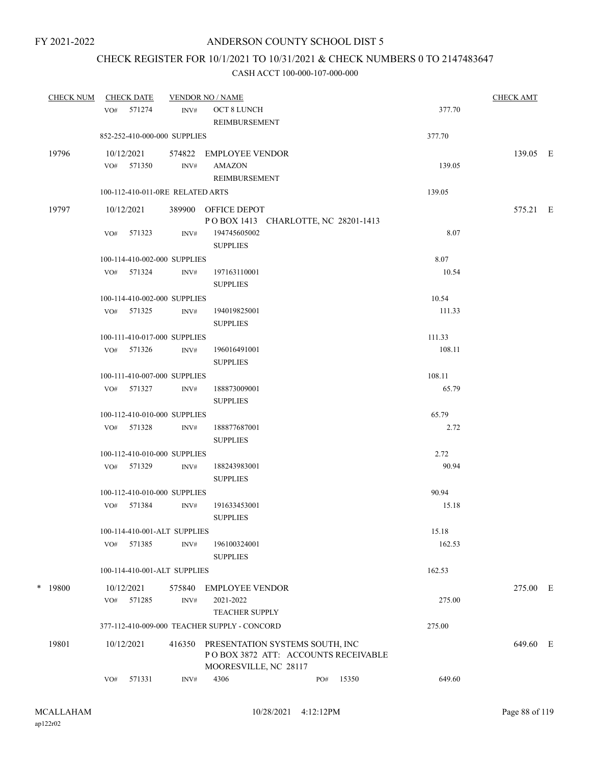FY 2021-2022

# ANDERSON COUNTY SCHOOL DIST 5

## CHECK REGISTER FOR 10/1/2021 TO 10/31/2021 & CHECK NUMBERS 0 TO 2147483647

### CASH ACCT 100-000-107-000-000

| CHECK NUM | CHECK DATE | VENDOR NO / NAME | | | CHECK AMT | |
|---|---|---|---|---|---|---|
| | VO# 571274 | INV# | OCT 8 LUNCH REIMBURSEMENT | 377.70 | | |
| | 852-252-410-000-000 SUPPLIES | | | 377.70 | | |
| 19796 | 10/12/2021 | 574822 | EMPLOYEE VENDOR | | 139.05 | E |
| | VO# 571350 | INV# | AMAZON REIMBURSEMENT | 139.05 | | |
| | 100-112-410-011-0RE RELATED ARTS | | | 139.05 | | |
| 19797 | 10/12/2021 | 389900 | OFFICE DEPOT<br>P O BOX 1413 CHARLOTTE, NC 28201-1413 | | 575.21 | E |
| | VO# 571323 | INV# | 194745605002 SUPPLIES | 8.07 | | |
| | 100-114-410-002-000 SUPPLIES | | | 8.07 | | |
| | VO# 571324 | INV# | 197163110001 SUPPLIES | 10.54 | | |
| | 100-114-410-002-000 SUPPLIES | | | 10.54 | | |
| | VO# 571325 | INV# | 194019825001 SUPPLIES | 111.33 | | |
| | 100-111-410-017-000 SUPPLIES | | | 111.33 | | |
| | VO# 571326 | INV# | 196016491001 SUPPLIES | 108.11 | | |
| | 100-111-410-007-000 SUPPLIES | | | 108.11 | | |
| | VO# 571327 | INV# | 188873009001 SUPPLIES | 65.79 | | |
| | 100-112-410-010-000 SUPPLIES | | | 65.79 | | |
| | VO# 571328 | INV# | 188877687001 SUPPLIES | 2.72 | | |
| | 100-112-410-010-000 SUPPLIES | | | 2.72 | | |
| | VO# 571329 | INV# | 188243983001 SUPPLIES | 90.94 | | |
| | 100-112-410-010-000 SUPPLIES | | | 90.94 | | |
| | VO# 571384 | INV# | 191633453001 SUPPLIES | 15.18 | | |
| | 100-114-410-001-ALT SUPPLIES | | | 15.18 | | |
| | VO# 571385 | INV# | 196100324001 SUPPLIES | 162.53 | | |
| | 100-114-410-001-ALT SUPPLIES | | | 162.53 | | |
| * 19800 | 10/12/2021 | 575840 | EMPLOYEE VENDOR | | 275.00 | E |
| | VO# 571285 | INV# | 2021-2022 TEACHER SUPPLY | 275.00 | | |
| | 377-112-410-009-000 TEACHER SUPPLY - CONCORD | | | 275.00 | | |
| 19801 | 10/12/2021 | 416350 | PRESENTATION SYSTEMS SOUTH, INC<br>P O BOX 3872 ATT: ACCOUNTS RECEIVABLE<br>MOORESVILLE, NC 28117 | | 649.60 | E |
| | VO# 571331 | INV# | 4306 PO# 15350 | 649.60 | | |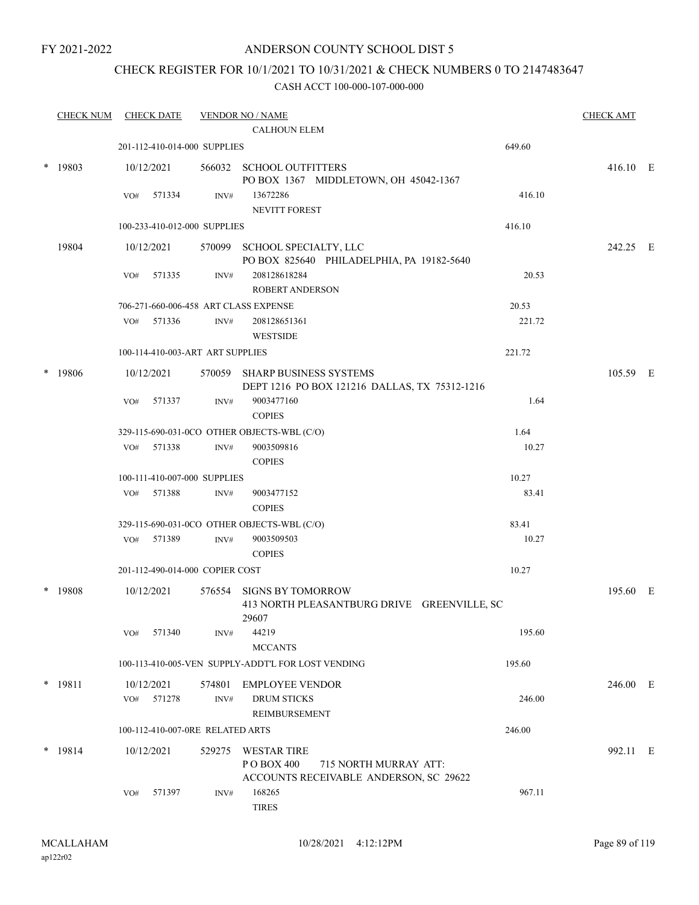FY 2021-2022

# ANDERSON COUNTY SCHOOL DIST 5

## CHECK REGISTER FOR 10/1/2021 TO 10/31/2021 & CHECK NUMBERS 0 TO 2147483647

CASH ACCT 100-000-107-000-000

| CHECK NUM | CHECK DATE | VENDOR NO / NAME | | CHECK AMT |
|---|---|---|---|---|
| | | CALHOUN ELEM | | |
| | 201-112-410-014-000 SUPPLIES | | 649.60 | |
| * 19803 | 10/12/2021 | 566032 SCHOOL OUTFITTERS PO BOX 1367 MIDDLETOWN, OH 45042-1367 | | 416.10 E |
| | VO# 571334 | INV# 13672286 NEVITT FOREST | 416.10 | |
| | 100-233-410-012-000 SUPPLIES | | 416.10 | |
| 19804 | 10/12/2021 | 570099 SCHOOL SPECIALTY, LLC PO BOX 825640 PHILADELPHIA, PA 19182-5640 | | 242.25 E |
| | VO# 571335 | INV# 208128618284 ROBERT ANDERSON | 20.53 | |
| | 706-271-660-006-458 ART CLASS EXPENSE | | 20.53 | |
| | VO# 571336 | INV# 208128651361 WESTSIDE | 221.72 | |
| | 100-114-410-003-ART ART SUPPLIES | | 221.72 | |
| * 19806 | 10/12/2021 | 570059 SHARP BUSINESS SYSTEMS DEPT 1216 PO BOX 121216 DALLAS, TX 75312-1216 | | 105.59 E |
| | VO# 571337 | INV# 9003477160 COPIES | 1.64 | |
| | 329-115-690-031-0CO OTHER OBJECTS-WBL (C/O) | | 1.64 | |
| | VO# 571338 | INV# 9003509816 COPIES | 10.27 | |
| | 100-111-410-007-000 SUPPLIES | | 10.27 | |
| | VO# 571388 | INV# 9003477152 COPIES | 83.41 | |
| | 329-115-690-031-0CO OTHER OBJECTS-WBL (C/O) | | 83.41 | |
| | VO# 571389 | INV# 9003509503 COPIES | 10.27 | |
| | 201-112-490-014-000 COPIER COST | | 10.27 | |
| * 19808 | 10/12/2021 | 576554 SIGNS BY TOMORROW 413 NORTH PLEASANTBURG DRIVE GREENVILLE, SC 29607 | | 195.60 E |
| | VO# 571340 | INV# 44219 MCCANTS | 195.60 | |
| | 100-113-410-005-VEN SUPPLY-ADDT'L FOR LOST VENDING | | 195.60 | |
| * 19811 | 10/12/2021 | 574801 EMPLOYEE VENDOR | | 246.00 E |
| | VO# 571278 | INV# DRUM STICKS REIMBURSEMENT | 246.00 | |
| | 100-112-410-007-0RE RELATED ARTS | | 246.00 | |
| * 19814 | 10/12/2021 | 529275 WESTAR TIRE P O BOX 400 715 NORTH MURRAY ATT: ACCOUNTS RECEIVABLE ANDERSON, SC 29622 | | 992.11 E |
| | VO# 571397 | INV# 168265 TIRES | 967.11 | |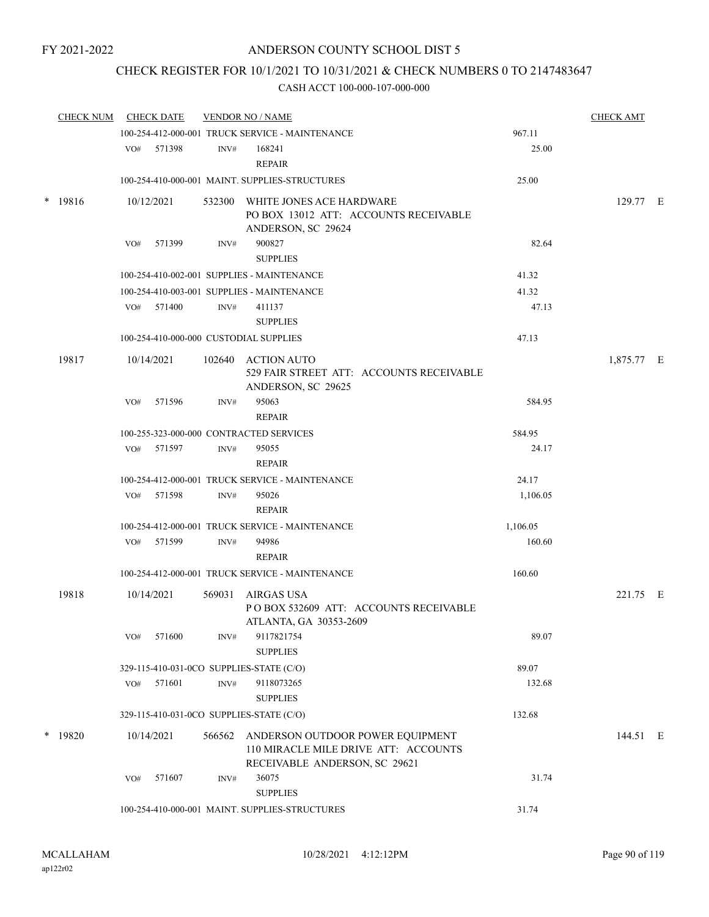FY 2021-2022

# ANDERSON COUNTY SCHOOL DIST 5

## CHECK REGISTER FOR 10/1/2021 TO 10/31/2021 & CHECK NUMBERS 0 TO 2147483647

### CASH ACCT 100-000-107-000-000

| CHECK NUM | CHECK DATE | VENDOR NO / NAME | | CHECK AMT |
|---|---|---|---|---|
| | 100-254-412-000-001 TRUCK SERVICE - MAINTENANCE | | 967.11 | |
| | VO# 571398 | INV# 168241 REPAIR | 25.00 | |
| | 100-254-410-000-001 MAINT. SUPPLIES-STRUCTURES | | 25.00 | |
| * 19816 | 10/12/2021 | 532300 WHITE JONES ACE HARDWARE PO BOX 13012 ATT: ACCOUNTS RECEIVABLE ANDERSON, SC 29624 | | 129.77 E |
| | VO# 571399 | INV# 900827 SUPPLIES | 82.64 | |
| | 100-254-410-002-001 SUPPLIES - MAINTENANCE | | 41.32 | |
| | 100-254-410-003-001 SUPPLIES - MAINTENANCE | | 41.32 | |
| | VO# 571400 | INV# 411137 SUPPLIES | 47.13 | |
| | 100-254-410-000-000 CUSTODIAL SUPPLIES | | 47.13 | |
| 19817 | 10/14/2021 | 102640 ACTION AUTO 529 FAIR STREET ATT: ACCOUNTS RECEIVABLE ANDERSON, SC 29625 | | 1,875.77 E |
| | VO# 571596 | INV# 95063 REPAIR | 584.95 | |
| | 100-255-323-000-000 CONTRACTED SERVICES | | 584.95 | |
| | VO# 571597 | INV# 95055 REPAIR | 24.17 | |
| | 100-254-412-000-001 TRUCK SERVICE - MAINTENANCE | | 24.17 | |
| | VO# 571598 | INV# 95026 REPAIR | 1,106.05 | |
| | 100-254-412-000-001 TRUCK SERVICE - MAINTENANCE | | 1,106.05 | |
| | VO# 571599 | INV# 94986 REPAIR | 160.60 | |
| | 100-254-412-000-001 TRUCK SERVICE - MAINTENANCE | | 160.60 | |
| 19818 | 10/14/2021 | 569031 AIRGAS USA P O BOX 532609 ATT: ACCOUNTS RECEIVABLE ATLANTA, GA 30353-2609 | | 221.75 E |
| | VO# 571600 | INV# 9117821754 SUPPLIES | 89.07 | |
| | 329-115-410-031-0CO SUPPLIES-STATE (C/O) | | 89.07 | |
| | VO# 571601 | INV# 9118073265 SUPPLIES | 132.68 | |
| | 329-115-410-031-0CO SUPPLIES-STATE (C/O) | | 132.68 | |
| * 19820 | 10/14/2021 | 566562 ANDERSON OUTDOOR POWER EQUIPMENT 110 MIRACLE MILE DRIVE ATT: ACCOUNTS RECEIVABLE ANDERSON, SC 29621 | | 144.51 E |
| | VO# 571607 | INV# 36075 SUPPLIES | 31.74 | |
| | 100-254-410-000-001 MAINT. SUPPLIES-STRUCTURES | | 31.74 | |

MCALLAHAM ap122r02 10/28/2021 4:12:12PM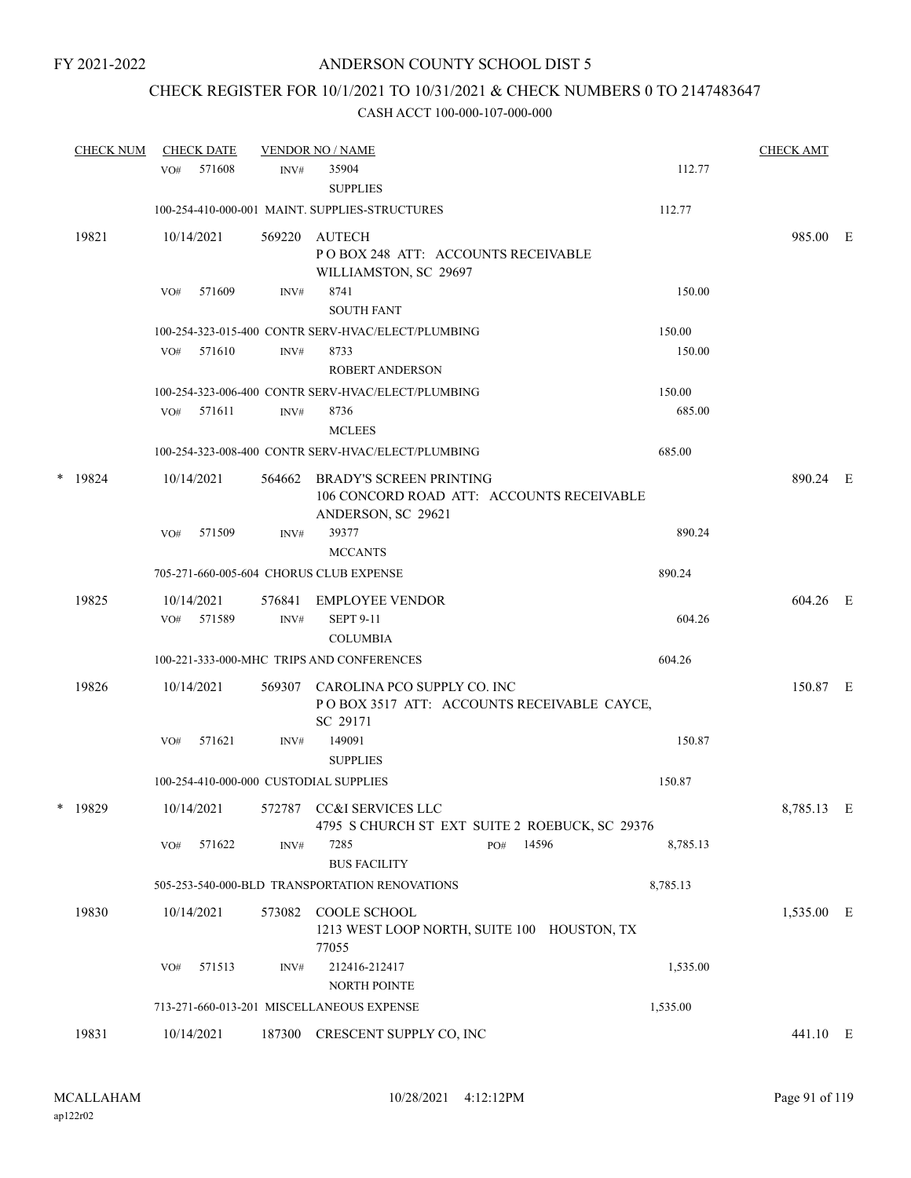FY 2021-2022

# ANDERSON COUNTY SCHOOL DIST 5

## CHECK REGISTER FOR 10/1/2021 TO 10/31/2021 & CHECK NUMBERS 0 TO 2147483647

CASH ACCT 100-000-107-000-000

| CHECK NUM | CHECK DATE | VENDOR NO / NAME | | CHECK AMT | |
|---|---|---|---|---|---|
| | VO# 571608 | INV# 35904 SUPPLIES | 112.77 | | |
| | | 100-254-410-000-001 MAINT. SUPPLIES-STRUCTURES | 112.77 | | |
| 19821 | 10/14/2021 | 569220 AUTECH<br>P O BOX 248 ATT: ACCOUNTS RECEIVABLE<br>WILLIAMSTON, SC 29697 | | 985.00 | E |
| | VO# 571609 | INV# 8741 SOUTH FANT | 150.00 | | |
| | | 100-254-323-015-400 CONTR SERV-HVAC/ELECT/PLUMBING | 150.00 | | |
| | VO# 571610 | INV# 8733 ROBERT ANDERSON | 150.00 | | |
| | | 100-254-323-006-400 CONTR SERV-HVAC/ELECT/PLUMBING | 150.00 | | |
| | VO# 571611 | INV# 8736 MCLEES | 685.00 | | |
| | | 100-254-323-008-400 CONTR SERV-HVAC/ELECT/PLUMBING | 685.00 | | |
| * 19824 | 10/14/2021 | 564662 BRADY'S SCREEN PRINTING<br>106 CONCORD ROAD ATT: ACCOUNTS RECEIVABLE<br>ANDERSON, SC 29621 | | 890.24 | E |
| | VO# 571509 | INV# 39377 MCCANTS | 890.24 | | |
| | | 705-271-660-005-604 CHORUS CLUB EXPENSE | 890.24 | | |
| 19825 | 10/14/2021 | 576841 EMPLOYEE VENDOR | | 604.26 | E |
| | VO# 571589 | INV# SEPT 9-11 COLUMBIA | 604.26 | | |
| | | 100-221-333-000-MHC TRIPS AND CONFERENCES | 604.26 | | |
| 19826 | 10/14/2021 | 569307 CAROLINA PCO SUPPLY CO. INC<br>P O BOX 3517 ATT: ACCOUNTS RECEIVABLE CAYCE, SC 29171 | | 150.87 | E |
| | VO# 571621 | INV# 149091 SUPPLIES | 150.87 | | |
| | | 100-254-410-000-000 CUSTODIAL SUPPLIES | 150.87 | | |
| * 19829 | 10/14/2021 | 572787 CC&I SERVICES LLC<br>4795 S CHURCH ST EXT SUITE 2 ROEBUCK, SC 29376 | | 8,785.13 | E |
| | VO# 571622 | INV# 7285 PO# 14596 BUS FACILITY | 8,785.13 | | |
| | | 505-253-540-000-BLD TRANSPORTATION RENOVATIONS | 8,785.13 | | |
| 19830 | 10/14/2021 | 573082 COOLE SCHOOL<br>1213 WEST LOOP NORTH, SUITE 100 HOUSTON, TX 77055 | | 1,535.00 | E |
| | VO# 571513 | INV# 212416-212417 NORTH POINTE | 1,535.00 | | |
| | | 713-271-660-013-201 MISCELLANEOUS EXPENSE | 1,535.00 | | |
| 19831 | 10/14/2021 | 187300 CRESCENT SUPPLY CO, INC | | 441.10 | E |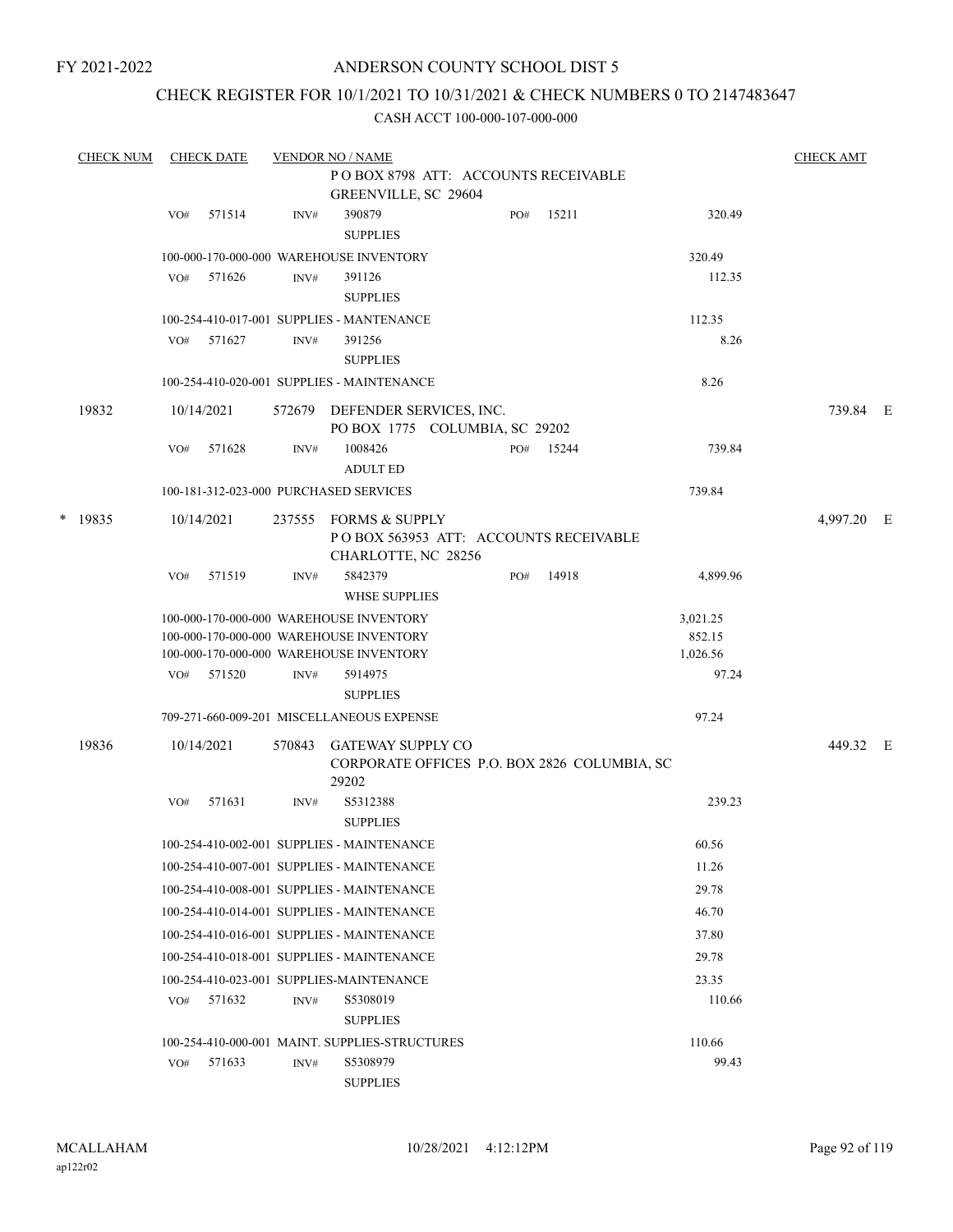FY 2021-2022

# ANDERSON COUNTY SCHOOL DIST 5

## CHECK REGISTER FOR 10/1/2021 TO 10/31/2021 & CHECK NUMBERS 0 TO 2147483647

### CASH ACCT 100-000-107-000-000

| CHECK NUM | CHECK DATE | VENDOR NO / NAME | | | CHECK AMT |
|---|---|---|---|---|---|
| | | P O BOX 8798 ATT: ACCOUNTS RECEIVABLE GREENVILLE, SC 29604 | | | |
| | VO# 571514 | INV# 390879 SUPPLIES | PO# 15211 | 320.49 | |
| | | 100-000-170-000-000 WAREHOUSE INVENTORY | | 320.49 | |
| | VO# 571626 | INV# 391126 SUPPLIES | | 112.35 | |
| | | 100-254-410-017-001 SUPPLIES - MANTENANCE | | 112.35 | |
| | VO# 571627 | INV# 391256 SUPPLIES | | 8.26 | |
| | | 100-254-410-020-001 SUPPLIES - MAINTENANCE | | 8.26 | |
| 19832 | 10/14/2021 | 572679 DEFENDER SERVICES, INC. PO BOX 1775 COLUMBIA, SC 29202 | | | 739.84 E |
| | VO# 571628 | INV# 1008426 ADULT ED | PO# 15244 | 739.84 | |
| | | 100-181-312-023-000 PURCHASED SERVICES | | 739.84 | |
| * 19835 | 10/14/2021 | 237555 FORMS & SUPPLY P O BOX 563953 ATT: ACCOUNTS RECEIVABLE CHARLOTTE, NC 28256 | | | 4,997.20 E |
| | VO# 571519 | INV# 5842379 WHSE SUPPLIES | PO# 14918 | 4,899.96 | |
| | | 100-000-170-000-000 WAREHOUSE INVENTORY | | 3,021.25 | |
| | | 100-000-170-000-000 WAREHOUSE INVENTORY | | 852.15 | |
| | | 100-000-170-000-000 WAREHOUSE INVENTORY | | 1,026.56 | |
| | VO# 571520 | INV# 5914975 SUPPLIES | | 97.24 | |
| | | 709-271-660-009-201 MISCELLANEOUS EXPENSE | | 97.24 | |
| 19836 | 10/14/2021 | 570843 GATEWAY SUPPLY CO CORPORATE OFFICES P.O. BOX 2826 COLUMBIA, SC 29202 | | | 449.32 E |
| | VO# 571631 | INV# S5312388 SUPPLIES | | 239.23 | |
| | | 100-254-410-002-001 SUPPLIES - MAINTENANCE | | 60.56 | |
| | | 100-254-410-007-001 SUPPLIES - MAINTENANCE | | 11.26 | |
| | | 100-254-410-008-001 SUPPLIES - MAINTENANCE | | 29.78 | |
| | | 100-254-410-014-001 SUPPLIES - MAINTENANCE | | 46.70 | |
| | | 100-254-410-016-001 SUPPLIES - MAINTENANCE | | 37.80 | |
| | | 100-254-410-018-001 SUPPLIES - MAINTENANCE | | 29.78 | |
| | | 100-254-410-023-001 SUPPLIES-MAINTENANCE | | 23.35 | |
| | VO# 571632 | INV# S5308019 SUPPLIES | | 110.66 | |
| | | 100-254-410-000-001 MAINT. SUPPLIES-STRUCTURES | | 110.66 | |
| | VO# 571633 | INV# S5308979 SUPPLIES | | 99.43 | |

MCALLAHAM
ap122r02

10/28/2021 4:12:12PM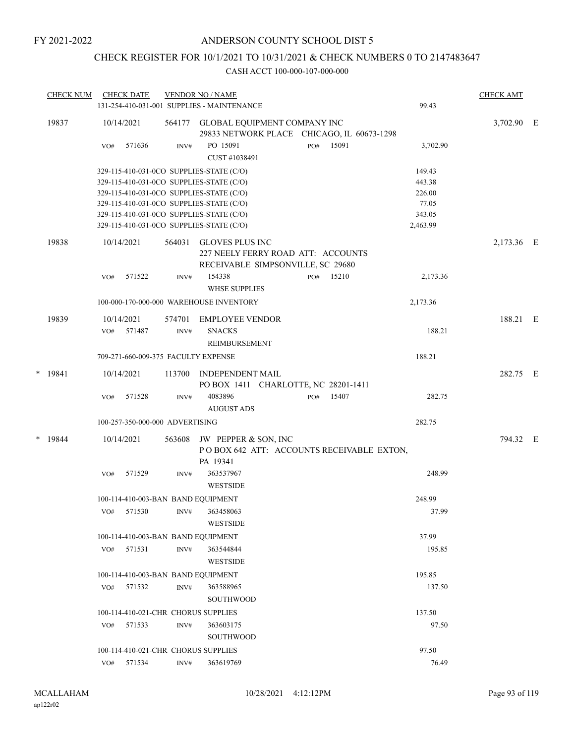FY 2021-2022

# ANDERSON COUNTY SCHOOL DIST 5

## CHECK REGISTER FOR 10/1/2021 TO 10/31/2021 & CHECK NUMBERS 0 TO 2147483647

### CASH ACCT 100-000-107-000-000

| CHECK NUM | CHECK DATE | VENDOR NO / NAME | | CHECK AMT | |
|---|---|---|---|---|---|
| | | 131-254-410-031-001 SUPPLIES - MAINTENANCE | 99.43 | | |
| 19837 | 10/14/2021 | 564177 GLOBAL EQUIPMENT COMPANY INC<br>29833 NETWORK PLACE CHICAGO, IL 60673-1298 | | 3,702.90 | E |
| | VO# 571636 | INV# PO 15091 PO# 15091<br>CUST #1038491 | 3,702.90 | | |
| | | 329-115-410-031-0CO SUPPLIES-STATE (C/O) | 149.43 | | |
| | | 329-115-410-031-0CO SUPPLIES-STATE (C/O) | 443.38 | | |
| | | 329-115-410-031-0CO SUPPLIES-STATE (C/O) | 226.00 | | |
| | | 329-115-410-031-0CO SUPPLIES-STATE (C/O) | 77.05 | | |
| | | 329-115-410-031-0CO SUPPLIES-STATE (C/O) | 343.05 | | |
| | | 329-115-410-031-0CO SUPPLIES-STATE (C/O) | 2,463.99 | | |
| 19838 | 10/14/2021 | 564031 GLOVES PLUS INC<br>227 NEELY FERRY ROAD ATT: ACCOUNTS RECEIVABLE SIMPSONVILLE, SC 29680 | | 2,173.36 | E |
| | VO# 571522 | INV# 154338 PO# 15210<br>WHSE SUPPLIES | 2,173.36 | | |
| | | 100-000-170-000-000 WAREHOUSE INVENTORY | 2,173.36 | | |
| 19839 | 10/14/2021 | 574701 EMPLOYEE VENDOR | | 188.21 | E |
| | VO# 571487 | INV# SNACKS<br>REIMBURSEMENT | 188.21 | | |
| | | 709-271-660-009-375 FACULTY EXPENSE | 188.21 | | |
| * 19841 | 10/14/2021 | 113700 INDEPENDENT MAIL<br>PO BOX 1411 CHARLOTTE, NC 28201-1411 | | 282.75 | E |
| | VO# 571528 | INV# 4083896 PO# 15407<br>AUGUST ADS | 282.75 | | |
| | | 100-257-350-000-000 ADVERTISING | 282.75 | | |
| * 19844 | 10/14/2021 | 563608 JW PEPPER & SON, INC<br>P O BOX 642 ATT: ACCOUNTS RECEIVABLE EXTON, PA 19341 | | 794.32 | E |
| | VO# 571529 | INV# 363537967<br>WESTSIDE | 248.99 | | |
| | | 100-114-410-003-BAN BAND EQUIPMENT | 248.99 | | |
| | VO# 571530 | INV# 363458063<br>WESTSIDE | 37.99 | | |
| | | 100-114-410-003-BAN BAND EQUIPMENT | 37.99 | | |
| | VO# 571531 | INV# 363544844<br>WESTSIDE | 195.85 | | |
| | | 100-114-410-003-BAN BAND EQUIPMENT | 195.85 | | |
| | VO# 571532 | INV# 363588965<br>SOUTHWOOD | 137.50 | | |
| | | 100-114-410-021-CHR CHORUS SUPPLIES | 137.50 | | |
| | VO# 571533 | INV# 363603175<br>SOUTHWOOD | 97.50 | | |
| | | 100-114-410-021-CHR CHORUS SUPPLIES | 97.50 | | |
| | VO# 571534 | INV# 363619769 | 76.49 | | |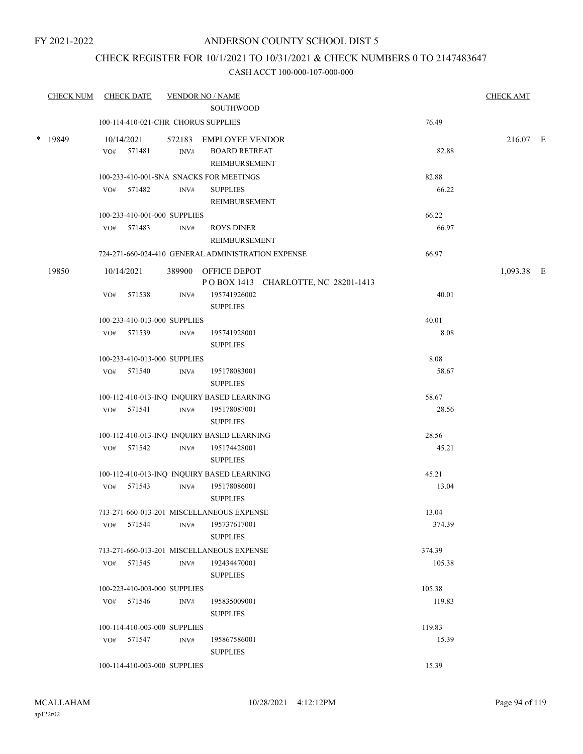FY 2021-2022

# ANDERSON COUNTY SCHOOL DIST 5

## CHECK REGISTER FOR 10/1/2021 TO 10/31/2021 & CHECK NUMBERS 0 TO 2147483647

### CASH ACCT 100-000-107-000-000

| CHECK NUM | CHECK DATE | VENDOR NO / NAME | | CHECK AMT |
|---|---|---|---|---|
| | | SOUTHWOOD | | |
| | 100-114-410-021-CHR CHORUS SUPPLIES | | 76.49 | |
| * 19849 | 10/14/2021 | 572183 EMPLOYEE VENDOR | | 216.07 E |
| | VO# 571481 | INV# BOARD RETREAT REIMBURSEMENT | 82.88 | |
| | 100-233-410-001-SNA SNACKS FOR MEETINGS | | 82.88 | |
| | VO# 571482 | INV# SUPPLIES REIMBURSEMENT | 66.22 | |
| | 100-233-410-001-000 SUPPLIES | | 66.22 | |
| | VO# 571483 | INV# ROYS DINER REIMBURSEMENT | 66.97 | |
| | 724-271-660-024-410 GENERAL ADMINISTRATION EXPENSE | | 66.97 | |
| 19850 | 10/14/2021 | 389900 OFFICE DEPOT P O BOX 1413 CHARLOTTE, NC 28201-1413 | | 1,093.38 E |
| | VO# 571538 | INV# 195741926002 SUPPLIES | 40.01 | |
| | 100-233-410-013-000 SUPPLIES | | 40.01 | |
| | VO# 571539 | INV# 195741928001 SUPPLIES | 8.08 | |
| | 100-233-410-013-000 SUPPLIES | | 8.08 | |
| | VO# 571540 | INV# 195178083001 SUPPLIES | 58.67 | |
| | 100-112-410-013-INQ INQUIRY BASED LEARNING | | 58.67 | |
| | VO# 571541 | INV# 195178087001 SUPPLIES | 28.56 | |
| | 100-112-410-013-INQ INQUIRY BASED LEARNING | | 28.56 | |
| | VO# 571542 | INV# 195174428001 SUPPLIES | 45.21 | |
| | 100-112-410-013-INQ INQUIRY BASED LEARNING | | 45.21 | |
| | VO# 571543 | INV# 195178086001 SUPPLIES | 13.04 | |
| | 713-271-660-013-201 MISCELLANEOUS EXPENSE | | 13.04 | |
| | VO# 571544 | INV# 195737617001 SUPPLIES | 374.39 | |
| | 713-271-660-013-201 MISCELLANEOUS EXPENSE | | 374.39 | |
| | VO# 571545 | INV# 192434470001 SUPPLIES | 105.38 | |
| | 100-223-410-003-000 SUPPLIES | | 105.38 | |
| | VO# 571546 | INV# 195835009001 SUPPLIES | 119.83 | |
| | 100-114-410-003-000 SUPPLIES | | 119.83 | |
| | VO# 571547 | INV# 195867586001 SUPPLIES | 15.39 | |
| | 100-114-410-003-000 SUPPLIES | | 15.39 | |

MCALLAHAM
ap122r02

10/28/2021 4:12:12PM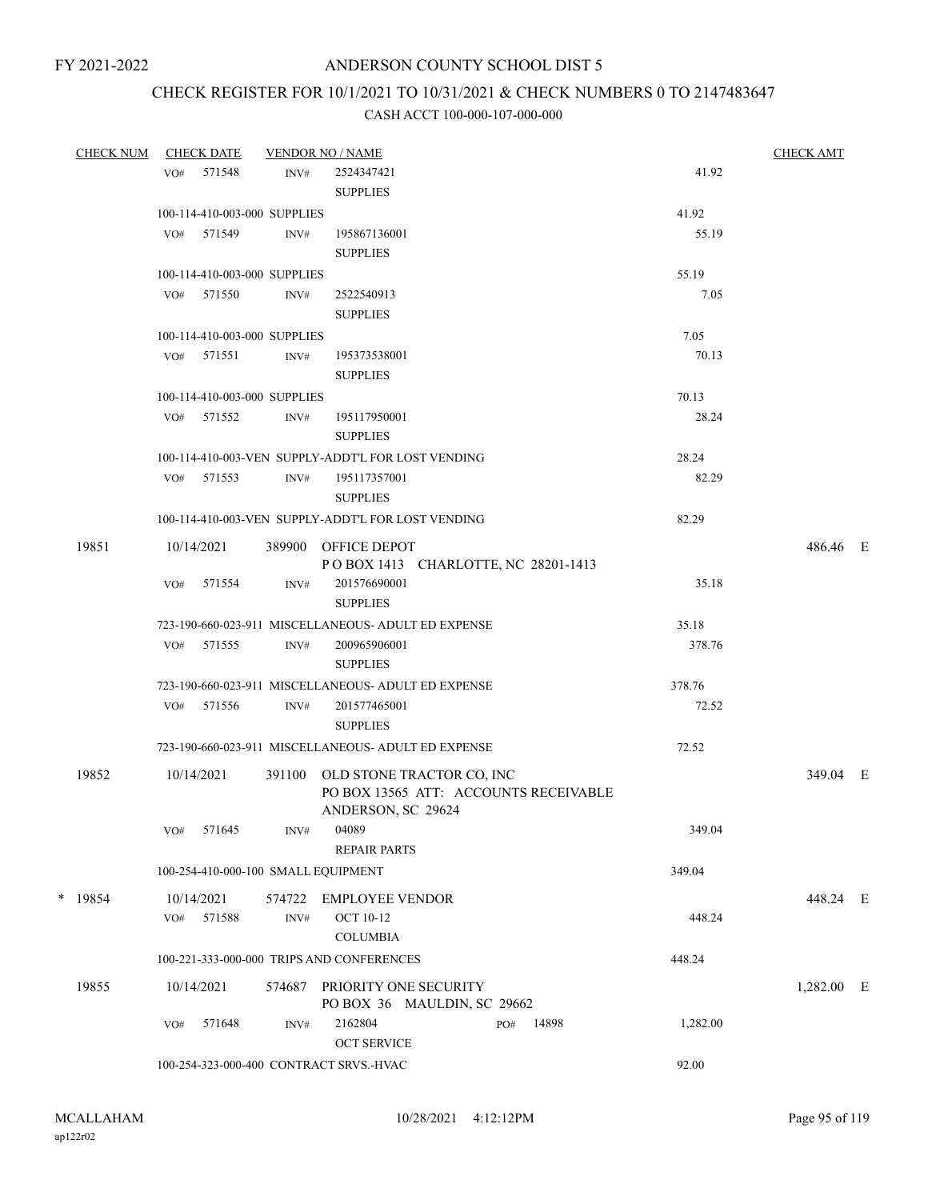FY 2021-2022

# ANDERSON COUNTY SCHOOL DIST 5

## CHECK REGISTER FOR 10/1/2021 TO 10/31/2021 & CHECK NUMBERS 0 TO 2147483647

### CASH ACCT 100-000-107-000-000

| CHECK NUM | CHECK DATE | VENDOR NO / NAME | | CHECK AMT |
|---|---|---|---|---|
| | VO# 571548 | INV# 2524347421 SUPPLIES | 41.92 | |
| | 100-114-410-003-000 SUPPLIES | | 41.92 | |
| | VO# 571549 | INV# 195867136001 SUPPLIES | 55.19 | |
| | 100-114-410-003-000 SUPPLIES | | 55.19 | |
| | VO# 571550 | INV# 2522540913 SUPPLIES | 7.05 | |
| | 100-114-410-003-000 SUPPLIES | | 7.05 | |
| | VO# 571551 | INV# 195373538001 SUPPLIES | 70.13 | |
| | 100-114-410-003-000 SUPPLIES | | 70.13 | |
| | VO# 571552 | INV# 195117950001 SUPPLIES | 28.24 | |
| | 100-114-410-003-VEN SUPPLY-ADDT'L FOR LOST VENDING | | 28.24 | |
| | VO# 571553 | INV# 195117357001 SUPPLIES | 82.29 | |
| | 100-114-410-003-VEN SUPPLY-ADDT'L FOR LOST VENDING | | 82.29 | |
| 19851 | 10/14/2021 | 389900 OFFICE DEPOT P O BOX 1413 CHARLOTTE, NC 28201-1413 | | 486.46 E |
| | VO# 571554 | INV# 201576690001 SUPPLIES | 35.18 | |
| | 723-190-660-023-911 MISCELLANEOUS- ADULT ED EXPENSE | | 35.18 | |
| | VO# 571555 | INV# 200965906001 SUPPLIES | 378.76 | |
| | 723-190-660-023-911 MISCELLANEOUS- ADULT ED EXPENSE | | 378.76 | |
| | VO# 571556 | INV# 201577465001 SUPPLIES | 72.52 | |
| | 723-190-660-023-911 MISCELLANEOUS- ADULT ED EXPENSE | | 72.52 | |
| 19852 | 10/14/2021 | 391100 OLD STONE TRACTOR CO, INC PO BOX 13565 ATT: ACCOUNTS RECEIVABLE ANDERSON, SC 29624 | | 349.04 E |
| | VO# 571645 | INV# 04089 REPAIR PARTS | 349.04 | |
| | 100-254-410-000-100 SMALL EQUIPMENT | | 349.04 | |
| * 19854 | 10/14/2021 | 574722 EMPLOYEE VENDOR | | 448.24 E |
| | VO# 571588 | INV# OCT 10-12 COLUMBIA | 448.24 | |
| | 100-221-333-000-000 TRIPS AND CONFERENCES | | 448.24 | |
| 19855 | 10/14/2021 | 574687 PRIORITY ONE SECURITY PO BOX 36 MAULDIN, SC 29662 | | 1,282.00 E |
| | VO# 571648 | INV# 2162804 PO# 14898 OCT SERVICE | 1,282.00 | |
| | 100-254-323-000-400 CONTRACT SRVS.-HVAC | | 92.00 | |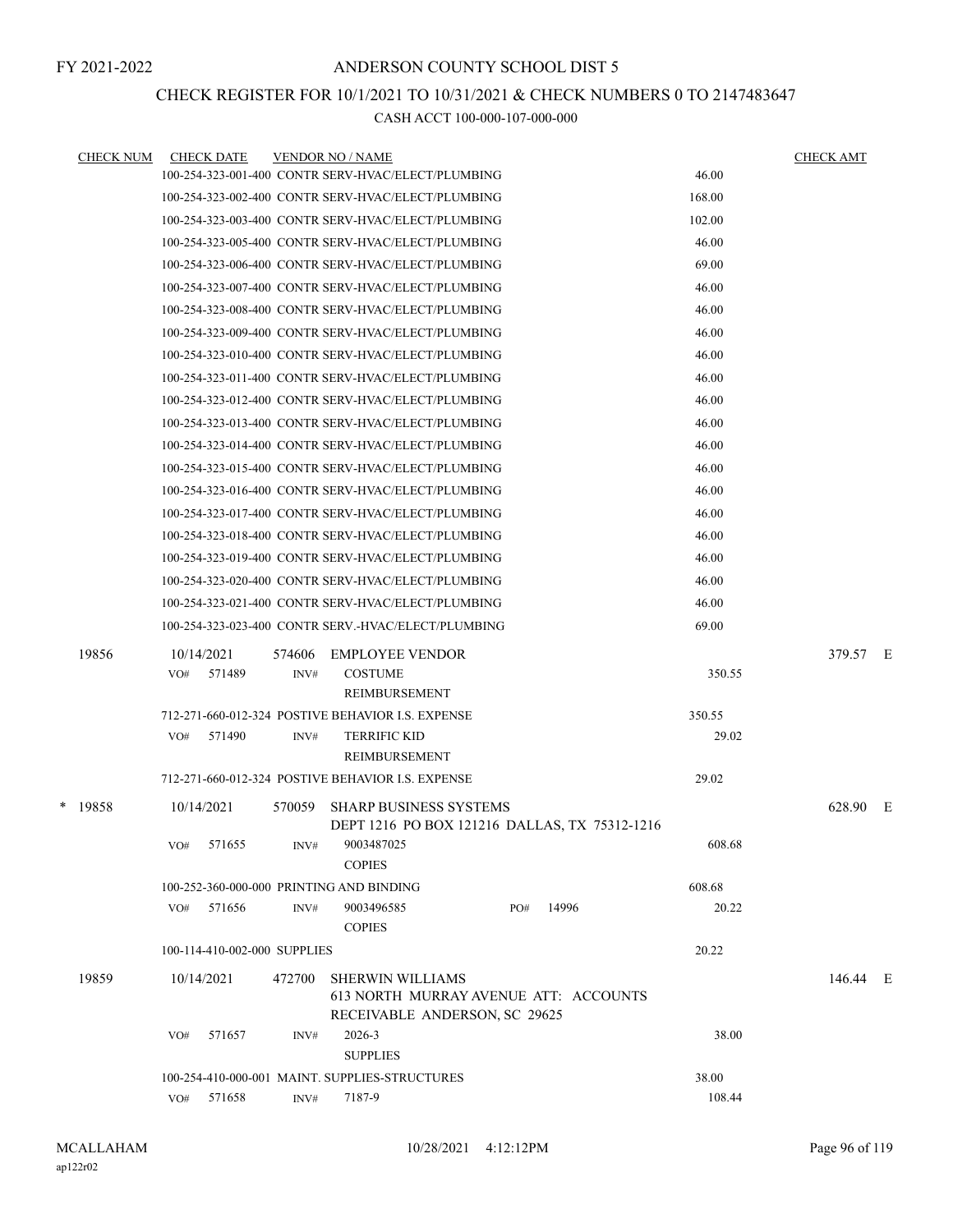FY 2021-2022

# ANDERSON COUNTY SCHOOL DIST 5

## CHECK REGISTER FOR 10/1/2021 TO 10/31/2021 & CHECK NUMBERS 0 TO 2147483647

### CASH ACCT 100-000-107-000-000

| CHECK NUM | CHECK DATE | VENDOR NO / NAME | | CHECK AMT | |
|---|---|---|---|---|---|
| | | 100-254-323-001-400 CONTR SERV-HVAC/ELECT/PLUMBING | 46.00 | | |
| | | 100-254-323-002-400 CONTR SERV-HVAC/ELECT/PLUMBING | 168.00 | | |
| | | 100-254-323-003-400 CONTR SERV-HVAC/ELECT/PLUMBING | 102.00 | | |
| | | 100-254-323-005-400 CONTR SERV-HVAC/ELECT/PLUMBING | 46.00 | | |
| | | 100-254-323-006-400 CONTR SERV-HVAC/ELECT/PLUMBING | 69.00 | | |
| | | 100-254-323-007-400 CONTR SERV-HVAC/ELECT/PLUMBING | 46.00 | | |
| | | 100-254-323-008-400 CONTR SERV-HVAC/ELECT/PLUMBING | 46.00 | | |
| | | 100-254-323-009-400 CONTR SERV-HVAC/ELECT/PLUMBING | 46.00 | | |
| | | 100-254-323-010-400 CONTR SERV-HVAC/ELECT/PLUMBING | 46.00 | | |
| | | 100-254-323-011-400 CONTR SERV-HVAC/ELECT/PLUMBING | 46.00 | | |
| | | 100-254-323-012-400 CONTR SERV-HVAC/ELECT/PLUMBING | 46.00 | | |
| | | 100-254-323-013-400 CONTR SERV-HVAC/ELECT/PLUMBING | 46.00 | | |
| | | 100-254-323-014-400 CONTR SERV-HVAC/ELECT/PLUMBING | 46.00 | | |
| | | 100-254-323-015-400 CONTR SERV-HVAC/ELECT/PLUMBING | 46.00 | | |
| | | 100-254-323-016-400 CONTR SERV-HVAC/ELECT/PLUMBING | 46.00 | | |
| | | 100-254-323-017-400 CONTR SERV-HVAC/ELECT/PLUMBING | 46.00 | | |
| | | 100-254-323-018-400 CONTR SERV-HVAC/ELECT/PLUMBING | 46.00 | | |
| | | 100-254-323-019-400 CONTR SERV-HVAC/ELECT/PLUMBING | 46.00 | | |
| | | 100-254-323-020-400 CONTR SERV-HVAC/ELECT/PLUMBING | 46.00 | | |
| | | 100-254-323-021-400 CONTR SERV-HVAC/ELECT/PLUMBING | 46.00 | | |
| | | 100-254-323-023-400 CONTR SERV.-HVAC/ELECT/PLUMBING | 69.00 | | |
| 19856 | 10/14/2021 | 574606 EMPLOYEE VENDOR | | 379.57 | E |
| | VO# 571489 | INV# COSTUME REIMBURSEMENT | 350.55 | | |
| | | 712-271-660-012-324 POSTIVE BEHAVIOR I.S. EXPENSE | 350.55 | | |
| | VO# 571490 | INV# TERRIFIC KID REIMBURSEMENT | 29.02 | | |
| | | 712-271-660-012-324 POSTIVE BEHAVIOR I.S. EXPENSE | 29.02 | | |
| * 19858 | 10/14/2021 | 570059 SHARP BUSINESS SYSTEMS DEPT 1216 PO BOX 121216 DALLAS, TX 75312-1216 | | 628.90 | E |
| | VO# 571655 | INV# 9003487025 COPIES | 608.68 | | |
| | | 100-252-360-000-000 PRINTING AND BINDING | 608.68 | | |
| | VO# 571656 | INV# 9003496585 COPIES PO# 14996 | 20.22 | | |
| | | 100-114-410-002-000 SUPPLIES | 20.22 | | |
| 19859 | 10/14/2021 | 472700 SHERWIN WILLIAMS 613 NORTH MURRAY AVENUE ATT: ACCOUNTS RECEIVABLE ANDERSON, SC 29625 | | 146.44 | E |
| | VO# 571657 | INV# 2026-3 SUPPLIES | 38.00 | | |
| | | 100-254-410-000-001 MAINT. SUPPLIES-STRUCTURES | 38.00 | | |
| | VO# 571658 | INV# 7187-9 | 108.44 | | |

MCALLAHAM 10/28/2021 4:12:12PM
ap122r02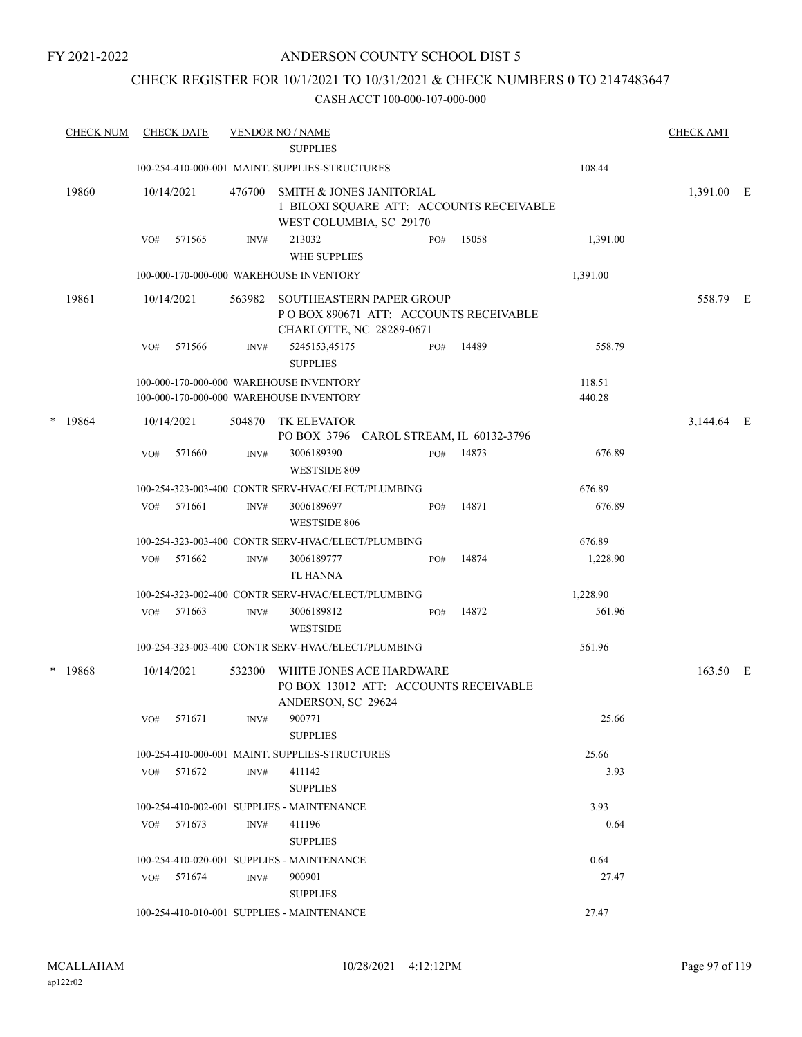FY 2021-2022

# ANDERSON COUNTY SCHOOL DIST 5

## CHECK REGISTER FOR 10/1/2021 TO 10/31/2021 & CHECK NUMBERS 0 TO 2147483647

CASH ACCT 100-000-107-000-000

| CHECK NUM | CHECK DATE | VENDOR NO / NAME | | | | CHECK AMT |
|---|---|---|---|---|---|---|
| | | SUPPLIES | | | | |
| | | 100-254-410-000-001 MAINT. SUPPLIES-STRUCTURES | | | 108.44 | |
| 19860 | 10/14/2021 | 476700 SMITH & JONES JANITORIAL<br>1 BILOXI SQUARE ATT: ACCOUNTS RECEIVABLE<br>WEST COLUMBIA, SC 29170 | | | | 1,391.00 E |
| | VO# 571565 | INV# 213032<br>WHE SUPPLIES | PO# 15058 | | 1,391.00 | |
| | | 100-000-170-000-000 WAREHOUSE INVENTORY | | | 1,391.00 | |
| 19861 | 10/14/2021 | 563982 SOUTHEASTERN PAPER GROUP<br>P O BOX 890671 ATT: ACCOUNTS RECEIVABLE<br>CHARLOTTE, NC 28289-0671 | | | | 558.79 E |
| | VO# 571566 | INV# 5245153,45175<br>SUPPLIES | PO# 14489 | | 558.79 | |
| | | 100-000-170-000-000 WAREHOUSE INVENTORY | | | 118.51 | |
| | | 100-000-170-000-000 WAREHOUSE INVENTORY | | | 440.28 | |
| * 19864 | 10/14/2021 | 504870 TK ELEVATOR<br>PO BOX 3796 CAROL STREAM, IL 60132-3796 | | | | 3,144.64 E |
| | VO# 571660 | INV# 3006189390<br>WESTSIDE 809 | PO# 14873 | | 676.89 | |
| | | 100-254-323-003-400 CONTR SERV-HVAC/ELECT/PLUMBING | | | 676.89 | |
| | VO# 571661 | INV# 3006189697<br>WESTSIDE 806 | PO# 14871 | | 676.89 | |
| | | 100-254-323-003-400 CONTR SERV-HVAC/ELECT/PLUMBING | | | 676.89 | |
| | VO# 571662 | INV# 3006189777<br>TL HANNA | PO# 14874 | | 1,228.90 | |
| | | 100-254-323-002-400 CONTR SERV-HVAC/ELECT/PLUMBING | | | 1,228.90 | |
| | VO# 571663 | INV# 3006189812<br>WESTSIDE | PO# 14872 | | 561.96 | |
| | | 100-254-323-003-400 CONTR SERV-HVAC/ELECT/PLUMBING | | | 561.96 | |
| * 19868 | 10/14/2021 | 532300 WHITE JONES ACE HARDWARE<br>PO BOX 13012 ATT: ACCOUNTS RECEIVABLE<br>ANDERSON, SC 29624 | | | | 163.50 E |
| | VO# 571671 | INV# 900771<br>SUPPLIES | | | 25.66 | |
| | | 100-254-410-000-001 MAINT. SUPPLIES-STRUCTURES | | | 25.66 | |
| | VO# 571672 | INV# 411142<br>SUPPLIES | | | 3.93 | |
| | | 100-254-410-002-001 SUPPLIES - MAINTENANCE | | | 3.93 | |
| | VO# 571673 | INV# 411196<br>SUPPLIES | | | 0.64 | |
| | | 100-254-410-020-001 SUPPLIES - MAINTENANCE | | | 0.64 | |
| | VO# 571674 | INV# 900901<br>SUPPLIES | | | 27.47 | |
| | | 100-254-410-010-001 SUPPLIES - MAINTENANCE | | | 27.47 | |

MCALLAHAM
ap122r02

10/28/2021 4:12:12PM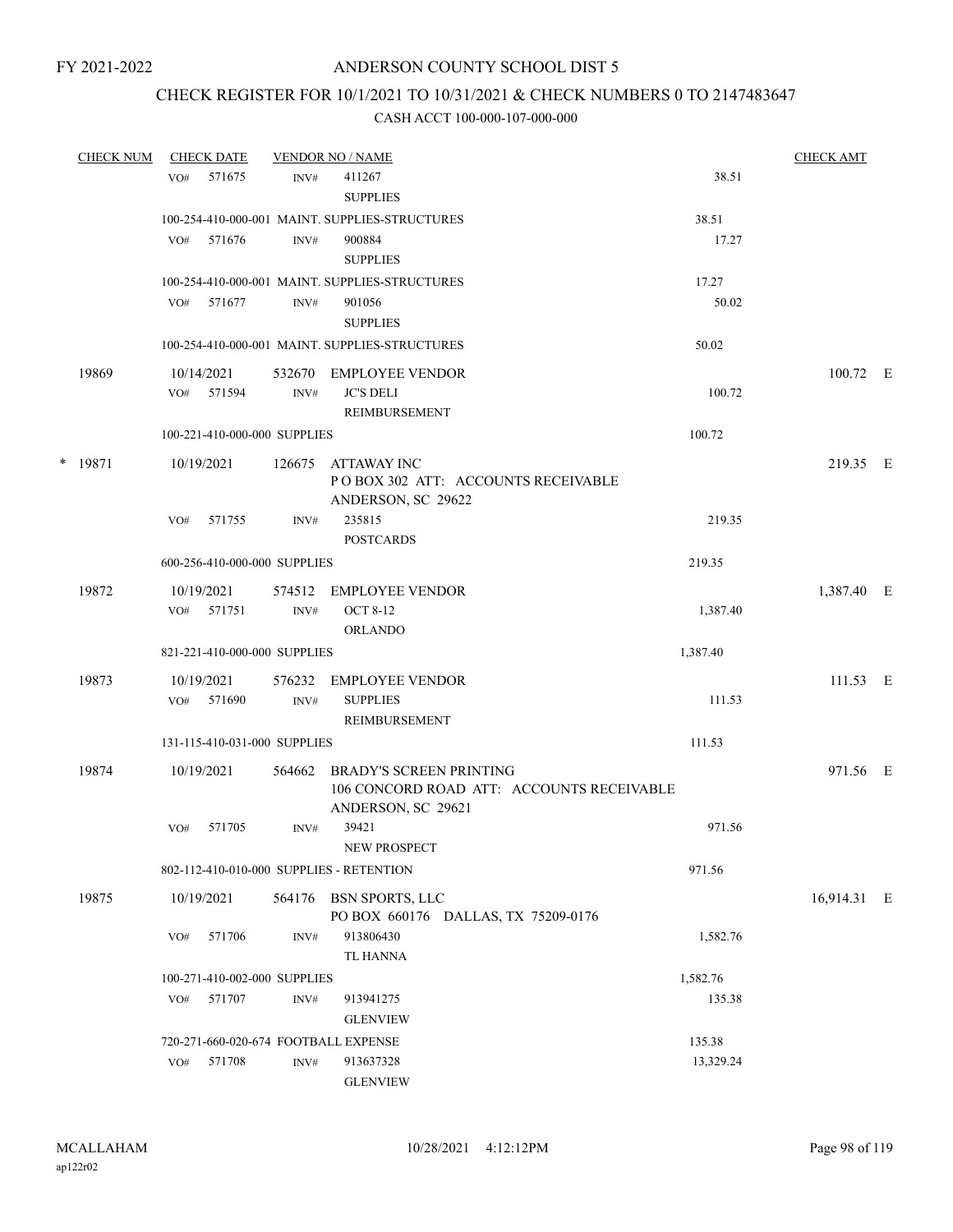FY 2021-2022

# ANDERSON COUNTY SCHOOL DIST 5

## CHECK REGISTER FOR 10/1/2021 TO 10/31/2021 & CHECK NUMBERS 0 TO 2147483647

### CASH ACCT 100-000-107-000-000

| CHECK NUM | CHECK DATE | VENDOR NO / NAME | | CHECK AMT |
|---|---|---|---|---|
| | VO# 571675 | INV# 411267 SUPPLIES | 38.51 | |
| | 100-254-410-000-001 MAINT. SUPPLIES-STRUCTURES | | 38.51 | |
| | VO# 571676 | INV# 900884 SUPPLIES | 17.27 | |
| | 100-254-410-000-001 MAINT. SUPPLIES-STRUCTURES | | 17.27 | |
| | VO# 571677 | INV# 901056 SUPPLIES | 50.02 | |
| | 100-254-410-000-001 MAINT. SUPPLIES-STRUCTURES | | 50.02 | |
| 19869 | 10/14/2021 | 532670 EMPLOYEE VENDOR | | 100.72 E |
| | VO# 571594 | INV# JC'S DELI REIMBURSEMENT | 100.72 | |
| | 100-221-410-000-000 SUPPLIES | | 100.72 | |
| * 19871 | 10/19/2021 | 126675 ATTAWAY INC<br>P O BOX 302 ATT: ACCOUNTS RECEIVABLE<br>ANDERSON, SC 29622 | | 219.35 E |
| | VO# 571755 | INV# 235815 POSTCARDS | 219.35 | |
| | 600-256-410-000-000 SUPPLIES | | 219.35 | |
| 19872 | 10/19/2021 | 574512 EMPLOYEE VENDOR | | 1,387.40 E |
| | VO# 571751 | INV# OCT 8-12 ORLANDO | 1,387.40 | |
| | 821-221-410-000-000 SUPPLIES | | 1,387.40 | |
| 19873 | 10/19/2021 | 576232 EMPLOYEE VENDOR | | 111.53 E |
| | VO# 571690 | INV# SUPPLIES REIMBURSEMENT | 111.53 | |
| | 131-115-410-031-000 SUPPLIES | | 111.53 | |
| 19874 | 10/19/2021 | 564662 BRADY'S SCREEN PRINTING<br>106 CONCORD ROAD ATT: ACCOUNTS RECEIVABLE<br>ANDERSON, SC 29621 | | 971.56 E |
| | VO# 571705 | INV# 39421 NEW PROSPECT | 971.56 | |
| | 802-112-410-010-000 SUPPLIES - RETENTION | | 971.56 | |
| 19875 | 10/19/2021 | 564176 BSN SPORTS, LLC<br>PO BOX 660176 DALLAS, TX 75209-0176 | | 16,914.31 E |
| | VO# 571706 | INV# 913806430 TL HANNA | 1,582.76 | |
| | 100-271-410-002-000 SUPPLIES | | 1,582.76 | |
| | VO# 571707 | INV# 913941275 GLENVIEW | 135.38 | |
| | 720-271-660-020-674 FOOTBALL EXPENSE | | 135.38 | |
| | VO# 571708 | INV# 913637328 GLENVIEW | 13,329.24 | |

MCALLAHAM
ap122r02

10/28/2021 4:12:12PM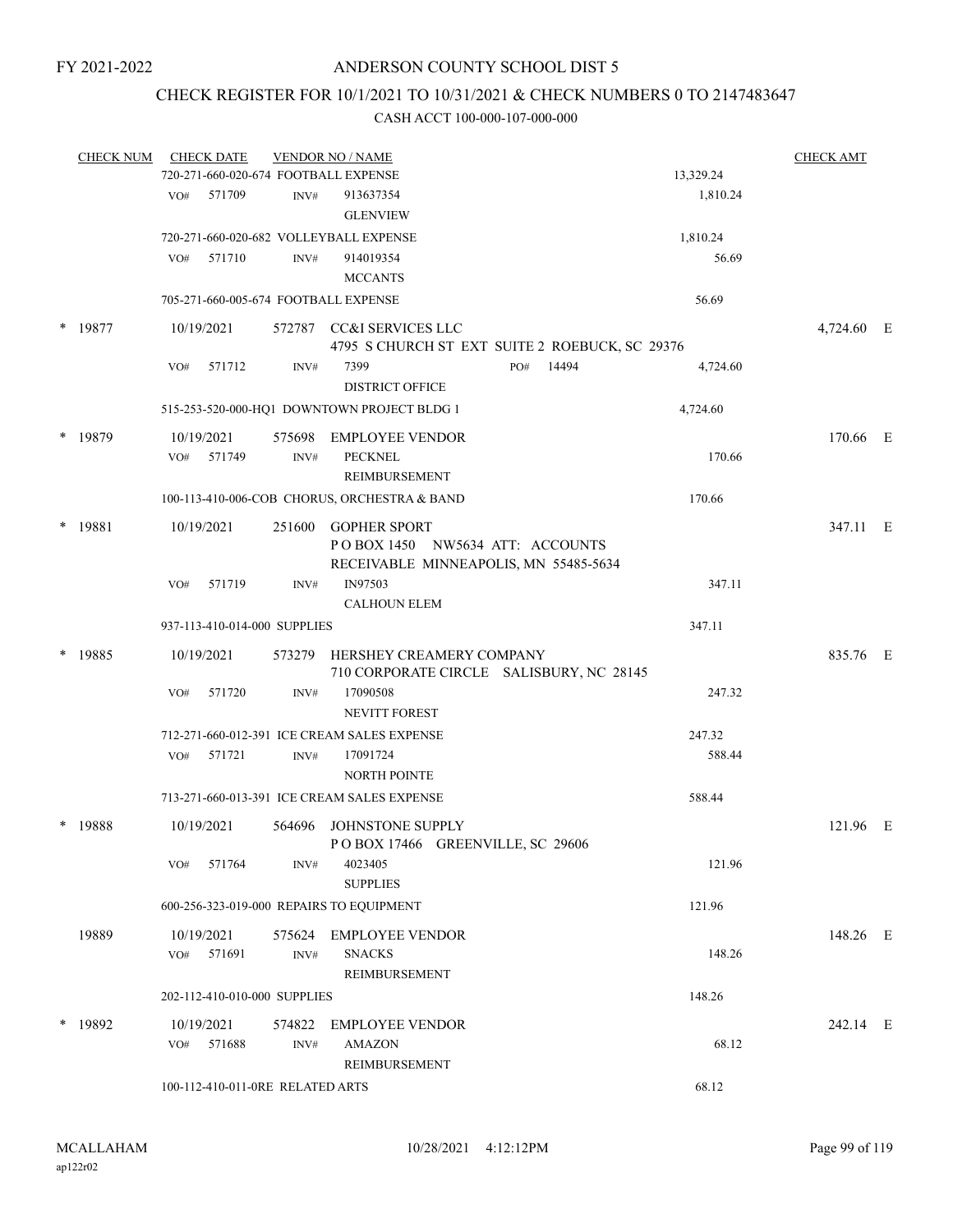FY 2021-2022

# ANDERSON COUNTY SCHOOL DIST 5

## CHECK REGISTER FOR 10/1/2021 TO 10/31/2021 & CHECK NUMBERS 0 TO 2147483647

### CASH ACCT 100-000-107-000-000

| CHECK NUM | CHECK DATE | VENDOR NO / NAME | | CHECK AMT |
|---|---|---|---|---|
| | 720-271-660-020-674 FOOTBALL EXPENSE | | 13,329.24 | |
| | VO# 571709 | INV# 913637354 GLENVIEW | 1,810.24 | |
| | 720-271-660-020-682 VOLLEYBALL EXPENSE | | 1,810.24 | |
| | VO# 571710 | INV# 914019354 MCCANTS | 56.69 | |
| | 705-271-660-005-674 FOOTBALL EXPENSE | | 56.69 | |
| * 19877 | 10/19/2021 | 572787 CC&I SERVICES LLC 4795 S CHURCH ST EXT SUITE 2 ROEBUCK, SC 29376 | | 4,724.60 E |
| | VO# 571712 | INV# 7399 PO# 14494 DISTRICT OFFICE | 4,724.60 | |
| | 515-253-520-000-HQ1 DOWNTOWN PROJECT BLDG 1 | | 4,724.60 | |
| * 19879 | 10/19/2021 | 575698 EMPLOYEE VENDOR | | 170.66 E |
| | VO# 571749 | INV# PECKNEL REIMBURSEMENT | 170.66 | |
| | 100-113-410-006-COB CHORUS, ORCHESTRA & BAND | | 170.66 | |
| * 19881 | 10/19/2021 | 251600 GOPHER SPORT P O BOX 1450 NW5634 ATT: ACCOUNTS RECEIVABLE MINNEAPOLIS, MN 55485-5634 | | 347.11 E |
| | VO# 571719 | INV# IN97503 CALHOUN ELEM | 347.11 | |
| | 937-113-410-014-000 SUPPLIES | | 347.11 | |
| * 19885 | 10/19/2021 | 573279 HERSHEY CREAMERY COMPANY 710 CORPORATE CIRCLE SALISBURY, NC 28145 | | 835.76 E |
| | VO# 571720 | INV# 17090508 NEVITT FOREST | 247.32 | |
| | 712-271-660-012-391 ICE CREAM SALES EXPENSE | | 247.32 | |
| | VO# 571721 | INV# 17091724 NORTH POINTE | 588.44 | |
| | 713-271-660-013-391 ICE CREAM SALES EXPENSE | | 588.44 | |
| * 19888 | 10/19/2021 | 564696 JOHNSTONE SUPPLY P O BOX 17466 GREENVILLE, SC 29606 | | 121.96 E |
| | VO# 571764 | INV# 4023405 SUPPLIES | 121.96 | |
| | 600-256-323-019-000 REPAIRS TO EQUIPMENT | | 121.96 | |
| 19889 | 10/19/2021 | 575624 EMPLOYEE VENDOR | | 148.26 E |
| | VO# 571691 | INV# SNACKS REIMBURSEMENT | 148.26 | |
| | 202-112-410-010-000 SUPPLIES | | 148.26 | |
| * 19892 | 10/19/2021 | 574822 EMPLOYEE VENDOR | | 242.14 E |
| | VO# 571688 | INV# AMAZON REIMBURSEMENT | 68.12 | |
| | 100-112-410-011-0RE RELATED ARTS | | 68.12 | |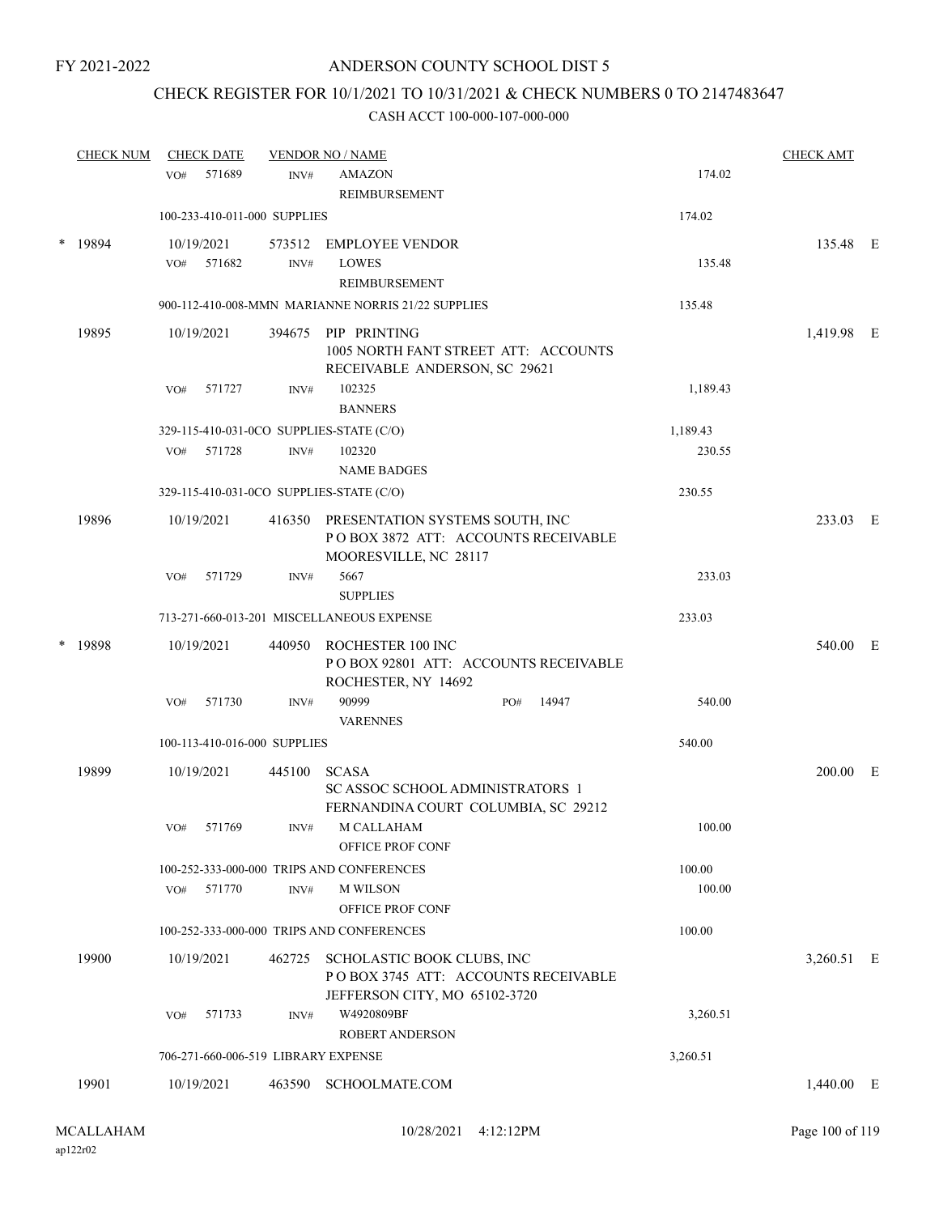FY 2021-2022

# ANDERSON COUNTY SCHOOL DIST 5

## CHECK REGISTER FOR 10/1/2021 TO 10/31/2021 & CHECK NUMBERS 0 TO 2147483647

### CASH ACCT 100-000-107-000-000

| CHECK NUM | CHECK DATE | VENDOR NO / NAME | | | CHECK AMT | |
|---|---|---|---|---|---|---|
| | VO# 571689 | INV# | AMAZON<br>REIMBURSEMENT | 174.02 | | |
| | 100-233-410-011-000 SUPPLIES | | | 174.02 | | |
| * 19894 | 10/19/2021 | 573512 | EMPLOYEE VENDOR | | 135.48 | E |
| | VO# 571682 | INV# | LOWES<br>REIMBURSEMENT | 135.48 | | |
| | 900-112-410-008-MMN MARIANNE NORRIS 21/22 SUPPLIES | | | 135.48 | | |
| 19895 | 10/19/2021 | 394675 | PIP PRINTING<br>1005 NORTH FANT STREET ATT: ACCOUNTS RECEIVABLE ANDERSON, SC 29621 | | 1,419.98 | E |
| | VO# 571727 | INV# | 102325<br>BANNERS | 1,189.43 | | |
| | 329-115-410-031-0CO SUPPLIES-STATE (C/O) | | | 1,189.43 | | |
| | VO# 571728 | INV# | 102320<br>NAME BADGES | 230.55 | | |
| | 329-115-410-031-0CO SUPPLIES-STATE (C/O) | | | 230.55 | | |
| 19896 | 10/19/2021 | 416350 | PRESENTATION SYSTEMS SOUTH, INC<br>P O BOX 3872 ATT: ACCOUNTS RECEIVABLE MOORESVILLE, NC 28117 | | 233.03 | E |
| | VO# 571729 | INV# | 5667<br>SUPPLIES | 233.03 | | |
| | 713-271-660-013-201 MISCELLANEOUS EXPENSE | | | 233.03 | | |
| * 19898 | 10/19/2021 | 440950 | ROCHESTER 100 INC<br>P O BOX 92801 ATT: ACCOUNTS RECEIVABLE ROCHESTER, NY 14692 | | 540.00 | E |
| | VO# 571730 | INV# | 90999 PO# 14947<br>VARENNES | 540.00 | | |
| | 100-113-410-016-000 SUPPLIES | | | 540.00 | | |
| 19899 | 10/19/2021 | 445100 | SCASA<br>SC ASSOC SCHOOL ADMINISTRATORS 1 FERNANDINA COURT COLUMBIA, SC 29212 | | 200.00 | E |
| | VO# 571769 | INV# | M CALLAHAM<br>OFFICE PROF CONF | 100.00 | | |
| | 100-252-333-000-000 TRIPS AND CONFERENCES | | | 100.00 | | |
| | VO# 571770 | INV# | M WILSON<br>OFFICE PROF CONF | 100.00 | | |
| | 100-252-333-000-000 TRIPS AND CONFERENCES | | | 100.00 | | |
| 19900 | 10/19/2021 | 462725 | SCHOLASTIC BOOK CLUBS, INC<br>P O BOX 3745 ATT: ACCOUNTS RECEIVABLE JEFFERSON CITY, MO 65102-3720 | | 3,260.51 | E |
| | VO# 571733 | INV# | W4920809BF<br>ROBERT ANDERSON | 3,260.51 | | |
| | 706-271-660-006-519 LIBRARY EXPENSE | | | 3,260.51 | | |
| 19901 | 10/19/2021 | 463590 | SCHOOLMATE.COM | | 1,440.00 | E |

MCALLAHAM
ap122r02

10/28/2021 4:12:12PM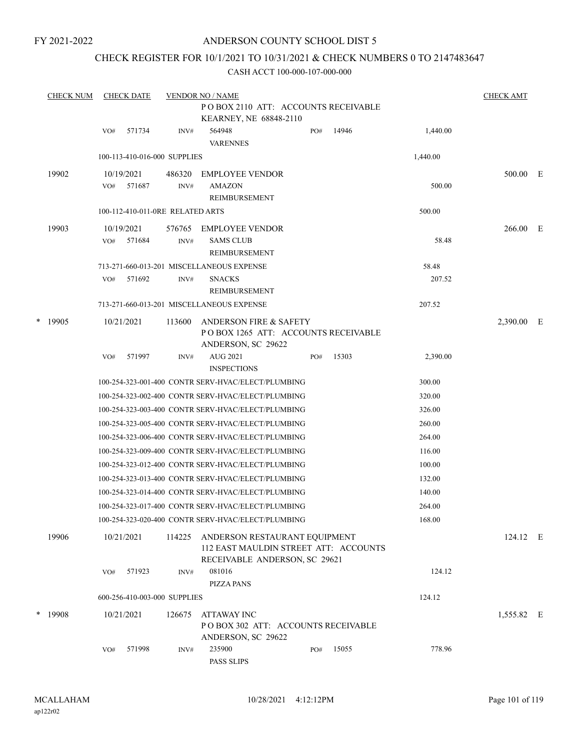FY 2021-2022

ANDERSON COUNTY SCHOOL DIST 5

CHECK REGISTER FOR 10/1/2021 TO 10/31/2021 & CHECK NUMBERS 0 TO 2147483647

CASH ACCT 100-000-107-000-000

| CHECK NUM | CHECK DATE | VENDOR NO / NAME | | | CHECK AMT | |
|---|---|---|---|---|---|---|
| | | P O BOX 2110 ATT: ACCOUNTS RECEIVABLE KEARNEY, NE 68848-2110 | | | | |
| | VO# 571734 | INV# 564948 VARENNES | PO# 14946 | 1,440.00 | | |
| | 100-113-410-016-000 SUPPLIES | | | 1,440.00 | | |
| 19902 | 10/19/2021 | 486320 EMPLOYEE VENDOR | | | 500.00 | E |
| | VO# 571687 | INV# AMAZON REIMBURSEMENT | | 500.00 | | |
| | 100-112-410-011-0RE RELATED ARTS | | | 500.00 | | |
| 19903 | 10/19/2021 | 576765 EMPLOYEE VENDOR | | | 266.00 | E |
| | VO# 571684 | INV# SAMS CLUB REIMBURSEMENT | | 58.48 | | |
| | 713-271-660-013-201 MISCELLANEOUS EXPENSE | | | 58.48 | | |
| | VO# 571692 | INV# SNACKS REIMBURSEMENT | | 207.52 | | |
| | 713-271-660-013-201 MISCELLANEOUS EXPENSE | | | 207.52 | | |
| * 19905 | 10/21/2021 | 113600 ANDERSON FIRE & SAFETY P O BOX 1265 ATT: ACCOUNTS RECEIVABLE ANDERSON, SC 29622 | | | 2,390.00 | E |
| | VO# 571997 | INV# AUG 2021 INSPECTIONS | PO# 15303 | 2,390.00 | | |
| | 100-254-323-001-400 CONTR SERV-HVAC/ELECT/PLUMBING | | | 300.00 | | |
| | 100-254-323-002-400 CONTR SERV-HVAC/ELECT/PLUMBING | | | 320.00 | | |
| | 100-254-323-003-400 CONTR SERV-HVAC/ELECT/PLUMBING | | | 326.00 | | |
| | 100-254-323-005-400 CONTR SERV-HVAC/ELECT/PLUMBING | | | 260.00 | | |
| | 100-254-323-006-400 CONTR SERV-HVAC/ELECT/PLUMBING | | | 264.00 | | |
| | 100-254-323-009-400 CONTR SERV-HVAC/ELECT/PLUMBING | | | 116.00 | | |
| | 100-254-323-012-400 CONTR SERV-HVAC/ELECT/PLUMBING | | | 100.00 | | |
| | 100-254-323-013-400 CONTR SERV-HVAC/ELECT/PLUMBING | | | 132.00 | | |
| | 100-254-323-014-400 CONTR SERV-HVAC/ELECT/PLUMBING | | | 140.00 | | |
| | 100-254-323-017-400 CONTR SERV-HVAC/ELECT/PLUMBING | | | 264.00 | | |
| | 100-254-323-020-400 CONTR SERV-HVAC/ELECT/PLUMBING | | | 168.00 | | |
| 19906 | 10/21/2021 | 114225 ANDERSON RESTAURANT EQUIPMENT 112 EAST MAULDIN STREET ATT: ACCOUNTS RECEIVABLE ANDERSON, SC 29621 | | | 124.12 | E |
| | VO# 571923 | INV# 081016 PIZZA PANS | | 124.12 | | |
| | 600-256-410-003-000 SUPPLIES | | | 124.12 | | |
| * 19908 | 10/21/2021 | 126675 ATTAWAY INC P O BOX 302 ATT: ACCOUNTS RECEIVABLE ANDERSON, SC 29622 | | | 1,555.82 | E |
| | VO# 571998 | INV# 235900 PASS SLIPS | PO# 15055 | 778.96 | | |

MCALLAHAM ap122r02 10/28/2021 4:12:12PM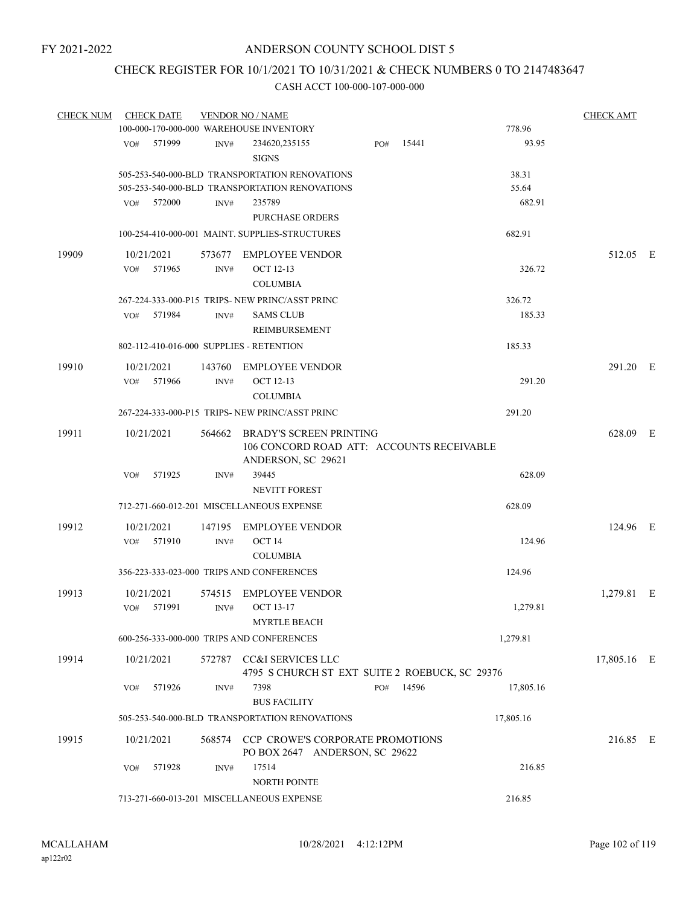FY 2021-2022

# ANDERSON COUNTY SCHOOL DIST 5

## CHECK REGISTER FOR 10/1/2021 TO 10/31/2021 & CHECK NUMBERS 0 TO 2147483647

### CASH ACCT 100-000-107-000-000

| CHECK NUM | CHECK DATE | VENDOR NO / NAME | | | CHECK AMT |
|---|---|---|---|---|---|
| | 100-000-170-000-000 WAREHOUSE INVENTORY | | | 778.96 | |
| | VO# 571999 | INV# 234620,235155 SIGNS | PO# 15441 | 93.95 | |
| | 505-253-540-000-BLD TRANSPORTATION RENOVATIONS | | | 38.31 | |
| | 505-253-540-000-BLD TRANSPORTATION RENOVATIONS | | | 55.64 | |
| | VO# 572000 | INV# 235789 PURCHASE ORDERS | | 682.91 | |
| | 100-254-410-000-001 MAINT. SUPPLIES-STRUCTURES | | | 682.91 | |
| 19909 | 10/21/2021 | 573677 EMPLOYEE VENDOR | | | 512.05 E |
| | VO# 571965 | INV# OCT 12-13 COLUMBIA | | 326.72 | |
| | 267-224-333-000-P15 TRIPS- NEW PRINC/ASST PRINC | | | 326.72 | |
| | VO# 571984 | INV# SAMS CLUB REIMBURSEMENT | | 185.33 | |
| | 802-112-410-016-000 SUPPLIES - RETENTION | | | 185.33 | |
| 19910 | 10/21/2021 | 143760 EMPLOYEE VENDOR | | | 291.20 E |
| | VO# 571966 | INV# OCT 12-13 COLUMBIA | | 291.20 | |
| | 267-224-333-000-P15 TRIPS- NEW PRINC/ASST PRINC | | | 291.20 | |
| 19911 | 10/21/2021 | 564662 BRADY'S SCREEN PRINTING 106 CONCORD ROAD ATT: ACCOUNTS RECEIVABLE ANDERSON, SC 29621 | | | 628.09 E |
| | VO# 571925 | INV# 39445 NEVITT FOREST | | 628.09 | |
| | 712-271-660-012-201 MISCELLANEOUS EXPENSE | | | 628.09 | |
| 19912 | 10/21/2021 | 147195 EMPLOYEE VENDOR | | | 124.96 E |
| | VO# 571910 | INV# OCT 14 COLUMBIA | | 124.96 | |
| | 356-223-333-023-000 TRIPS AND CONFERENCES | | | 124.96 | |
| 19913 | 10/21/2021 | 574515 EMPLOYEE VENDOR | | | 1,279.81 E |
| | VO# 571991 | INV# OCT 13-17 MYRTLE BEACH | | 1,279.81 | |
| | 600-256-333-000-000 TRIPS AND CONFERENCES | | | 1,279.81 | |
| 19914 | 10/21/2021 | 572787 CC&I SERVICES LLC 4795 S CHURCH ST EXT SUITE 2 ROEBUCK, SC 29376 | | | 17,805.16 E |
| | VO# 571926 | INV# 7398 BUS FACILITY | PO# 14596 | 17,805.16 | |
| | 505-253-540-000-BLD TRANSPORTATION RENOVATIONS | | | 17,805.16 | |
| 19915 | 10/21/2021 | 568574 CCP CROWE'S CORPORATE PROMOTIONS PO BOX 2647 ANDERSON, SC 29622 | | | 216.85 E |
| | VO# 571928 | INV# 17514 NORTH POINTE | | 216.85 | |
| | 713-271-660-013-201 MISCELLANEOUS EXPENSE | | | 216.85 | |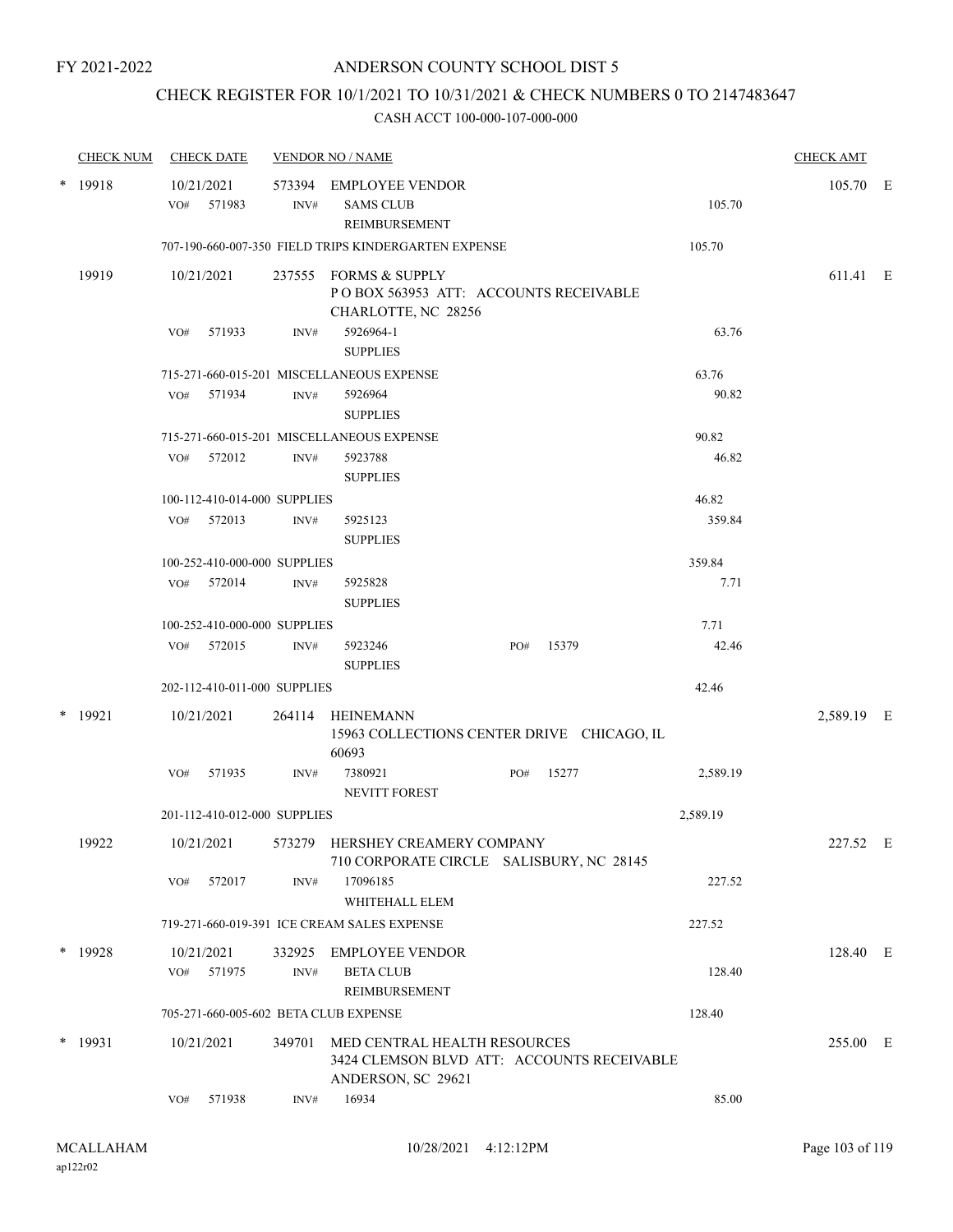FY 2021-2022

# ANDERSON COUNTY SCHOOL DIST 5

## CHECK REGISTER FOR 10/1/2021 TO 10/31/2021 & CHECK NUMBERS 0 TO 2147483647

CASH ACCT 100-000-107-000-000

| CHECK NUM | CHECK DATE | VENDOR NO / NAME | | CHECK AMT |
|---|---|---|---|---|
| * 19918 | 10/21/2021 | 573394 EMPLOYEE VENDOR | | 105.70 E |
| | VO# 571983 | INV# SAMS CLUB REIMBURSEMENT | 105.70 | |
| | 707-190-660-007-350 FIELD TRIPS KINDERGARTEN EXPENSE | | 105.70 | |
| 19919 | 10/21/2021 | 237555 FORMS & SUPPLY P O BOX 563953 ATT: ACCOUNTS RECEIVABLE CHARLOTTE, NC 28256 | | 611.41 E |
| | VO# 571933 | INV# 5926964-1 SUPPLIES | 63.76 | |
| | 715-271-660-015-201 MISCELLANEOUS EXPENSE | | 63.76 | |
| | VO# 571934 | INV# 5926964 SUPPLIES | 90.82 | |
| | 715-271-660-015-201 MISCELLANEOUS EXPENSE | | 90.82 | |
| | VO# 572012 | INV# 5923788 SUPPLIES | 46.82 | |
| | 100-112-410-014-000 SUPPLIES | | 46.82 | |
| | VO# 572013 | INV# 5925123 SUPPLIES | 359.84 | |
| | 100-252-410-000-000 SUPPLIES | | 359.84 | |
| | VO# 572014 | INV# 5925828 SUPPLIES | 7.71 | |
| | 100-252-410-000-000 SUPPLIES | | 7.71 | |
| | VO# 572015 | INV# 5923246 SUPPLIES PO# 15379 | 42.46 | |
| | 202-112-410-011-000 SUPPLIES | | 42.46 | |
| * 19921 | 10/21/2021 | 264114 HEINEMANN 15963 COLLECTIONS CENTER DRIVE CHICAGO, IL 60693 | | 2,589.19 E |
| | VO# 571935 | INV# 7380921 NEVITT FOREST PO# 15277 | 2,589.19 | |
| | 201-112-410-012-000 SUPPLIES | | 2,589.19 | |
| 19922 | 10/21/2021 | 573279 HERSHEY CREAMERY COMPANY 710 CORPORATE CIRCLE SALISBURY, NC 28145 | | 227.52 E |
| | VO# 572017 | INV# 17096185 WHITEHALL ELEM | 227.52 | |
| | 719-271-660-019-391 ICE CREAM SALES EXPENSE | | 227.52 | |
| * 19928 | 10/21/2021 | 332925 EMPLOYEE VENDOR | | 128.40 E |
| | VO# 571975 | INV# BETA CLUB REIMBURSEMENT | 128.40 | |
| | 705-271-660-005-602 BETA CLUB EXPENSE | | 128.40 | |
| * 19931 | 10/21/2021 | 349701 MED CENTRAL HEALTH RESOURCES 3424 CLEMSON BLVD ATT: ACCOUNTS RECEIVABLE ANDERSON, SC 29621 | | 255.00 E |
| | VO# 571938 | INV# 16934 | 85.00 | |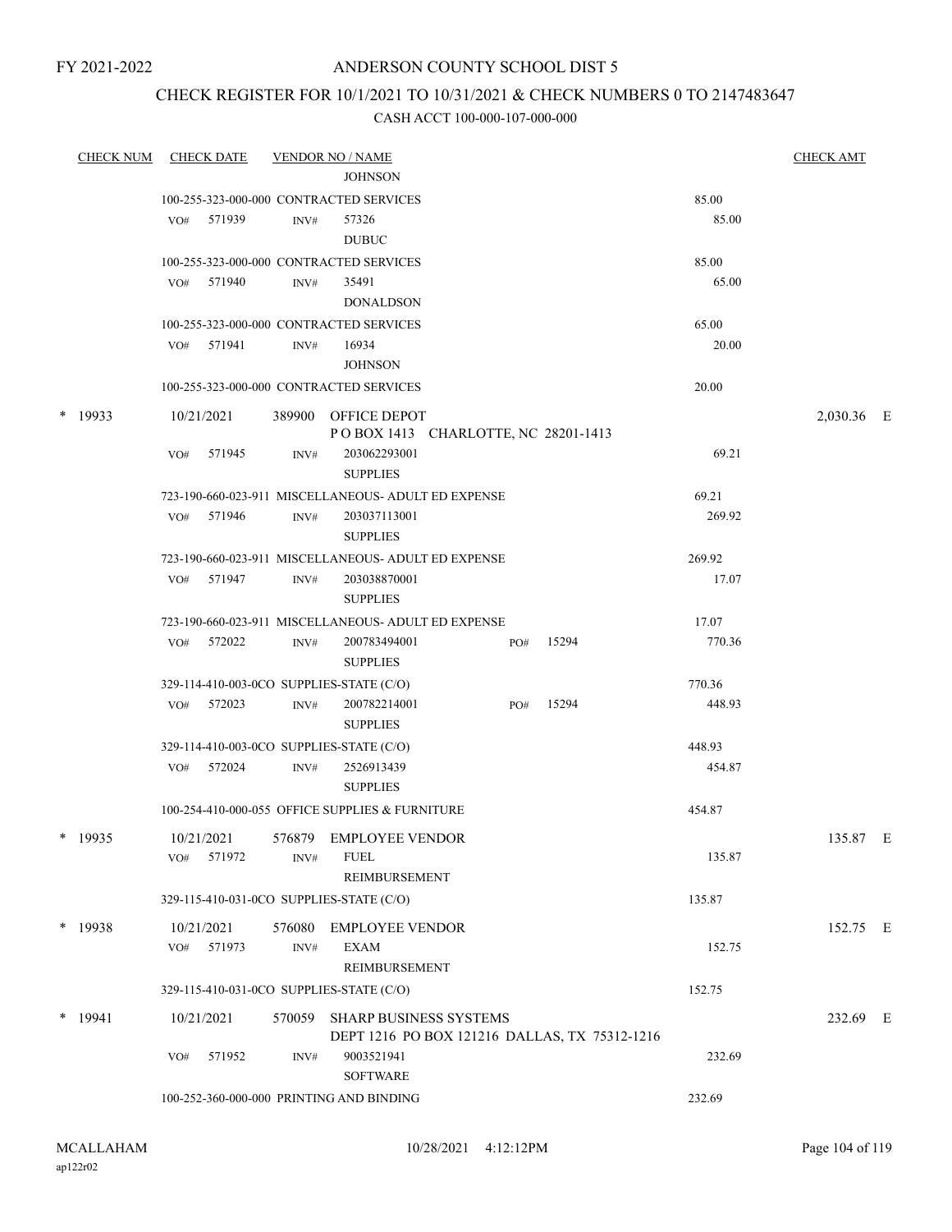FY 2021-2022

# ANDERSON COUNTY SCHOOL DIST 5

## CHECK REGISTER FOR 10/1/2021 TO 10/31/2021 & CHECK NUMBERS 0 TO 2147483647

### CASH ACCT 100-000-107-000-000

| CHECK NUM | CHECK DATE | VENDOR NO / NAME | | CHECK AMT |
|---|---|---|---|---|
| | | JOHNSON | | |
| | 100-255-323-000-000 CONTRACTED SERVICES | | 85.00 | |
| | VO# 571939 | INV# 57326 DUBUC | 85.00 | |
| | 100-255-323-000-000 CONTRACTED SERVICES | | 85.00 | |
| | VO# 571940 | INV# 35491 DONALDSON | 65.00 | |
| | 100-255-323-000-000 CONTRACTED SERVICES | | 65.00 | |
| | VO# 571941 | INV# 16934 JOHNSON | 20.00 | |
| | 100-255-323-000-000 CONTRACTED SERVICES | | 20.00 | |
| * 19933 | 10/21/2021 | 389900 OFFICE DEPOT P O BOX 1413 CHARLOTTE, NC 28201-1413 | | 2,030.36 E |
| | VO# 571945 | INV# 203062293001 SUPPLIES | 69.21 | |
| | 723-190-660-023-911 MISCELLANEOUS- ADULT ED EXPENSE | | 69.21 | |
| | VO# 571946 | INV# 203037113001 SUPPLIES | 269.92 | |
| | 723-190-660-023-911 MISCELLANEOUS- ADULT ED EXPENSE | | 269.92 | |
| | VO# 571947 | INV# 203038870001 SUPPLIES | 17.07 | |
| | 723-190-660-023-911 MISCELLANEOUS- ADULT ED EXPENSE | | 17.07 | |
| | VO# 572022 | INV# 200783494001 PO# 15294 SUPPLIES | 770.36 | |
| | 329-114-410-003-0CO SUPPLIES-STATE (C/O) | | 770.36 | |
| | VO# 572023 | INV# 200782214001 PO# 15294 SUPPLIES | 448.93 | |
| | 329-114-410-003-0CO SUPPLIES-STATE (C/O) | | 448.93 | |
| | VO# 572024 | INV# 2526913439 SUPPLIES | 454.87 | |
| | 100-254-410-000-055 OFFICE SUPPLIES & FURNITURE | | 454.87 | |
| * 19935 | 10/21/2021 | 576879 EMPLOYEE VENDOR | | 135.87 E |
| | VO# 571972 | INV# FUEL REIMBURSEMENT | 135.87 | |
| | 329-115-410-031-0CO SUPPLIES-STATE (C/O) | | 135.87 | |
| * 19938 | 10/21/2021 | 576080 EMPLOYEE VENDOR | | 152.75 E |
| | VO# 571973 | INV# EXAM REIMBURSEMENT | 152.75 | |
| | 329-115-410-031-0CO SUPPLIES-STATE (C/O) | | 152.75 | |
| * 19941 | 10/21/2021 | 570059 SHARP BUSINESS SYSTEMS DEPT 1216 PO BOX 121216 DALLAS, TX 75312-1216 | | 232.69 E |
| | VO# 571952 | INV# 9003521941 SOFTWARE | 232.69 | |
| | 100-252-360-000-000 PRINTING AND BINDING | | 232.69 | |

MCALLAHAM ap122r02 10/28/2021 4:12:12PM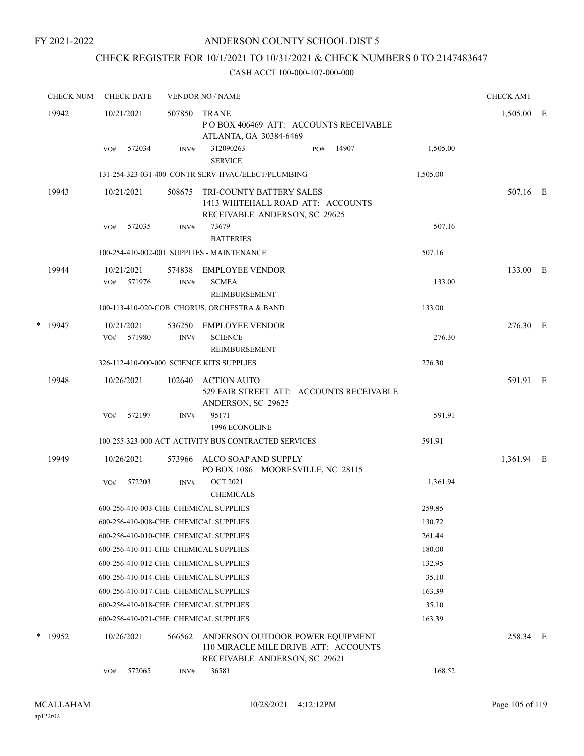FY 2021-2022

# ANDERSON COUNTY SCHOOL DIST 5

## CHECK REGISTER FOR 10/1/2021 TO 10/31/2021 & CHECK NUMBERS 0 TO 2147483647

CASH ACCT 100-000-107-000-000

| CHECK NUM | CHECK DATE | VENDOR NO / NAME | | CHECK AMT | |
|---|---|---|---|---|---|
| 19942 | 10/21/2021 | 507850 TRANE<br>P O BOX 406469 ATT: ACCOUNTS RECEIVABLE<br>ATLANTA, GA 30384-6469 | | 1,505.00 | E |
| | VO# 572034 | INV# 312090263 PO# 14907<br>SERVICE | 1,505.00 | | |
| | 131-254-323-031-400 CONTR SERV-HVAC/ELECT/PLUMBING | | 1,505.00 | | |
| 19943 | 10/21/2021 | 508675 TRI-COUNTY BATTERY SALES<br>1413 WHITEHALL ROAD ATT: ACCOUNTS<br>RECEIVABLE ANDERSON, SC 29625 | | 507.16 | E |
| | VO# 572035 | INV# 73679<br>BATTERIES | 507.16 | | |
| | 100-254-410-002-001 SUPPLIES - MAINTENANCE | | 507.16 | | |
| 19944 | 10/21/2021 | 574838 EMPLOYEE VENDOR | | 133.00 | E |
| | VO# 571976 | INV# SCMEA<br>REIMBURSEMENT | 133.00 | | |
| | 100-113-410-020-COB CHORUS, ORCHESTRA & BAND | | 133.00 | | |
| * 19947 | 10/21/2021 | 536250 EMPLOYEE VENDOR | | 276.30 | E |
| | VO# 571980 | INV# SCIENCE<br>REIMBURSEMENT | 276.30 | | |
| | 326-112-410-000-000 SCIENCE KITS SUPPLIES | | 276.30 | | |
| 19948 | 10/26/2021 | 102640 ACTION AUTO<br>529 FAIR STREET ATT: ACCOUNTS RECEIVABLE<br>ANDERSON, SC 29625 | | 591.91 | E |
| | VO# 572197 | INV# 95171<br>1996 ECONOLINE | 591.91 | | |
| | 100-255-323-000-ACT ACTIVITY BUS CONTRACTED SERVICES | | 591.91 | | |
| 19949 | 10/26/2021 | 573966 ALCO SOAP AND SUPPLY<br>PO BOX 1086 MOORESVILLE, NC 28115 | | 1,361.94 | E |
| | VO# 572203 | INV# OCT 2021<br>CHEMICALS | 1,361.94 | | |
| | 600-256-410-003-CHE CHEMICAL SUPPLIES | | 259.85 | | |
| | 600-256-410-008-CHE CHEMICAL SUPPLIES | | 130.72 | | |
| | 600-256-410-010-CHE CHEMICAL SUPPLIES | | 261.44 | | |
| | 600-256-410-011-CHE CHEMICAL SUPPLIES | | 180.00 | | |
| | 600-256-410-012-CHE CHEMICAL SUPPLIES | | 132.95 | | |
| | 600-256-410-014-CHE CHEMICAL SUPPLIES | | 35.10 | | |
| | 600-256-410-017-CHE CHEMICAL SUPPLIES | | 163.39 | | |
| | 600-256-410-018-CHE CHEMICAL SUPPLIES | | 35.10 | | |
| | 600-256-410-021-CHE CHEMICAL SUPPLIES | | 163.39 | | |
| * 19952 | 10/26/2021 | 566562 ANDERSON OUTDOOR POWER EQUIPMENT<br>110 MIRACLE MILE DRIVE ATT: ACCOUNTS<br>RECEIVABLE ANDERSON, SC 29621 | | 258.34 | E |
| | VO# 572065 | INV# 36581 | 168.52 | | |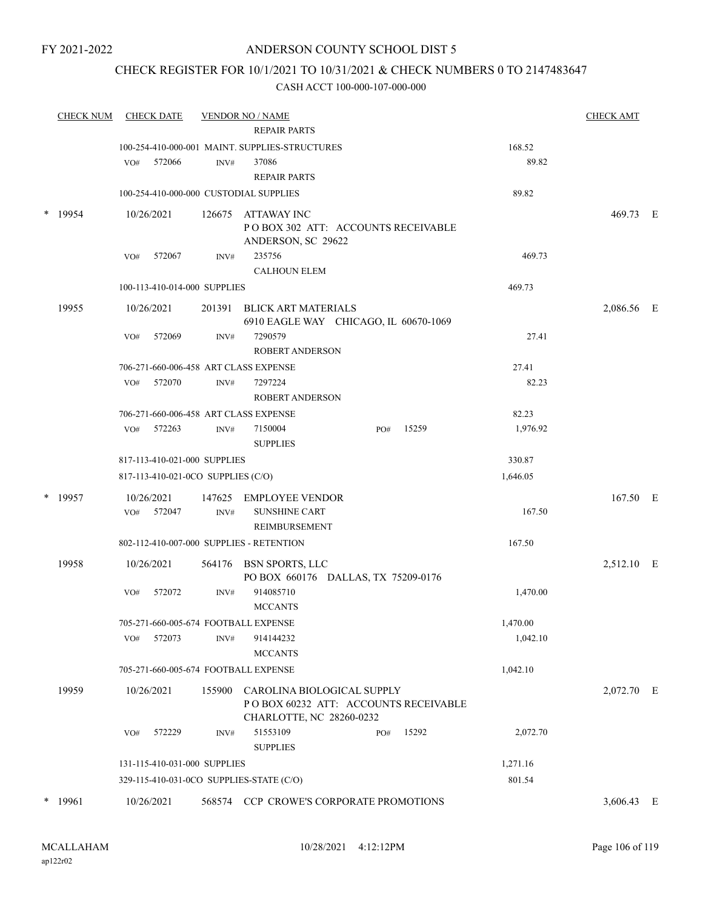FY 2021-2022

# ANDERSON COUNTY SCHOOL DIST 5

## CHECK REGISTER FOR 10/1/2021 TO 10/31/2021 & CHECK NUMBERS 0 TO 2147483647

### CASH ACCT 100-000-107-000-000

| CHECK NUM | CHECK DATE | VENDOR NO / NAME | | CHECK AMT |
|---|---|---|---|---|
| | | REPAIR PARTS | | |
| | 100-254-410-000-001 MAINT. SUPPLIES-STRUCTURES | | 168.52 | |
| | VO# 572066 | INV# 37086 REPAIR PARTS | 89.82 | |
| | 100-254-410-000-000 CUSTODIAL SUPPLIES | | 89.82 | |
| * 19954 | 10/26/2021 | 126675 ATTAWAY INC P O BOX 302 ATT: ACCOUNTS RECEIVABLE ANDERSON, SC 29622 | | 469.73 E |
| | VO# 572067 | INV# 235756 CALHOUN ELEM | 469.73 | |
| | 100-113-410-014-000 SUPPLIES | | 469.73 | |
| 19955 | 10/26/2021 | 201391 BLICK ART MATERIALS 6910 EAGLE WAY CHICAGO, IL 60670-1069 | | 2,086.56 E |
| | VO# 572069 | INV# 7290579 ROBERT ANDERSON | 27.41 | |
| | 706-271-660-006-458 ART CLASS EXPENSE | | 27.41 | |
| | VO# 572070 | INV# 7297224 ROBERT ANDERSON | 82.23 | |
| | 706-271-660-006-458 ART CLASS EXPENSE | | 82.23 | |
| | VO# 572263 | INV# 7150004 SUPPLIES PO# 15259 | 1,976.92 | |
| | 817-113-410-021-000 SUPPLIES | | 330.87 | |
| | 817-113-410-021-0CO SUPPLIES (C/O) | | 1,646.05 | |
| * 19957 | 10/26/2021 | 147625 EMPLOYEE VENDOR | | 167.50 E |
| | VO# 572047 | INV# SUNSHINE CART REIMBURSEMENT | 167.50 | |
| | 802-112-410-007-000 SUPPLIES - RETENTION | | 167.50 | |
| 19958 | 10/26/2021 | 564176 BSN SPORTS, LLC PO BOX 660176 DALLAS, TX 75209-0176 | | 2,512.10 E |
| | VO# 572072 | INV# 914085710 MCCANTS | 1,470.00 | |
| | 705-271-660-005-674 FOOTBALL EXPENSE | | 1,470.00 | |
| | VO# 572073 | INV# 914144232 MCCANTS | 1,042.10 | |
| | 705-271-660-005-674 FOOTBALL EXPENSE | | 1,042.10 | |
| 19959 | 10/26/2021 | 155900 CAROLINA BIOLOGICAL SUPPLY P O BOX 60232 ATT: ACCOUNTS RECEIVABLE CHARLOTTE, NC 28260-0232 | | 2,072.70 E |
| | VO# 572229 | INV# 51553109 SUPPLIES PO# 15292 | 2,072.70 | |
| | 131-115-410-031-000 SUPPLIES | | 1,271.16 | |
| | 329-115-410-031-0CO SUPPLIES-STATE (C/O) | | 801.54 | |
| * 19961 | 10/26/2021 | 568574 CCP CROWE'S CORPORATE PROMOTIONS | | 3,606.43 E |

MCALLAHAM ap122r02 10/28/2021 4:12:12PM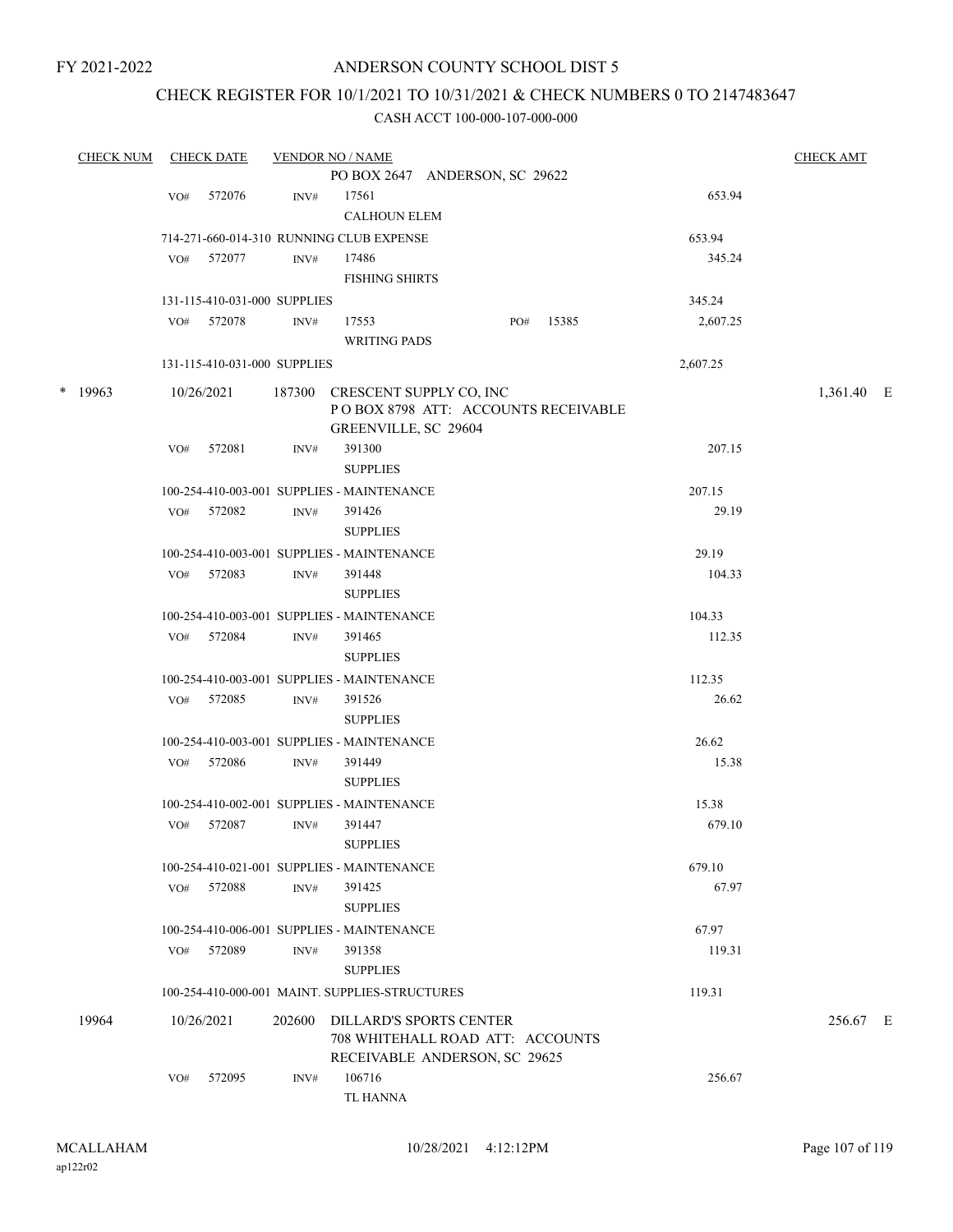FY 2021-2022

# ANDERSON COUNTY SCHOOL DIST 5

## CHECK REGISTER FOR 10/1/2021 TO 10/31/2021 & CHECK NUMBERS 0 TO 2147483647

### CASH ACCT 100-000-107-000-000

| CHECK NUM | CHECK DATE | VENDOR NO / NAME | | CHECK AMT |
|---|---|---|---|---|
| | | PO BOX 2647 ANDERSON, SC 29622 | | |
| | VO# 572076 | INV# 17561<br>CALHOUN ELEM | 653.94 | |
| | | 714-271-660-014-310 RUNNING CLUB EXPENSE | 653.94 | |
| | VO# 572077 | INV# 17486<br>FISHING SHIRTS | 345.24 | |
| | | 131-115-410-031-000 SUPPLIES | 345.24 | |
| | VO# 572078 | INV# 17553 PO# 15385<br>WRITING PADS | 2,607.25 | |
| | | 131-115-410-031-000 SUPPLIES | 2,607.25 | |
| * 19963 | 10/26/2021 | 187300 CRESCENT SUPPLY CO, INC<br>P O BOX 8798 ATT: ACCOUNTS RECEIVABLE<br>GREENVILLE, SC 29604 | | 1,361.40 E |
| | VO# 572081 | INV# 391300<br>SUPPLIES | 207.15 | |
| | | 100-254-410-003-001 SUPPLIES - MAINTENANCE | 207.15 | |
| | VO# 572082 | INV# 391426<br>SUPPLIES | 29.19 | |
| | | 100-254-410-003-001 SUPPLIES - MAINTENANCE | 29.19 | |
| | VO# 572083 | INV# 391448<br>SUPPLIES | 104.33 | |
| | | 100-254-410-003-001 SUPPLIES - MAINTENANCE | 104.33 | |
| | VO# 572084 | INV# 391465<br>SUPPLIES | 112.35 | |
| | | 100-254-410-003-001 SUPPLIES - MAINTENANCE | 112.35 | |
| | VO# 572085 | INV# 391526<br>SUPPLIES | 26.62 | |
| | | 100-254-410-003-001 SUPPLIES - MAINTENANCE | 26.62 | |
| | VO# 572086 | INV# 391449<br>SUPPLIES | 15.38 | |
| | | 100-254-410-002-001 SUPPLIES - MAINTENANCE | 15.38 | |
| | VO# 572087 | INV# 391447<br>SUPPLIES | 679.10 | |
| | | 100-254-410-021-001 SUPPLIES - MAINTENANCE | 679.10 | |
| | VO# 572088 | INV# 391425<br>SUPPLIES | 67.97 | |
| | | 100-254-410-006-001 SUPPLIES - MAINTENANCE | 67.97 | |
| | VO# 572089 | INV# 391358<br>SUPPLIES | 119.31 | |
| | | 100-254-410-000-001 MAINT. SUPPLIES-STRUCTURES | 119.31 | |
| 19964 | 10/26/2021 | 202600 DILLARD'S SPORTS CENTER<br>708 WHITEHALL ROAD ATT: ACCOUNTS<br>RECEIVABLE ANDERSON, SC 29625 | | 256.67 E |
| | VO# 572095 | INV# 106716<br>TL HANNA | 256.67 | |

MCALLAHAM
ap122r02
10/28/2021 4:12:12PM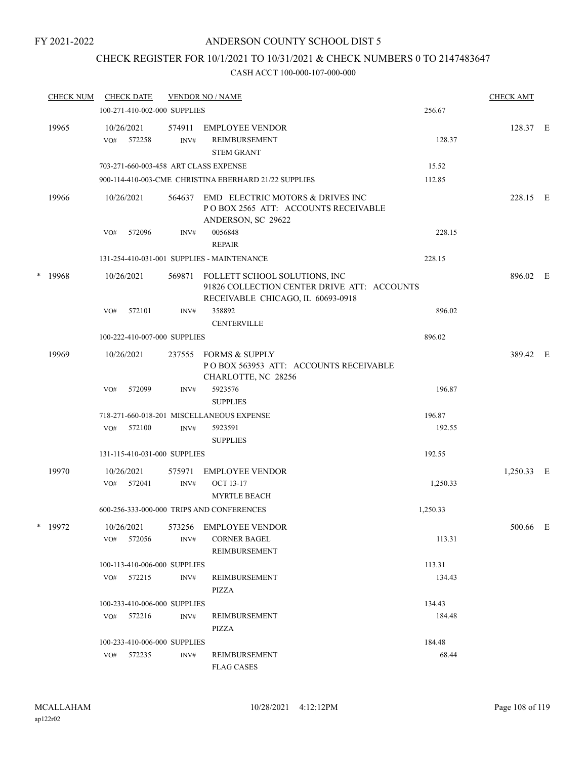FY 2021-2022

# ANDERSON COUNTY SCHOOL DIST 5

## CHECK REGISTER FOR 10/1/2021 TO 10/31/2021 & CHECK NUMBERS 0 TO 2147483647

CASH ACCT 100-000-107-000-000

| CHECK NUM | CHECK DATE | VENDOR NO / NAME | | CHECK AMT | |
|---|---|---|---|---|---|
| | 100-271-410-002-000 SUPPLIES | | 256.67 | | |
| 19965 | 10/26/2021 | 574911 EMPLOYEE VENDOR | | 128.37 | E |
| | VO# 572258 INV# | REIMBURSEMENT<br>STEM GRANT | 128.37 | | |
| | 703-271-660-003-458 ART CLASS EXPENSE | | 15.52 | | |
| | 900-114-410-003-CME CHRISTINA EBERHARD 21/22 SUPPLIES | | 112.85 | | |
| 19966 | 10/26/2021 | 564637 EMD ELECTRIC MOTORS & DRIVES INC<br>P O BOX 2565 ATT: ACCOUNTS RECEIVABLE<br>ANDERSON, SC 29622 | | 228.15 | E |
| | VO# 572096 INV# | 0056848<br>REPAIR | 228.15 | | |
| | 131-254-410-031-001 SUPPLIES - MAINTENANCE | | 228.15 | | |
| * 19968 | 10/26/2021 | 569871 FOLLETT SCHOOL SOLUTIONS, INC<br>91826 COLLECTION CENTER DRIVE ATT: ACCOUNTS<br>RECEIVABLE CHICAGO, IL 60693-0918 | | 896.02 | E |
| | VO# 572101 INV# | 358892<br>CENTERVILLE | 896.02 | | |
| | 100-222-410-007-000 SUPPLIES | | 896.02 | | |
| 19969 | 10/26/2021 | 237555 FORMS & SUPPLY<br>P O BOX 563953 ATT: ACCOUNTS RECEIVABLE<br>CHARLOTTE, NC 28256 | | 389.42 | E |
| | VO# 572099 INV# | 5923576<br>SUPPLIES | 196.87 | | |
| | 718-271-660-018-201 MISCELLANEOUS EXPENSE | | 196.87 | | |
| | VO# 572100 INV# | 5923591<br>SUPPLIES | 192.55 | | |
| | 131-115-410-031-000 SUPPLIES | | 192.55 | | |
| 19970 | 10/26/2021 | 575971 EMPLOYEE VENDOR | | 1,250.33 | E |
| | VO# 572041 INV# | OCT 13-17<br>MYRTLE BEACH | 1,250.33 | | |
| | 600-256-333-000-000 TRIPS AND CONFERENCES | | 1,250.33 | | |
| * 19972 | 10/26/2021 | 573256 EMPLOYEE VENDOR | | 500.66 | E |
| | VO# 572056 INV# | CORNER BAGEL<br>REIMBURSEMENT | 113.31 | | |
| | 100-113-410-006-000 SUPPLIES | | 113.31 | | |
| | VO# 572215 INV# | REIMBURSEMENT<br>PIZZA | 134.43 | | |
| | 100-233-410-006-000 SUPPLIES | | 134.43 | | |
| | VO# 572216 INV# | REIMBURSEMENT<br>PIZZA | 184.48 | | |
| | 100-233-410-006-000 SUPPLIES | | 184.48 | | |
| | VO# 572235 INV# | REIMBURSEMENT<br>FLAG CASES | 68.44 | | |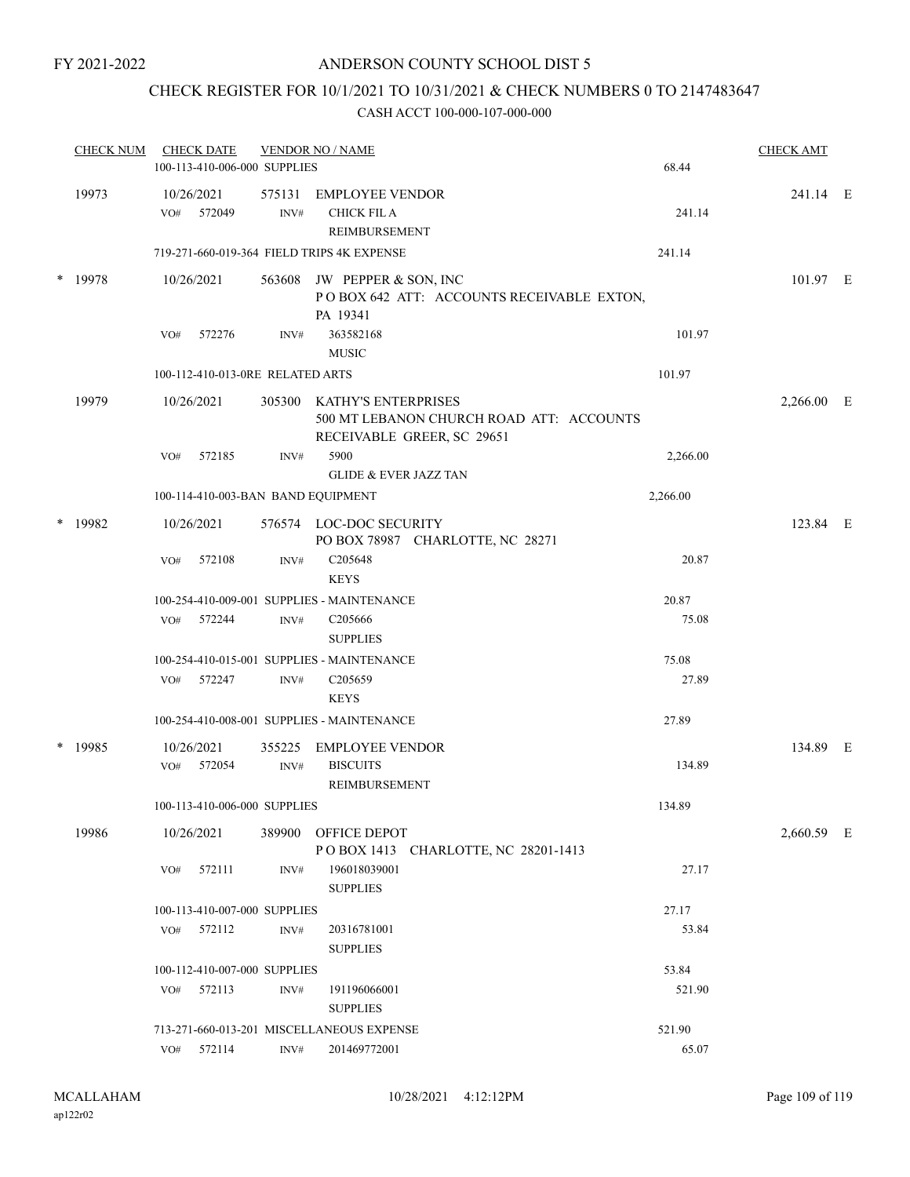FY 2021-2022

# ANDERSON COUNTY SCHOOL DIST 5

## CHECK REGISTER FOR 10/1/2021 TO 10/31/2021 & CHECK NUMBERS 0 TO 2147483647

### CASH ACCT 100-000-107-000-000

| CHECK NUM | CHECK DATE | VENDOR NO / NAME | | CHECK AMT | |
|---|---|---|---|---|---|
| | 100-113-410-006-000 SUPPLIES | | 68.44 | | |
| 19973 | 10/26/2021 | 575131 EMPLOYEE VENDOR | | 241.14 | E |
| | VO# 572049 | INV# CHICK FIL A REIMBURSEMENT | 241.14 | | |
| | 719-271-660-019-364 FIELD TRIPS 4K EXPENSE | | 241.14 | | |
| * 19978 | 10/26/2021 | 563608 JW PEPPER & SON, INC P O BOX 642 ATT: ACCOUNTS RECEIVABLE EXTON, PA 19341 | | 101.97 | E |
| | VO# 572276 | INV# 363582168 MUSIC | 101.97 | | |
| | 100-112-410-013-0RE RELATED ARTS | | 101.97 | | |
| 19979 | 10/26/2021 | 305300 KATHY'S ENTERPRISES 500 MT LEBANON CHURCH ROAD ATT: ACCOUNTS RECEIVABLE GREER, SC 29651 | | 2,266.00 | E |
| | VO# 572185 | INV# 5900 GLIDE & EVER JAZZ TAN | 2,266.00 | | |
| | 100-114-410-003-BAN BAND EQUIPMENT | | 2,266.00 | | |
| * 19982 | 10/26/2021 | 576574 LOC-DOC SECURITY PO BOX 78987 CHARLOTTE, NC 28271 | | 123.84 | E |
| | VO# 572108 | INV# C205648 KEYS | 20.87 | | |
| | 100-254-410-009-001 SUPPLIES - MAINTENANCE | | 20.87 | | |
| | VO# 572244 | INV# C205666 SUPPLIES | 75.08 | | |
| | 100-254-410-015-001 SUPPLIES - MAINTENANCE | | 75.08 | | |
| | VO# 572247 | INV# C205659 KEYS | 27.89 | | |
| | 100-254-410-008-001 SUPPLIES - MAINTENANCE | | 27.89 | | |
| * 19985 | 10/26/2021 | 355225 EMPLOYEE VENDOR | | 134.89 | E |
| | VO# 572054 | INV# BISCUITS REIMBURSEMENT | 134.89 | | |
| | 100-113-410-006-000 SUPPLIES | | 134.89 | | |
| 19986 | 10/26/2021 | 389900 OFFICE DEPOT P O BOX 1413 CHARLOTTE, NC 28201-1413 | | 2,660.59 | E |
| | VO# 572111 | INV# 196018039001 SUPPLIES | 27.17 | | |
| | 100-113-410-007-000 SUPPLIES | | 27.17 | | |
| | VO# 572112 | INV# 20316781001 SUPPLIES | 53.84 | | |
| | 100-112-410-007-000 SUPPLIES | | 53.84 | | |
| | VO# 572113 | INV# 191196066001 SUPPLIES | 521.90 | | |
| | 713-271-660-013-201 MISCELLANEOUS EXPENSE | | 521.90 | | |
| | VO# 572114 | INV# 201469772001 | 65.07 | | |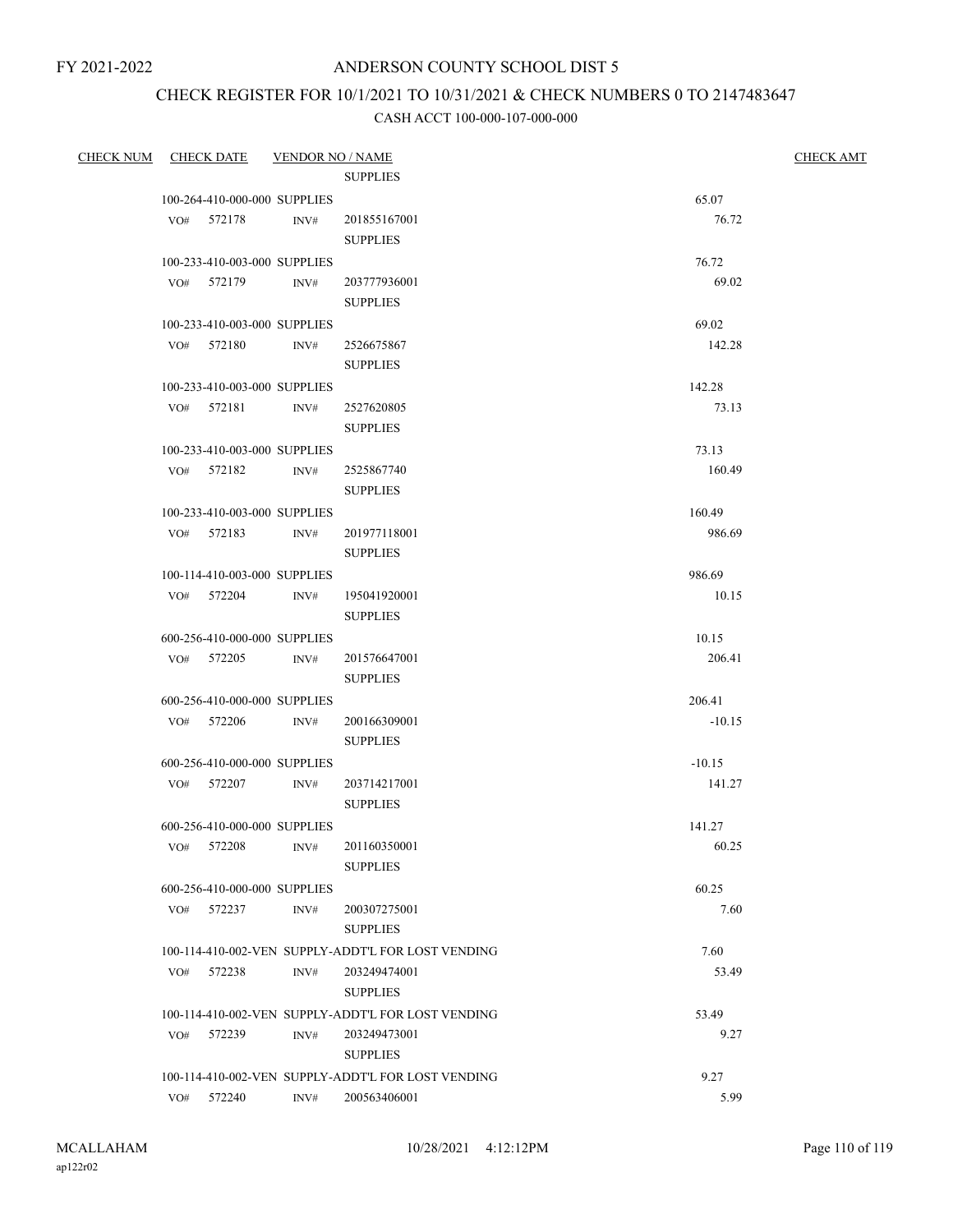FY 2021-2022

# ANDERSON COUNTY SCHOOL DIST 5

## CHECK REGISTER FOR 10/1/2021 TO 10/31/2021 & CHECK NUMBERS 0 TO 2147483647

### CASH ACCT 100-000-107-000-000

| CHECK NUM | CHECK DATE | VENDOR NO / NAME | | CHECK AMT |
|---|---|---|---|---|
| | | SUPPLIES | | |
| | 100-264-410-000-000 SUPPLIES | | 65.07 | |
| | VO# 572178 | INV# 201855167001 SUPPLIES | 76.72 | |
| | 100-233-410-003-000 SUPPLIES | | 76.72 | |
| | VO# 572179 | INV# 203777936001 SUPPLIES | 69.02 | |
| | 100-233-410-003-000 SUPPLIES | | 69.02 | |
| | VO# 572180 | INV# 2526675867 SUPPLIES | 142.28 | |
| | 100-233-410-003-000 SUPPLIES | | 142.28 | |
| | VO# 572181 | INV# 2527620805 SUPPLIES | 73.13 | |
| | 100-233-410-003-000 SUPPLIES | | 73.13 | |
| | VO# 572182 | INV# 2525867740 SUPPLIES | 160.49 | |
| | 100-233-410-003-000 SUPPLIES | | 160.49 | |
| | VO# 572183 | INV# 201977118001 SUPPLIES | 986.69 | |
| | 100-114-410-003-000 SUPPLIES | | 986.69 | |
| | VO# 572204 | INV# 195041920001 SUPPLIES | 10.15 | |
| | 600-256-410-000-000 SUPPLIES | | 10.15 | |
| | VO# 572205 | INV# 201576647001 SUPPLIES | 206.41 | |
| | 600-256-410-000-000 SUPPLIES | | 206.41 | |
| | VO# 572206 | INV# 200166309001 SUPPLIES | -10.15 | |
| | 600-256-410-000-000 SUPPLIES | | -10.15 | |
| | VO# 572207 | INV# 203714217001 SUPPLIES | 141.27 | |
| | 600-256-410-000-000 SUPPLIES | | 141.27 | |
| | VO# 572208 | INV# 201160350001 SUPPLIES | 60.25 | |
| | 600-256-410-000-000 SUPPLIES | | 60.25 | |
| | VO# 572237 | INV# 200307275001 SUPPLIES | 7.60 | |
| | 100-114-410-002-VEN SUPPLY-ADDT'L FOR LOST VENDING | | 7.60 | |
| | VO# 572238 | INV# 203249474001 SUPPLIES | 53.49 | |
| | 100-114-410-002-VEN SUPPLY-ADDT'L FOR LOST VENDING | | 53.49 | |
| | VO# 572239 | INV# 203249473001 SUPPLIES | 9.27 | |
| | 100-114-410-002-VEN SUPPLY-ADDT'L FOR LOST VENDING | | 9.27 | |
| | VO# 572240 | INV# 200563406001 | 5.99 | |

MCALLAHAM
ap122r02

10/28/2021 4:12:12PM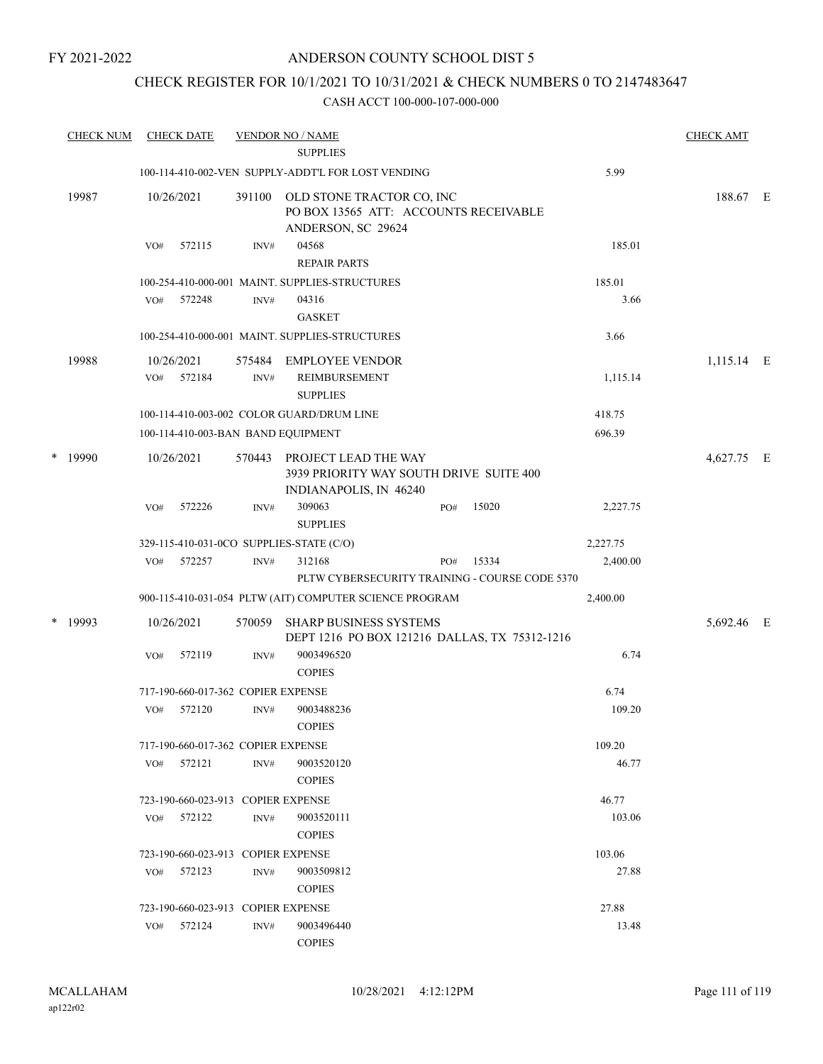FY 2021-2022

# ANDERSON COUNTY SCHOOL DIST 5

## CHECK REGISTER FOR 10/1/2021 TO 10/31/2021 & CHECK NUMBERS 0 TO 2147483647

### CASH ACCT 100-000-107-000-000

| CHECK NUM | CHECK DATE | VENDOR NO / NAME | | CHECK AMT |
|---|---|---|---|---|
| | | SUPPLIES | | |
| | 100-114-410-002-VEN SUPPLY-ADDT'L FOR LOST VENDING | | 5.99 | |
| 19987 | 10/26/2021 | 391100 OLD STONE TRACTOR CO, INC<br>PO BOX 13565 ATT: ACCOUNTS RECEIVABLE<br>ANDERSON, SC 29624 | | 188.67 E |
| | VO# 572115 | INV# 04568<br>REPAIR PARTS | 185.01 | |
| | 100-254-410-000-001 MAINT. SUPPLIES-STRUCTURES | | 185.01 | |
| | VO# 572248 | INV# 04316<br>GASKET | 3.66 | |
| | 100-254-410-000-001 MAINT. SUPPLIES-STRUCTURES | | 3.66 | |
| 19988 | 10/26/2021 | 575484 EMPLOYEE VENDOR | | 1,115.14 E |
| | VO# 572184 | INV# REIMBURSEMENT<br>SUPPLIES | 1,115.14 | |
| | 100-114-410-003-002 COLOR GUARD/DRUM LINE | | 418.75 | |
| | 100-114-410-003-BAN BAND EQUIPMENT | | 696.39 | |
| * 19990 | 10/26/2021 | 570443 PROJECT LEAD THE WAY<br>3939 PRIORITY WAY SOUTH DRIVE SUITE 400<br>INDIANAPOLIS, IN 46240 | | 4,627.75 E |
| | VO# 572226 | INV# 309063 PO# 15020<br>SUPPLIES | 2,227.75 | |
| | 329-115-410-031-0CO SUPPLIES-STATE (C/O) | | 2,227.75 | |
| | VO# 572257 | INV# 312168 PO# 15334<br>PLTW CYBERSECURITY TRAINING - COURSE CODE 5370 | 2,400.00 | |
| | 900-115-410-031-054 PLTW (AIT) COMPUTER SCIENCE PROGRAM | | 2,400.00 | |
| * 19993 | 10/26/2021 | 570059 SHARP BUSINESS SYSTEMS<br>DEPT 1216 PO BOX 121216 DALLAS, TX 75312-1216 | | 5,692.46 E |
| | VO# 572119 | INV# 9003496520<br>COPIES | 6.74 | |
| | 717-190-660-017-362 COPIER EXPENSE | | 6.74 | |
| | VO# 572120 | INV# 9003488236<br>COPIES | 109.20 | |
| | 717-190-660-017-362 COPIER EXPENSE | | 109.20 | |
| | VO# 572121 | INV# 9003520120<br>COPIES | 46.77 | |
| | 723-190-660-023-913 COPIER EXPENSE | | 46.77 | |
| | VO# 572122 | INV# 9003520111<br>COPIES | 103.06 | |
| | 723-190-660-023-913 COPIER EXPENSE | | 103.06 | |
| | VO# 572123 | INV# 9003509812<br>COPIES | 27.88 | |
| | 723-190-660-023-913 COPIER EXPENSE | | 27.88 | |
| | VO# 572124 | INV# 9003496440<br>COPIES | 13.48 | |

MCALLAHAM
ap122r02

10/28/2021 4:12:12PM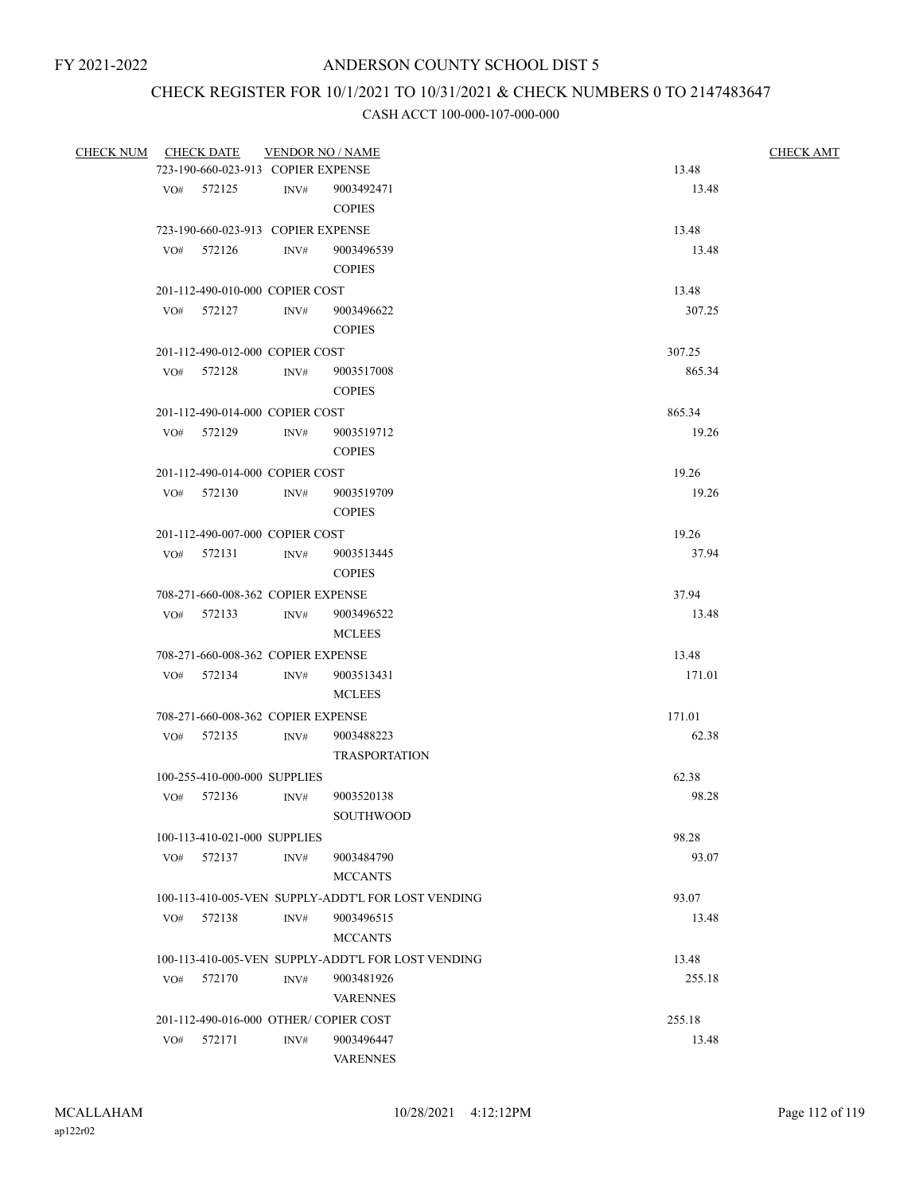FY 2021-2022

# ANDERSON COUNTY SCHOOL DIST 5

## CHECK REGISTER FOR 10/1/2021 TO 10/31/2021 & CHECK NUMBERS 0 TO 2147483647

### CASH ACCT 100-000-107-000-000

| CHECK NUM | CHECK DATE | VENDOR NO / NAME | | CHECK AMT |
|---|---|---|---|---|
| | 723-190-660-023-913 COPIER EXPENSE | | 13.48 | |
| | VO# 572125 | INV# 9003492471 COPIES | 13.48 | |
| | 723-190-660-023-913 COPIER EXPENSE | | 13.48 | |
| | VO# 572126 | INV# 9003496539 COPIES | 13.48 | |
| | 201-112-490-010-000 COPIER COST | | 13.48 | |
| | VO# 572127 | INV# 9003496622 COPIES | 307.25 | |
| | 201-112-490-012-000 COPIER COST | | 307.25 | |
| | VO# 572128 | INV# 9003517008 COPIES | 865.34 | |
| | 201-112-490-014-000 COPIER COST | | 865.34 | |
| | VO# 572129 | INV# 9003519712 COPIES | 19.26 | |
| | 201-112-490-014-000 COPIER COST | | 19.26 | |
| | VO# 572130 | INV# 9003519709 COPIES | 19.26 | |
| | 201-112-490-007-000 COPIER COST | | 19.26 | |
| | VO# 572131 | INV# 9003513445 COPIES | 37.94 | |
| | 708-271-660-008-362 COPIER EXPENSE | | 37.94 | |
| | VO# 572133 | INV# 9003496522 MCLEES | 13.48 | |
| | 708-271-660-008-362 COPIER EXPENSE | | 13.48 | |
| | VO# 572134 | INV# 9003513431 MCLEES | 171.01 | |
| | 708-271-660-008-362 COPIER EXPENSE | | 171.01 | |
| | VO# 572135 | INV# 9003488223 TRASPORTATION | 62.38 | |
| | 100-255-410-000-000 SUPPLIES | | 62.38 | |
| | VO# 572136 | INV# 9003520138 SOUTHWOOD | 98.28 | |
| | 100-113-410-021-000 SUPPLIES | | 98.28 | |
| | VO# 572137 | INV# 9003484790 MCCANTS | 93.07 | |
| | 100-113-410-005-VEN SUPPLY-ADDT'L FOR LOST VENDING | | 93.07 | |
| | VO# 572138 | INV# 9003496515 MCCANTS | 13.48 | |
| | 100-113-410-005-VEN SUPPLY-ADDT'L FOR LOST VENDING | | 13.48 | |
| | VO# 572170 | INV# 9003481926 VARENNES | 255.18 | |
| | 201-112-490-016-000 OTHER/ COPIER COST | | 255.18 | |
| | VO# 572171 | INV# 9003496447 VARENNES | 13.48 | |

MCALLAHAM
ap122r02

10/28/2021 4:12:12PM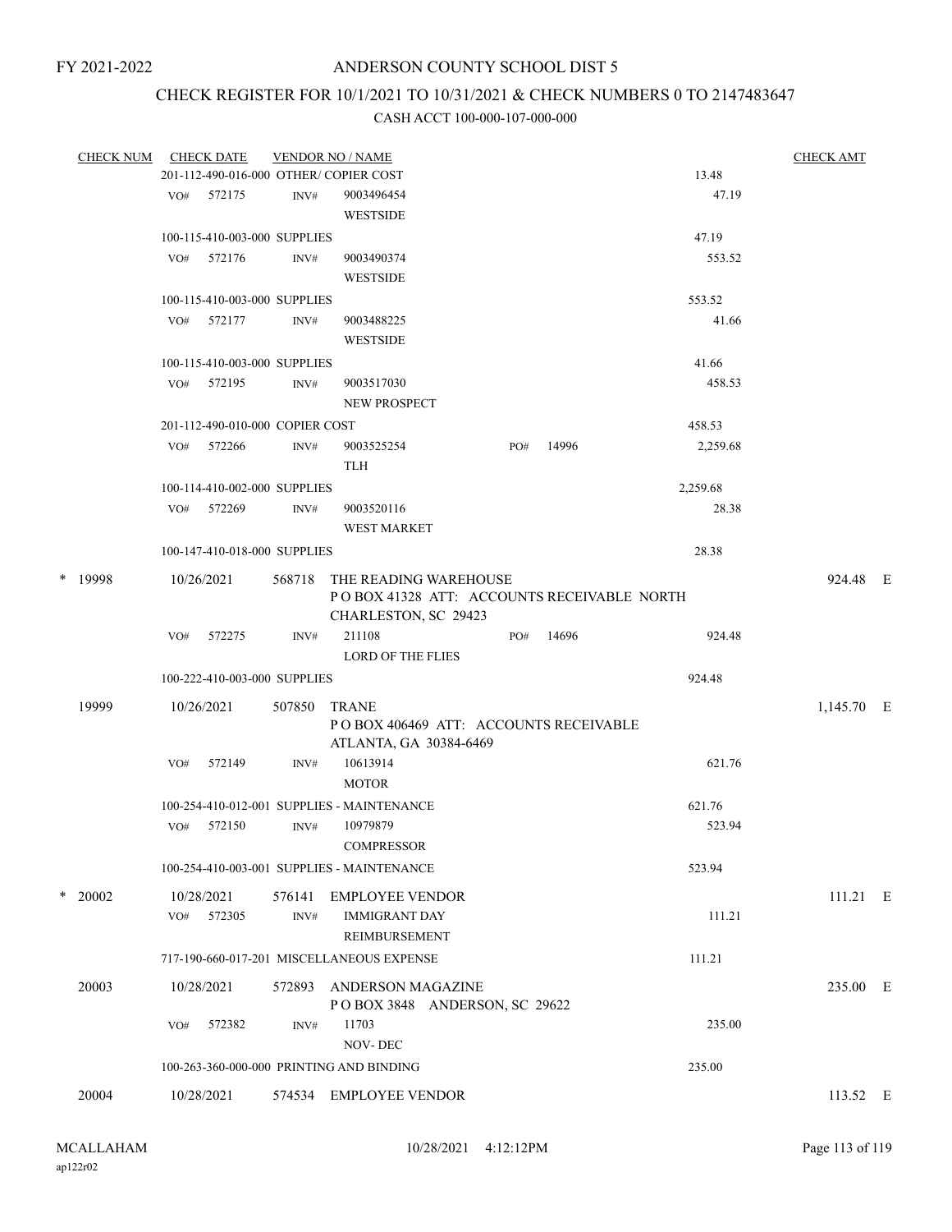FY 2021-2022

# ANDERSON COUNTY SCHOOL DIST 5

## CHECK REGISTER FOR 10/1/2021 TO 10/31/2021 & CHECK NUMBERS 0 TO 2147483647

CASH ACCT 100-000-107-000-000

| CHECK NUM | CHECK DATE | VENDOR NO / NAME | | | CHECK AMT |
|---|---|---|---|---|---|
| | 201-112-490-016-000 OTHER/ COPIER COST | | | 13.48 | |
| | VO# 572175 | INV# 9003496454 WESTSIDE | | 47.19 | |
| | 100-115-410-003-000 SUPPLIES | | | 47.19 | |
| | VO# 572176 | INV# 9003490374 WESTSIDE | | 553.52 | |
| | 100-115-410-003-000 SUPPLIES | | | 553.52 | |
| | VO# 572177 | INV# 9003488225 WESTSIDE | | 41.66 | |
| | 100-115-410-003-000 SUPPLIES | | | 41.66 | |
| | VO# 572195 | INV# 9003517030 NEW PROSPECT | | 458.53 | |
| | 201-112-490-010-000 COPIER COST | | | 458.53 | |
| | VO# 572266 | INV# 9003525254 TLH | PO# 14996 | 2,259.68 | |
| | 100-114-410-002-000 SUPPLIES | | | 2,259.68 | |
| | VO# 572269 | INV# 9003520116 WEST MARKET | | 28.38 | |
| | 100-147-410-018-000 SUPPLIES | | | 28.38 | |
| * 19998 | 10/26/2021 | 568718 THE READING WAREHOUSE P O BOX 41328 ATT: ACCOUNTS RECEIVABLE NORTH CHARLESTON, SC 29423 | | | 924.48 E |
| | VO# 572275 | INV# 211108 LORD OF THE FLIES | PO# 14696 | 924.48 | |
| | 100-222-410-003-000 SUPPLIES | | | 924.48 | |
| 19999 | 10/26/2021 | 507850 TRANE P O BOX 406469 ATT: ACCOUNTS RECEIVABLE ATLANTA, GA 30384-6469 | | | 1,145.70 E |
| | VO# 572149 | INV# 10613914 MOTOR | | 621.76 | |
| | 100-254-410-012-001 SUPPLIES - MAINTENANCE | | | 621.76 | |
| | VO# 572150 | INV# 10979879 COMPRESSOR | | 523.94 | |
| | 100-254-410-003-001 SUPPLIES - MAINTENANCE | | | 523.94 | |
| * 20002 | 10/28/2021 | 576141 EMPLOYEE VENDOR | | | 111.21 E |
| | VO# 572305 | INV# IMMIGRANT DAY REIMBURSEMENT | | 111.21 | |
| | 717-190-660-017-201 MISCELLANEOUS EXPENSE | | | 111.21 | |
| 20003 | 10/28/2021 | 572893 ANDERSON MAGAZINE P O BOX 3848 ANDERSON, SC 29622 | | | 235.00 E |
| | VO# 572382 | INV# 11703 NOV- DEC | | 235.00 | |
| | 100-263-360-000-000 PRINTING AND BINDING | | | 235.00 | |
| 20004 | 10/28/2021 | 574534 EMPLOYEE VENDOR | | | 113.52 E |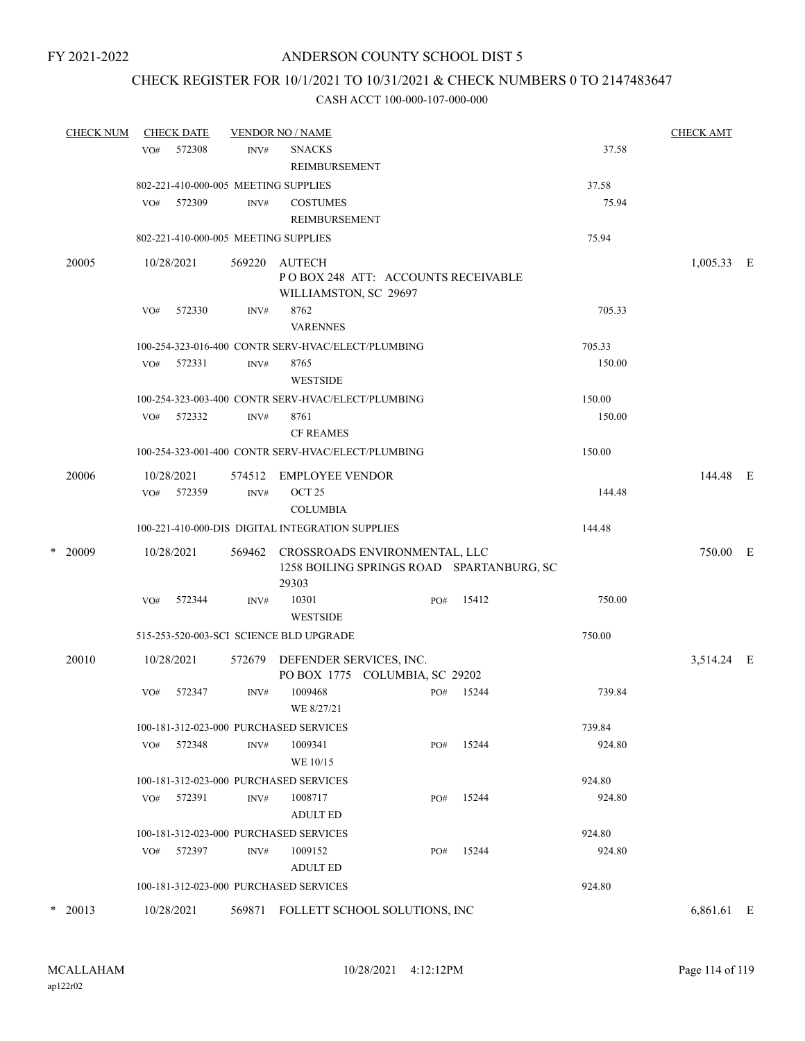FY 2021-2022

# ANDERSON COUNTY SCHOOL DIST 5

## CHECK REGISTER FOR 10/1/2021 TO 10/31/2021 & CHECK NUMBERS 0 TO 2147483647

### CASH ACCT 100-000-107-000-000

| CHECK NUM | CHECK DATE | VENDOR NO / NAME | | | CHECK AMT | |
|---|---|---|---|---|---|---|
| | VO# 572308 | INV# SNACKS REIMBURSEMENT | | 37.58 | | |
| | 802-221-410-000-005 MEETING SUPPLIES | | | 37.58 | | |
| | VO# 572309 | INV# COSTUMES REIMBURSEMENT | | 75.94 | | |
| | 802-221-410-000-005 MEETING SUPPLIES | | | 75.94 | | |
| 20005 | 10/28/2021 | 569220 AUTECH P O BOX 248 ATT: ACCOUNTS RECEIVABLE WILLIAMSTON, SC 29697 | | | 1,005.33 | E |
| | VO# 572330 | INV# 8762 VARENNES | | 705.33 | | |
| | 100-254-323-016-400 CONTR SERV-HVAC/ELECT/PLUMBING | | | 705.33 | | |
| | VO# 572331 | INV# 8765 WESTSIDE | | 150.00 | | |
| | 100-254-323-003-400 CONTR SERV-HVAC/ELECT/PLUMBING | | | 150.00 | | |
| | VO# 572332 | INV# 8761 CF REAMES | | 150.00 | | |
| | 100-254-323-001-400 CONTR SERV-HVAC/ELECT/PLUMBING | | | 150.00 | | |
| 20006 | 10/28/2021 | 574512 EMPLOYEE VENDOR | | | 144.48 | E |
| | VO# 572359 | INV# OCT 25 COLUMBIA | | 144.48 | | |
| | 100-221-410-000-DIS DIGITAL INTEGRATION SUPPLIES | | | 144.48 | | |
| * 20009 | 10/28/2021 | 569462 CROSSROADS ENVIRONMENTAL, LLC 1258 BOILING SPRINGS ROAD SPARTANBURG, SC 29303 | | | 750.00 | E |
| | VO# 572344 | INV# 10301 WESTSIDE | PO# 15412 | 750.00 | | |
| | 515-253-520-003-SCI SCIENCE BLD UPGRADE | | | 750.00 | | |
| 20010 | 10/28/2021 | 572679 DEFENDER SERVICES, INC. PO BOX 1775 COLUMBIA, SC 29202 | | | 3,514.24 | E |
| | VO# 572347 | INV# 1009468 WE 8/27/21 | PO# 15244 | 739.84 | | |
| | 100-181-312-023-000 PURCHASED SERVICES | | | 739.84 | | |
| | VO# 572348 | INV# 1009341 WE 10/15 | PO# 15244 | 924.80 | | |
| | 100-181-312-023-000 PURCHASED SERVICES | | | 924.80 | | |
| | VO# 572391 | INV# 1008717 ADULT ED | PO# 15244 | 924.80 | | |
| | 100-181-312-023-000 PURCHASED SERVICES | | | 924.80 | | |
| | VO# 572397 | INV# 1009152 ADULT ED | PO# 15244 | 924.80 | | |
| | 100-181-312-023-000 PURCHASED SERVICES | | | 924.80 | | |
| * 20013 | 10/28/2021 | 569871 FOLLETT SCHOOL SOLUTIONS, INC | | | 6,861.61 | E |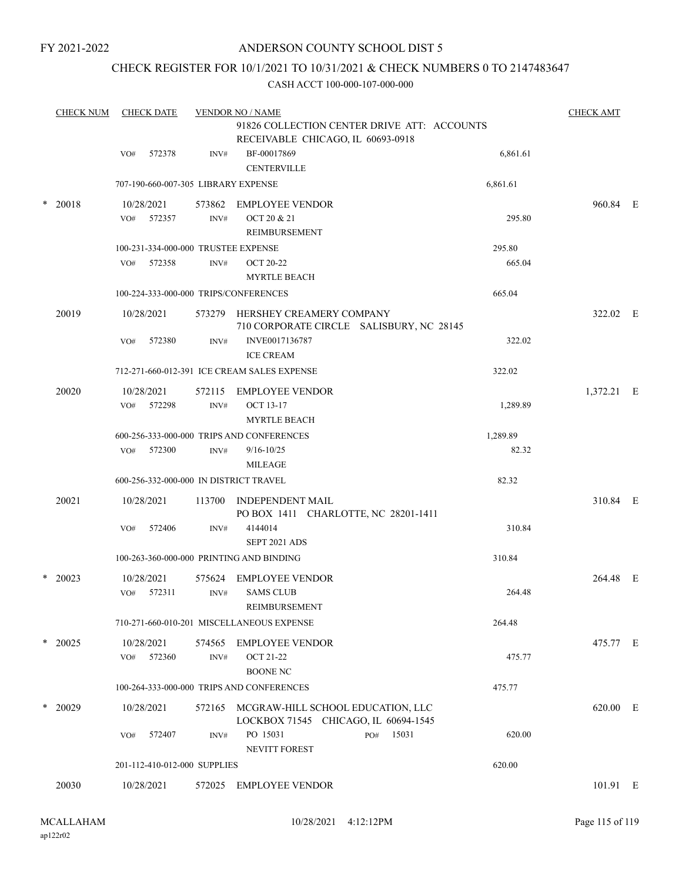FY 2021-2022

# ANDERSON COUNTY SCHOOL DIST 5

## CHECK REGISTER FOR 10/1/2021 TO 10/31/2021 & CHECK NUMBERS 0 TO 2147483647

CASH ACCT 100-000-107-000-000

| CHECK NUM | CHECK DATE | VENDOR NO / NAME | | | CHECK AMT |
|---|---|---|---|---|---|
| | | 91826 COLLECTION CENTER DRIVE ATT: ACCOUNTS RECEIVABLE CHICAGO, IL 60693-0918 | | | |
| | VO# 572378 | INV# BF-00017869 CENTERVILLE | | 6,861.61 | |
| | 707-190-660-007-305 LIBRARY EXPENSE | | | 6,861.61 | |
| * 20018 | 10/28/2021 | 573862 EMPLOYEE VENDOR | | | 960.84 E |
| | VO# 572357 | INV# OCT 20 & 21 REIMBURSEMENT | | 295.80 | |
| | 100-231-334-000-000 TRUSTEE EXPENSE | | | 295.80 | |
| | VO# 572358 | INV# OCT 20-22 MYRTLE BEACH | | 665.04 | |
| | 100-224-333-000-000 TRIPS/CONFERENCES | | | 665.04 | |
| 20019 | 10/28/2021 | 573279 HERSHEY CREAMERY COMPANY 710 CORPORATE CIRCLE SALISBURY, NC 28145 | | | 322.02 E |
| | VO# 572380 | INV# INVE0017136787 ICE CREAM | | 322.02 | |
| | 712-271-660-012-391 ICE CREAM SALES EXPENSE | | | 322.02 | |
| 20020 | 10/28/2021 | 572115 EMPLOYEE VENDOR | | | 1,372.21 E |
| | VO# 572298 | INV# OCT 13-17 MYRTLE BEACH | | 1,289.89 | |
| | 600-256-333-000-000 TRIPS AND CONFERENCES | | | 1,289.89 | |
| | VO# 572300 | INV# 9/16-10/25 MILEAGE | | 82.32 | |
| | 600-256-332-000-000 IN DISTRICT TRAVEL | | | 82.32 | |
| 20021 | 10/28/2021 | 113700 INDEPENDENT MAIL PO BOX 1411 CHARLOTTE, NC 28201-1411 | | | 310.84 E |
| | VO# 572406 | INV# 4144014 SEPT 2021 ADS | | 310.84 | |
| | 100-263-360-000-000 PRINTING AND BINDING | | | 310.84 | |
| * 20023 | 10/28/2021 | 575624 EMPLOYEE VENDOR | | | 264.48 E |
| | VO# 572311 | INV# SAMS CLUB REIMBURSEMENT | | 264.48 | |
| | 710-271-660-010-201 MISCELLANEOUS EXPENSE | | | 264.48 | |
| * 20025 | 10/28/2021 | 574565 EMPLOYEE VENDOR | | | 475.77 E |
| | VO# 572360 | INV# OCT 21-22 BOONE NC | | 475.77 | |
| | 100-264-333-000-000 TRIPS AND CONFERENCES | | | 475.77 | |
| * 20029 | 10/28/2021 | 572165 MCGRAW-HILL SCHOOL EDUCATION, LLC LOCKBOX 71545 CHICAGO, IL 60694-1545 | | | 620.00 E |
| | VO# 572407 | INV# PO 15031 NEVITT FOREST | PO# 15031 | 620.00 | |
| | 201-112-410-012-000 SUPPLIES | | | 620.00 | |
| 20030 | 10/28/2021 | 572025 EMPLOYEE VENDOR | | | 101.91 E |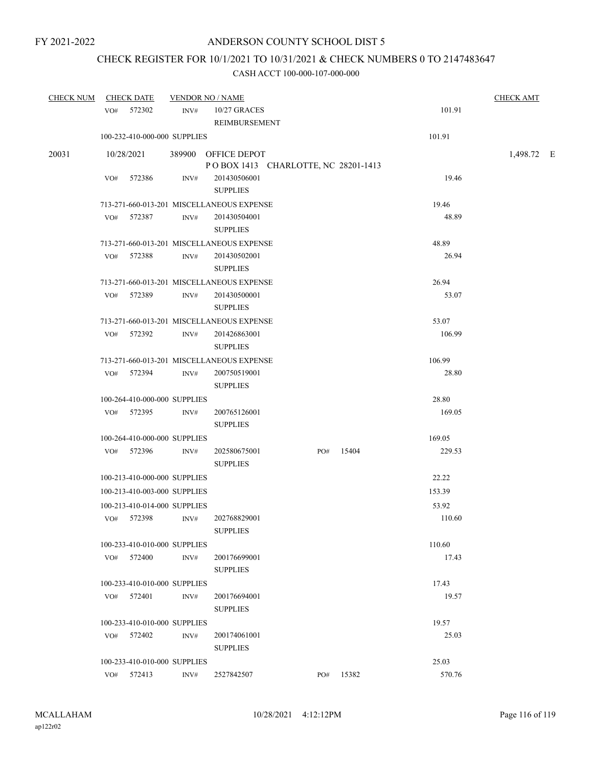FY 2021-2022

# ANDERSON COUNTY SCHOOL DIST 5

## CHECK REGISTER FOR 10/1/2021 TO 10/31/2021 & CHECK NUMBERS 0 TO 2147483647

### CASH ACCT 100-000-107-000-000

| CHECK NUM | CHECK DATE | VENDOR NO / NAME | | | CHECK AMT |
|---|---|---|---|---|---|
| | VO# 572302 | INV# 10/27 GRACES REIMBURSEMENT | | 101.91 | |
| | 100-232-410-000-000 SUPPLIES | | | 101.91 | |
| 20031 | 10/28/2021 | 389900 OFFICE DEPOT<br>P O BOX 1413 CHARLOTTE, NC 28201-1413 | | | 1,498.72 E |
| | VO# 572386 | INV# 201430506001 SUPPLIES | | 19.46 | |
| | 713-271-660-013-201 MISCELLANEOUS EXPENSE | | | 19.46 | |
| | VO# 572387 | INV# 201430504001 SUPPLIES | | 48.89 | |
| | 713-271-660-013-201 MISCELLANEOUS EXPENSE | | | 48.89 | |
| | VO# 572388 | INV# 201430502001 SUPPLIES | | 26.94 | |
| | 713-271-660-013-201 MISCELLANEOUS EXPENSE | | | 26.94 | |
| | VO# 572389 | INV# 201430500001 SUPPLIES | | 53.07 | |
| | 713-271-660-013-201 MISCELLANEOUS EXPENSE | | | 53.07 | |
| | VO# 572392 | INV# 201426863001 SUPPLIES | | 106.99 | |
| | 713-271-660-013-201 MISCELLANEOUS EXPENSE | | | 106.99 | |
| | VO# 572394 | INV# 200750519001 SUPPLIES | | 28.80 | |
| | 100-264-410-000-000 SUPPLIES | | | 28.80 | |
| | VO# 572395 | INV# 200765126001 SUPPLIES | | 169.05 | |
| | 100-264-410-000-000 SUPPLIES | | | 169.05 | |
| | VO# 572396 | INV# 202580675001 SUPPLIES | PO# 15404 | 229.53 | |
| | 100-213-410-000-000 SUPPLIES | | | 22.22 | |
| | 100-213-410-003-000 SUPPLIES | | | 153.39 | |
| | 100-213-410-014-000 SUPPLIES | | | 53.92 | |
| | VO# 572398 | INV# 202768829001 SUPPLIES | | 110.60 | |
| | 100-233-410-010-000 SUPPLIES | | | 110.60 | |
| | VO# 572400 | INV# 200176699001 SUPPLIES | | 17.43 | |
| | 100-233-410-010-000 SUPPLIES | | | 17.43 | |
| | VO# 572401 | INV# 200176694001 SUPPLIES | | 19.57 | |
| | 100-233-410-010-000 SUPPLIES | | | 19.57 | |
| | VO# 572402 | INV# 200174061001 SUPPLIES | | 25.03 | |
| | 100-233-410-010-000 SUPPLIES | | | 25.03 | |
| | VO# 572413 | INV# 2527842507 | PO# 15382 | 570.76 | |

MCALLAHAM ap122r02 10/28/2021 4:12:12PM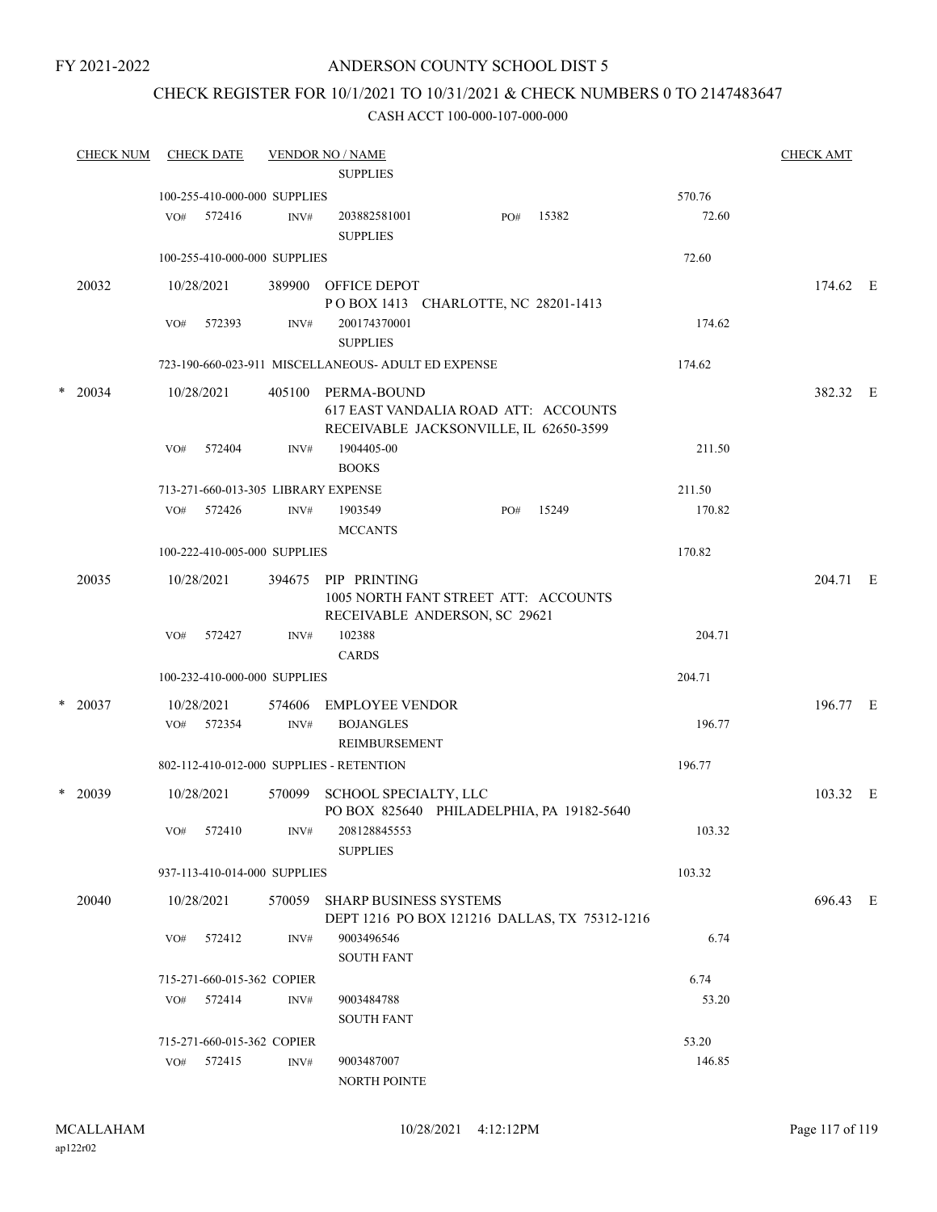# ANDERSON COUNTY SCHOOL DIST 5

FY 2021-2022

## CHECK REGISTER FOR 10/1/2021 TO 10/31/2021 & CHECK NUMBERS 0 TO 2147483647

### CASH ACCT 100-000-107-000-000

| CHECK NUM | CHECK DATE | VENDOR NO / NAME | | CHECK AMT |
|---|---|---|---|---|
| | | SUPPLIES | | |
| | 100-255-410-000-000 SUPPLIES | | 570.76 | |
| | VO# 572416 | INV# 203882581001 PO# 15382 SUPPLIES | 72.60 | |
| | 100-255-410-000-000 SUPPLIES | | 72.60 | |
| 20032 | 10/28/2021 | 389900 OFFICE DEPOT P O BOX 1413 CHARLOTTE, NC 28201-1413 | | 174.62 E |
| | VO# 572393 | INV# 200174370001 SUPPLIES | 174.62 | |
| | 723-190-660-023-911 MISCELLANEOUS- ADULT ED EXPENSE | | 174.62 | |
| * 20034 | 10/28/2021 | 405100 PERMA-BOUND 617 EAST VANDALIA ROAD ATT: ACCOUNTS RECEIVABLE JACKSONVILLE, IL 62650-3599 | | 382.32 E |
| | VO# 572404 | INV# 1904405-00 BOOKS | 211.50 | |
| | 713-271-660-013-305 LIBRARY EXPENSE | | 211.50 | |
| | VO# 572426 | INV# 1903549 PO# 15249 MCCANTS | 170.82 | |
| | 100-222-410-005-000 SUPPLIES | | 170.82 | |
| 20035 | 10/28/2021 | 394675 PIP PRINTING 1005 NORTH FANT STREET ATT: ACCOUNTS RECEIVABLE ANDERSON, SC 29621 | | 204.71 E |
| | VO# 572427 | INV# 102388 CARDS | 204.71 | |
| | 100-232-410-000-000 SUPPLIES | | 204.71 | |
| * 20037 | 10/28/2021 | 574606 EMPLOYEE VENDOR | | 196.77 E |
| | VO# 572354 | INV# BOJANGLES REIMBURSEMENT | 196.77 | |
| | 802-112-410-012-000 SUPPLIES - RETENTION | | 196.77 | |
| * 20039 | 10/28/2021 | 570099 SCHOOL SPECIALTY, LLC PO BOX 825640 PHILADELPHIA, PA 19182-5640 | | 103.32 E |
| | VO# 572410 | INV# 208128845553 SUPPLIES | 103.32 | |
| | 937-113-410-014-000 SUPPLIES | | 103.32 | |
| 20040 | 10/28/2021 | 570059 SHARP BUSINESS SYSTEMS DEPT 1216 PO BOX 121216 DALLAS, TX 75312-1216 | | 696.43 E |
| | VO# 572412 | INV# 9003496546 SOUTH FANT | 6.74 | |
| | 715-271-660-015-362 COPIER | | 6.74 | |
| | VO# 572414 | INV# 9003484788 SOUTH FANT | 53.20 | |
| | 715-271-660-015-362 COPIER | | 53.20 | |
| | VO# 572415 | INV# 9003487007 NORTH POINTE | 146.85 | |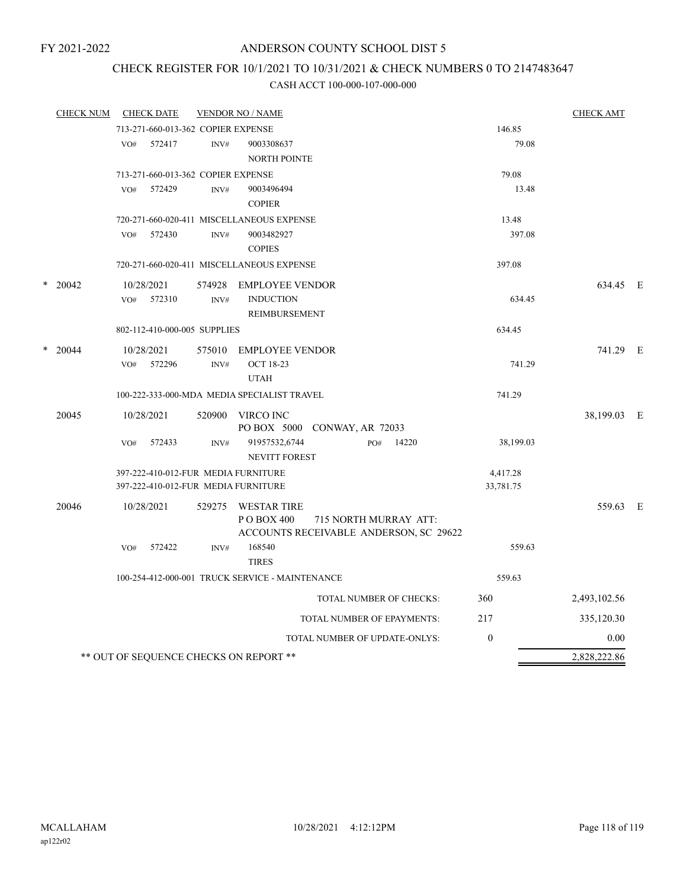FY 2021-2022

# ANDERSON COUNTY SCHOOL DIST 5

## CHECK REGISTER FOR 10/1/2021 TO 10/31/2021 & CHECK NUMBERS 0 TO 2147483647

### CASH ACCT 100-000-107-000-000

| CHECK NUM | CHECK DATE | VENDOR NO / NAME | | CHECK AMT | |
|---|---|---|---|---|---|
| | 713-271-660-013-362 COPIER EXPENSE | | 146.85 | | |
| | VO# 572417 | INV# 9003308637 NORTH POINTE | 79.08 | | |
| | 713-271-660-013-362 COPIER EXPENSE | | 79.08 | | |
| | VO# 572429 | INV# 9003496494 COPIER | 13.48 | | |
| | 720-271-660-020-411 MISCELLANEOUS EXPENSE | | 13.48 | | |
| | VO# 572430 | INV# 9003482927 COPIES | 397.08 | | |
| | 720-271-660-020-411 MISCELLANEOUS EXPENSE | | 397.08 | | |
| * 20042 | 10/28/2021 | 574928 EMPLOYEE VENDOR | | 634.45 | E |
| | VO# 572310 | INV# INDUCTION REIMBURSEMENT | 634.45 | | |
| | 802-112-410-000-005 SUPPLIES | | 634.45 | | |
| * 20044 | 10/28/2021 | 575010 EMPLOYEE VENDOR | | 741.29 | E |
| | VO# 572296 | INV# OCT 18-23 UTAH | 741.29 | | |
| | 100-222-333-000-MDA MEDIA SPECIALIST TRAVEL | | 741.29 | | |
| 20045 | 10/28/2021 | 520900 VIRCO INC PO BOX 5000 CONWAY, AR 72033 | | 38,199.03 | E |
| | VO# 572433 | INV# 91957532,6744 PO# 14220 NEVITT FOREST | 38,199.03 | | |
| | 397-222-410-012-FUR MEDIA FURNITURE | | 4,417.28 | | |
| | 397-222-410-012-FUR MEDIA FURNITURE | | 33,781.75 | | |
| 20046 | 10/28/2021 | 529275 WESTAR TIRE P O BOX 400 715 NORTH MURRAY ATT: ACCOUNTS RECEIVABLE ANDERSON, SC 29622 | | 559.63 | E |
| | VO# 572422 | INV# 168540 TIRES | 559.63 | | |
| | 100-254-412-000-001 TRUCK SERVICE - MAINTENANCE | | 559.63 | | |

| | | |
|---|---|---|
| TOTAL NUMBER OF CHECKS: | 360 | 2,493,102.56 |
| TOTAL NUMBER OF EPAYMENTS: | 217 | 335,120.30 |
| TOTAL NUMBER OF UPDATE-ONLYS: | 0 | 0.00 |
| ** OUT OF SEQUENCE CHECKS ON REPORT ** | | 2,828,222.86 |

MCALLAHAM
ap122r02

10/28/2021 4:12:12PM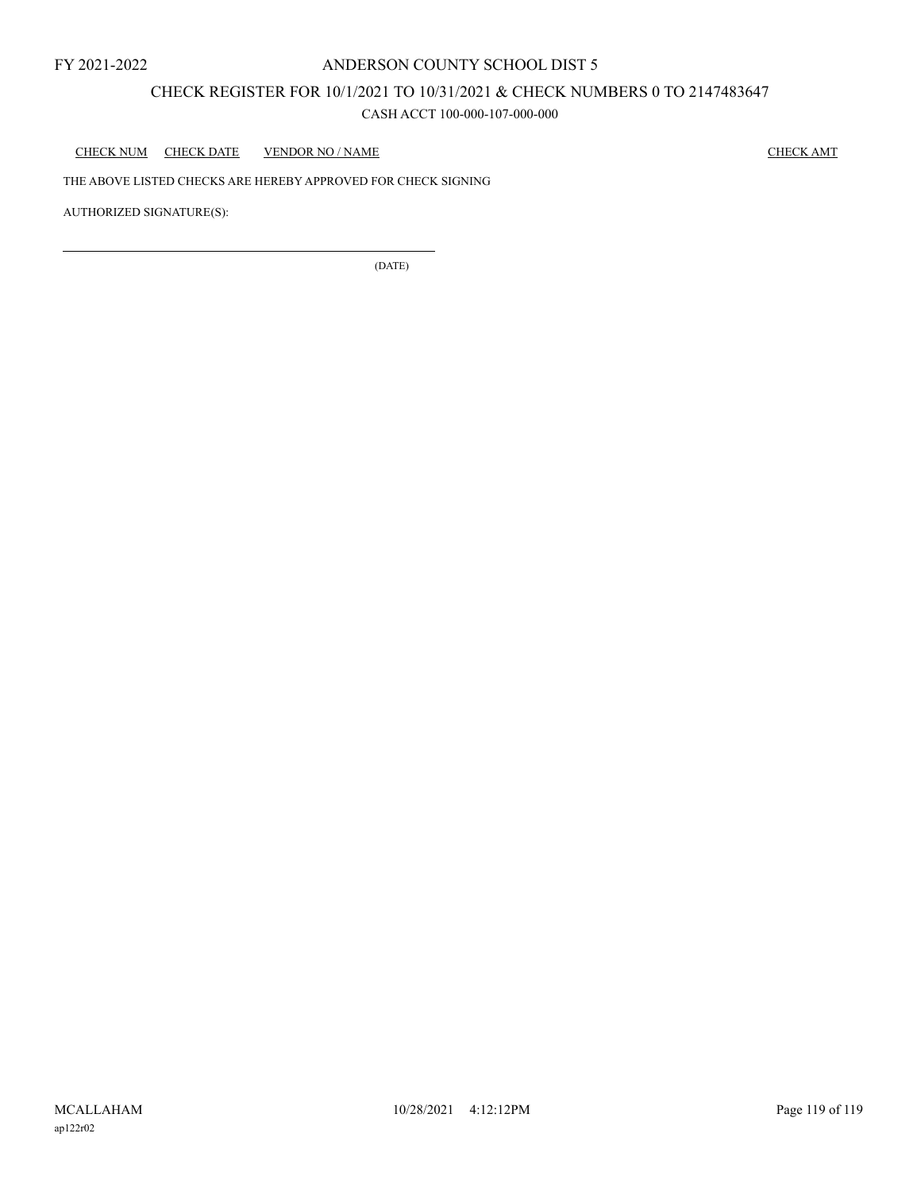FY 2021-2022

# ANDERSON COUNTY SCHOOL DIST 5

## CHECK REGISTER FOR 10/1/2021 TO 10/31/2021 & CHECK NUMBERS 0 TO 2147483647

CASH ACCT 100-000-107-000-000

| CHECK NUM | CHECK DATE | VENDOR NO / NAME | CHECK AMT |
|---|---|---|---|

THE ABOVE LISTED CHECKS ARE HEREBY APPROVED FOR CHECK SIGNING

AUTHORIZED SIGNATURE(S):

\_\_\_\_\_\_\_\_\_\_\_\_\_\_\_\_\_\_\_\_\_\_\_\_\_\_\_\_\_\_\_\_\_\_\_\_\_\_\_\_\_\_\_\_

(DATE)

MCALLAHAM 10/28/2021 4:12:12PM

ap122r02